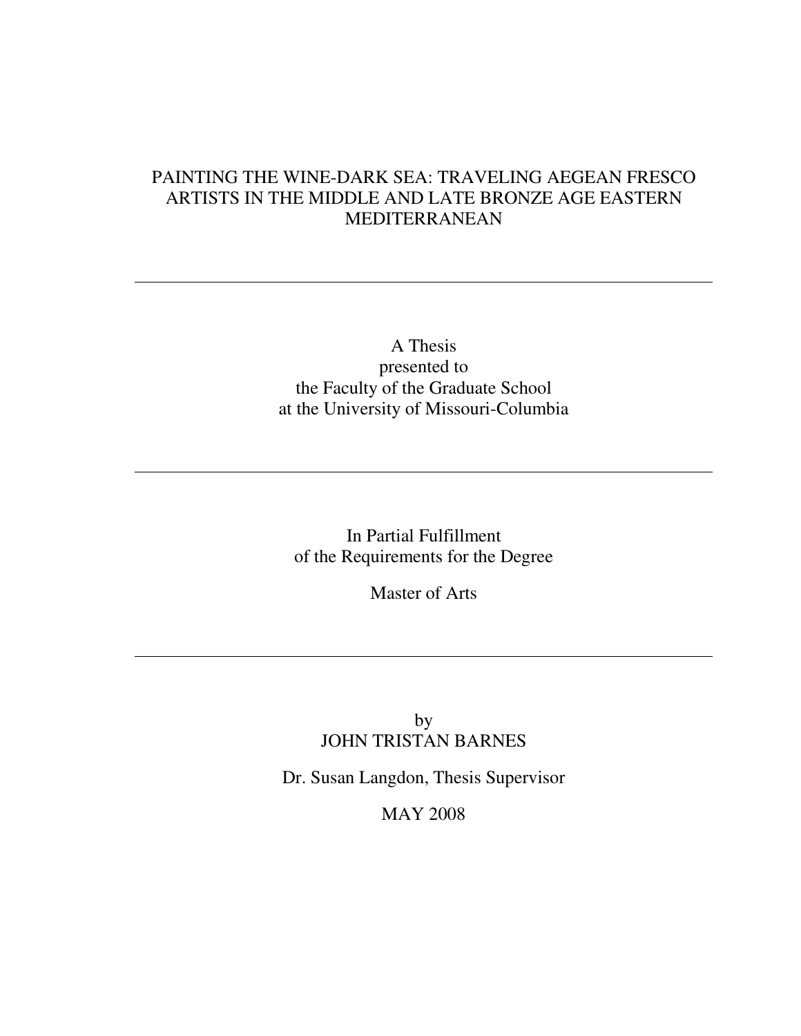# PAINTING THE WINE-DARK SEA: TRAVELING AEGEAN FRESCO ARTISTS IN THE MIDDLE AND LATE BRONZE AGE EASTERN MEDITERRANEAN

---

A Thesis
presented to
the Faculty of the Graduate School
at the University of Missouri-Columbia

---

In Partial Fulfillment
of the Requirements for the Degree

Master of Arts

---

by
JOHN TRISTAN BARNES

Dr. Susan Langdon, Thesis Supervisor

MAY 2008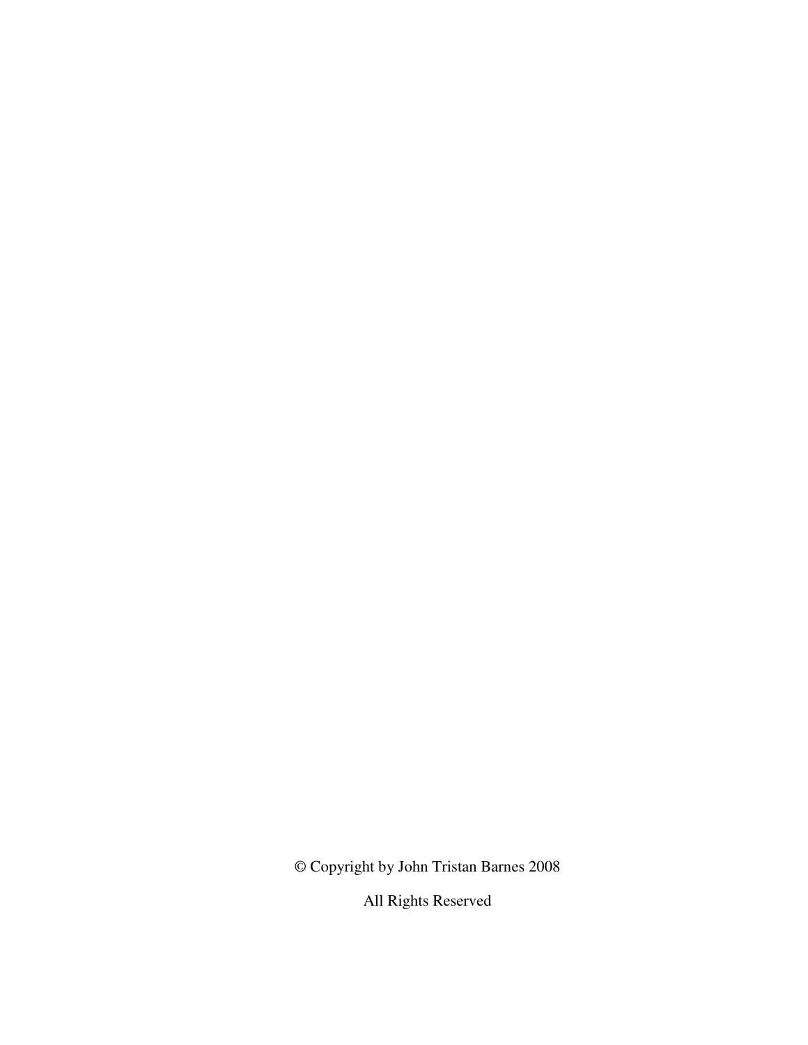© Copyright by John Tristan Barnes 2008

All Rights Reserved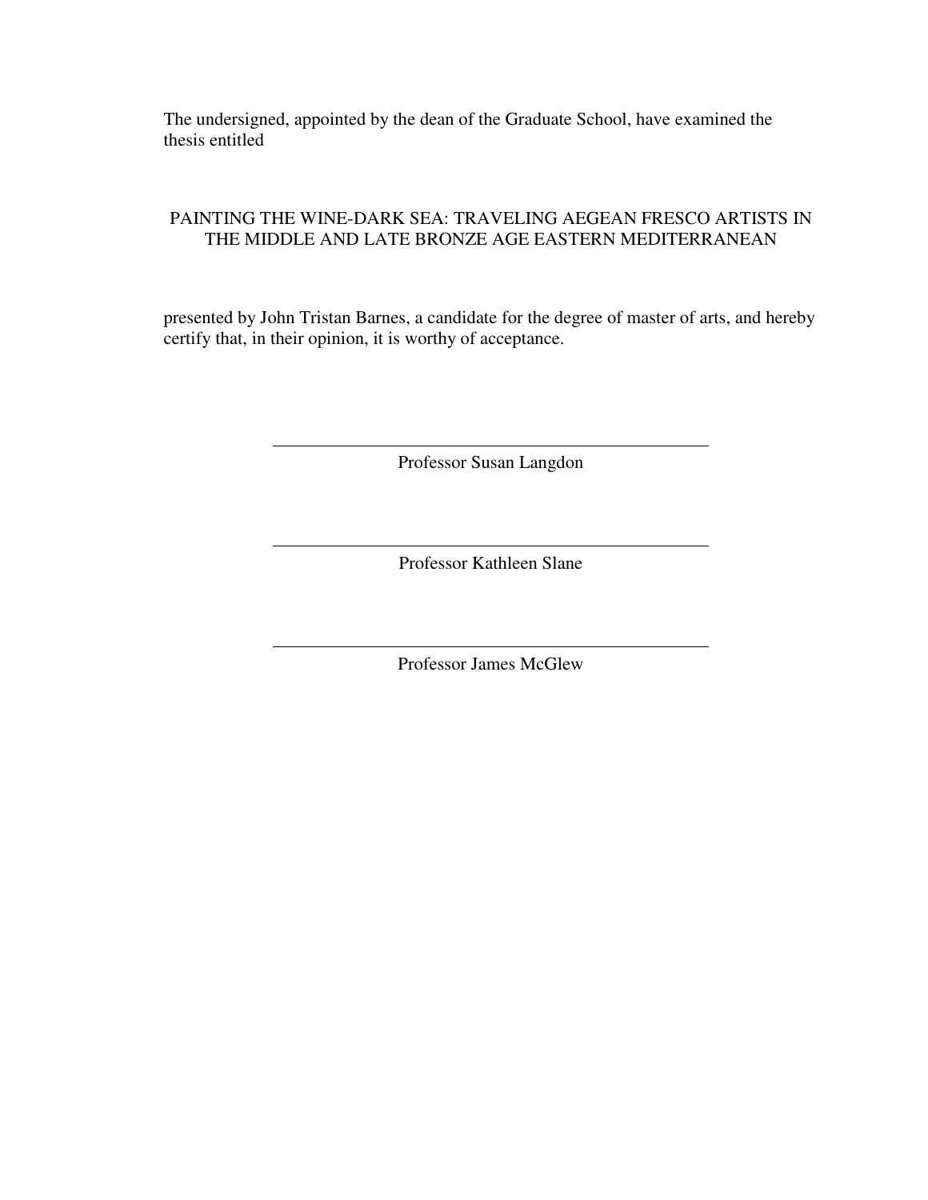The undersigned, appointed by the dean of the Graduate School, have examined the thesis entitled

PAINTING THE WINE-DARK SEA: TRAVELING AEGEAN FRESCO ARTISTS IN THE MIDDLE AND LATE BRONZE AGE EASTERN MEDITERRANEAN

presented by John Tristan Barnes, a candidate for the degree of master of arts, and hereby certify that, in their opinion, it is worthy of acceptance.

---

Professor Susan Langdon

---

Professor Kathleen Slane

---

Professor James McGlew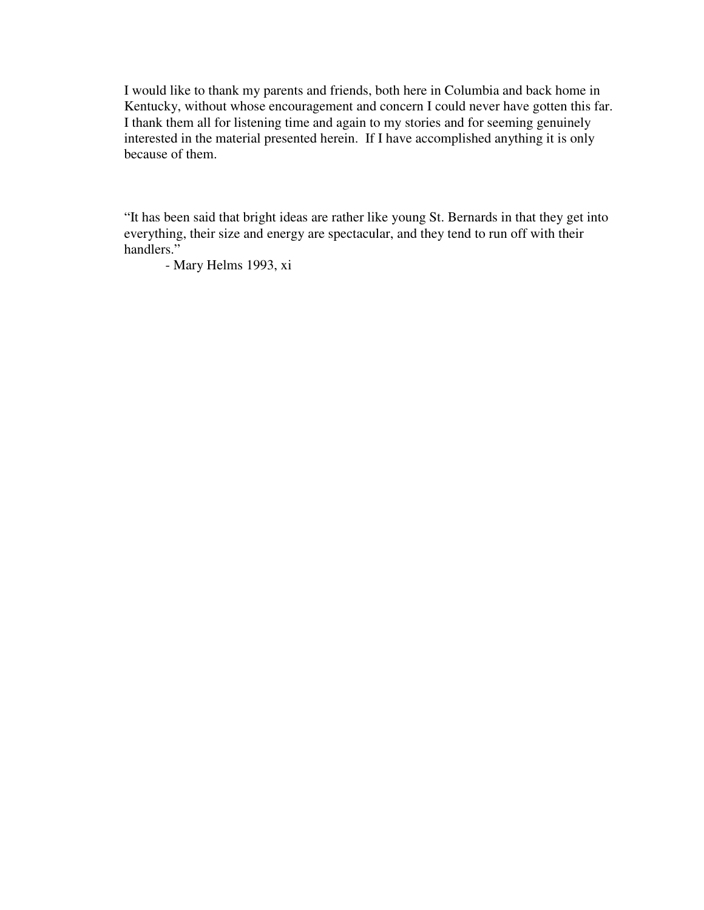I would like to thank my parents and friends, both here in Columbia and back home in Kentucky, without whose encouragement and concern I could never have gotten this far. I thank them all for listening time and again to my stories and for seeming genuinely interested in the material presented herein. If I have accomplished anything it is only because of them.

"It has been said that bright ideas are rather like young St. Bernards in that they get into everything, their size and energy are spectacular, and they tend to run off with their handlers."

- Mary Helms 1993, xi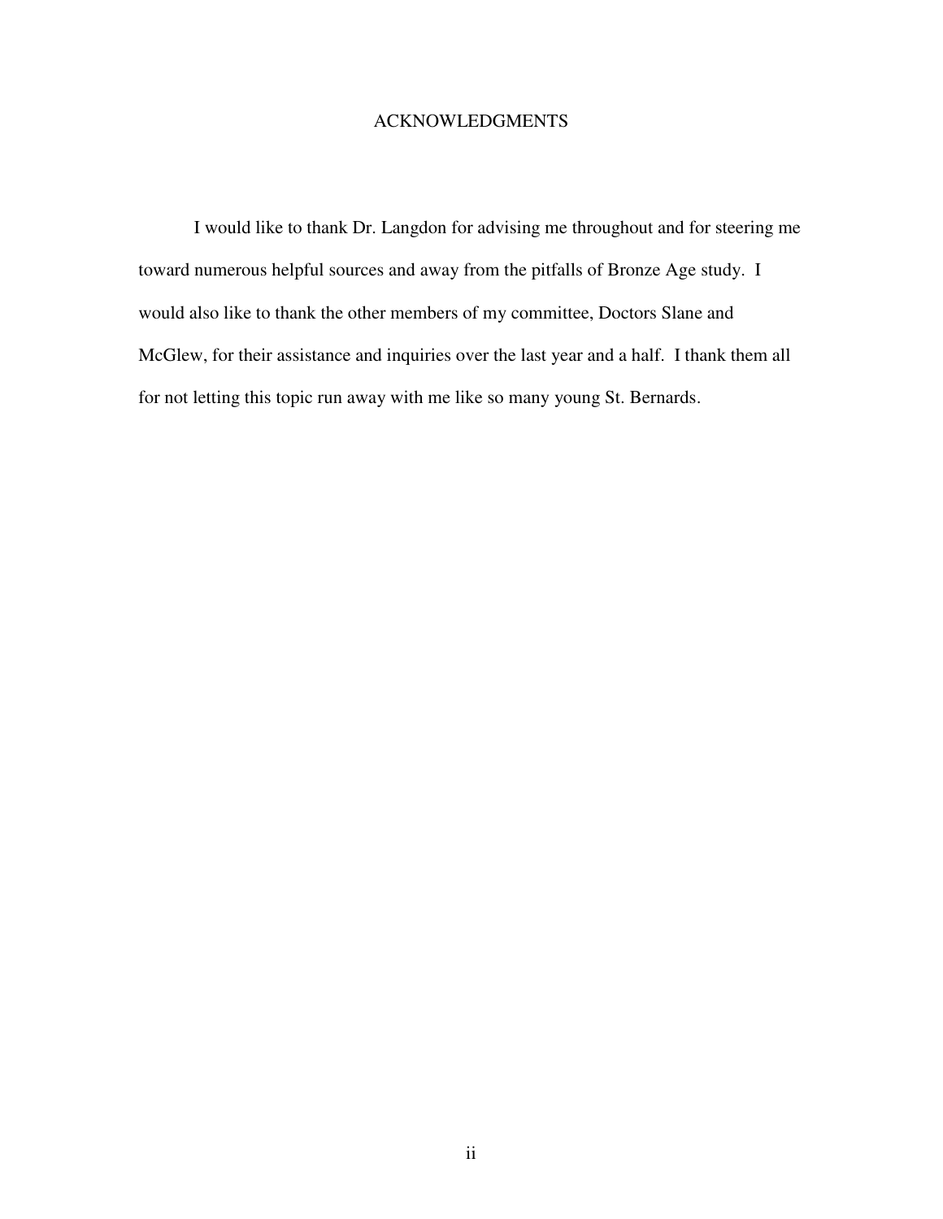# ACKNOWLEDGMENTS

I would like to thank Dr. Langdon for advising me throughout and for steering me toward numerous helpful sources and away from the pitfalls of Bronze Age study. I would also like to thank the other members of my committee, Doctors Slane and McGlew, for their assistance and inquiries over the last year and a half. I thank them all for not letting this topic run away with me like so many young St. Bernards.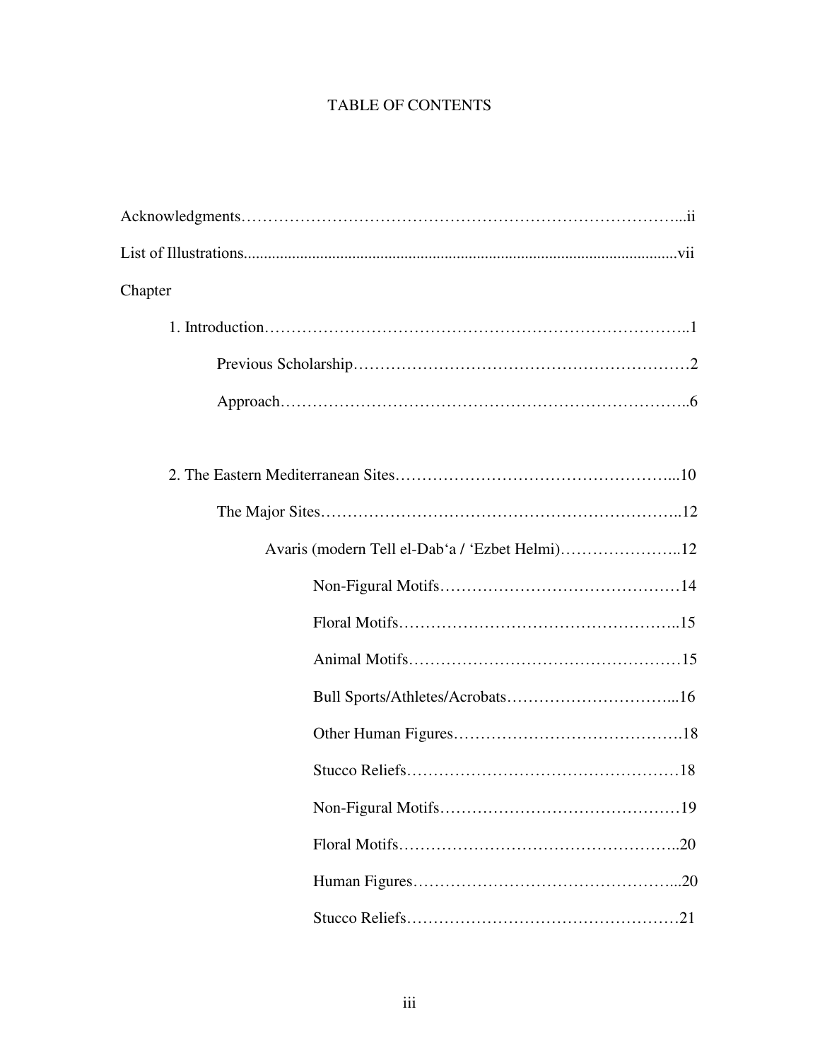# TABLE OF CONTENTS

Acknowledgments……………………………………………………………………...ii

List of Illustrations..........................................................................................................vii

Chapter

1. Introduction…………………………………………………………………..1

   Previous Scholarship……………………………………………………….2

   Approach…………………………………………………………………..6

2. The Eastern Mediterranean Sites……………………………………………...10

   The Major Sites…………………………………………………………..12

      Avaris (modern Tell el-Dab‘a / ‘Ezbet Helmi)…………………..12

         Non-Figural Motifs………………………………………14

         Floral Motifs……………………………………………..15

         Animal Motifs……………………………………………15

         Bull Sports/Athletes/Acrobats…………………………...16

         Other Human Figures…………………………………….18

         Stucco Reliefs……………………………………………18

         Non-Figural Motifs………………………………………19

         Floral Motifs……………………………………………..20

         Human Figures…………………………………………...20

         Stucco Reliefs……………………………………………21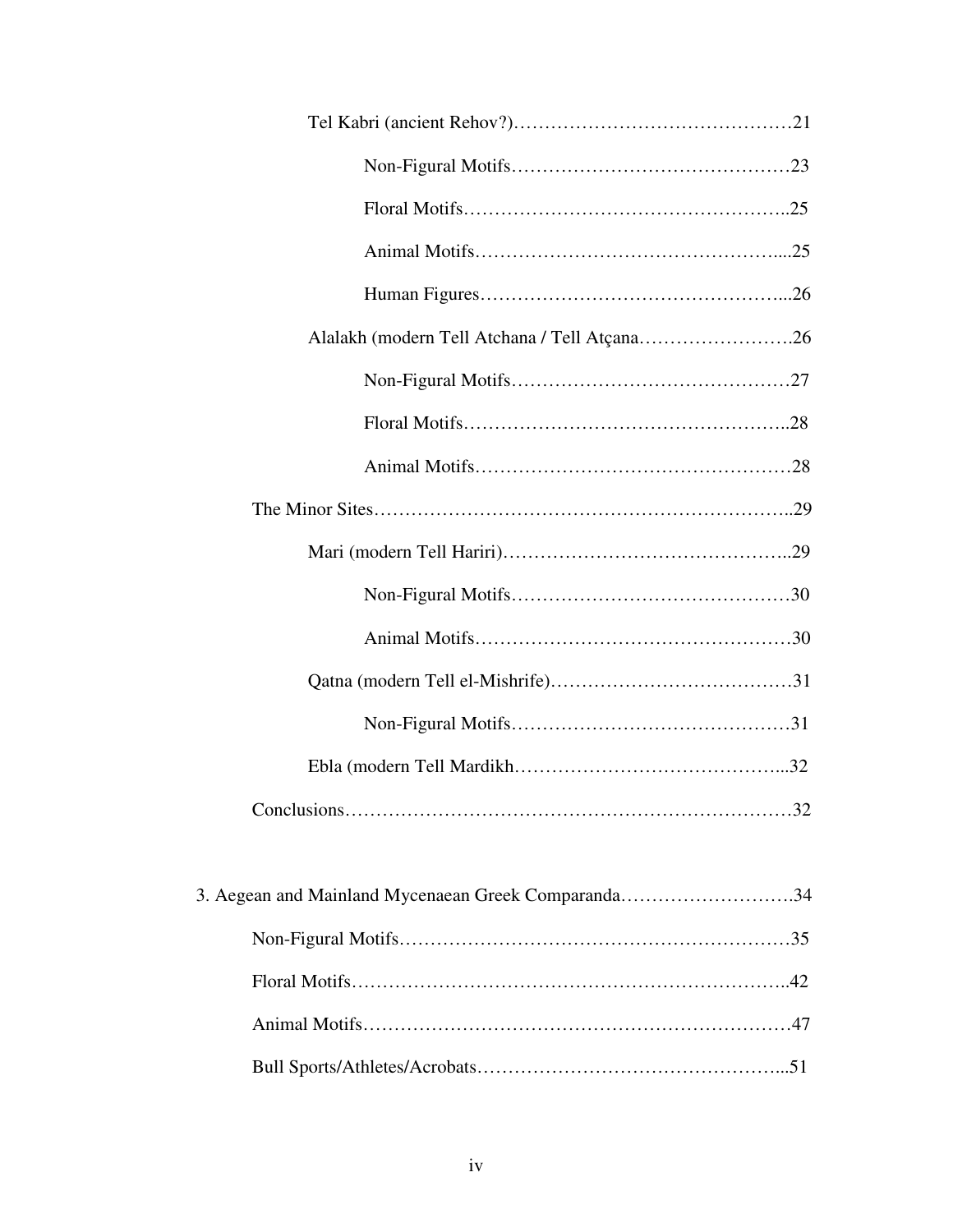Tel Kabri (ancient Rehov?)……………………………………21

Non-Figural Motifs……………………………………23

Floral Motifs……………………………………………..25

Animal Motifs…………………………………………....25

Human Figures…………………………………………...26

Alalakh (modern Tell Atchana / Tell Atçana…………………….26

Non-Figural Motifs……………………………………27

Floral Motifs……………………………………………..28

Animal Motifs……………………………………………28

The Minor Sites…………………………………………………………..29

Mari (modern Tell Hariri)………………………………………..29

Non-Figural Motifs……………………………………30

Animal Motifs……………………………………………30

Qatna (modern Tell el-Mishrife)…………………………………31

Non-Figural Motifs……………………………………31

Ebla (modern Tell Mardikh……………………………………...32

Conclusions………………………………………………………………32

3. Aegean and Mainland Mycenaean Greek Comparanda……………………….34

Non-Figural Motifs…………………………………………………………35

Floral Motifs………………………………………………………………..42

Animal Motifs………………………………………………………………47

Bull Sports/Athletes/Acrobats…………………………………………...51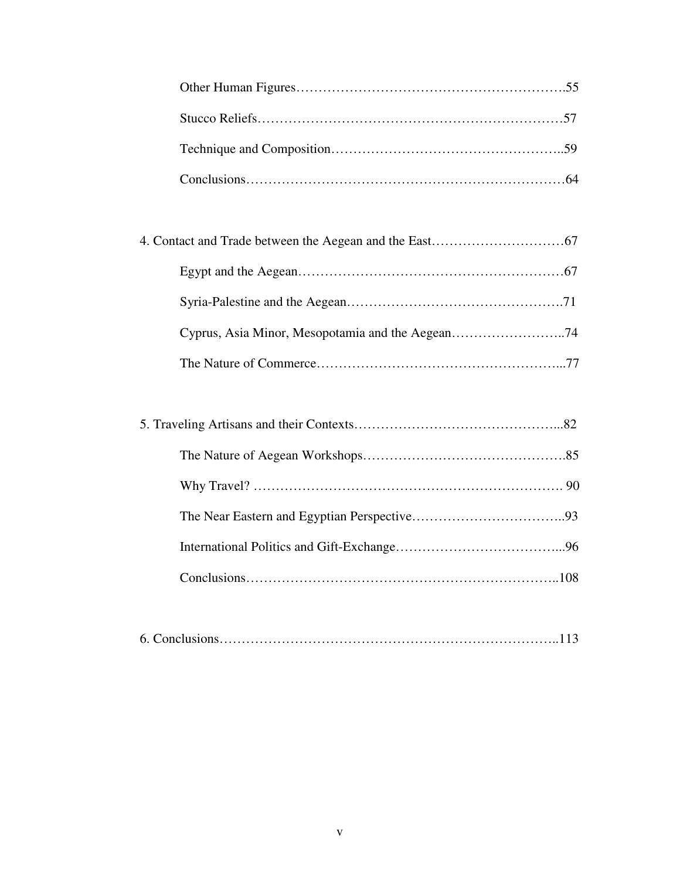Other Human Figures…………………………………………………….55

Stucco Reliefs…………………………………………………………57

Technique and Composition…………………………………………..59

Conclusions……………………………………………………………64

4. Contact and Trade between the Aegean and the East…………………………67

Egypt and the Aegean…………………………………………………67

Syria-Palestine and the Aegean………………………………………….71

Cyprus, Asia Minor, Mesopotamia and the Aegean……………………..74

The Nature of Commerce………………………………………………...77

5. Traveling Artisans and their Contexts………………………………………...82

The Nature of Aegean Workshops……………………………………….85

Why Travel? ……………………………………………………………. 90

The Near Eastern and Egyptian Perspective……………………………..93

International Politics and Gift-Exchange………………………………...96

Conclusions……………………………………………………………..108

6. Conclusions…………………………………………………………………..113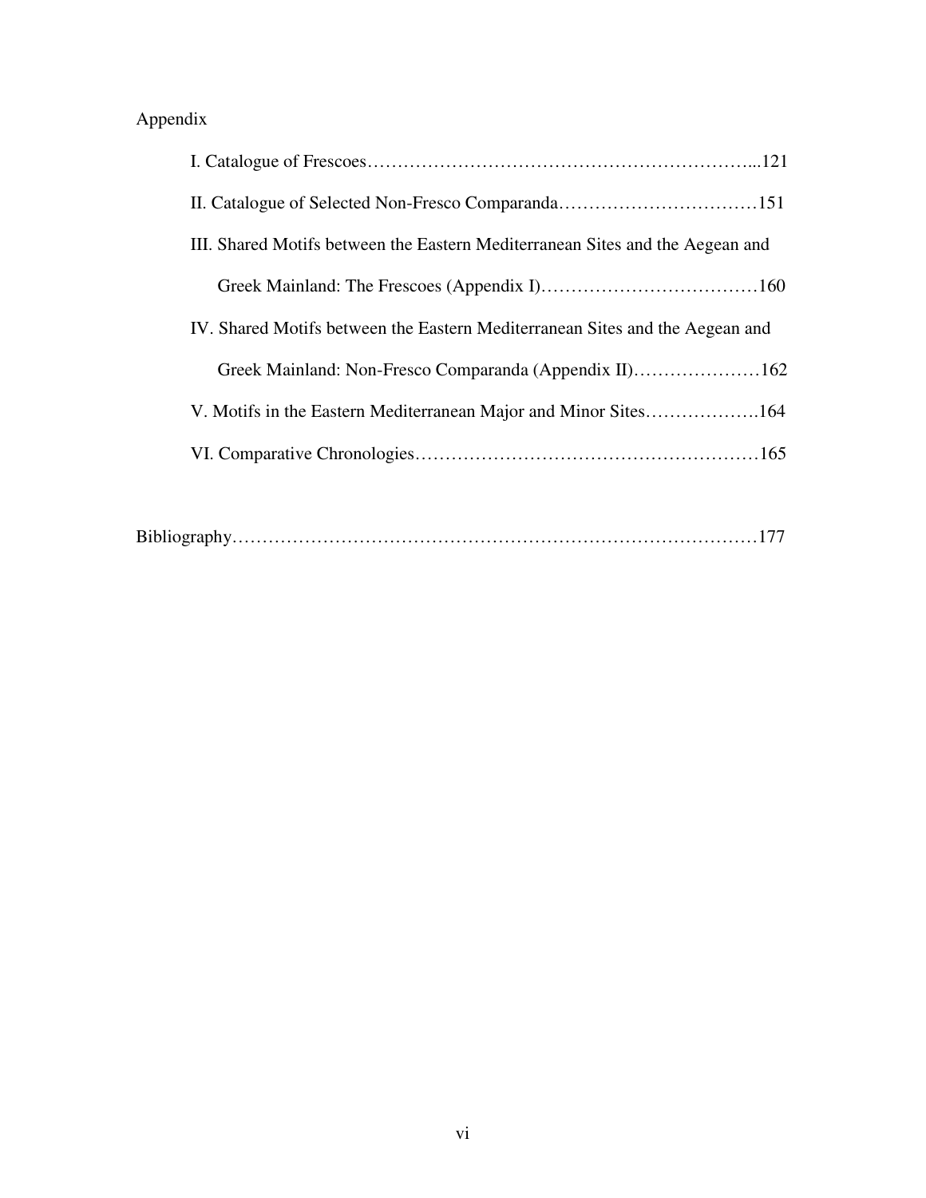Appendix

I. Catalogue of Frescoes……………………………………………………...121

II. Catalogue of Selected Non-Fresco Comparanda……………………………151

III. Shared Motifs between the Eastern Mediterranean Sites and the Aegean and Greek Mainland: The Frescoes (Appendix I)………………………………160

IV. Shared Motifs between the Eastern Mediterranean Sites and the Aegean and Greek Mainland: Non-Fresco Comparanda (Appendix II)…………………162

V. Motifs in the Eastern Mediterranean Major and Minor Sites……………….164

VI. Comparative Chronologies…………………………………………………165

Bibliography…………………………………………………………………………177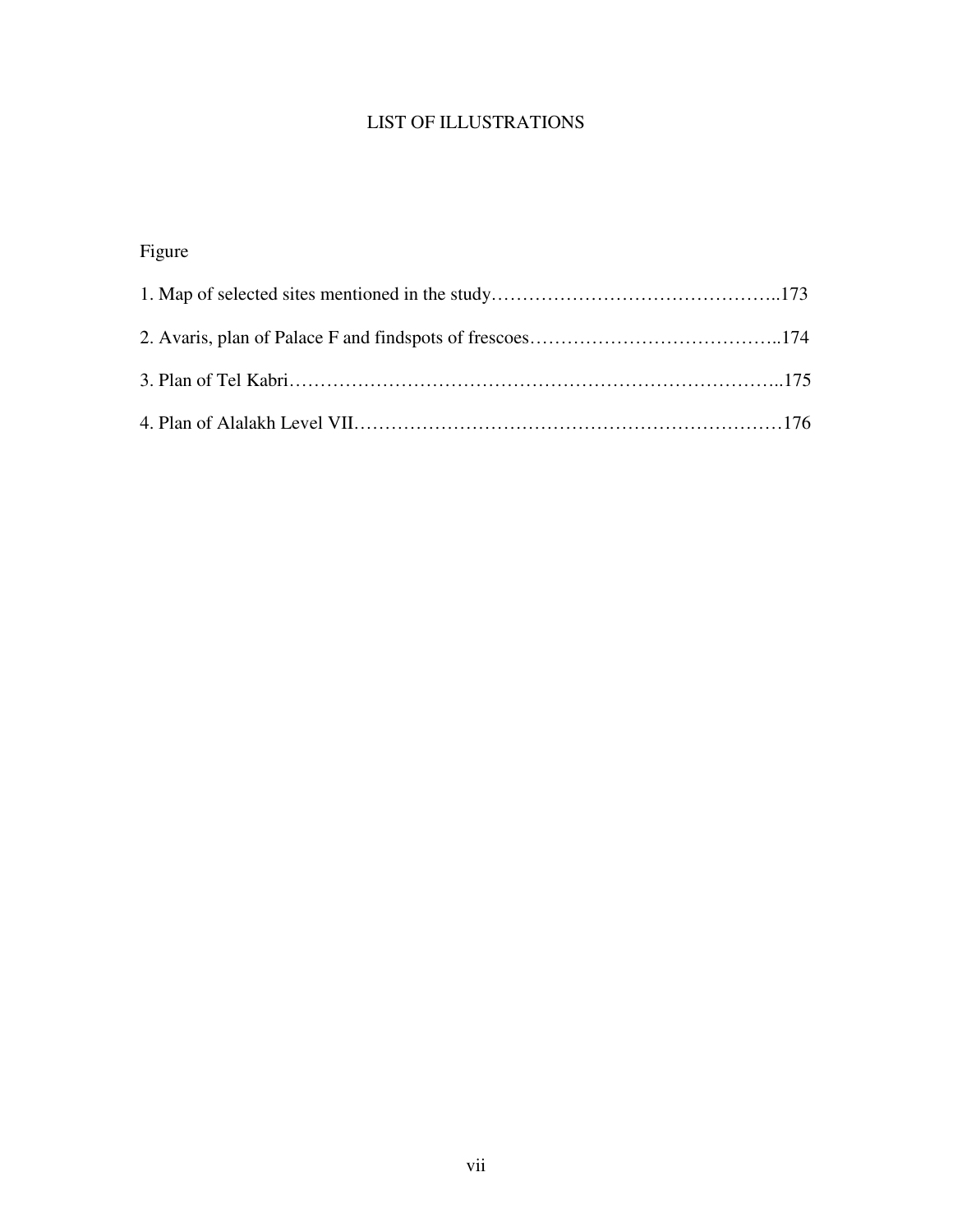# LIST OF ILLUSTRATIONS

Figure

1. Map of selected sites mentioned in the study……………………………………………..173

2. Avaris, plan of Palace F and findspots of frescoes…………………………………..174

3. Plan of Tel Kabri…………………………………………………………………..175

4. Plan of Alalakh Level VII……………………………………………………………176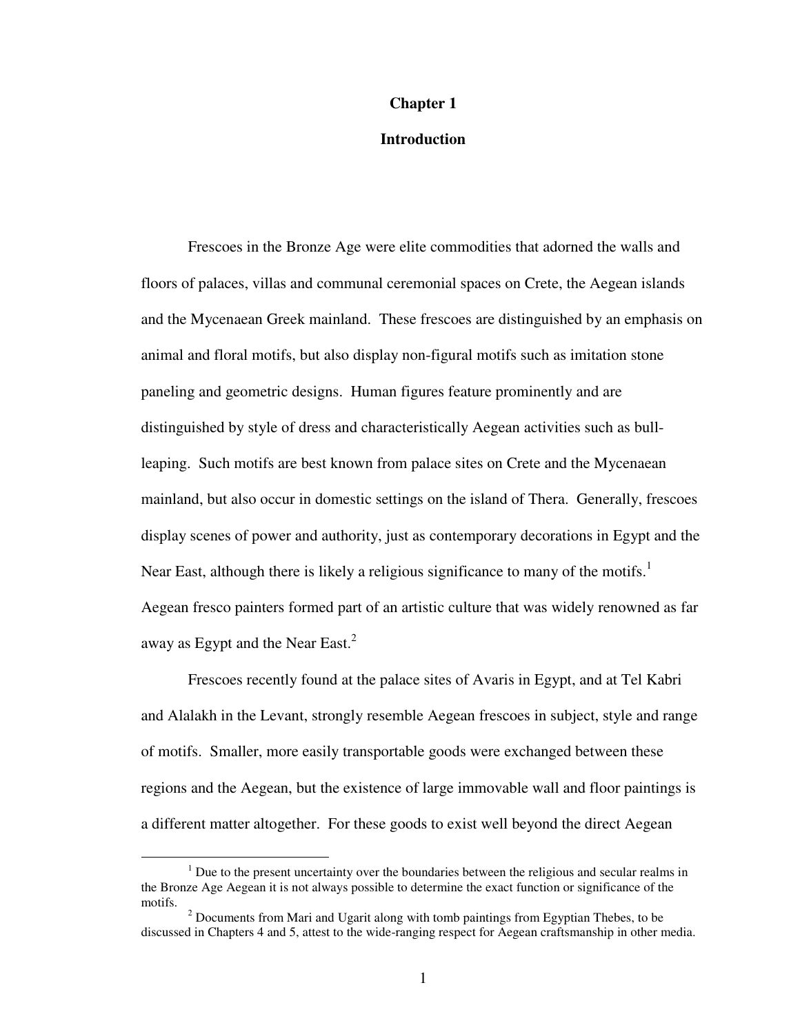# Chapter 1

## Introduction

Frescoes in the Bronze Age were elite commodities that adorned the walls and floors of palaces, villas and communal ceremonial spaces on Crete, the Aegean islands and the Mycenaean Greek mainland. These frescoes are distinguished by an emphasis on animal and floral motifs, but also display non-figural motifs such as imitation stone paneling and geometric designs. Human figures feature prominently and are distinguished by style of dress and characteristically Aegean activities such as bull-leaping. Such motifs are best known from palace sites on Crete and the Mycenaean mainland, but also occur in domestic settings on the island of Thera. Generally, frescoes display scenes of power and authority, just as contemporary decorations in Egypt and the Near East, although there is likely a religious significance to many of the motifs.[1] Aegean fresco painters formed part of an artistic culture that was widely renowned as far away as Egypt and the Near East.[2]

Frescoes recently found at the palace sites of Avaris in Egypt, and at Tel Kabri and Alalakh in the Levant, strongly resemble Aegean frescoes in subject, style and range of motifs. Smaller, more easily transportable goods were exchanged between these regions and the Aegean, but the existence of large immovable wall and floor paintings is a different matter altogether. For these goods to exist well beyond the direct Aegean

---

[1] Due to the present uncertainty over the boundaries between the religious and secular realms in the Bronze Age Aegean it is not always possible to determine the exact function or significance of the motifs.

[2] Documents from Mari and Ugarit along with tomb paintings from Egyptian Thebes, to be discussed in Chapters 4 and 5, attest to the wide-ranging respect for Aegean craftsmanship in other media.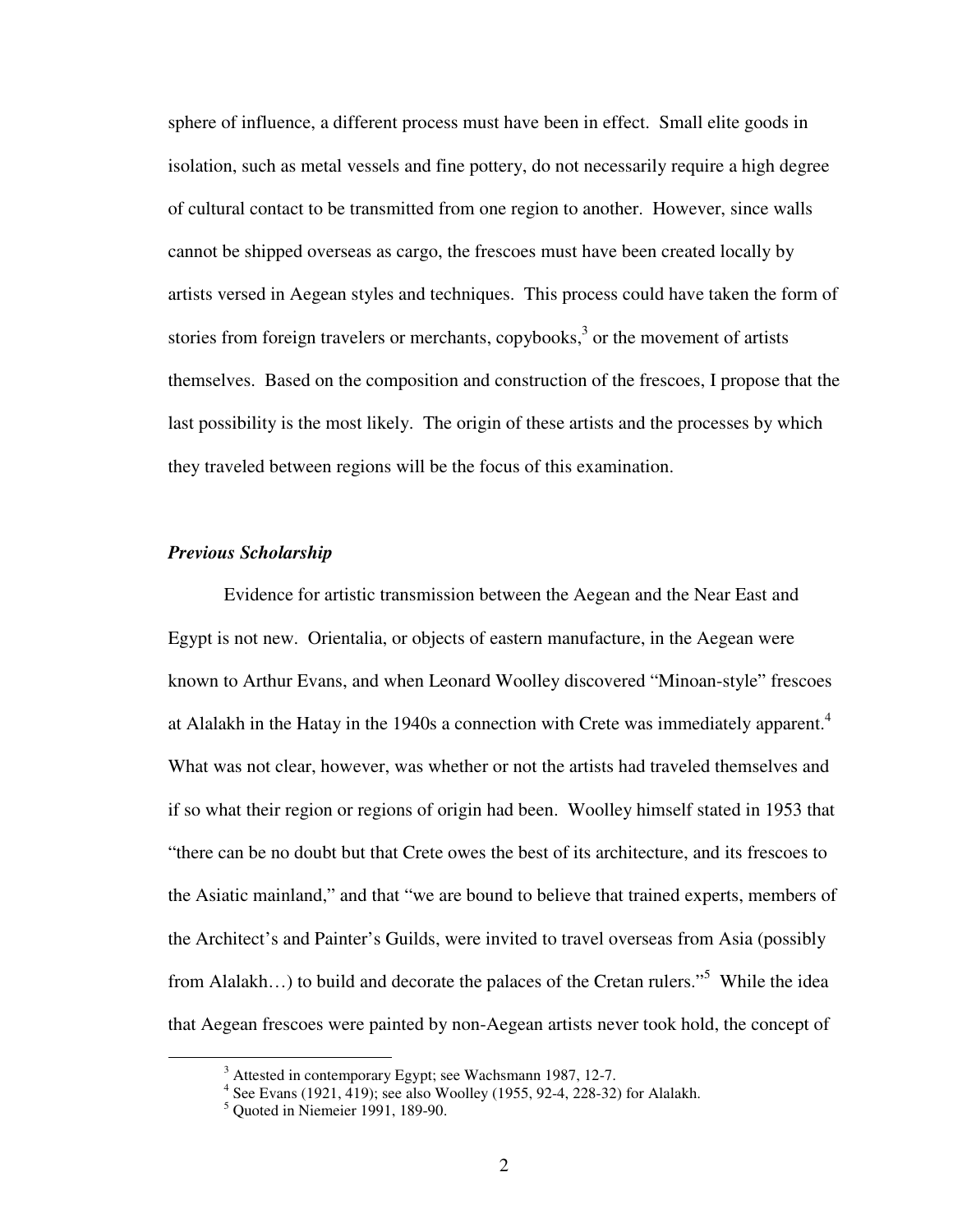sphere of influence, a different process must have been in effect. Small elite goods in isolation, such as metal vessels and fine pottery, do not necessarily require a high degree of cultural contact to be transmitted from one region to another. However, since walls cannot be shipped overseas as cargo, the frescoes must have been created locally by artists versed in Aegean styles and techniques. This process could have taken the form of stories from foreign travelers or merchants, copybooks,[3] or the movement of artists themselves. Based on the composition and construction of the frescoes, I propose that the last possibility is the most likely. The origin of these artists and the processes by which they traveled between regions will be the focus of this examination.

### *Previous Scholarship*

Evidence for artistic transmission between the Aegean and the Near East and Egypt is not new. Orientalia, or objects of eastern manufacture, in the Aegean were known to Arthur Evans, and when Leonard Woolley discovered "Minoan-style" frescoes at Alalakh in the Hatay in the 1940s a connection with Crete was immediately apparent.[4] What was not clear, however, was whether or not the artists had traveled themselves and if so what their region or regions of origin had been. Woolley himself stated in 1953 that "there can be no doubt but that Crete owes the best of its architecture, and its frescoes to the Asiatic mainland," and that "we are bound to believe that trained experts, members of the Architect's and Painter's Guilds, were invited to travel overseas from Asia (possibly from Alalakh…) to build and decorate the palaces of the Cretan rulers."[5] While the idea that Aegean frescoes were painted by non-Aegean artists never took hold, the concept of

[3] Attested in contemporary Egypt; see Wachsmann 1987, 12-7.

[4] See Evans (1921, 419); see also Woolley (1955, 92-4, 228-32) for Alalakh.

[5] Quoted in Niemeier 1991, 189-90.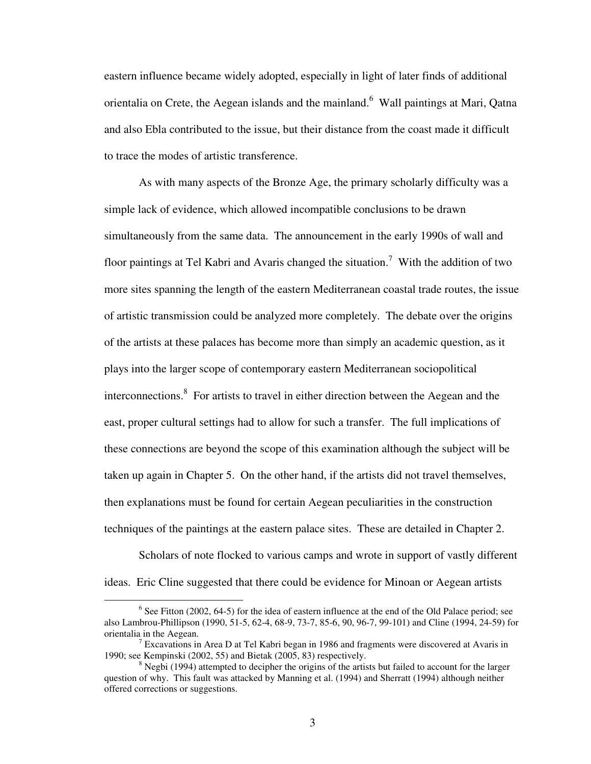eastern influence became widely adopted, especially in light of later finds of additional orientalia on Crete, the Aegean islands and the mainland.[6] Wall paintings at Mari, Qatna and also Ebla contributed to the issue, but their distance from the coast made it difficult to trace the modes of artistic transference.

As with many aspects of the Bronze Age, the primary scholarly difficulty was a simple lack of evidence, which allowed incompatible conclusions to be drawn simultaneously from the same data. The announcement in the early 1990s of wall and floor paintings at Tel Kabri and Avaris changed the situation.[7] With the addition of two more sites spanning the length of the eastern Mediterranean coastal trade routes, the issue of artistic transmission could be analyzed more completely. The debate over the origins of the artists at these palaces has become more than simply an academic question, as it plays into the larger scope of contemporary eastern Mediterranean sociopolitical interconnections.[8] For artists to travel in either direction between the Aegean and the east, proper cultural settings had to allow for such a transfer. The full implications of these connections are beyond the scope of this examination although the subject will be taken up again in Chapter 5. On the other hand, if the artists did not travel themselves, then explanations must be found for certain Aegean peculiarities in the construction techniques of the paintings at the eastern palace sites. These are detailed in Chapter 2.

Scholars of note flocked to various camps and wrote in support of vastly different ideas. Eric Cline suggested that there could be evidence for Minoan or Aegean artists

---

[6] See Fitton (2002, 64-5) for the idea of eastern influence at the end of the Old Palace period; see also Lambrou-Phillipson (1990, 51-5, 62-4, 68-9, 73-7, 85-6, 90, 96-7, 99-101) and Cline (1994, 24-59) for orientalia in the Aegean.

[7] Excavations in Area D at Tel Kabri began in 1986 and fragments were discovered at Avaris in 1990; see Kempinski (2002, 55) and Bietak (2005, 83) respectively.

[8] Negbi (1994) attempted to decipher the origins of the artists but failed to account for the larger question of why. This fault was attacked by Manning et al. (1994) and Sherratt (1994) although neither offered corrections or suggestions.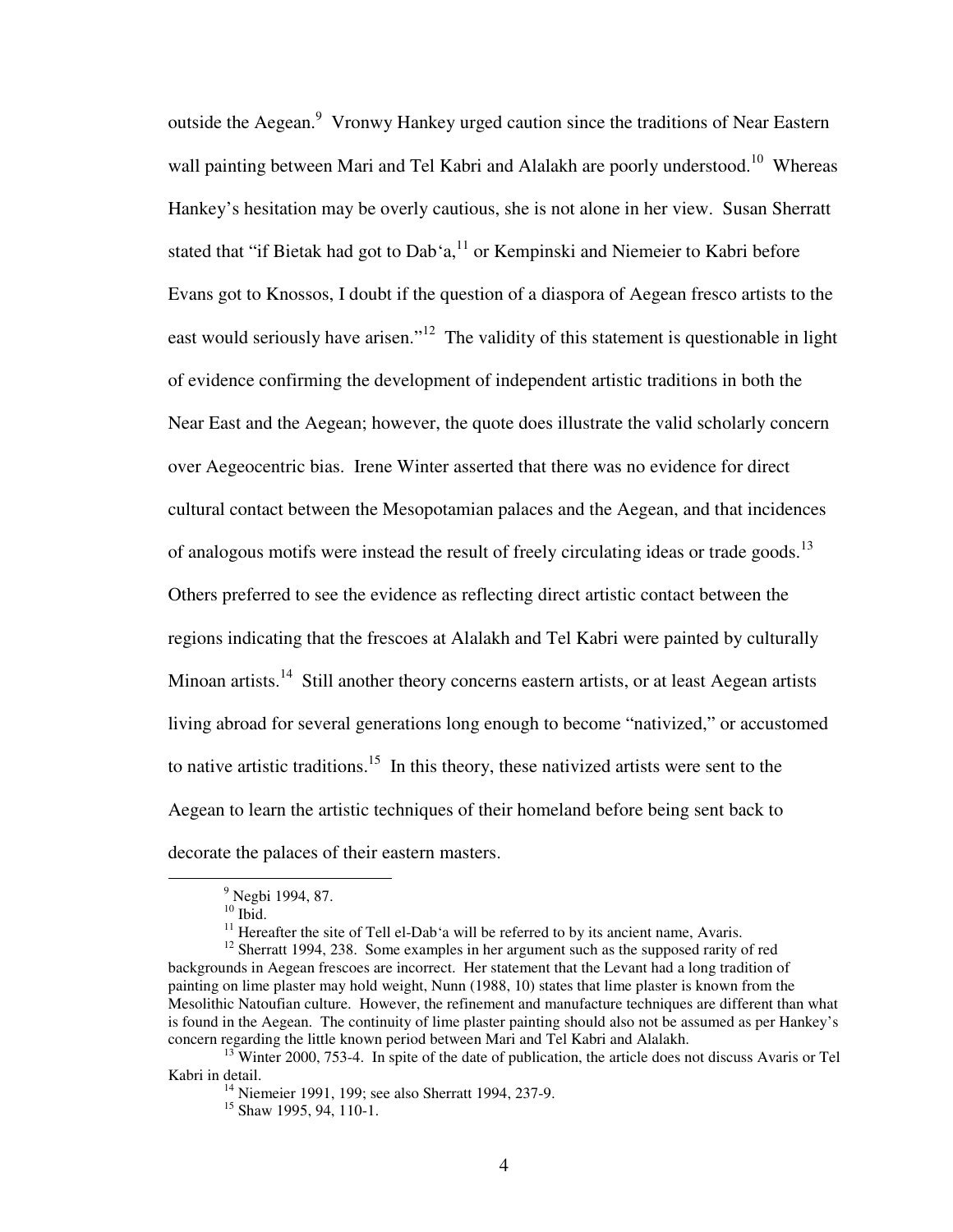outside the Aegean.[9] Vronwy Hankey urged caution since the traditions of Near Eastern wall painting between Mari and Tel Kabri and Alalakh are poorly understood.[10] Whereas Hankey's hesitation may be overly cautious, she is not alone in her view. Susan Sherratt stated that "if Bietak had got to Dab'a,[11] or Kempinski and Niemeier to Kabri before Evans got to Knossos, I doubt if the question of a diaspora of Aegean fresco artists to the east would seriously have arisen."[12] The validity of this statement is questionable in light of evidence confirming the development of independent artistic traditions in both the Near East and the Aegean; however, the quote does illustrate the valid scholarly concern over Aegeocentric bias. Irene Winter asserted that there was no evidence for direct cultural contact between the Mesopotamian palaces and the Aegean, and that incidences of analogous motifs were instead the result of freely circulating ideas or trade goods.[13] Others preferred to see the evidence as reflecting direct artistic contact between the regions indicating that the frescoes at Alalakh and Tel Kabri were painted by culturally Minoan artists.[14] Still another theory concerns eastern artists, or at least Aegean artists living abroad for several generations long enough to become "nativized," or accustomed to native artistic traditions.[15] In this theory, these nativized artists were sent to the Aegean to learn the artistic techniques of their homeland before being sent back to decorate the palaces of their eastern masters.

---

[9] Negbi 1994, 87.

[10] Ibid.

[11] Hereafter the site of Tell el-Dab'a will be referred to by its ancient name, Avaris.

[12] Sherratt 1994, 238. Some examples in her argument such as the supposed rarity of red backgrounds in Aegean frescoes are incorrect. Her statement that the Levant had a long tradition of painting on lime plaster may hold weight, Nunn (1988, 10) states that lime plaster is known from the Mesolithic Natoufian culture. However, the refinement and manufacture techniques are different than what is found in the Aegean. The continuity of lime plaster painting should also not be assumed as per Hankey's concern regarding the little known period between Mari and Tel Kabri and Alalakh.

[13] Winter 2000, 753-4. In spite of the date of publication, the article does not discuss Avaris or Tel Kabri in detail.

[14] Niemeier 1991, 199; see also Sherratt 1994, 237-9.

[15] Shaw 1995, 94, 110-1.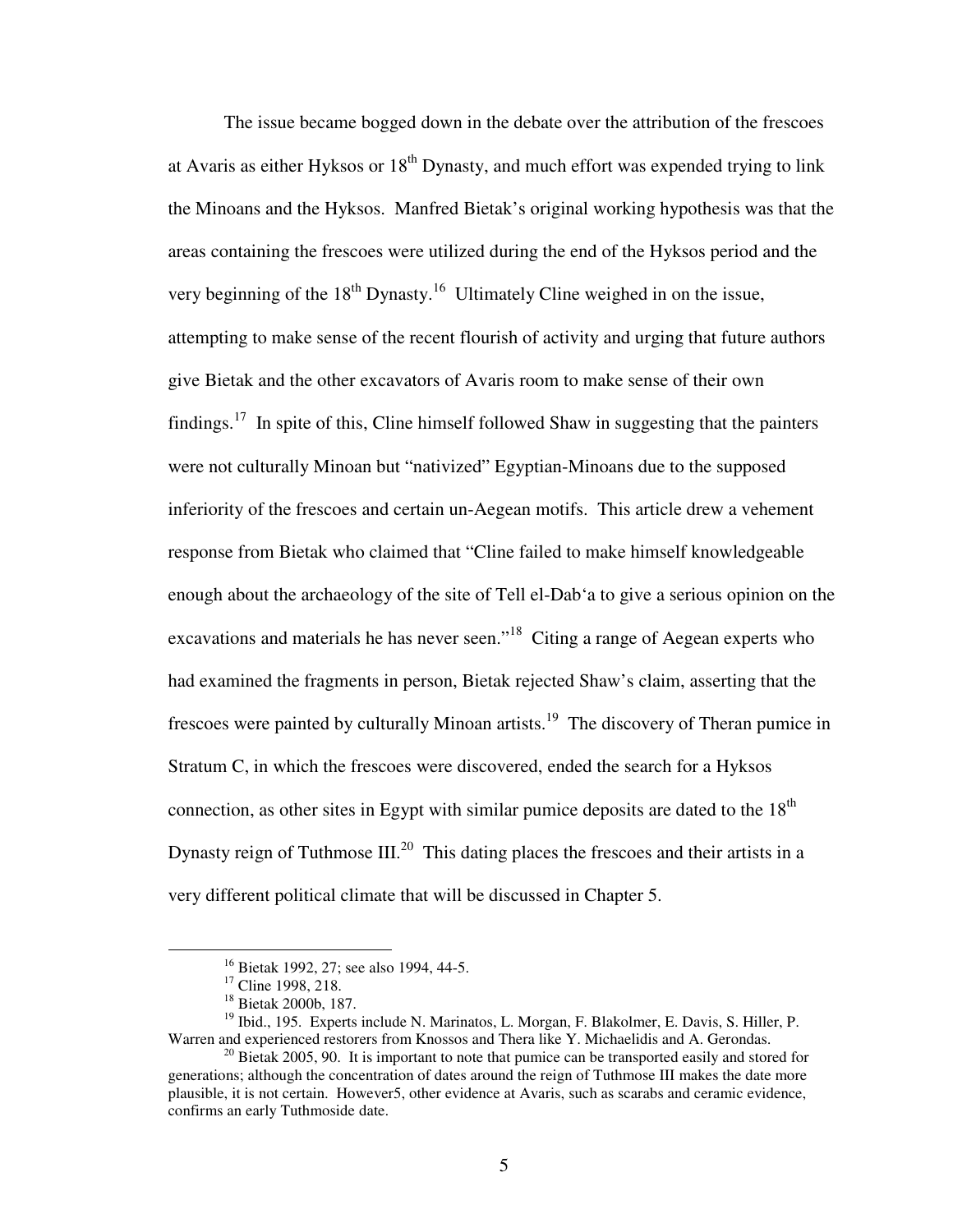The issue became bogged down in the debate over the attribution of the frescoes at Avaris as either Hyksos or 18th Dynasty, and much effort was expended trying to link the Minoans and the Hyksos. Manfred Bietak's original working hypothesis was that the areas containing the frescoes were utilized during the end of the Hyksos period and the very beginning of the 18th Dynasty.[16] Ultimately Cline weighed in on the issue, attempting to make sense of the recent flourish of activity and urging that future authors give Bietak and the other excavators of Avaris room to make sense of their own findings.[17] In spite of this, Cline himself followed Shaw in suggesting that the painters were not culturally Minoan but "nativized" Egyptian-Minoans due to the supposed inferiority of the frescoes and certain un-Aegean motifs. This article drew a vehement response from Bietak who claimed that "Cline failed to make himself knowledgeable enough about the archaeology of the site of Tell el-Dab'a to give a serious opinion on the excavations and materials he has never seen."[18] Citing a range of Aegean experts who had examined the fragments in person, Bietak rejected Shaw's claim, asserting that the frescoes were painted by culturally Minoan artists.[19] The discovery of Theran pumice in Stratum C, in which the frescoes were discovered, ended the search for a Hyksos connection, as other sites in Egypt with similar pumice deposits are dated to the 18th Dynasty reign of Tuthmose III.[20] This dating places the frescoes and their artists in a very different political climate that will be discussed in Chapter 5.

---

[16] Bietak 1992, 27; see also 1994, 44-5.

[17] Cline 1998, 218.

[18] Bietak 2000b, 187.

[19] Ibid., 195. Experts include N. Marinatos, L. Morgan, F. Blakolmer, E. Davis, S. Hiller, P. Warren and experienced restorers from Knossos and Thera like Y. Michaelidis and A. Gerondas.

[20] Bietak 2005, 90. It is important to note that pumice can be transported easily and stored for generations; although the concentration of dates around the reign of Tuthmose III makes the date more plausible, it is not certain. However5, other evidence at Avaris, such as scarabs and ceramic evidence, confirms an early Tuthmoside date.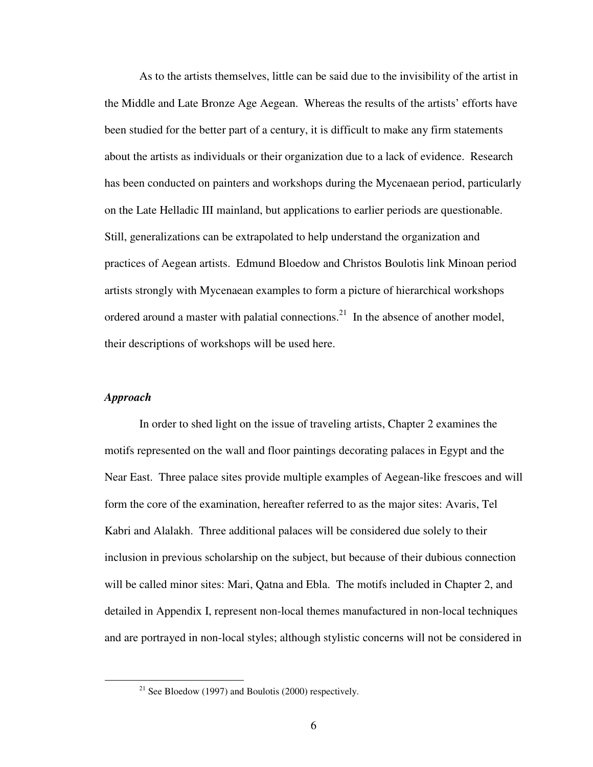As to the artists themselves, little can be said due to the invisibility of the artist in the Middle and Late Bronze Age Aegean. Whereas the results of the artists' efforts have been studied for the better part of a century, it is difficult to make any firm statements about the artists as individuals or their organization due to a lack of evidence. Research has been conducted on painters and workshops during the Mycenaean period, particularly on the Late Helladic III mainland, but applications to earlier periods are questionable. Still, generalizations can be extrapolated to help understand the organization and practices of Aegean artists. Edmund Bloedow and Christos Boulotis link Minoan period artists strongly with Mycenaean examples to form a picture of hierarchical workshops ordered around a master with palatial connections.[21] In the absence of another model, their descriptions of workshops will be used here.

### *Approach*

In order to shed light on the issue of traveling artists, Chapter 2 examines the motifs represented on the wall and floor paintings decorating palaces in Egypt and the Near East. Three palace sites provide multiple examples of Aegean-like frescoes and will form the core of the examination, hereafter referred to as the major sites: Avaris, Tel Kabri and Alalakh. Three additional palaces will be considered due solely to their inclusion in previous scholarship on the subject, but because of their dubious connection will be called minor sites: Mari, Qatna and Ebla. The motifs included in Chapter 2, and detailed in Appendix I, represent non-local themes manufactured in non-local techniques and are portrayed in non-local styles; although stylistic concerns will not be considered in

---

[21] See Bloedow (1997) and Boulotis (2000) respectively.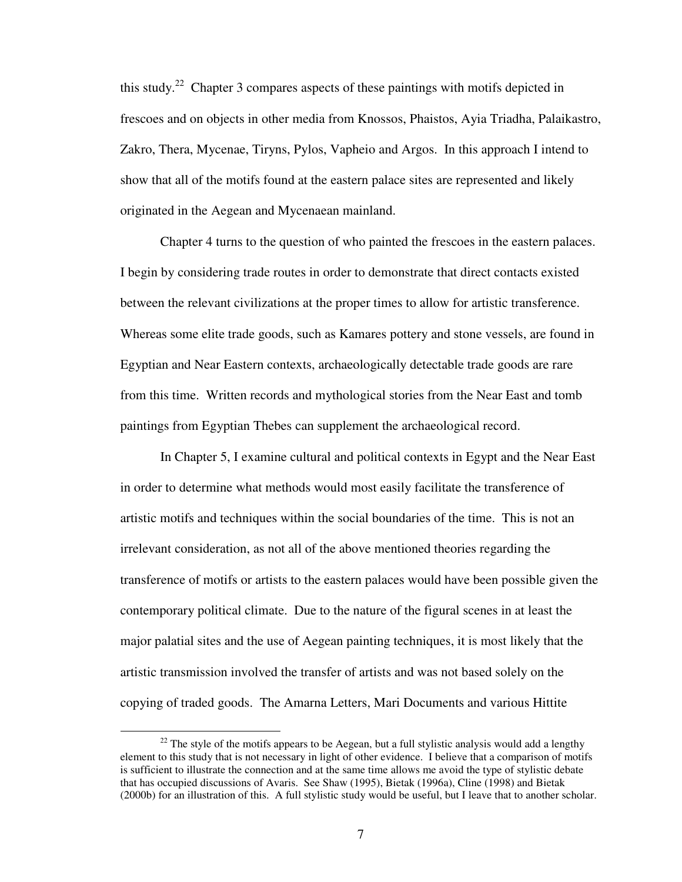this study.[22] Chapter 3 compares aspects of these paintings with motifs depicted in frescoes and on objects in other media from Knossos, Phaistos, Ayia Triadha, Palaikastro, Zakro, Thera, Mycenae, Tiryns, Pylos, Vapheio and Argos. In this approach I intend to show that all of the motifs found at the eastern palace sites are represented and likely originated in the Aegean and Mycenaean mainland.

Chapter 4 turns to the question of who painted the frescoes in the eastern palaces. I begin by considering trade routes in order to demonstrate that direct contacts existed between the relevant civilizations at the proper times to allow for artistic transference. Whereas some elite trade goods, such as Kamares pottery and stone vessels, are found in Egyptian and Near Eastern contexts, archaeologically detectable trade goods are rare from this time. Written records and mythological stories from the Near East and tomb paintings from Egyptian Thebes can supplement the archaeological record.

In Chapter 5, I examine cultural and political contexts in Egypt and the Near East in order to determine what methods would most easily facilitate the transference of artistic motifs and techniques within the social boundaries of the time. This is not an irrelevant consideration, as not all of the above mentioned theories regarding the transference of motifs or artists to the eastern palaces would have been possible given the contemporary political climate. Due to the nature of the figural scenes in at least the major palatial sites and the use of Aegean painting techniques, it is most likely that the artistic transmission involved the transfer of artists and was not based solely on the copying of traded goods. The Amarna Letters, Mari Documents and various Hittite

[22] The style of the motifs appears to be Aegean, but a full stylistic analysis would add a lengthy element to this study that is not necessary in light of other evidence. I believe that a comparison of motifs is sufficient to illustrate the connection and at the same time allows me avoid the type of stylistic debate that has occupied discussions of Avaris. See Shaw (1995), Bietak (1996a), Cline (1998) and Bietak (2000b) for an illustration of this. A full stylistic study would be useful, but I leave that to another scholar.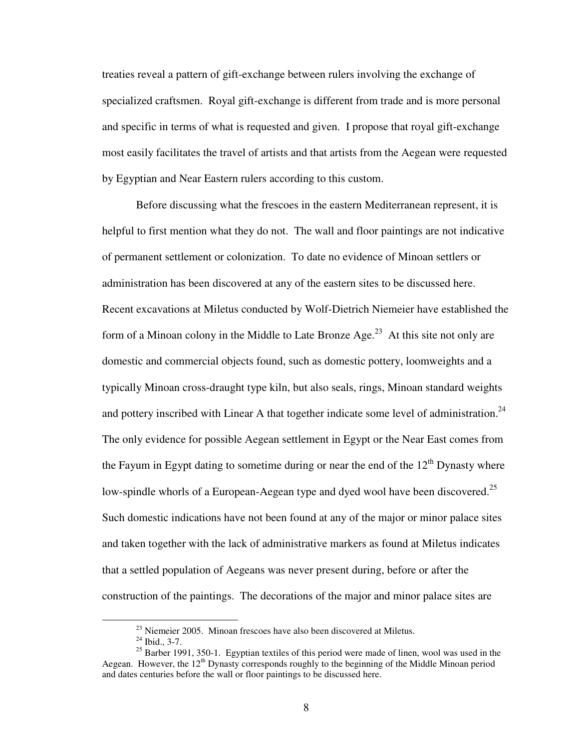treaties reveal a pattern of gift-exchange between rulers involving the exchange of specialized craftsmen. Royal gift-exchange is different from trade and is more personal and specific in terms of what is requested and given. I propose that royal gift-exchange most easily facilitates the travel of artists and that artists from the Aegean were requested by Egyptian and Near Eastern rulers according to this custom.

Before discussing what the frescoes in the eastern Mediterranean represent, it is helpful to first mention what they do not. The wall and floor paintings are not indicative of permanent settlement or colonization. To date no evidence of Minoan settlers or administration has been discovered at any of the eastern sites to be discussed here. Recent excavations at Miletus conducted by Wolf-Dietrich Niemeier have established the form of a Minoan colony in the Middle to Late Bronze Age.[23] At this site not only are domestic and commercial objects found, such as domestic pottery, loomweights and a typically Minoan cross-draught type kiln, but also seals, rings, Minoan standard weights and pottery inscribed with Linear A that together indicate some level of administration.[24] The only evidence for possible Aegean settlement in Egypt or the Near East comes from the Fayum in Egypt dating to sometime during or near the end of the 12th Dynasty where low-spindle whorls of a European-Aegean type and dyed wool have been discovered.[25] Such domestic indications have not been found at any of the major or minor palace sites and taken together with the lack of administrative markers as found at Miletus indicates that a settled population of Aegeans was never present during, before or after the construction of the paintings. The decorations of the major and minor palace sites are

---

[23] Niemeier 2005. Minoan frescoes have also been discovered at Miletus.

[24] Ibid., 3-7.

[25] Barber 1991, 350-1. Egyptian textiles of this period were made of linen, wool was used in the Aegean. However, the 12th Dynasty corresponds roughly to the beginning of the Middle Minoan period and dates centuries before the wall or floor paintings to be discussed here.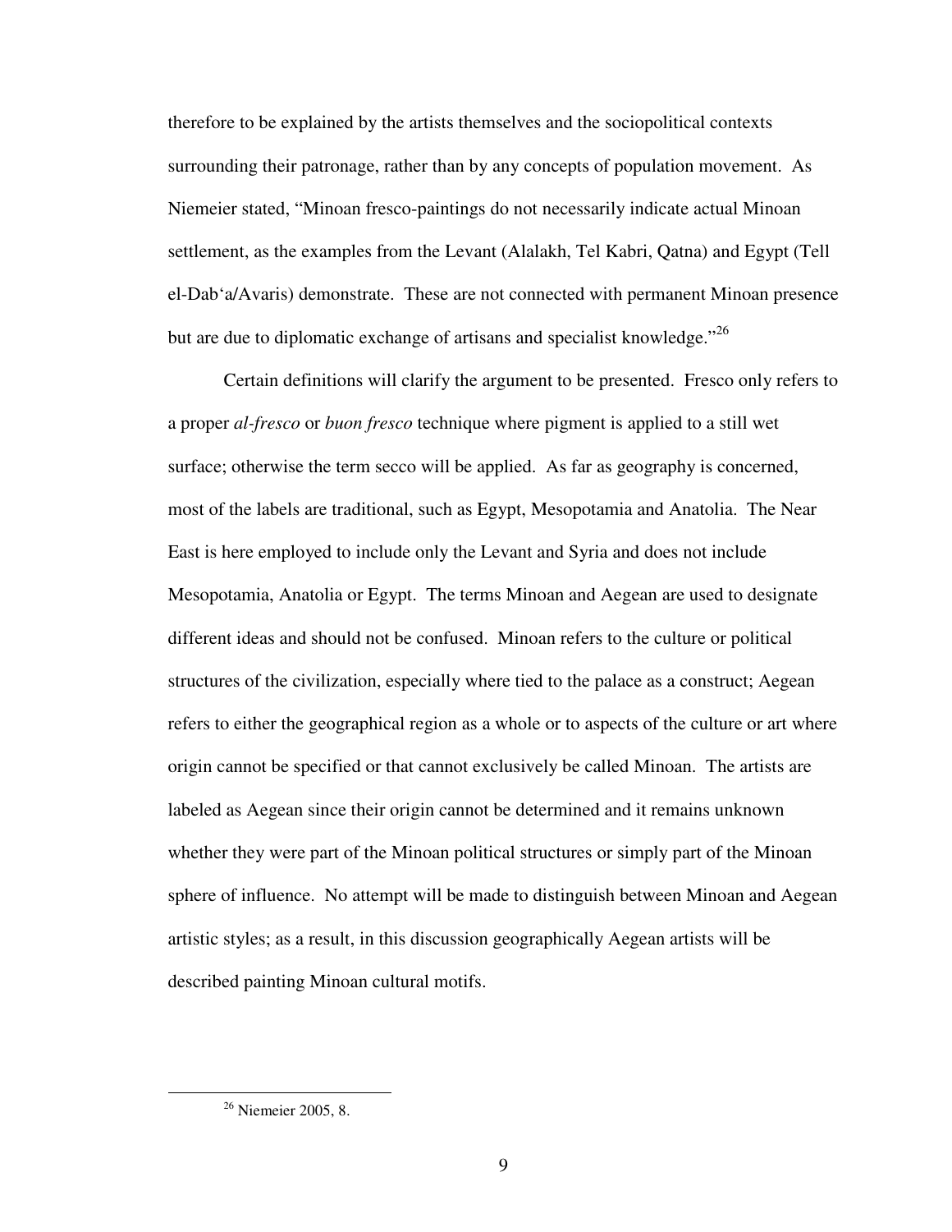therefore to be explained by the artists themselves and the sociopolitical contexts surrounding their patronage, rather than by any concepts of population movement. As Niemeier stated, "Minoan fresco-paintings do not necessarily indicate actual Minoan settlement, as the examples from the Levant (Alalakh, Tel Kabri, Qatna) and Egypt (Tell el-Dab'a/Avaris) demonstrate. These are not connected with permanent Minoan presence but are due to diplomatic exchange of artisans and specialist knowledge."[26]

Certain definitions will clarify the argument to be presented. Fresco only refers to a proper *al-fresco* or *buon fresco* technique where pigment is applied to a still wet surface; otherwise the term secco will be applied. As far as geography is concerned, most of the labels are traditional, such as Egypt, Mesopotamia and Anatolia. The Near East is here employed to include only the Levant and Syria and does not include Mesopotamia, Anatolia or Egypt. The terms Minoan and Aegean are used to designate different ideas and should not be confused. Minoan refers to the culture or political structures of the civilization, especially where tied to the palace as a construct; Aegean refers to either the geographical region as a whole or to aspects of the culture or art where origin cannot be specified or that cannot exclusively be called Minoan. The artists are labeled as Aegean since their origin cannot be determined and it remains unknown whether they were part of the Minoan political structures or simply part of the Minoan sphere of influence. No attempt will be made to distinguish between Minoan and Aegean artistic styles; as a result, in this discussion geographically Aegean artists will be described painting Minoan cultural motifs.

---

[26] Niemeier 2005, 8.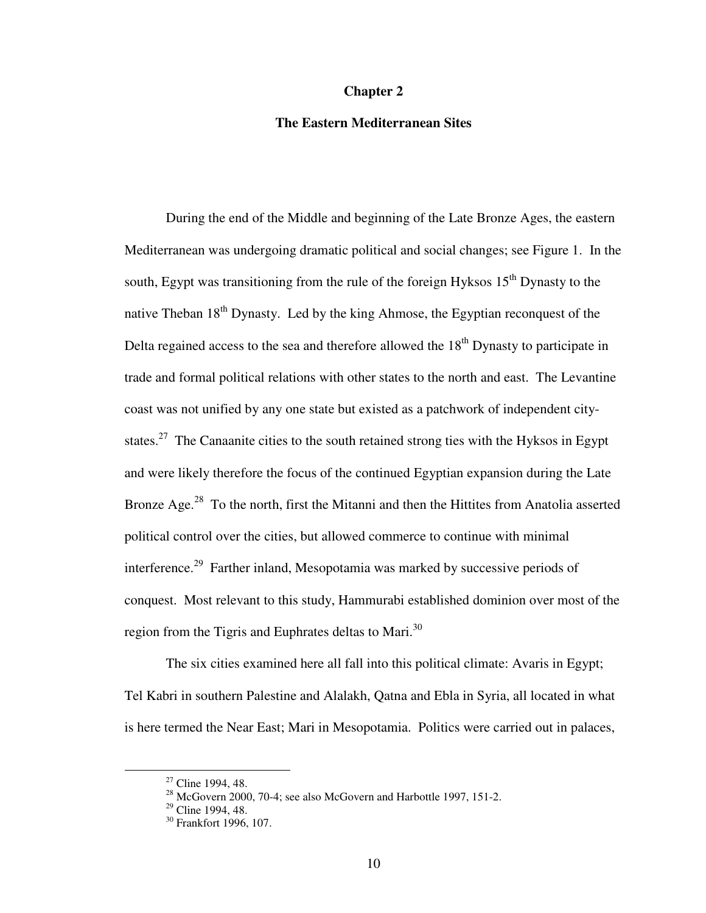# Chapter 2

## The Eastern Mediterranean Sites

During the end of the Middle and beginning of the Late Bronze Ages, the eastern Mediterranean was undergoing dramatic political and social changes; see Figure 1. In the south, Egypt was transitioning from the rule of the foreign Hyksos 15th Dynasty to the native Theban 18th Dynasty. Led by the king Ahmose, the Egyptian reconquest of the Delta regained access to the sea and therefore allowed the 18th Dynasty to participate in trade and formal political relations with other states to the north and east. The Levantine coast was not unified by any one state but existed as a patchwork of independent city-states.[27] The Canaanite cities to the south retained strong ties with the Hyksos in Egypt and were likely therefore the focus of the continued Egyptian expansion during the Late Bronze Age.[28] To the north, first the Mitanni and then the Hittites from Anatolia asserted political control over the cities, but allowed commerce to continue with minimal interference.[29] Farther inland, Mesopotamia was marked by successive periods of conquest. Most relevant to this study, Hammurabi established dominion over most of the region from the Tigris and Euphrates deltas to Mari.[30]

The six cities examined here all fall into this political climate: Avaris in Egypt; Tel Kabri in southern Palestine and Alalakh, Qatna and Ebla in Syria, all located in what is here termed the Near East; Mari in Mesopotamia. Politics were carried out in palaces,

---

[27] Cline 1994, 48.

[28] McGovern 2000, 70-4; see also McGovern and Harbottle 1997, 151-2.

[29] Cline 1994, 48.

[30] Frankfort 1996, 107.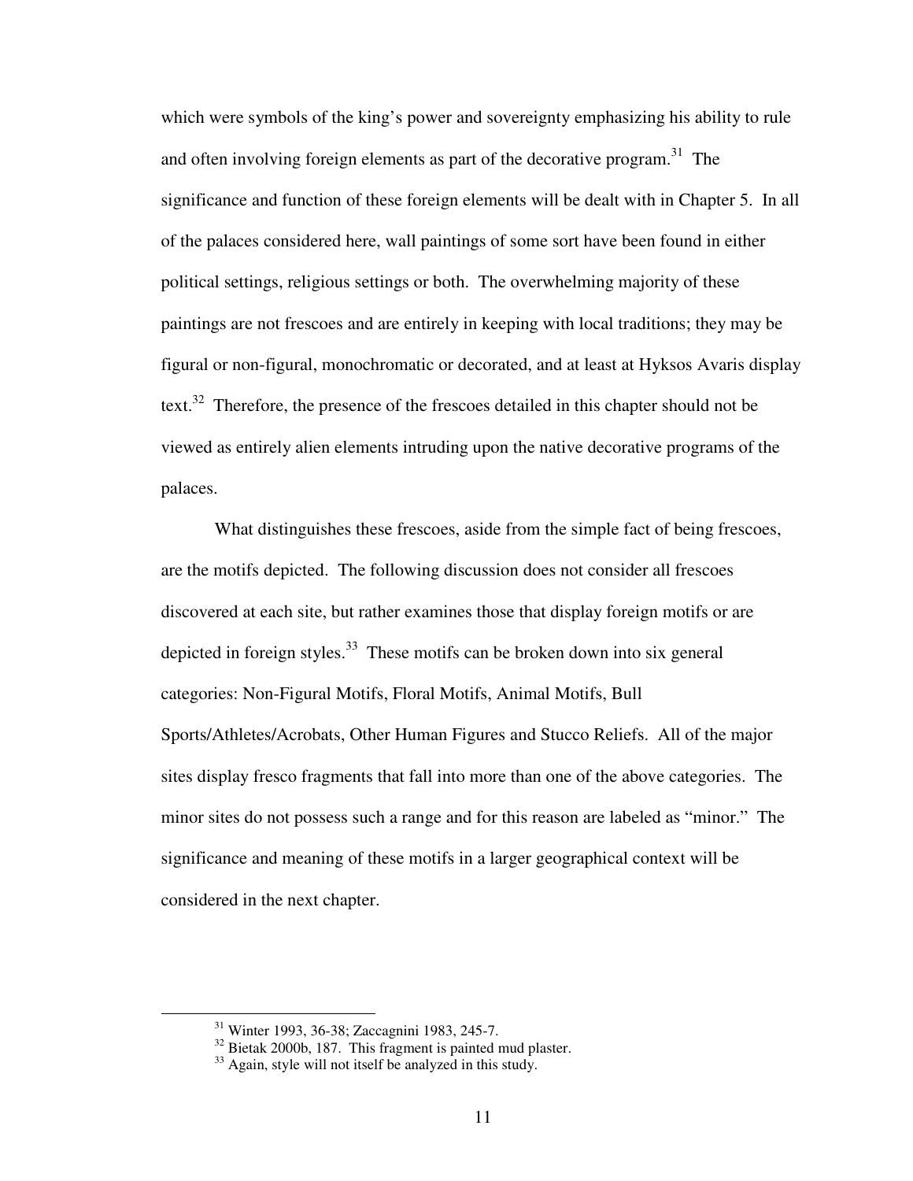which were symbols of the king's power and sovereignty emphasizing his ability to rule and often involving foreign elements as part of the decorative program.[31] The significance and function of these foreign elements will be dealt with in Chapter 5. In all of the palaces considered here, wall paintings of some sort have been found in either political settings, religious settings or both. The overwhelming majority of these paintings are not frescoes and are entirely in keeping with local traditions; they may be figural or non-figural, monochromatic or decorated, and at least at Hyksos Avaris display text.[32] Therefore, the presence of the frescoes detailed in this chapter should not be viewed as entirely alien elements intruding upon the native decorative programs of the palaces.

What distinguishes these frescoes, aside from the simple fact of being frescoes, are the motifs depicted. The following discussion does not consider all frescoes discovered at each site, but rather examines those that display foreign motifs or are depicted in foreign styles.[33] These motifs can be broken down into six general categories: Non-Figural Motifs, Floral Motifs, Animal Motifs, Bull Sports/Athletes/Acrobats, Other Human Figures and Stucco Reliefs. All of the major sites display fresco fragments that fall into more than one of the above categories. The minor sites do not possess such a range and for this reason are labeled as "minor." The significance and meaning of these motifs in a larger geographical context will be considered in the next chapter.

---

[31] Winter 1993, 36-38; Zaccagnini 1983, 245-7.

[32] Bietak 2000b, 187. This fragment is painted mud plaster.

[33] Again, style will not itself be analyzed in this study.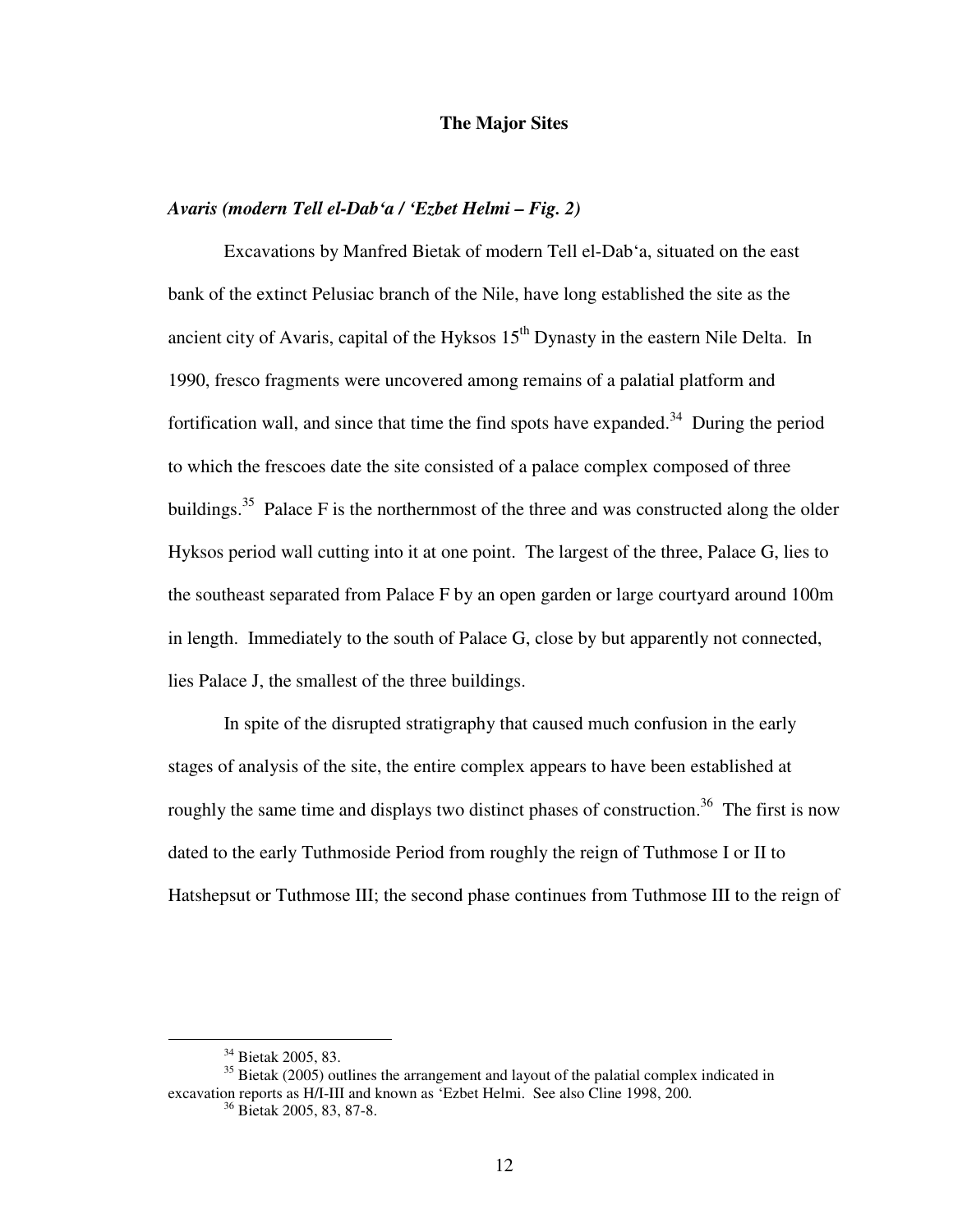## The Major Sites

### *Avaris (modern Tell el-Dab'a / 'Ezbet Helmi – Fig. 2)*

Excavations by Manfred Bietak of modern Tell el-Dab'a, situated on the east bank of the extinct Pelusiac branch of the Nile, have long established the site as the ancient city of Avaris, capital of the Hyksos 15th Dynasty in the eastern Nile Delta. In 1990, fresco fragments were uncovered among remains of a palatial platform and fortification wall, and since that time the find spots have expanded.[34] During the period to which the frescoes date the site consisted of a palace complex composed of three buildings.[35] Palace F is the northernmost of the three and was constructed along the older Hyksos period wall cutting into it at one point. The largest of the three, Palace G, lies to the southeast separated from Palace F by an open garden or large courtyard around 100m in length. Immediately to the south of Palace G, close by but apparently not connected, lies Palace J, the smallest of the three buildings.

In spite of the disrupted stratigraphy that caused much confusion in the early stages of analysis of the site, the entire complex appears to have been established at roughly the same time and displays two distinct phases of construction.[36] The first is now dated to the early Tuthmoside Period from roughly the reign of Tuthmose I or II to Hatshepsut or Tuthmose III; the second phase continues from Tuthmose III to the reign of

---

[34] Bietak 2005, 83.

[35] Bietak (2005) outlines the arrangement and layout of the palatial complex indicated in excavation reports as H/I-III and known as 'Ezbet Helmi. See also Cline 1998, 200.

[36] Bietak 2005, 83, 87-8.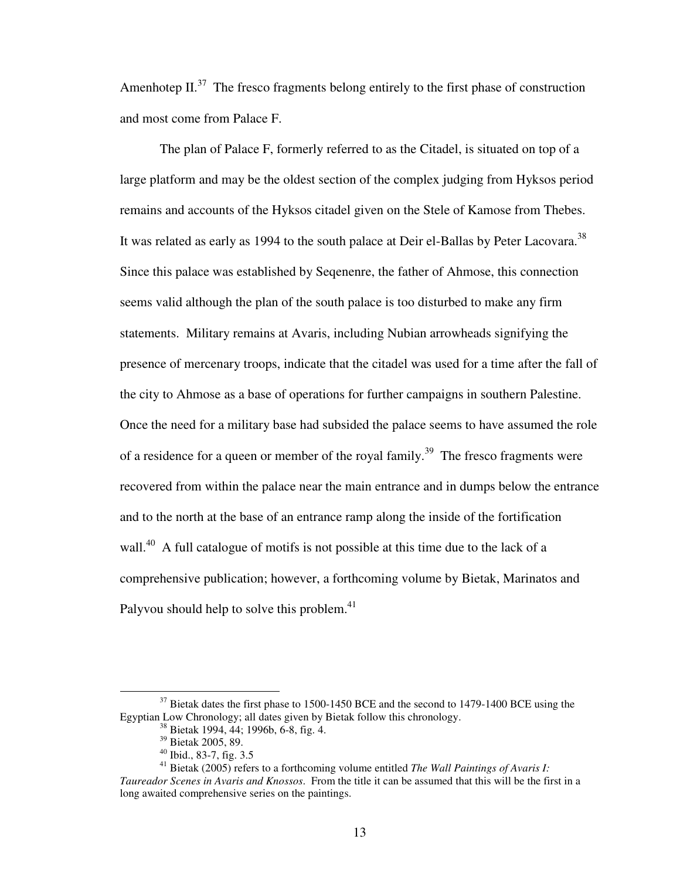Amenhotep II.[37] The fresco fragments belong entirely to the first phase of construction and most come from Palace F.

The plan of Palace F, formerly referred to as the Citadel, is situated on top of a large platform and may be the oldest section of the complex judging from Hyksos period remains and accounts of the Hyksos citadel given on the Stele of Kamose from Thebes. It was related as early as 1994 to the south palace at Deir el-Ballas by Peter Lacovara.[38] Since this palace was established by Seqenenre, the father of Ahmose, this connection seems valid although the plan of the south palace is too disturbed to make any firm statements. Military remains at Avaris, including Nubian arrowheads signifying the presence of mercenary troops, indicate that the citadel was used for a time after the fall of the city to Ahmose as a base of operations for further campaigns in southern Palestine. Once the need for a military base had subsided the palace seems to have assumed the role of a residence for a queen or member of the royal family.[39] The fresco fragments were recovered from within the palace near the main entrance and in dumps below the entrance and to the north at the base of an entrance ramp along the inside of the fortification wall.[40] A full catalogue of motifs is not possible at this time due to the lack of a comprehensive publication; however, a forthcoming volume by Bietak, Marinatos and Palyvou should help to solve this problem.[41]

---

[37] Bietak dates the first phase to 1500-1450 BCE and the second to 1479-1400 BCE using the Egyptian Low Chronology; all dates given by Bietak follow this chronology.

[38] Bietak 1994, 44; 1996b, 6-8, fig. 4.

[39] Bietak 2005, 89.

[40] Ibid., 83-7, fig. 3.5

[41] Bietak (2005) refers to a forthcoming volume entitled *The Wall Paintings of Avaris I: Taureador Scenes in Avaris and Knossos*. From the title it can be assumed that this will be the first in a long awaited comprehensive series on the paintings.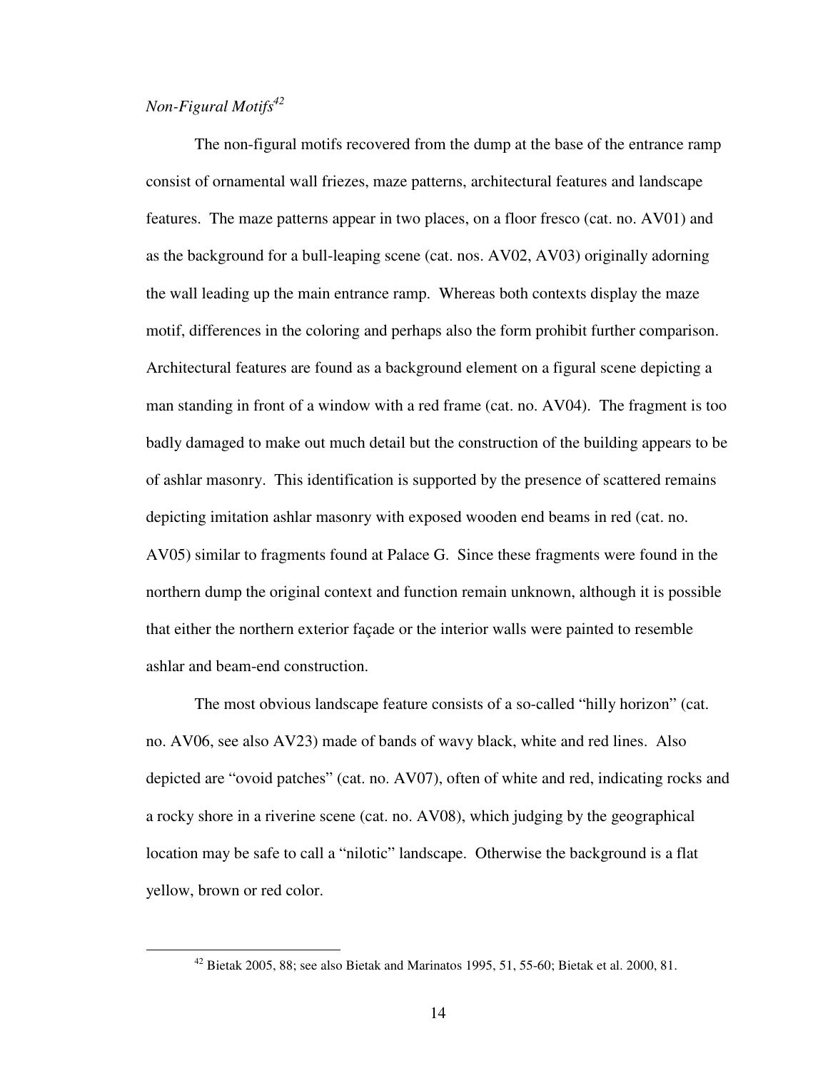*Non-Figural Motifs*[42]

The non-figural motifs recovered from the dump at the base of the entrance ramp consist of ornamental wall friezes, maze patterns, architectural features and landscape features. The maze patterns appear in two places, on a floor fresco (cat. no. AV01) and as the background for a bull-leaping scene (cat. nos. AV02, AV03) originally adorning the wall leading up the main entrance ramp. Whereas both contexts display the maze motif, differences in the coloring and perhaps also the form prohibit further comparison. Architectural features are found as a background element on a figural scene depicting a man standing in front of a window with a red frame (cat. no. AV04). The fragment is too badly damaged to make out much detail but the construction of the building appears to be of ashlar masonry. This identification is supported by the presence of scattered remains depicting imitation ashlar masonry with exposed wooden end beams in red (cat. no. AV05) similar to fragments found at Palace G. Since these fragments were found in the northern dump the original context and function remain unknown, although it is possible that either the northern exterior façade or the interior walls were painted to resemble ashlar and beam-end construction.

The most obvious landscape feature consists of a so-called "hilly horizon" (cat. no. AV06, see also AV23) made of bands of wavy black, white and red lines. Also depicted are "ovoid patches" (cat. no. AV07), often of white and red, indicating rocks and a rocky shore in a riverine scene (cat. no. AV08), which judging by the geographical location may be safe to call a "nilotic" landscape. Otherwise the background is a flat yellow, brown or red color.

---

[42] Bietak 2005, 88; see also Bietak and Marinatos 1995, 51, 55-60; Bietak et al. 2000, 81.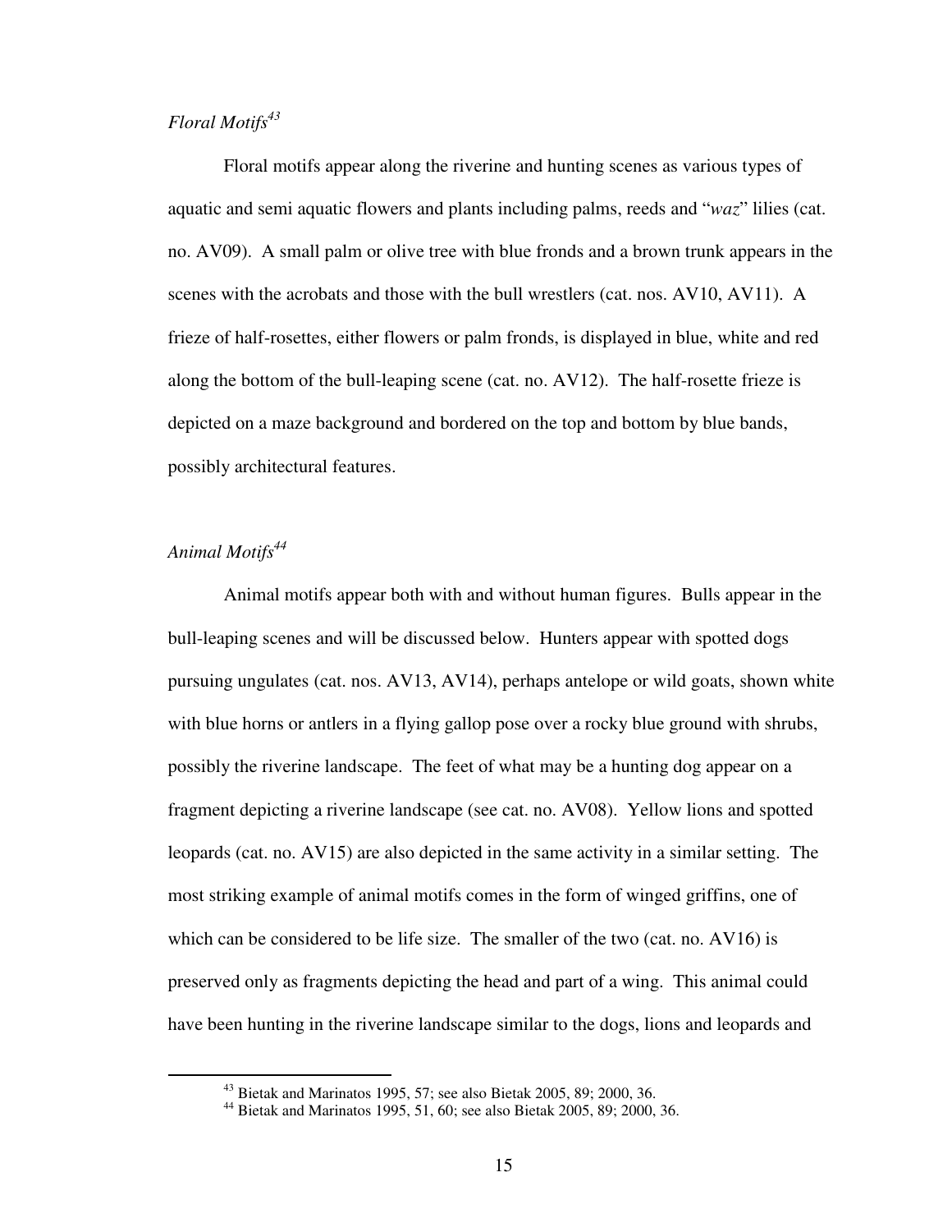*Floral Motifs*[43]

Floral motifs appear along the riverine and hunting scenes as various types of aquatic and semi aquatic flowers and plants including palms, reeds and "*waz*" lilies (cat. no. AV09). A small palm or olive tree with blue fronds and a brown trunk appears in the scenes with the acrobats and those with the bull wrestlers (cat. nos. AV10, AV11). A frieze of half-rosettes, either flowers or palm fronds, is displayed in blue, white and red along the bottom of the bull-leaping scene (cat. no. AV12). The half-rosette frieze is depicted on a maze background and bordered on the top and bottom by blue bands, possibly architectural features.

*Animal Motifs*[44]

Animal motifs appear both with and without human figures. Bulls appear in the bull-leaping scenes and will be discussed below. Hunters appear with spotted dogs pursuing ungulates (cat. nos. AV13, AV14), perhaps antelope or wild goats, shown white with blue horns or antlers in a flying gallop pose over a rocky blue ground with shrubs, possibly the riverine landscape. The feet of what may be a hunting dog appear on a fragment depicting a riverine landscape (see cat. no. AV08). Yellow lions and spotted leopards (cat. no. AV15) are also depicted in the same activity in a similar setting. The most striking example of animal motifs comes in the form of winged griffins, one of which can be considered to be life size. The smaller of the two (cat. no. AV16) is preserved only as fragments depicting the head and part of a wing. This animal could have been hunting in the riverine landscape similar to the dogs, lions and leopards and

[43] Bietak and Marinatos 1995, 57; see also Bietak 2005, 89; 2000, 36.

[44] Bietak and Marinatos 1995, 51, 60; see also Bietak 2005, 89; 2000, 36.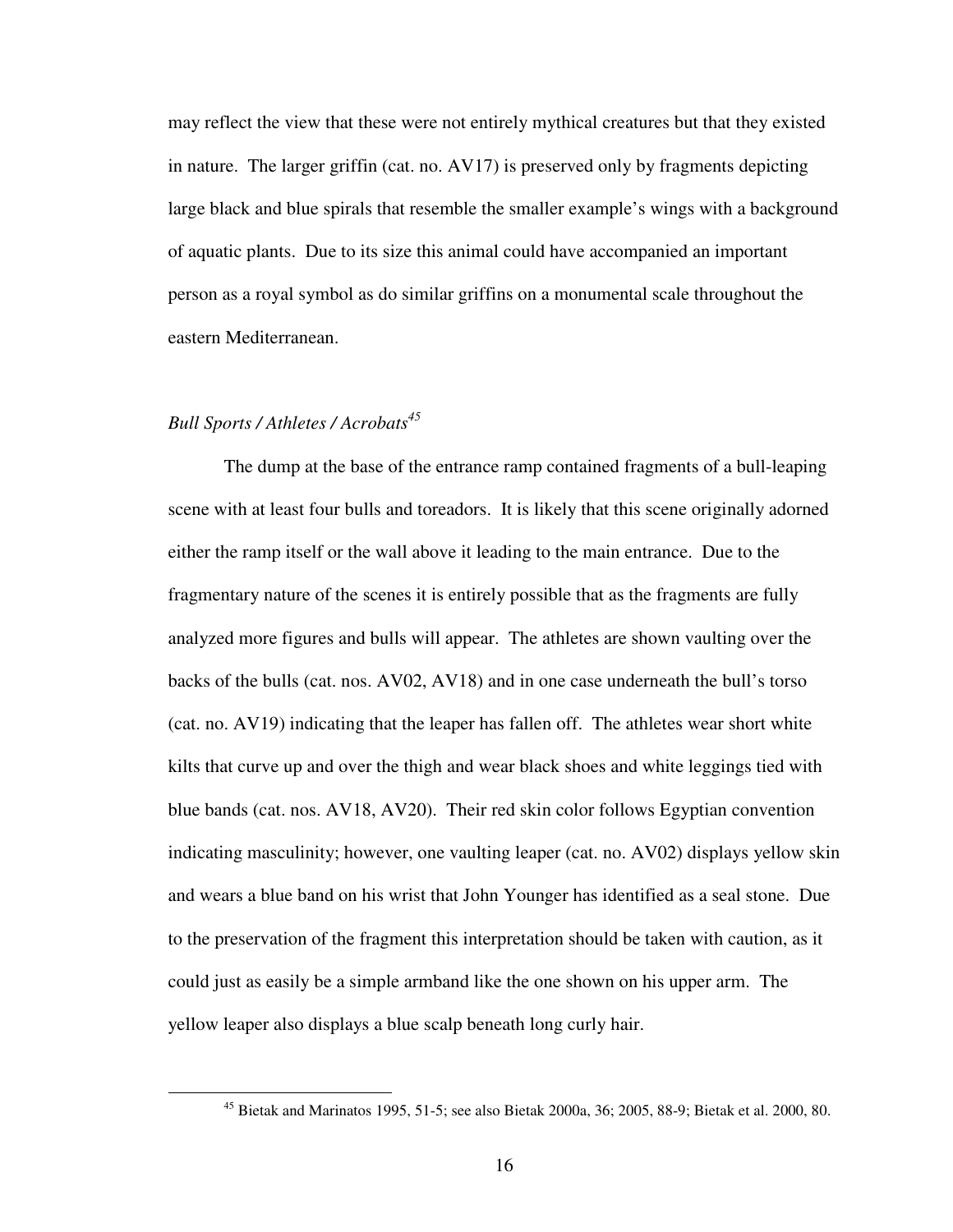may reflect the view that these were not entirely mythical creatures but that they existed in nature. The larger griffin (cat. no. AV17) is preserved only by fragments depicting large black and blue spirals that resemble the smaller example's wings with a background of aquatic plants. Due to its size this animal could have accompanied an important person as a royal symbol as do similar griffins on a monumental scale throughout the eastern Mediterranean.

### *Bull Sports / Athletes / Acrobats*[45]

The dump at the base of the entrance ramp contained fragments of a bull-leaping scene with at least four bulls and toreadors. It is likely that this scene originally adorned either the ramp itself or the wall above it leading to the main entrance. Due to the fragmentary nature of the scenes it is entirely possible that as the fragments are fully analyzed more figures and bulls will appear. The athletes are shown vaulting over the backs of the bulls (cat. nos. AV02, AV18) and in one case underneath the bull's torso (cat. no. AV19) indicating that the leaper has fallen off. The athletes wear short white kilts that curve up and over the thigh and wear black shoes and white leggings tied with blue bands (cat. nos. AV18, AV20). Their red skin color follows Egyptian convention indicating masculinity; however, one vaulting leaper (cat. no. AV02) displays yellow skin and wears a blue band on his wrist that John Younger has identified as a seal stone. Due to the preservation of the fragment this interpretation should be taken with caution, as it could just as easily be a simple armband like the one shown on his upper arm. The yellow leaper also displays a blue scalp beneath long curly hair.

---

[45] Bietak and Marinatos 1995, 51-5; see also Bietak 2000a, 36; 2005, 88-9; Bietak et al. 2000, 80.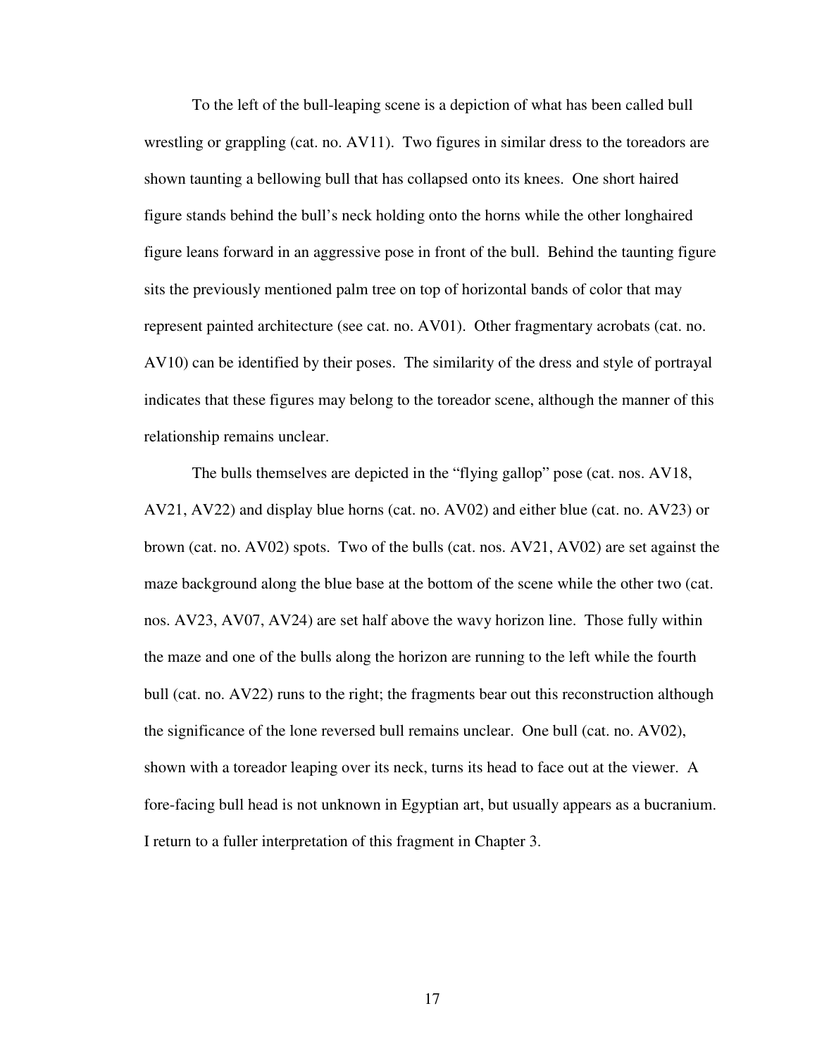To the left of the bull-leaping scene is a depiction of what has been called bull wrestling or grappling (cat. no. AV11). Two figures in similar dress to the toreadors are shown taunting a bellowing bull that has collapsed onto its knees. One short haired figure stands behind the bull's neck holding onto the horns while the other longhaired figure leans forward in an aggressive pose in front of the bull. Behind the taunting figure sits the previously mentioned palm tree on top of horizontal bands of color that may represent painted architecture (see cat. no. AV01). Other fragmentary acrobats (cat. no. AV10) can be identified by their poses. The similarity of the dress and style of portrayal indicates that these figures may belong to the toreador scene, although the manner of this relationship remains unclear.

The bulls themselves are depicted in the "flying gallop" pose (cat. nos. AV18, AV21, AV22) and display blue horns (cat. no. AV02) and either blue (cat. no. AV23) or brown (cat. no. AV02) spots. Two of the bulls (cat. nos. AV21, AV02) are set against the maze background along the blue base at the bottom of the scene while the other two (cat. nos. AV23, AV07, AV24) are set half above the wavy horizon line. Those fully within the maze and one of the bulls along the horizon are running to the left while the fourth bull (cat. no. AV22) runs to the right; the fragments bear out this reconstruction although the significance of the lone reversed bull remains unclear. One bull (cat. no. AV02), shown with a toreador leaping over its neck, turns its head to face out at the viewer. A fore-facing bull head is not unknown in Egyptian art, but usually appears as a bucranium. I return to a fuller interpretation of this fragment in Chapter 3.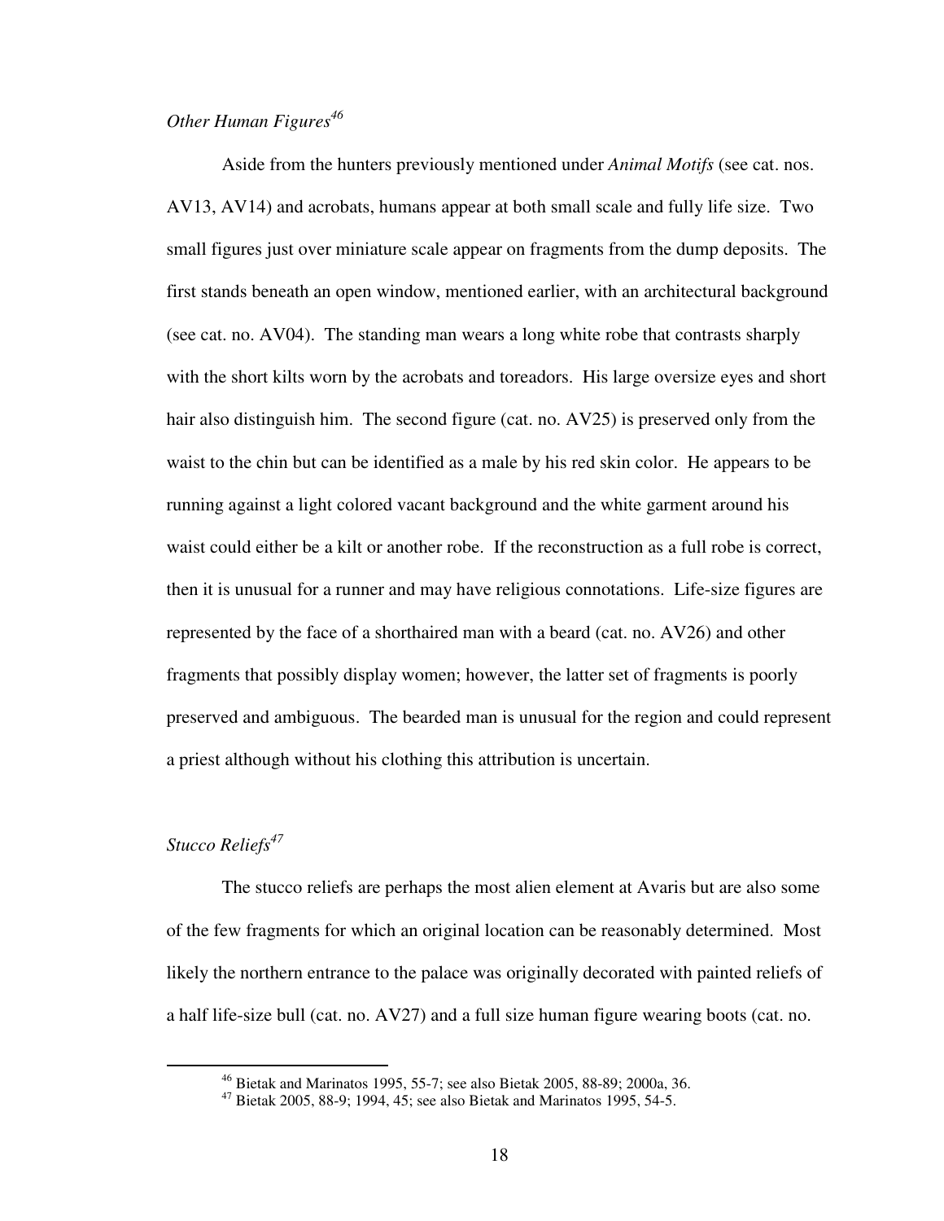*Other Human Figures*[46]

Aside from the hunters previously mentioned under *Animal Motifs* (see cat. nos. AV13, AV14) and acrobats, humans appear at both small scale and fully life size. Two small figures just over miniature scale appear on fragments from the dump deposits. The first stands beneath an open window, mentioned earlier, with an architectural background (see cat. no. AV04). The standing man wears a long white robe that contrasts sharply with the short kilts worn by the acrobats and toreadors. His large oversize eyes and short hair also distinguish him. The second figure (cat. no. AV25) is preserved only from the waist to the chin but can be identified as a male by his red skin color. He appears to be running against a light colored vacant background and the white garment around his waist could either be a kilt or another robe. If the reconstruction as a full robe is correct, then it is unusual for a runner and may have religious connotations. Life-size figures are represented by the face of a shorthaired man with a beard (cat. no. AV26) and other fragments that possibly display women; however, the latter set of fragments is poorly preserved and ambiguous. The bearded man is unusual for the region and could represent a priest although without his clothing this attribution is uncertain.

*Stucco Reliefs*[47]

The stucco reliefs are perhaps the most alien element at Avaris but are also some of the few fragments for which an original location can be reasonably determined. Most likely the northern entrance to the palace was originally decorated with painted reliefs of a half life-size bull (cat. no. AV27) and a full size human figure wearing boots (cat. no.

[46] Bietak and Marinatos 1995, 55-7; see also Bietak 2005, 88-89; 2000a, 36.

[47] Bietak 2005, 88-9; 1994, 45; see also Bietak and Marinatos 1995, 54-5.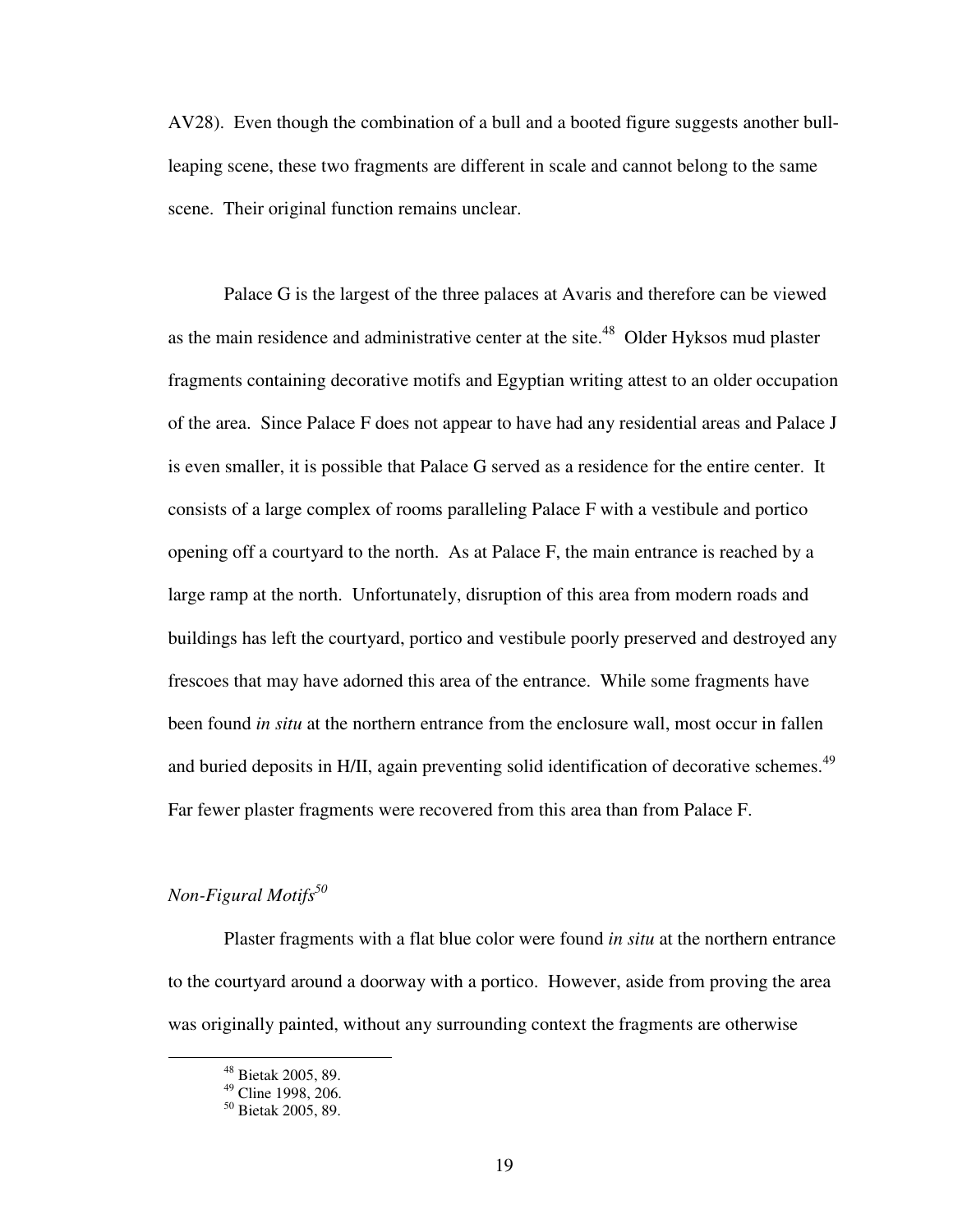AV28). Even though the combination of a bull and a booted figure suggests another bull-leaping scene, these two fragments are different in scale and cannot belong to the same scene. Their original function remains unclear.

Palace G is the largest of the three palaces at Avaris and therefore can be viewed as the main residence and administrative center at the site.[48] Older Hyksos mud plaster fragments containing decorative motifs and Egyptian writing attest to an older occupation of the area. Since Palace F does not appear to have had any residential areas and Palace J is even smaller, it is possible that Palace G served as a residence for the entire center. It consists of a large complex of rooms paralleling Palace F with a vestibule and portico opening off a courtyard to the north. As at Palace F, the main entrance is reached by a large ramp at the north. Unfortunately, disruption of this area from modern roads and buildings has left the courtyard, portico and vestibule poorly preserved and destroyed any frescoes that may have adorned this area of the entrance. While some fragments have been found *in situ* at the northern entrance from the enclosure wall, most occur in fallen and buried deposits in H/II, again preventing solid identification of decorative schemes.[49] Far fewer plaster fragments were recovered from this area than from Palace F.

*Non-Figural Motifs*[50]

Plaster fragments with a flat blue color were found *in situ* at the northern entrance to the courtyard around a doorway with a portico. However, aside from proving the area was originally painted, without any surrounding context the fragments are otherwise

---

[48] Bietak 2005, 89.
[49] Cline 1998, 206.
[50] Bietak 2005, 89.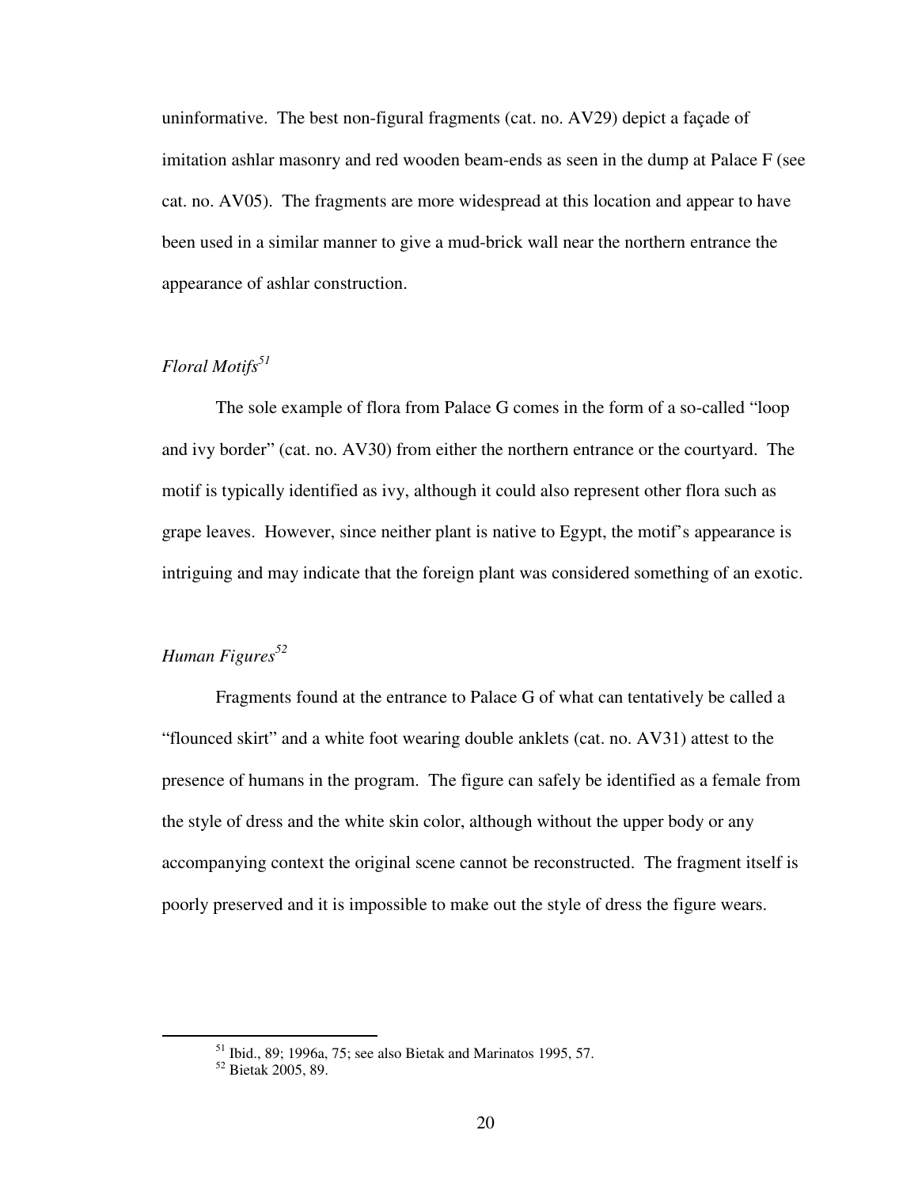uninformative. The best non-figural fragments (cat. no. AV29) depict a façade of imitation ashlar masonry and red wooden beam-ends as seen in the dump at Palace F (see cat. no. AV05). The fragments are more widespread at this location and appear to have been used in a similar manner to give a mud-brick wall near the northern entrance the appearance of ashlar construction.

### *Floral Motifs*[51]

The sole example of flora from Palace G comes in the form of a so-called "loop and ivy border" (cat. no. AV30) from either the northern entrance or the courtyard. The motif is typically identified as ivy, although it could also represent other flora such as grape leaves. However, since neither plant is native to Egypt, the motif's appearance is intriguing and may indicate that the foreign plant was considered something of an exotic.

### *Human Figures*[52]

Fragments found at the entrance to Palace G of what can tentatively be called a "flounced skirt" and a white foot wearing double anklets (cat. no. AV31) attest to the presence of humans in the program. The figure can safely be identified as a female from the style of dress and the white skin color, although without the upper body or any accompanying context the original scene cannot be reconstructed. The fragment itself is poorly preserved and it is impossible to make out the style of dress the figure wears.

---

[51] Ibid., 89; 1996a, 75; see also Bietak and Marinatos 1995, 57.

[52] Bietak 2005, 89.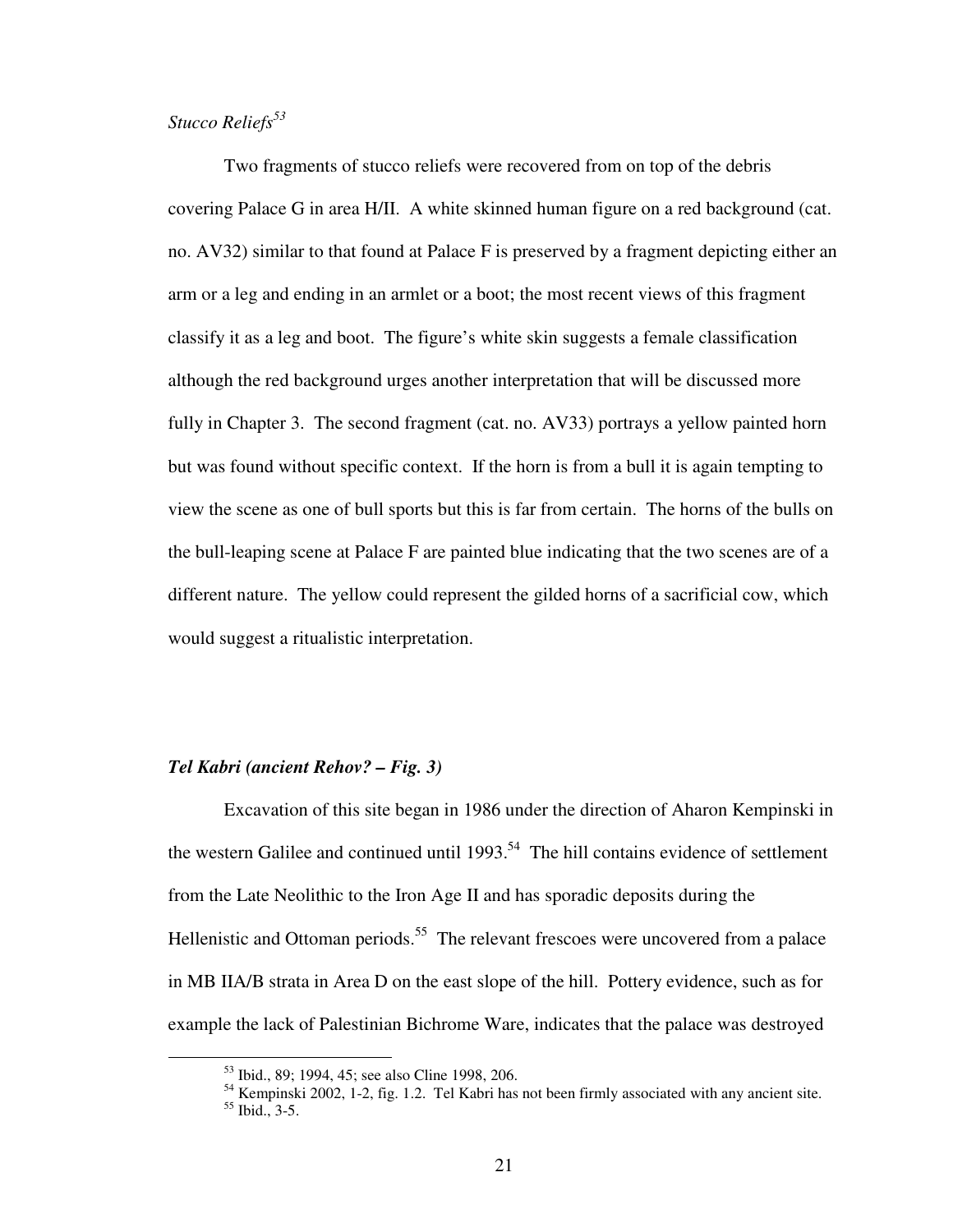*Stucco Reliefs*[53]

Two fragments of stucco reliefs were recovered from on top of the debris covering Palace G in area H/II. A white skinned human figure on a red background (cat. no. AV32) similar to that found at Palace F is preserved by a fragment depicting either an arm or a leg and ending in an armlet or a boot; the most recent views of this fragment classify it as a leg and boot. The figure's white skin suggests a female classification although the red background urges another interpretation that will be discussed more fully in Chapter 3. The second fragment (cat. no. AV33) portrays a yellow painted horn but was found without specific context. If the horn is from a bull it is again tempting to view the scene as one of bull sports but this is far from certain. The horns of the bulls on the bull-leaping scene at Palace F are painted blue indicating that the two scenes are of a different nature. The yellow could represent the gilded horns of a sacrificial cow, which would suggest a ritualistic interpretation.

### *Tel Kabri (ancient Rehov? – Fig. 3)*

Excavation of this site began in 1986 under the direction of Aharon Kempinski in the western Galilee and continued until 1993.[54] The hill contains evidence of settlement from the Late Neolithic to the Iron Age II and has sporadic deposits during the Hellenistic and Ottoman periods.[55] The relevant frescoes were uncovered from a palace in MB IIA/B strata in Area D on the east slope of the hill. Pottery evidence, such as for example the lack of Palestinian Bichrome Ware, indicates that the palace was destroyed

---

[53] Ibid., 89; 1994, 45; see also Cline 1998, 206.

[54] Kempinski 2002, 1-2, fig. 1.2. Tel Kabri has not been firmly associated with any ancient site.

[55] Ibid., 3-5.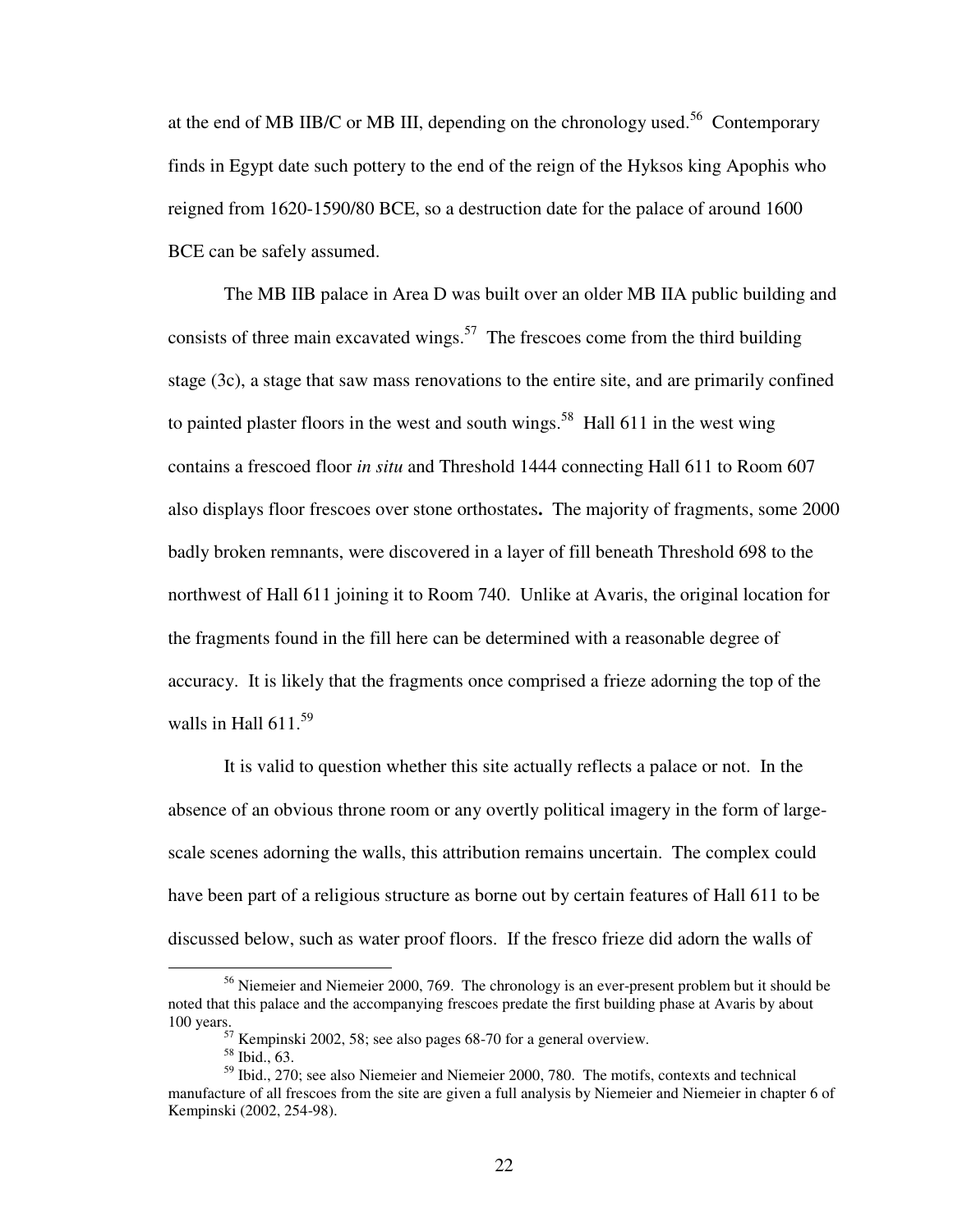at the end of MB IIB/C or MB III, depending on the chronology used.[56] Contemporary finds in Egypt date such pottery to the end of the reign of the Hyksos king Apophis who reigned from 1620-1590/80 BCE, so a destruction date for the palace of around 1600 BCE can be safely assumed.

The MB IIB palace in Area D was built over an older MB IIA public building and consists of three main excavated wings.[57] The frescoes come from the third building stage (3c), a stage that saw mass renovations to the entire site, and are primarily confined to painted plaster floors in the west and south wings.[58] Hall 611 in the west wing contains a frescoed floor *in situ* and Threshold 1444 connecting Hall 611 to Room 607 also displays floor frescoes over stone orthostates**.** The majority of fragments, some 2000 badly broken remnants, were discovered in a layer of fill beneath Threshold 698 to the northwest of Hall 611 joining it to Room 740. Unlike at Avaris, the original location for the fragments found in the fill here can be determined with a reasonable degree of accuracy. It is likely that the fragments once comprised a frieze adorning the top of the walls in Hall 611.[59]

It is valid to question whether this site actually reflects a palace or not. In the absence of an obvious throne room or any overtly political imagery in the form of large-scale scenes adorning the walls, this attribution remains uncertain. The complex could have been part of a religious structure as borne out by certain features of Hall 611 to be discussed below, such as water proof floors. If the fresco frieze did adorn the walls of

---

[56] Niemeier and Niemeier 2000, 769. The chronology is an ever-present problem but it should be noted that this palace and the accompanying frescoes predate the first building phase at Avaris by about 100 years.

[57] Kempinski 2002, 58; see also pages 68-70 for a general overview.

[58] Ibid., 63.

[59] Ibid., 270; see also Niemeier and Niemeier 2000, 780. The motifs, contexts and technical manufacture of all frescoes from the site are given a full analysis by Niemeier and Niemeier in chapter 6 of Kempinski (2002, 254-98).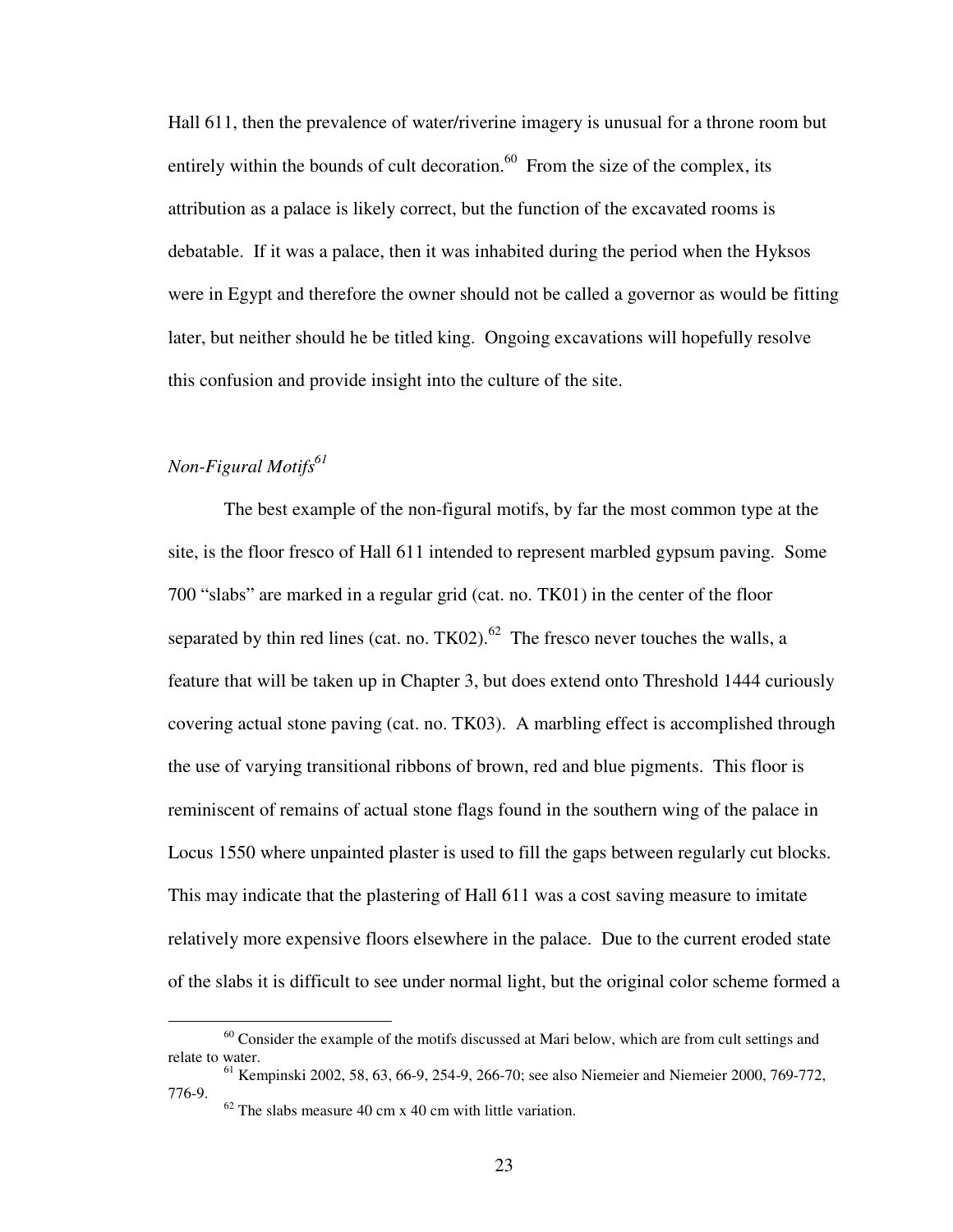Hall 611, then the prevalence of water/riverine imagery is unusual for a throne room but entirely within the bounds of cult decoration.[60] From the size of the complex, its attribution as a palace is likely correct, but the function of the excavated rooms is debatable. If it was a palace, then it was inhabited during the period when the Hyksos were in Egypt and therefore the owner should not be called a governor as would be fitting later, but neither should he be titled king. Ongoing excavations will hopefully resolve this confusion and provide insight into the culture of the site.

### *Non-Figural Motifs*[61]

The best example of the non-figural motifs, by far the most common type at the site, is the floor fresco of Hall 611 intended to represent marbled gypsum paving. Some 700 "slabs" are marked in a regular grid (cat. no. TK01) in the center of the floor separated by thin red lines (cat. no. TK02).[62] The fresco never touches the walls, a feature that will be taken up in Chapter 3, but does extend onto Threshold 1444 curiously covering actual stone paving (cat. no. TK03). A marbling effect is accomplished through the use of varying transitional ribbons of brown, red and blue pigments. This floor is reminiscent of remains of actual stone flags found in the southern wing of the palace in Locus 1550 where unpainted plaster is used to fill the gaps between regularly cut blocks. This may indicate that the plastering of Hall 611 was a cost saving measure to imitate relatively more expensive floors elsewhere in the palace. Due to the current eroded state of the slabs it is difficult to see under normal light, but the original color scheme formed a

---

[60] Consider the example of the motifs discussed at Mari below, which are from cult settings and relate to water.

[61] Kempinski 2002, 58, 63, 66-9, 254-9, 266-70; see also Niemeier and Niemeier 2000, 769-772, 776-9.

[62] The slabs measure 40 cm x 40 cm with little variation.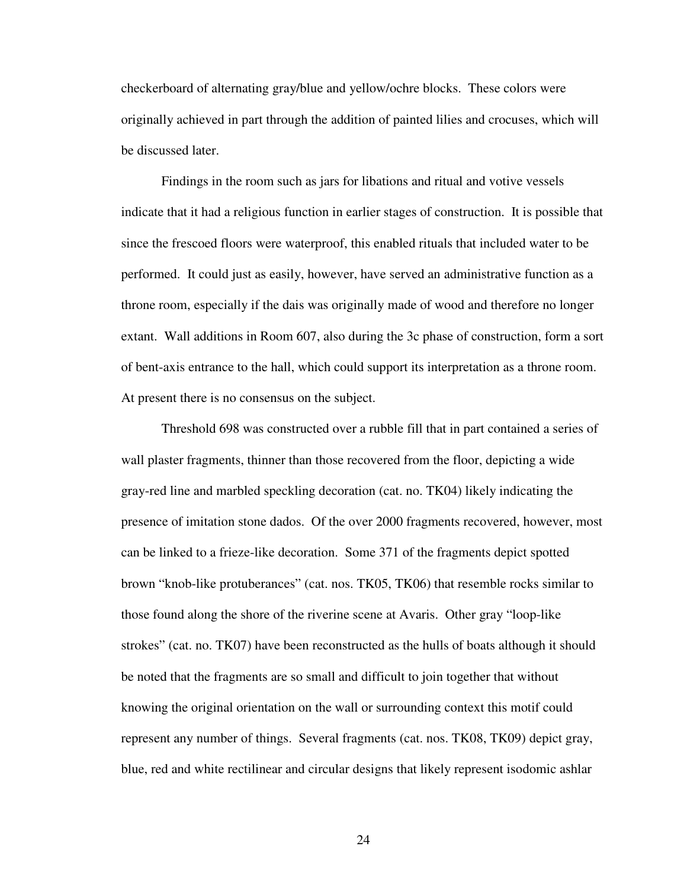checkerboard of alternating gray/blue and yellow/ochre blocks. These colors were originally achieved in part through the addition of painted lilies and crocuses, which will be discussed later.

Findings in the room such as jars for libations and ritual and votive vessels indicate that it had a religious function in earlier stages of construction. It is possible that since the frescoed floors were waterproof, this enabled rituals that included water to be performed. It could just as easily, however, have served an administrative function as a throne room, especially if the dais was originally made of wood and therefore no longer extant. Wall additions in Room 607, also during the 3c phase of construction, form a sort of bent-axis entrance to the hall, which could support its interpretation as a throne room. At present there is no consensus on the subject.

Threshold 698 was constructed over a rubble fill that in part contained a series of wall plaster fragments, thinner than those recovered from the floor, depicting a wide gray-red line and marbled speckling decoration (cat. no. TK04) likely indicating the presence of imitation stone dados. Of the over 2000 fragments recovered, however, most can be linked to a frieze-like decoration. Some 371 of the fragments depict spotted brown "knob-like protuberances" (cat. nos. TK05, TK06) that resemble rocks similar to those found along the shore of the riverine scene at Avaris. Other gray "loop-like strokes" (cat. no. TK07) have been reconstructed as the hulls of boats although it should be noted that the fragments are so small and difficult to join together that without knowing the original orientation on the wall or surrounding context this motif could represent any number of things. Several fragments (cat. nos. TK08, TK09) depict gray, blue, red and white rectilinear and circular designs that likely represent isodomic ashlar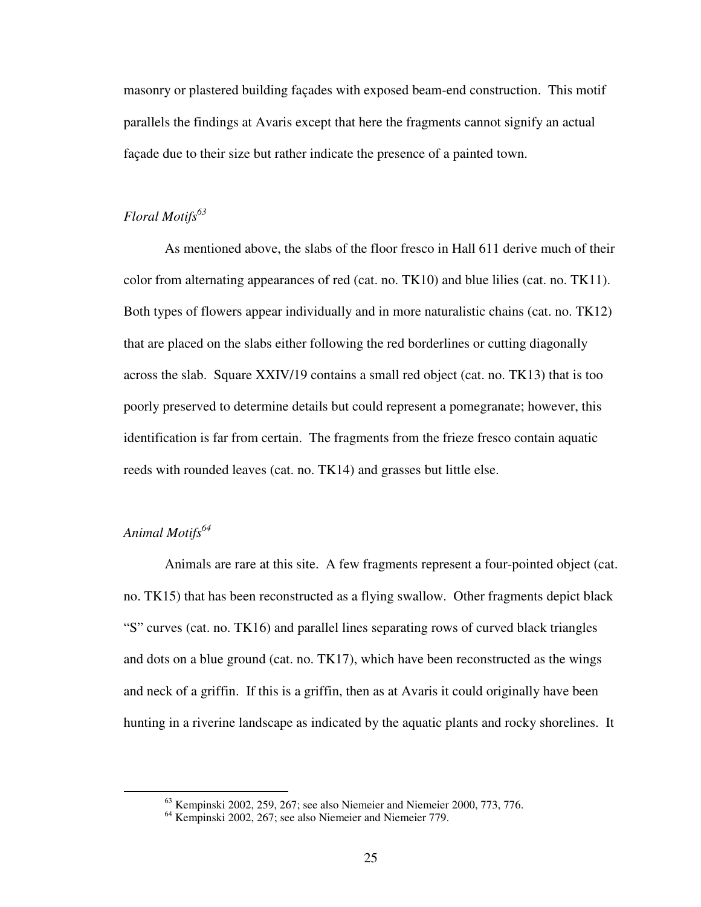masonry or plastered building façades with exposed beam-end construction. This motif parallels the findings at Avaris except that here the fragments cannot signify an actual façade due to their size but rather indicate the presence of a painted town.

### *Floral Motifs*[63]

As mentioned above, the slabs of the floor fresco in Hall 611 derive much of their color from alternating appearances of red (cat. no. TK10) and blue lilies (cat. no. TK11). Both types of flowers appear individually and in more naturalistic chains (cat. no. TK12) that are placed on the slabs either following the red borderlines or cutting diagonally across the slab. Square XXIV/19 contains a small red object (cat. no. TK13) that is too poorly preserved to determine details but could represent a pomegranate; however, this identification is far from certain. The fragments from the frieze fresco contain aquatic reeds with rounded leaves (cat. no. TK14) and grasses but little else.

### *Animal Motifs*[64]

Animals are rare at this site. A few fragments represent a four-pointed object (cat. no. TK15) that has been reconstructed as a flying swallow. Other fragments depict black "S" curves (cat. no. TK16) and parallel lines separating rows of curved black triangles and dots on a blue ground (cat. no. TK17), which have been reconstructed as the wings and neck of a griffin. If this is a griffin, then as at Avaris it could originally have been hunting in a riverine landscape as indicated by the aquatic plants and rocky shorelines. It

---

[63] Kempinski 2002, 259, 267; see also Niemeier and Niemeier 2000, 773, 776.

[64] Kempinski 2002, 267; see also Niemeier and Niemeier 779.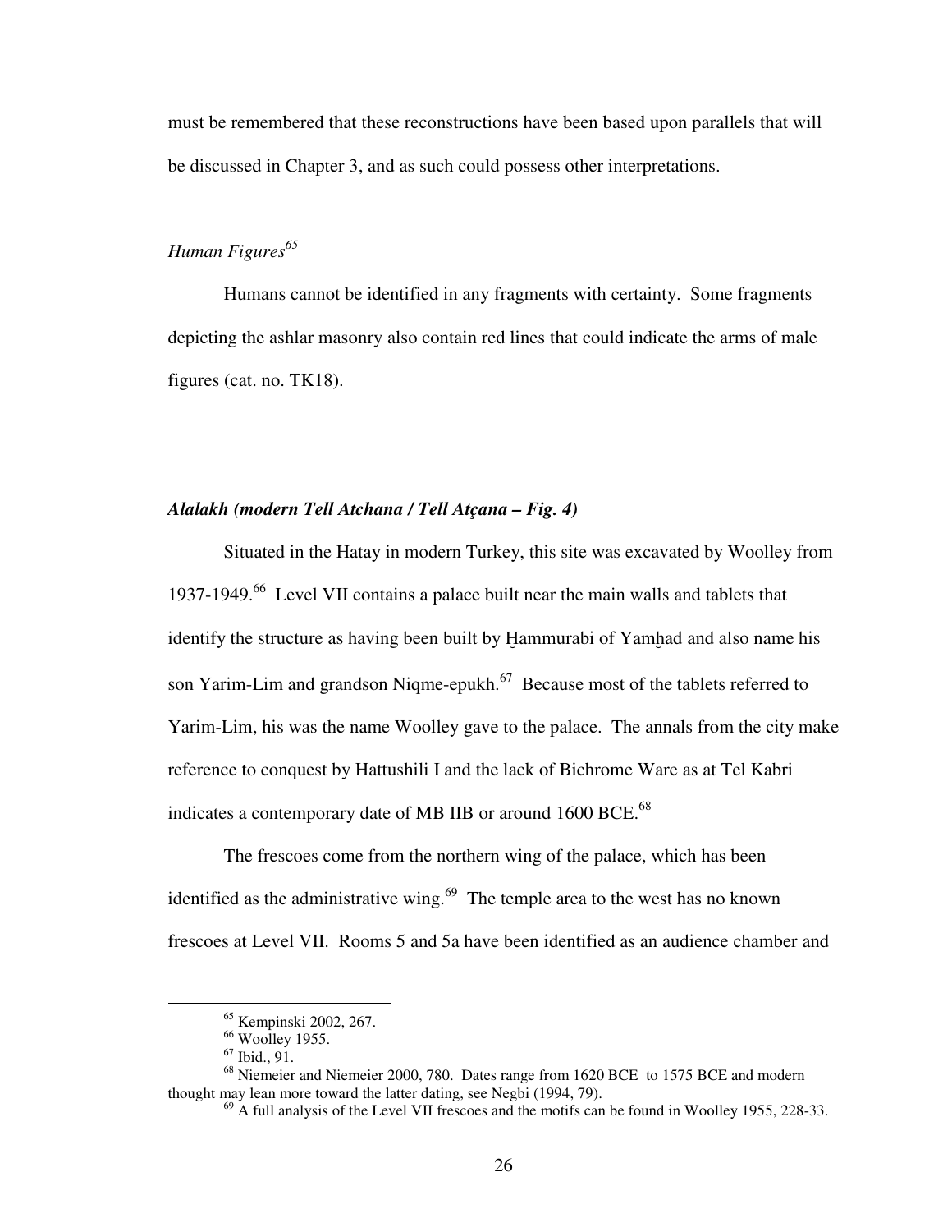must be remembered that these reconstructions have been based upon parallels that will be discussed in Chapter 3, and as such could possess other interpretations.

### *Human Figures*[65]

Humans cannot be identified in any fragments with certainty. Some fragments depicting the ashlar masonry also contain red lines that could indicate the arms of male figures (cat. no. TK18).

## ***Alalakh (modern Tell Atchana / Tell Atçana – Fig. 4)***

Situated in the Hatay in modern Turkey, this site was excavated by Woolley from 1937-1949.[66] Level VII contains a palace built near the main walls and tablets that identify the structure as having been built by Ḫammurabi of Yamḫad and also name his son Yarim-Lim and grandson Niqme-epukh.[67] Because most of the tablets referred to Yarim-Lim, his was the name Woolley gave to the palace. The annals from the city make reference to conquest by Hattushili I and the lack of Bichrome Ware as at Tel Kabri indicates a contemporary date of MB IIB or around 1600 BCE.[68]

The frescoes come from the northern wing of the palace, which has been identified as the administrative wing.[69] The temple area to the west has no known frescoes at Level VII. Rooms 5 and 5a have been identified as an audience chamber and

---

[65] Kempinski 2002, 267.

[66] Woolley 1955.

[67] Ibid., 91.

[68] Niemeier and Niemeier 2000, 780. Dates range from 1620 BCE to 1575 BCE and modern thought may lean more toward the latter dating, see Negbi (1994, 79).

[69] A full analysis of the Level VII frescoes and the motifs can be found in Woolley 1955, 228-33.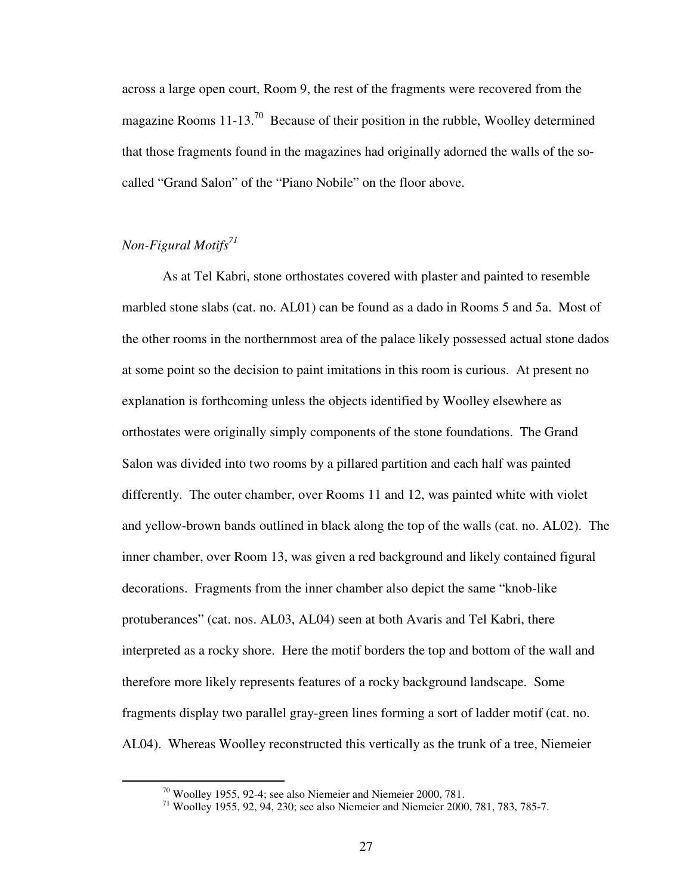across a large open court, Room 9, the rest of the fragments were recovered from the magazine Rooms 11-13.[70] Because of their position in the rubble, Woolley determined that those fragments found in the magazines had originally adorned the walls of the so-called "Grand Salon" of the "Piano Nobile" on the floor above.

### *Non-Figural Motifs*[71]

As at Tel Kabri, stone orthostates covered with plaster and painted to resemble marbled stone slabs (cat. no. AL01) can be found as a dado in Rooms 5 and 5a. Most of the other rooms in the northernmost area of the palace likely possessed actual stone dados at some point so the decision to paint imitations in this room is curious. At present no explanation is forthcoming unless the objects identified by Woolley elsewhere as orthostates were originally simply components of the stone foundations. The Grand Salon was divided into two rooms by a pillared partition and each half was painted differently. The outer chamber, over Rooms 11 and 12, was painted white with violet and yellow-brown bands outlined in black along the top of the walls (cat. no. AL02). The inner chamber, over Room 13, was given a red background and likely contained figural decorations. Fragments from the inner chamber also depict the same "knob-like protuberances" (cat. nos. AL03, AL04) seen at both Avaris and Tel Kabri, there interpreted as a rocky shore. Here the motif borders the top and bottom of the wall and therefore more likely represents features of a rocky background landscape. Some fragments display two parallel gray-green lines forming a sort of ladder motif (cat. no. AL04). Whereas Woolley reconstructed this vertically as the trunk of a tree, Niemeier

---

[70] Woolley 1955, 92-4; see also Niemeier and Niemeier 2000, 781.

[71] Woolley 1955, 92, 94, 230; see also Niemeier and Niemeier 2000, 781, 783, 785-7.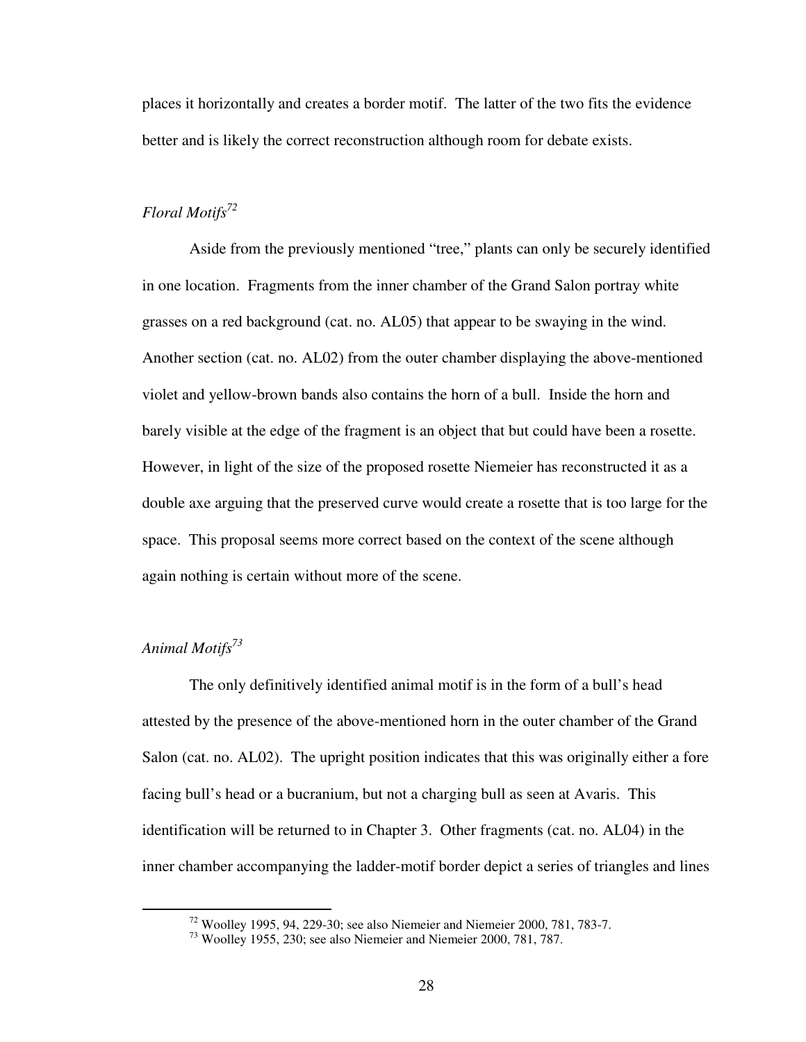places it horizontally and creates a border motif. The latter of the two fits the evidence better and is likely the correct reconstruction although room for debate exists.

### *Floral Motifs*[72]

Aside from the previously mentioned "tree," plants can only be securely identified in one location. Fragments from the inner chamber of the Grand Salon portray white grasses on a red background (cat. no. AL05) that appear to be swaying in the wind. Another section (cat. no. AL02) from the outer chamber displaying the above-mentioned violet and yellow-brown bands also contains the horn of a bull. Inside the horn and barely visible at the edge of the fragment is an object that but could have been a rosette. However, in light of the size of the proposed rosette Niemeier has reconstructed it as a double axe arguing that the preserved curve would create a rosette that is too large for the space. This proposal seems more correct based on the context of the scene although again nothing is certain without more of the scene.

### *Animal Motifs*[73]

The only definitively identified animal motif is in the form of a bull's head attested by the presence of the above-mentioned horn in the outer chamber of the Grand Salon (cat. no. AL02). The upright position indicates that this was originally either a fore facing bull's head or a bucranium, but not a charging bull as seen at Avaris. This identification will be returned to in Chapter 3. Other fragments (cat. no. AL04) in the inner chamber accompanying the ladder-motif border depict a series of triangles and lines

[72] Woolley 1995, 94, 229-30; see also Niemeier and Niemeier 2000, 781, 783-7.

[73] Woolley 1955, 230; see also Niemeier and Niemeier 2000, 781, 787.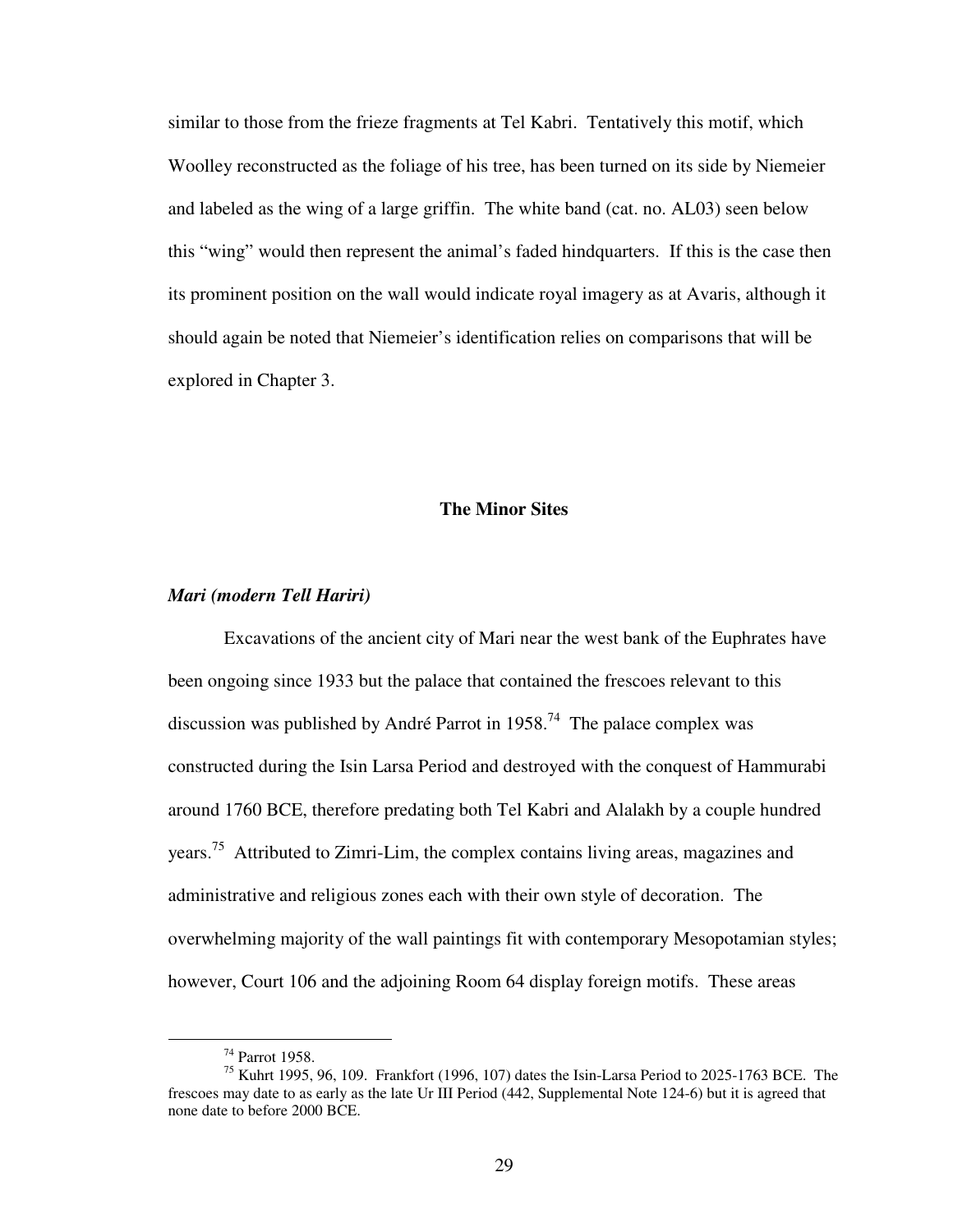similar to those from the frieze fragments at Tel Kabri. Tentatively this motif, which Woolley reconstructed as the foliage of his tree, has been turned on its side by Niemeier and labeled as the wing of a large griffin. The white band (cat. no. AL03) seen below this "wing" would then represent the animal's faded hindquarters. If this is the case then its prominent position on the wall would indicate royal imagery as at Avaris, although it should again be noted that Niemeier's identification relies on comparisons that will be explored in Chapter 3.

## The Minor Sites

### *Mari (modern Tell Hariri)*

Excavations of the ancient city of Mari near the west bank of the Euphrates have been ongoing since 1933 but the palace that contained the frescoes relevant to this discussion was published by André Parrot in 1958.[74] The palace complex was constructed during the Isin Larsa Period and destroyed with the conquest of Hammurabi around 1760 BCE, therefore predating both Tel Kabri and Alalakh by a couple hundred years.[75] Attributed to Zimri-Lim, the complex contains living areas, magazines and administrative and religious zones each with their own style of decoration. The overwhelming majority of the wall paintings fit with contemporary Mesopotamian styles; however, Court 106 and the adjoining Room 64 display foreign motifs. These areas

---

[74] Parrot 1958.

[75] Kuhrt 1995, 96, 109. Frankfort (1996, 107) dates the Isin-Larsa Period to 2025-1763 BCE. The frescoes may date to as early as the late Ur III Period (442, Supplemental Note 124-6) but it is agreed that none date to before 2000 BCE.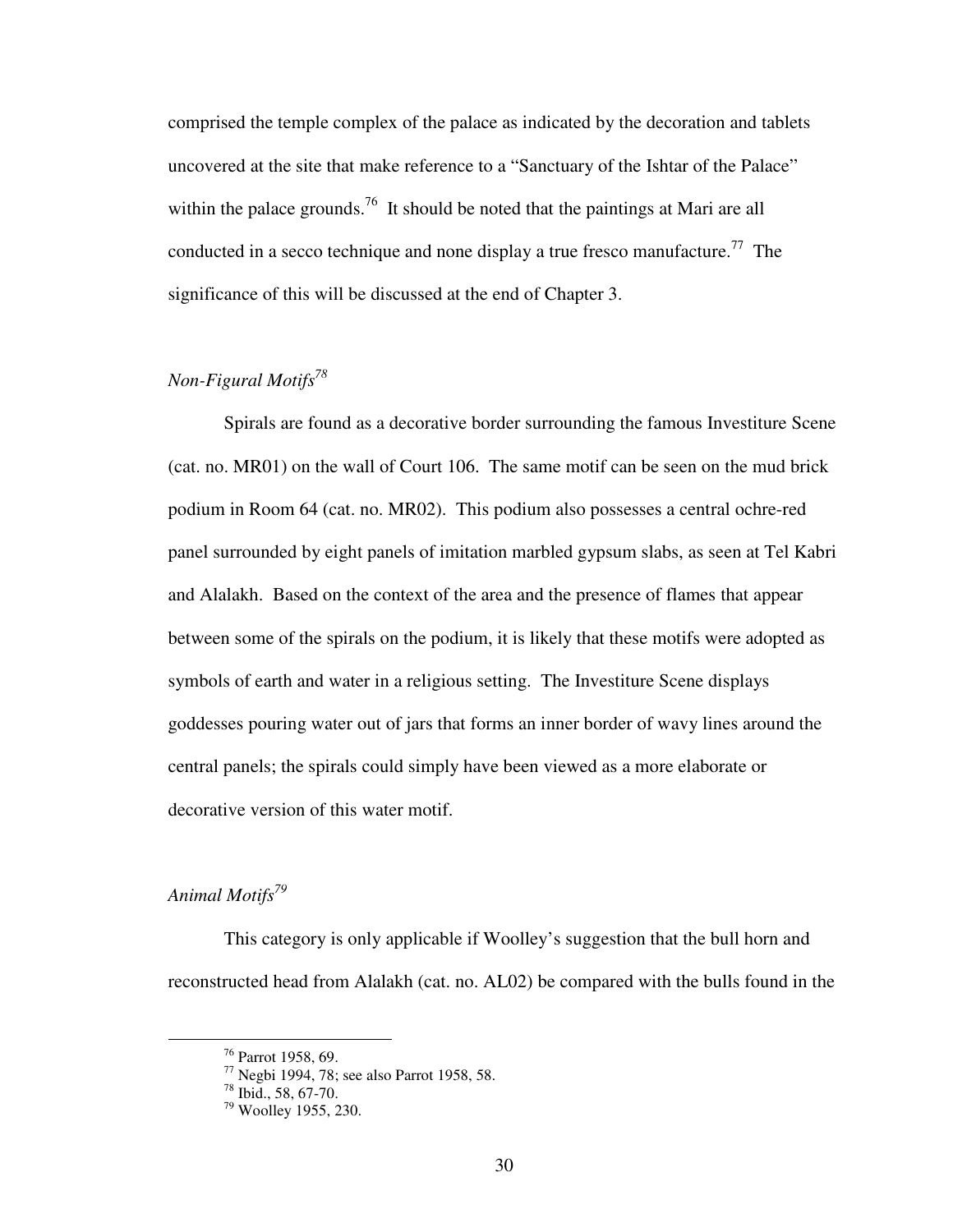comprised the temple complex of the palace as indicated by the decoration and tablets uncovered at the site that make reference to a "Sanctuary of the Ishtar of the Palace" within the palace grounds.[76] It should be noted that the paintings at Mari are all conducted in a secco technique and none display a true fresco manufacture.[77] The significance of this will be discussed at the end of Chapter 3.

### *Non-Figural Motifs*[78]

Spirals are found as a decorative border surrounding the famous Investiture Scene (cat. no. MR01) on the wall of Court 106. The same motif can be seen on the mud brick podium in Room 64 (cat. no. MR02). This podium also possesses a central ochre-red panel surrounded by eight panels of imitation marbled gypsum slabs, as seen at Tel Kabri and Alalakh. Based on the context of the area and the presence of flames that appear between some of the spirals on the podium, it is likely that these motifs were adopted as symbols of earth and water in a religious setting. The Investiture Scene displays goddesses pouring water out of jars that forms an inner border of wavy lines around the central panels; the spirals could simply have been viewed as a more elaborate or decorative version of this water motif.

### *Animal Motifs*[79]

This category is only applicable if Woolley's suggestion that the bull horn and reconstructed head from Alalakh (cat. no. AL02) be compared with the bulls found in the

---

[76] Parrot 1958, 69.

[77] Negbi 1994, 78; see also Parrot 1958, 58.

[78] Ibid., 58, 67-70.

[79] Woolley 1955, 230.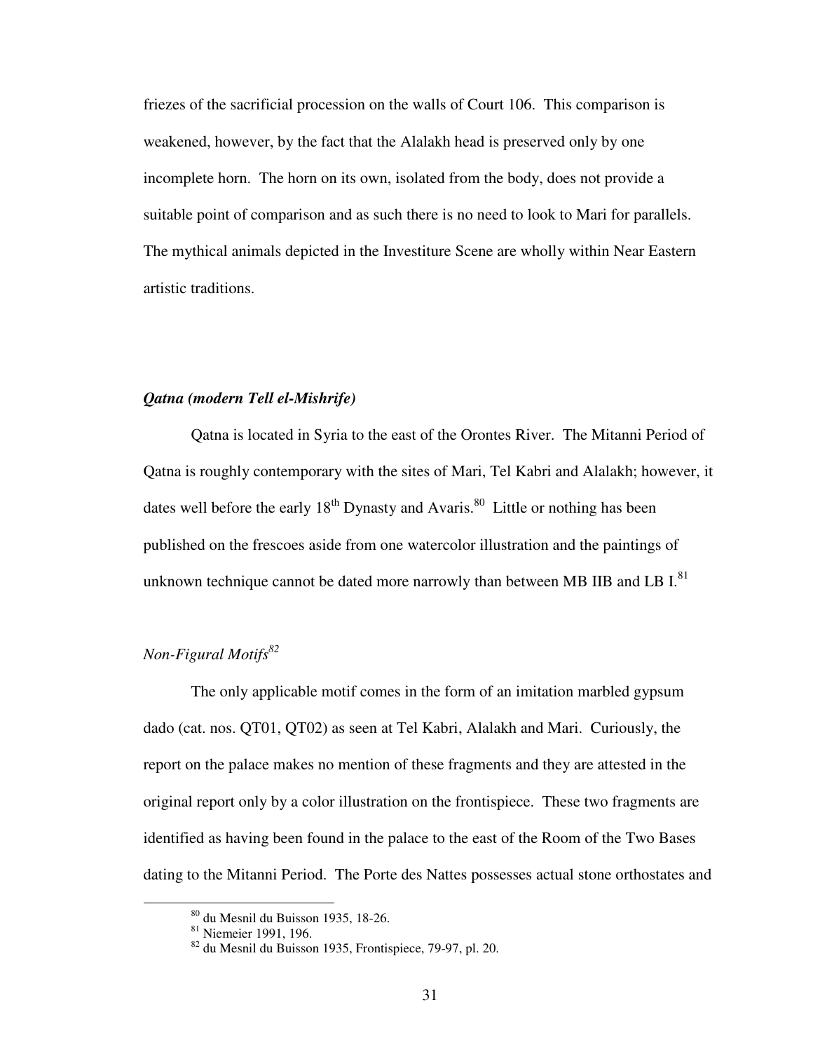friezes of the sacrificial procession on the walls of Court 106. This comparison is weakened, however, by the fact that the Alalakh head is preserved only by one incomplete horn. The horn on its own, isolated from the body, does not provide a suitable point of comparison and as such there is no need to look to Mari for parallels. The mythical animals depicted in the Investiture Scene are wholly within Near Eastern artistic traditions.

### *Qatna (modern Tell el-Mishrife)*

Qatna is located in Syria to the east of the Orontes River. The Mitanni Period of Qatna is roughly contemporary with the sites of Mari, Tel Kabri and Alalakh; however, it dates well before the early 18th Dynasty and Avaris.[80] Little or nothing has been published on the frescoes aside from one watercolor illustration and the paintings of unknown technique cannot be dated more narrowly than between MB IIB and LB I.[81]

#### *Non-Figural Motifs*[82]

The only applicable motif comes in the form of an imitation marbled gypsum dado (cat. nos. QT01, QT02) as seen at Tel Kabri, Alalakh and Mari. Curiously, the report on the palace makes no mention of these fragments and they are attested in the original report only by a color illustration on the frontispiece. These two fragments are identified as having been found in the palace to the east of the Room of the Two Bases dating to the Mitanni Period. The Porte des Nattes possesses actual stone orthostates and

---

[80] du Mesnil du Buisson 1935, 18-26.

[81] Niemeier 1991, 196.

[82] du Mesnil du Buisson 1935, Frontispiece, 79-97, pl. 20.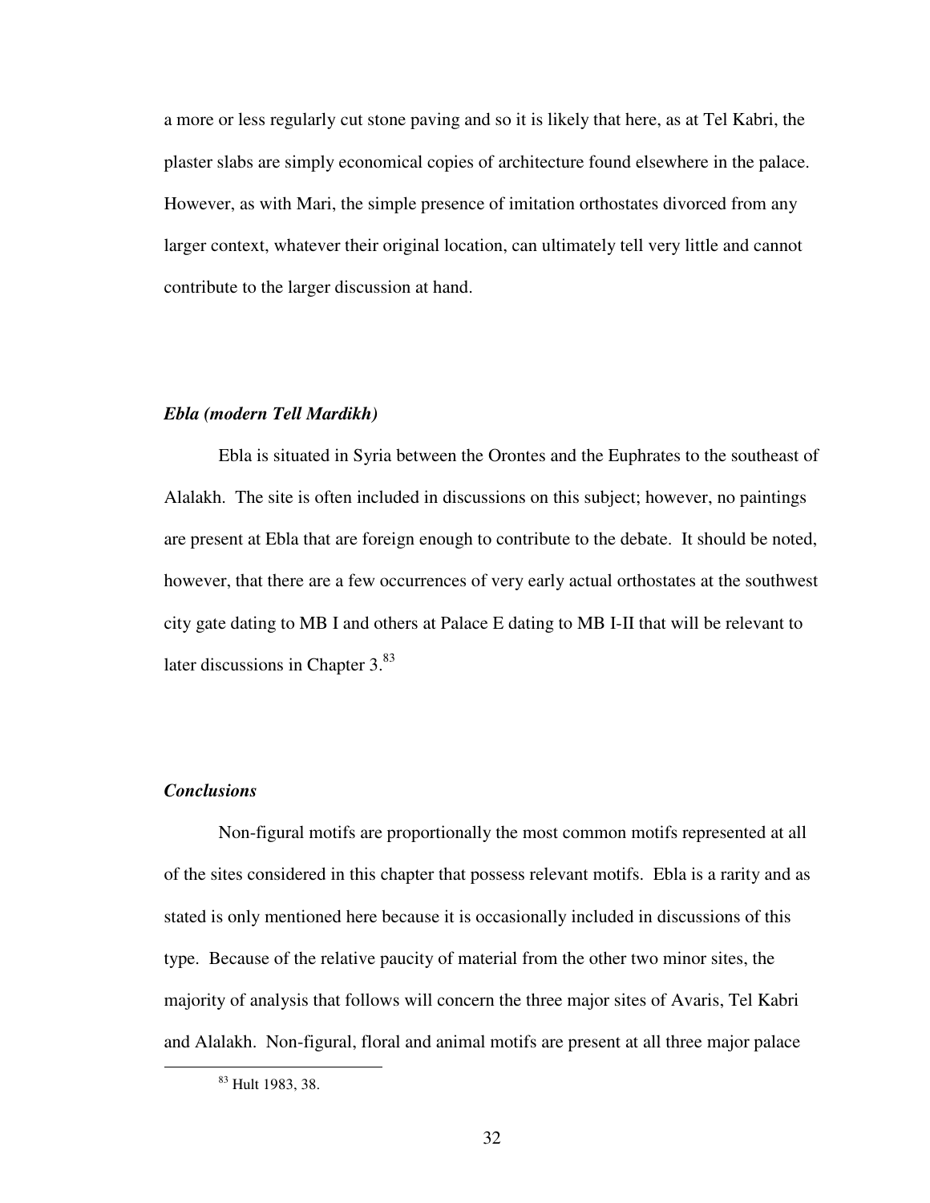a more or less regularly cut stone paving and so it is likely that here, as at Tel Kabri, the plaster slabs are simply economical copies of architecture found elsewhere in the palace. However, as with Mari, the simple presence of imitation orthostates divorced from any larger context, whatever their original location, can ultimately tell very little and cannot contribute to the larger discussion at hand.

### *Ebla (modern Tell Mardikh)*

Ebla is situated in Syria between the Orontes and the Euphrates to the southeast of Alalakh. The site is often included in discussions on this subject; however, no paintings are present at Ebla that are foreign enough to contribute to the debate. It should be noted, however, that there are a few occurrences of very early actual orthostates at the southwest city gate dating to MB I and others at Palace E dating to MB I-II that will be relevant to later discussions in Chapter 3.[83]

### *Conclusions*

Non-figural motifs are proportionally the most common motifs represented at all of the sites considered in this chapter that possess relevant motifs. Ebla is a rarity and as stated is only mentioned here because it is occasionally included in discussions of this type. Because of the relative paucity of material from the other two minor sites, the majority of analysis that follows will concern the three major sites of Avaris, Tel Kabri and Alalakh. Non-figural, floral and animal motifs are present at all three major palace

[83] Hult 1983, 38.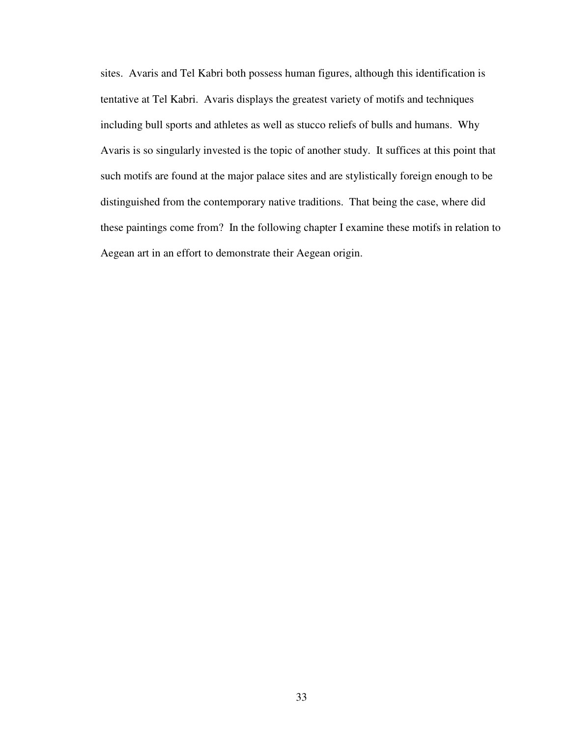sites. Avaris and Tel Kabri both possess human figures, although this identification is tentative at Tel Kabri. Avaris displays the greatest variety of motifs and techniques including bull sports and athletes as well as stucco reliefs of bulls and humans. Why Avaris is so singularly invested is the topic of another study. It suffices at this point that such motifs are found at the major palace sites and are stylistically foreign enough to be distinguished from the contemporary native traditions. That being the case, where did these paintings come from? In the following chapter I examine these motifs in relation to Aegean art in an effort to demonstrate their Aegean origin.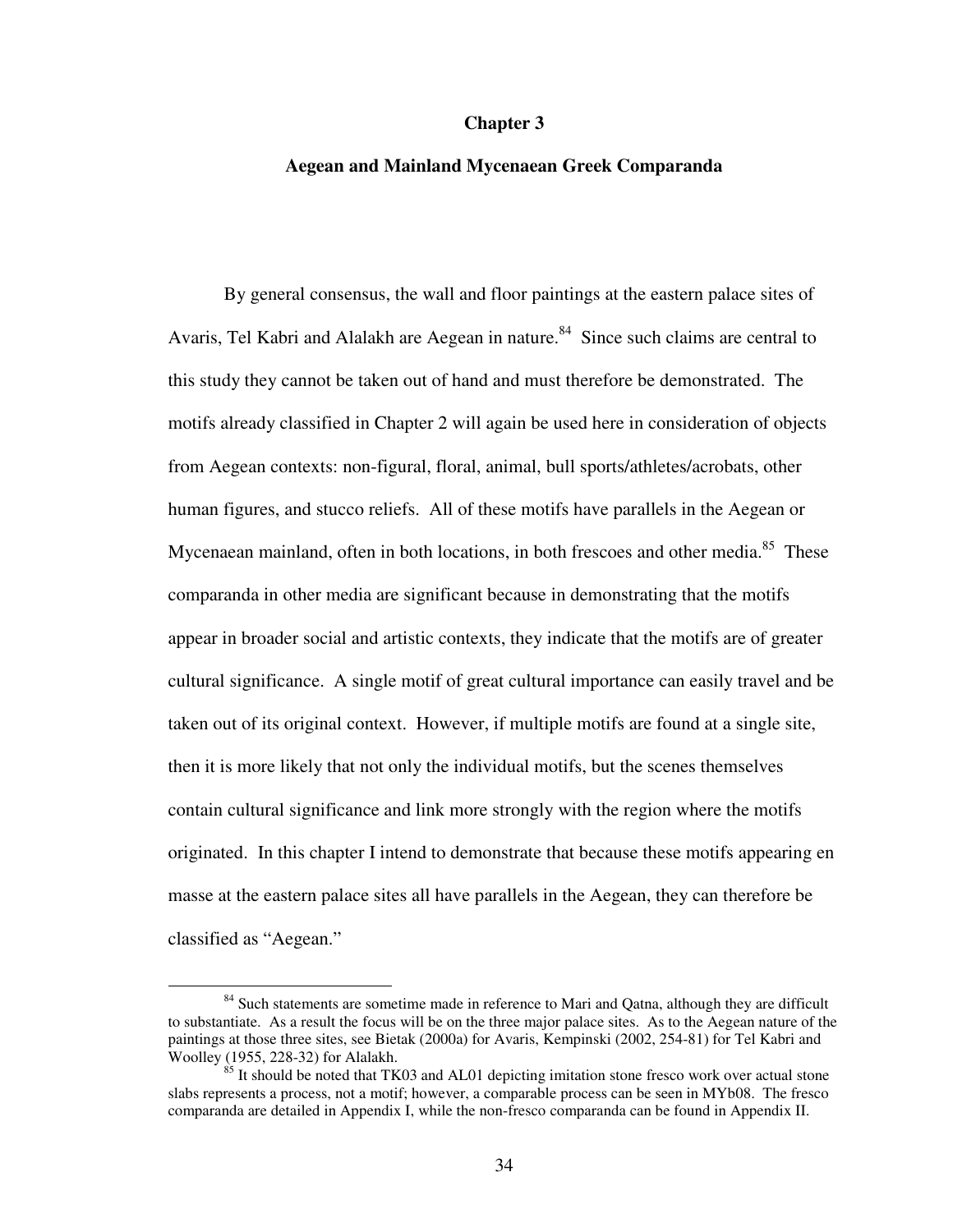# Chapter 3

## Aegean and Mainland Mycenaean Greek Comparanda

By general consensus, the wall and floor paintings at the eastern palace sites of Avaris, Tel Kabri and Alalakh are Aegean in nature.[84] Since such claims are central to this study they cannot be taken out of hand and must therefore be demonstrated. The motifs already classified in Chapter 2 will again be used here in consideration of objects from Aegean contexts: non-figural, floral, animal, bull sports/athletes/acrobats, other human figures, and stucco reliefs. All of these motifs have parallels in the Aegean or Mycenaean mainland, often in both locations, in both frescoes and other media.[85] These comparanda in other media are significant because in demonstrating that the motifs appear in broader social and artistic contexts, they indicate that the motifs are of greater cultural significance. A single motif of great cultural importance can easily travel and be taken out of its original context. However, if multiple motifs are found at a single site, then it is more likely that not only the individual motifs, but the scenes themselves contain cultural significance and link more strongly with the region where the motifs originated. In this chapter I intend to demonstrate that because these motifs appearing en masse at the eastern palace sites all have parallels in the Aegean, they can therefore be classified as "Aegean."

---

[84] Such statements are sometime made in reference to Mari and Qatna, although they are difficult to substantiate. As a result the focus will be on the three major palace sites. As to the Aegean nature of the paintings at those three sites, see Bietak (2000a) for Avaris, Kempinski (2002, 254-81) for Tel Kabri and Woolley (1955, 228-32) for Alalakh.

[85] It should be noted that TK03 and AL01 depicting imitation stone fresco work over actual stone slabs represents a process, not a motif; however, a comparable process can be seen in MYb08. The fresco comparanda are detailed in Appendix I, while the non-fresco comparanda can be found in Appendix II.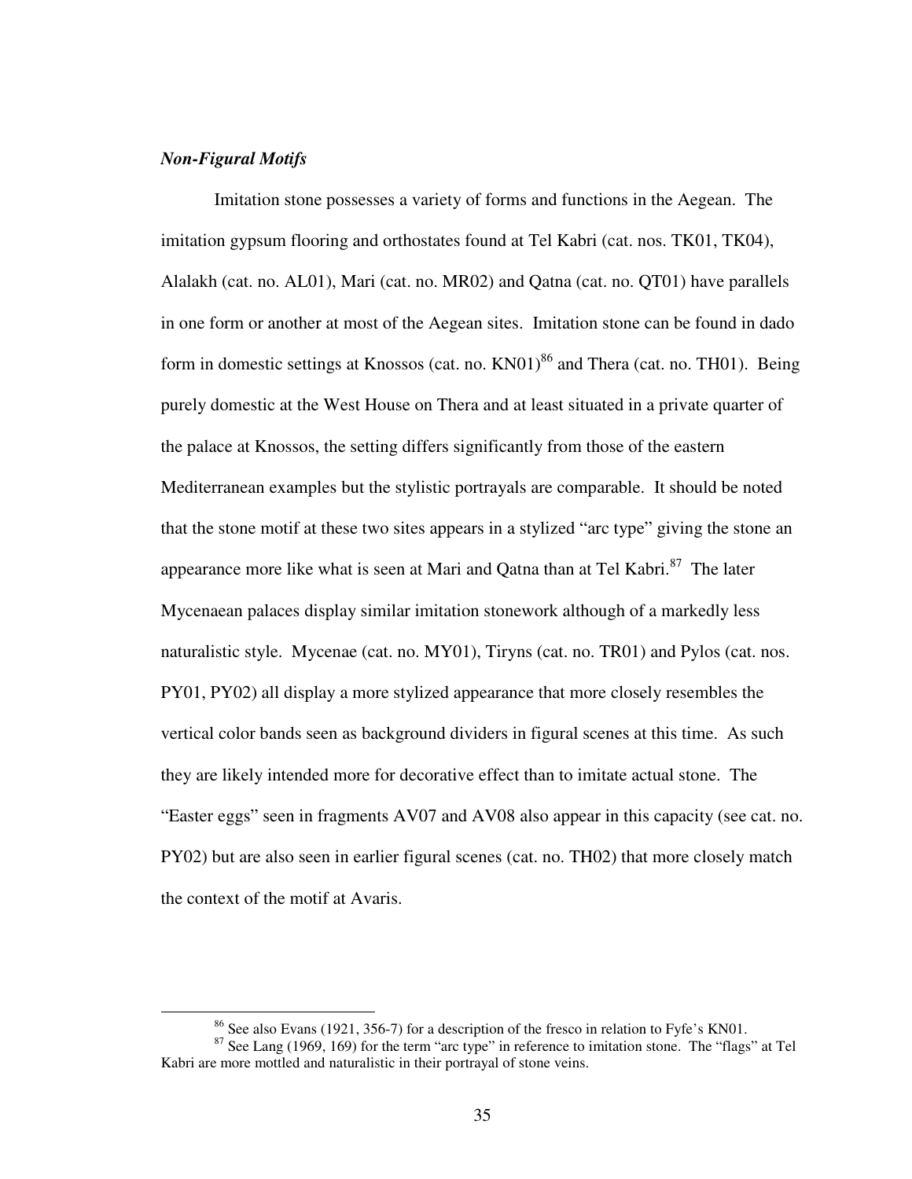### *Non-Figural Motifs*

Imitation stone possesses a variety of forms and functions in the Aegean. The imitation gypsum flooring and orthostates found at Tel Kabri (cat. nos. TK01, TK04), Alalakh (cat. no. AL01), Mari (cat. no. MR02) and Qatna (cat. no. QT01) have parallels in one form or another at most of the Aegean sites. Imitation stone can be found in dado form in domestic settings at Knossos (cat. no. KN01)[86] and Thera (cat. no. TH01). Being purely domestic at the West House on Thera and at least situated in a private quarter of the palace at Knossos, the setting differs significantly from those of the eastern Mediterranean examples but the stylistic portrayals are comparable. It should be noted that the stone motif at these two sites appears in a stylized "arc type" giving the stone an appearance more like what is seen at Mari and Qatna than at Tel Kabri.[87] The later Mycenaean palaces display similar imitation stonework although of a markedly less naturalistic style. Mycenae (cat. no. MY01), Tiryns (cat. no. TR01) and Pylos (cat. nos. PY01, PY02) all display a more stylized appearance that more closely resembles the vertical color bands seen as background dividers in figural scenes at this time. As such they are likely intended more for decorative effect than to imitate actual stone. The "Easter eggs" seen in fragments AV07 and AV08 also appear in this capacity (see cat. no. PY02) but are also seen in earlier figural scenes (cat. no. TH02) that more closely match the context of the motif at Avaris.

---

[86] See also Evans (1921, 356-7) for a description of the fresco in relation to Fyfe's KN01.

[87] See Lang (1969, 169) for the term "arc type" in reference to imitation stone. The "flags" at Tel Kabri are more mottled and naturalistic in their portrayal of stone veins.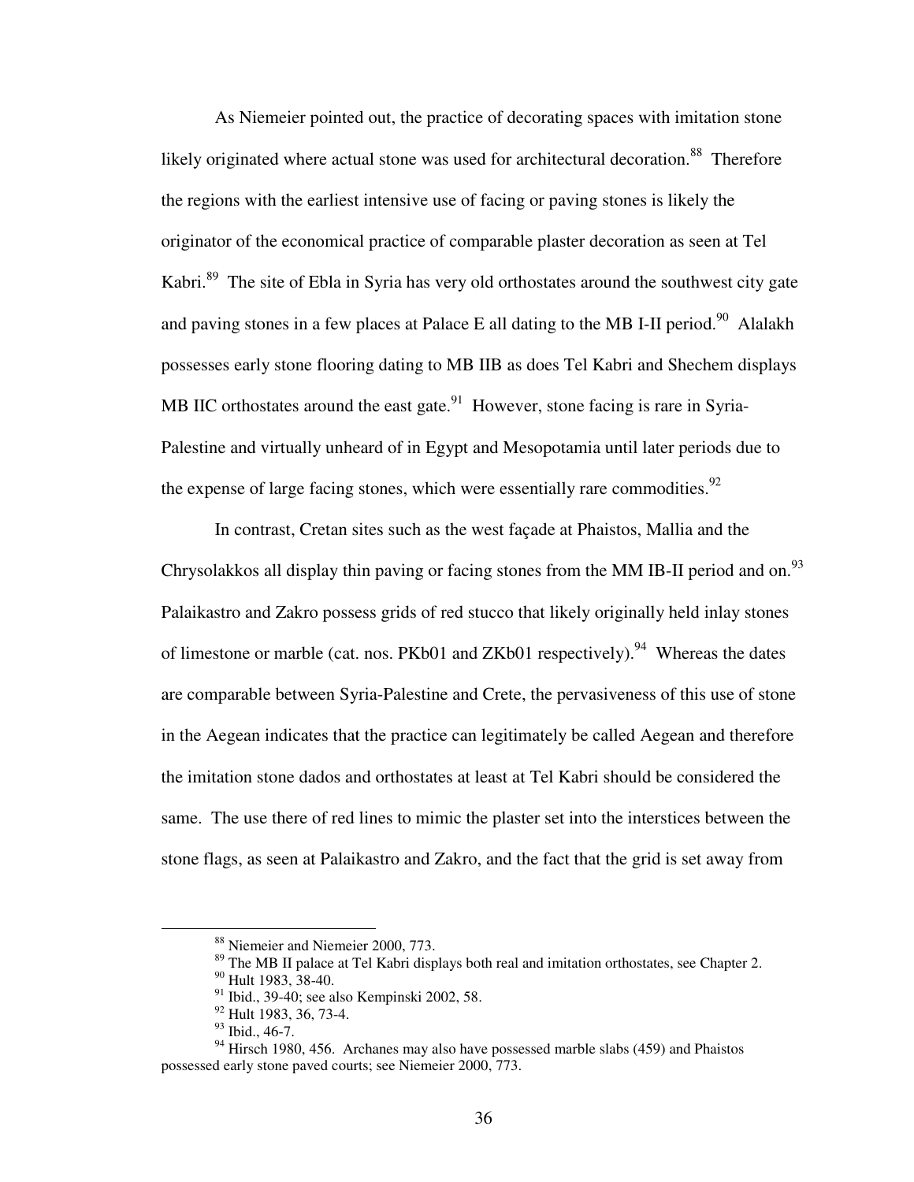As Niemeier pointed out, the practice of decorating spaces with imitation stone likely originated where actual stone was used for architectural decoration.[88] Therefore the regions with the earliest intensive use of facing or paving stones is likely the originator of the economical practice of comparable plaster decoration as seen at Tel Kabri.[89] The site of Ebla in Syria has very old orthostates around the southwest city gate and paving stones in a few places at Palace E all dating to the MB I-II period.[90] Alalakh possesses early stone flooring dating to MB IIB as does Tel Kabri and Shechem displays MB IIC orthostates around the east gate.[91] However, stone facing is rare in Syria-Palestine and virtually unheard of in Egypt and Mesopotamia until later periods due to the expense of large facing stones, which were essentially rare commodities.[92]

In contrast, Cretan sites such as the west façade at Phaistos, Mallia and the Chrysolakkos all display thin paving or facing stones from the MM IB-II period and on.[93] Palaikastro and Zakro possess grids of red stucco that likely originally held inlay stones of limestone or marble (cat. nos. PKb01 and ZKb01 respectively).[94] Whereas the dates are comparable between Syria-Palestine and Crete, the pervasiveness of this use of stone in the Aegean indicates that the practice can legitimately be called Aegean and therefore the imitation stone dados and orthostates at least at Tel Kabri should be considered the same. The use there of red lines to mimic the plaster set into the interstices between the stone flags, as seen at Palaikastro and Zakro, and the fact that the grid is set away from

---

[88] Niemeier and Niemeier 2000, 773.

[89] The MB II palace at Tel Kabri displays both real and imitation orthostates, see Chapter 2.

[90] Hult 1983, 38-40.

[91] Ibid., 39-40; see also Kempinski 2002, 58.

[92] Hult 1983, 36, 73-4.

[93] Ibid., 46-7.

[94] Hirsch 1980, 456. Archanes may also have possessed marble slabs (459) and Phaistos possessed early stone paved courts; see Niemeier 2000, 773.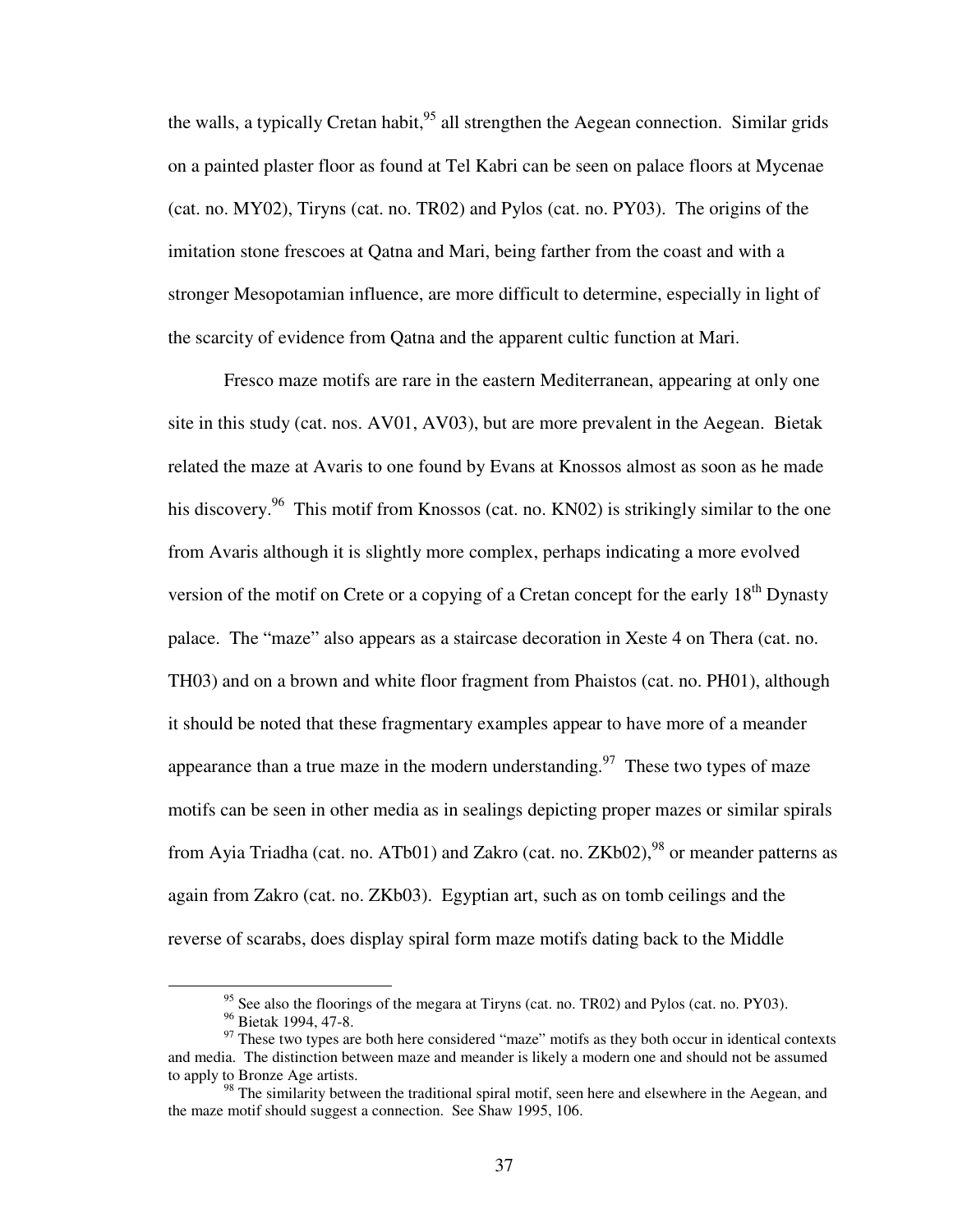the walls, a typically Cretan habit,[95] all strengthen the Aegean connection. Similar grids on a painted plaster floor as found at Tel Kabri can be seen on palace floors at Mycenae (cat. no. MY02), Tiryns (cat. no. TR02) and Pylos (cat. no. PY03). The origins of the imitation stone frescoes at Qatna and Mari, being farther from the coast and with a stronger Mesopotamian influence, are more difficult to determine, especially in light of the scarcity of evidence from Qatna and the apparent cultic function at Mari.

Fresco maze motifs are rare in the eastern Mediterranean, appearing at only one site in this study (cat. nos. AV01, AV03), but are more prevalent in the Aegean. Bietak related the maze at Avaris to one found by Evans at Knossos almost as soon as he made his discovery.[96] This motif from Knossos (cat. no. KN02) is strikingly similar to the one from Avaris although it is slightly more complex, perhaps indicating a more evolved version of the motif on Crete or a copying of a Cretan concept for the early 18th Dynasty palace. The "maze" also appears as a staircase decoration in Xeste 4 on Thera (cat. no. TH03) and on a brown and white floor fragment from Phaistos (cat. no. PH01), although it should be noted that these fragmentary examples appear to have more of a meander appearance than a true maze in the modern understanding.[97] These two types of maze motifs can be seen in other media as in sealings depicting proper mazes or similar spirals from Ayia Triadha (cat. no. ATb01) and Zakro (cat. no. ZKb02),[98] or meander patterns as again from Zakro (cat. no. ZKb03). Egyptian art, such as on tomb ceilings and the reverse of scarabs, does display spiral form maze motifs dating back to the Middle

[95] See also the floorings of the megara at Tiryns (cat. no. TR02) and Pylos (cat. no. PY03).

[96] Bietak 1994, 47-8.

[97] These two types are both here considered "maze" motifs as they both occur in identical contexts and media. The distinction between maze and meander is likely a modern one and should not be assumed to apply to Bronze Age artists.

[98] The similarity between the traditional spiral motif, seen here and elsewhere in the Aegean, and the maze motif should suggest a connection. See Shaw 1995, 106.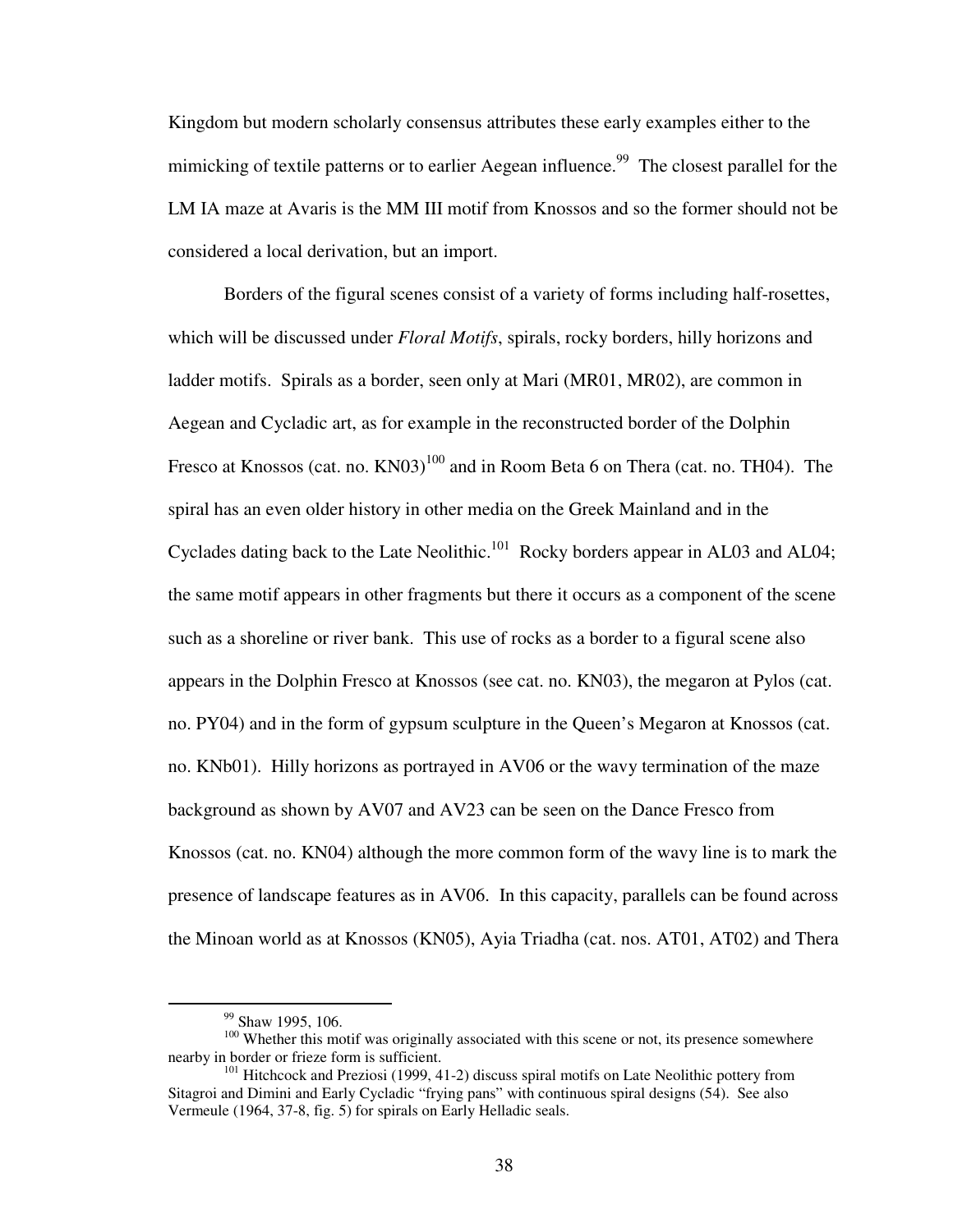Kingdom but modern scholarly consensus attributes these early examples either to the mimicking of textile patterns or to earlier Aegean influence.[99] The closest parallel for the LM IA maze at Avaris is the MM III motif from Knossos and so the former should not be considered a local derivation, but an import.

Borders of the figural scenes consist of a variety of forms including half-rosettes, which will be discussed under *Floral Motifs*, spirals, rocky borders, hilly horizons and ladder motifs. Spirals as a border, seen only at Mari (MR01, MR02), are common in Aegean and Cycladic art, as for example in the reconstructed border of the Dolphin Fresco at Knossos (cat. no. KN03)[100] and in Room Beta 6 on Thera (cat. no. TH04). The spiral has an even older history in other media on the Greek Mainland and in the Cyclades dating back to the Late Neolithic.[101] Rocky borders appear in AL03 and AL04; the same motif appears in other fragments but there it occurs as a component of the scene such as a shoreline or river bank. This use of rocks as a border to a figural scene also appears in the Dolphin Fresco at Knossos (see cat. no. KN03), the megaron at Pylos (cat. no. PY04) and in the form of gypsum sculpture in the Queen's Megaron at Knossos (cat. no. KNb01). Hilly horizons as portrayed in AV06 or the wavy termination of the maze background as shown by AV07 and AV23 can be seen on the Dance Fresco from Knossos (cat. no. KN04) although the more common form of the wavy line is to mark the presence of landscape features as in AV06. In this capacity, parallels can be found across the Minoan world as at Knossos (KN05), Ayia Triadha (cat. nos. AT01, AT02) and Thera

---

[99] Shaw 1995, 106.

[100] Whether this motif was originally associated with this scene or not, its presence somewhere nearby in border or frieze form is sufficient.

[101] Hitchcock and Preziosi (1999, 41-2) discuss spiral motifs on Late Neolithic pottery from Sitagroi and Dimini and Early Cycladic "frying pans" with continuous spiral designs (54). See also Vermeule (1964, 37-8, fig. 5) for spirals on Early Helladic seals.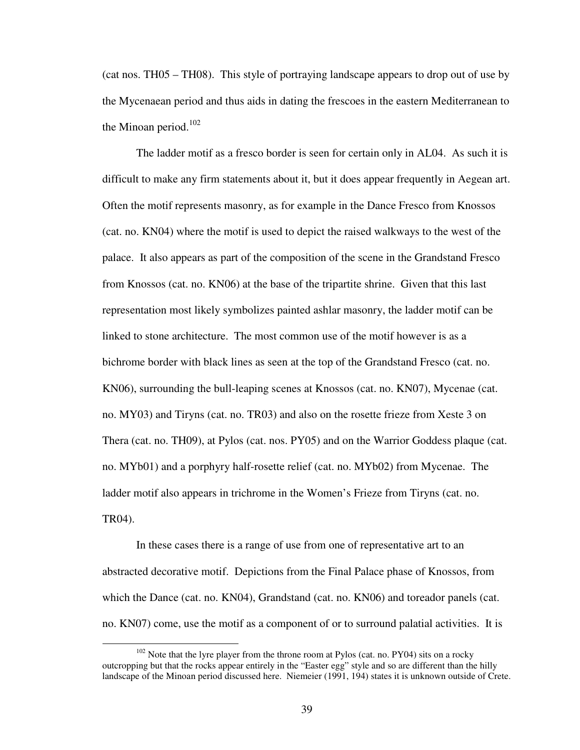(cat nos. TH05 – TH08). This style of portraying landscape appears to drop out of use by the Mycenaean period and thus aids in dating the frescoes in the eastern Mediterranean to the Minoan period.[102]

The ladder motif as a fresco border is seen for certain only in AL04. As such it is difficult to make any firm statements about it, but it does appear frequently in Aegean art. Often the motif represents masonry, as for example in the Dance Fresco from Knossos (cat. no. KN04) where the motif is used to depict the raised walkways to the west of the palace. It also appears as part of the composition of the scene in the Grandstand Fresco from Knossos (cat. no. KN06) at the base of the tripartite shrine. Given that this last representation most likely symbolizes painted ashlar masonry, the ladder motif can be linked to stone architecture. The most common use of the motif however is as a bichrome border with black lines as seen at the top of the Grandstand Fresco (cat. no. KN06), surrounding the bull-leaping scenes at Knossos (cat. no. KN07), Mycenae (cat. no. MY03) and Tiryns (cat. no. TR03) and also on the rosette frieze from Xeste 3 on Thera (cat. no. TH09), at Pylos (cat. nos. PY05) and on the Warrior Goddess plaque (cat. no. MYb01) and a porphyry half-rosette relief (cat. no. MYb02) from Mycenae. The ladder motif also appears in trichrome in the Women's Frieze from Tiryns (cat. no. TR04).

In these cases there is a range of use from one of representative art to an abstracted decorative motif. Depictions from the Final Palace phase of Knossos, from which the Dance (cat. no. KN04), Grandstand (cat. no. KN06) and toreador panels (cat. no. KN07) come, use the motif as a component of or to surround palatial activities. It is

[102] Note that the lyre player from the throne room at Pylos (cat. no. PY04) sits on a rocky outcropping but that the rocks appear entirely in the "Easter egg" style and so are different than the hilly landscape of the Minoan period discussed here. Niemeier (1991, 194) states it is unknown outside of Crete.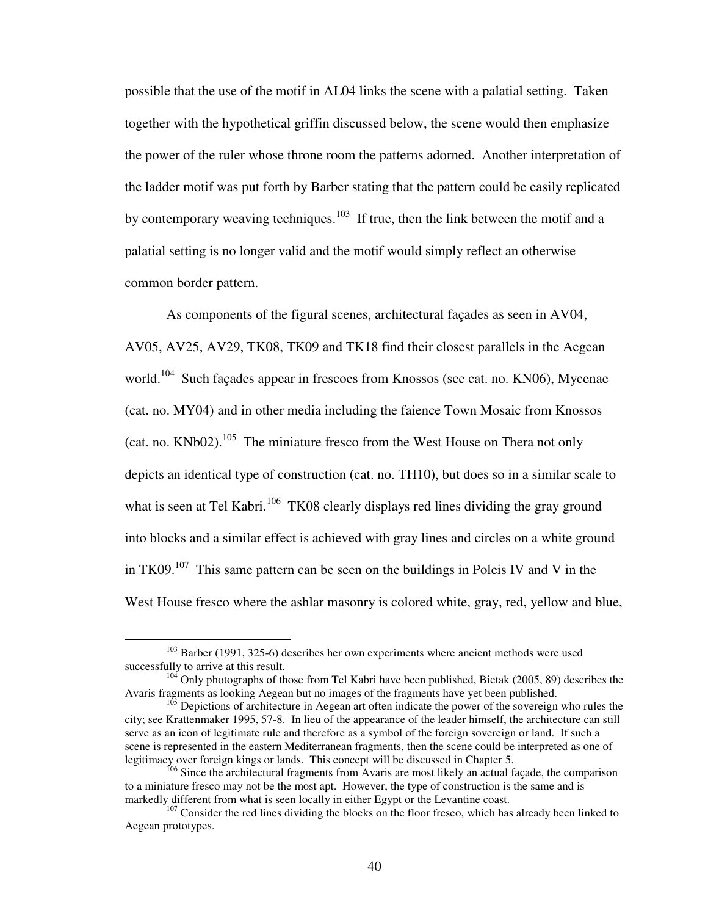possible that the use of the motif in AL04 links the scene with a palatial setting. Taken together with the hypothetical griffin discussed below, the scene would then emphasize the power of the ruler whose throne room the patterns adorned. Another interpretation of the ladder motif was put forth by Barber stating that the pattern could be easily replicated by contemporary weaving techniques.[103] If true, then the link between the motif and a palatial setting is no longer valid and the motif would simply reflect an otherwise common border pattern.

As components of the figural scenes, architectural façades as seen in AV04, AV05, AV25, AV29, TK08, TK09 and TK18 find their closest parallels in the Aegean world.[104] Such façades appear in frescoes from Knossos (see cat. no. KN06), Mycenae (cat. no. MY04) and in other media including the faience Town Mosaic from Knossos (cat. no. KNb02).[105] The miniature fresco from the West House on Thera not only depicts an identical type of construction (cat. no. TH10), but does so in a similar scale to what is seen at Tel Kabri.[106] TK08 clearly displays red lines dividing the gray ground into blocks and a similar effect is achieved with gray lines and circles on a white ground in TK09.[107] This same pattern can be seen on the buildings in Poleis IV and V in the West House fresco where the ashlar masonry is colored white, gray, red, yellow and blue,

---

[103] Barber (1991, 325-6) describes her own experiments where ancient methods were used successfully to arrive at this result.

[104] Only photographs of those from Tel Kabri have been published, Bietak (2005, 89) describes the Avaris fragments as looking Aegean but no images of the fragments have yet been published.

[105] Depictions of architecture in Aegean art often indicate the power of the sovereign who rules the city; see Krattenmaker 1995, 57-8. In lieu of the appearance of the leader himself, the architecture can still serve as an icon of legitimate rule and therefore as a symbol of the foreign sovereign or land. If such a scene is represented in the eastern Mediterranean fragments, then the scene could be interpreted as one of legitimacy over foreign kings or lands. This concept will be discussed in Chapter 5.

[106] Since the architectural fragments from Avaris are most likely an actual façade, the comparison to a miniature fresco may not be the most apt. However, the type of construction is the same and is markedly different from what is seen locally in either Egypt or the Levantine coast.

[107] Consider the red lines dividing the blocks on the floor fresco, which has already been linked to Aegean prototypes.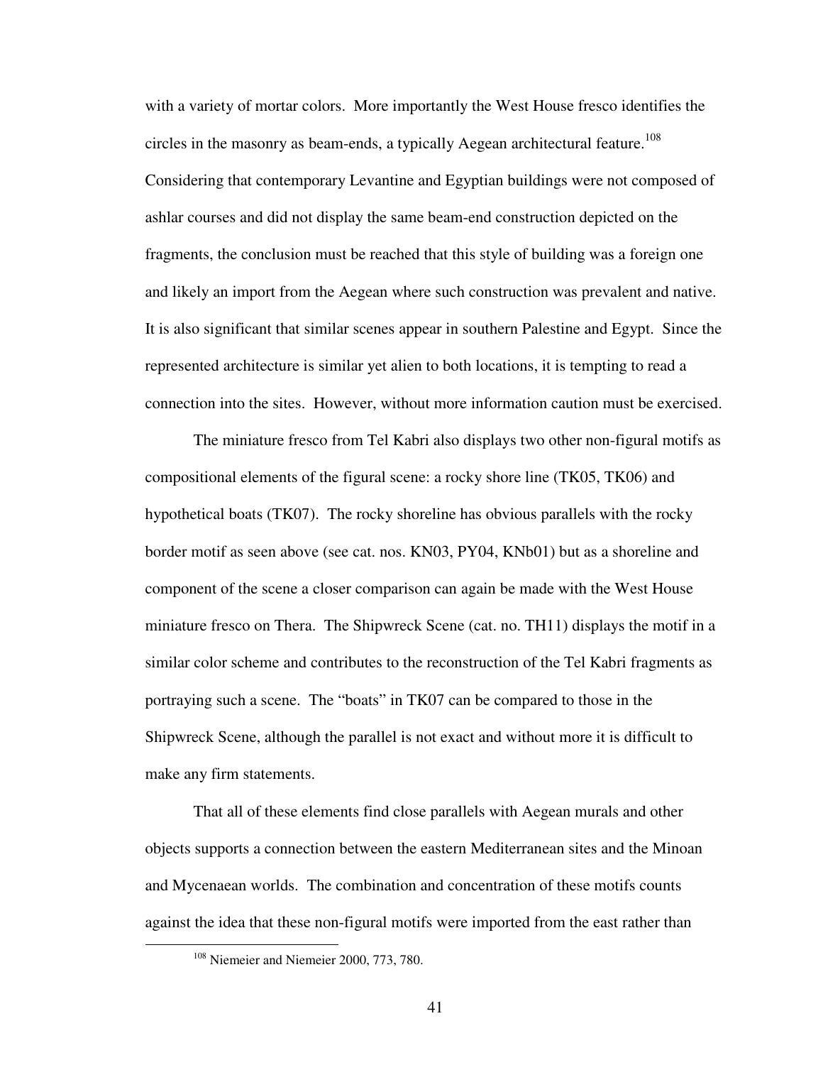with a variety of mortar colors. More importantly the West House fresco identifies the circles in the masonry as beam-ends, a typically Aegean architectural feature.[108] Considering that contemporary Levantine and Egyptian buildings were not composed of ashlar courses and did not display the same beam-end construction depicted on the fragments, the conclusion must be reached that this style of building was a foreign one and likely an import from the Aegean where such construction was prevalent and native. It is also significant that similar scenes appear in southern Palestine and Egypt. Since the represented architecture is similar yet alien to both locations, it is tempting to read a connection into the sites. However, without more information caution must be exercised.

The miniature fresco from Tel Kabri also displays two other non-figural motifs as compositional elements of the figural scene: a rocky shore line (TK05, TK06) and hypothetical boats (TK07). The rocky shoreline has obvious parallels with the rocky border motif as seen above (see cat. nos. KN03, PY04, KNb01) but as a shoreline and component of the scene a closer comparison can again be made with the West House miniature fresco on Thera. The Shipwreck Scene (cat. no. TH11) displays the motif in a similar color scheme and contributes to the reconstruction of the Tel Kabri fragments as portraying such a scene. The "boats" in TK07 can be compared to those in the Shipwreck Scene, although the parallel is not exact and without more it is difficult to make any firm statements.

That all of these elements find close parallels with Aegean murals and other objects supports a connection between the eastern Mediterranean sites and the Minoan and Mycenaean worlds. The combination and concentration of these motifs counts against the idea that these non-figural motifs were imported from the east rather than

[108] Niemeier and Niemeier 2000, 773, 780.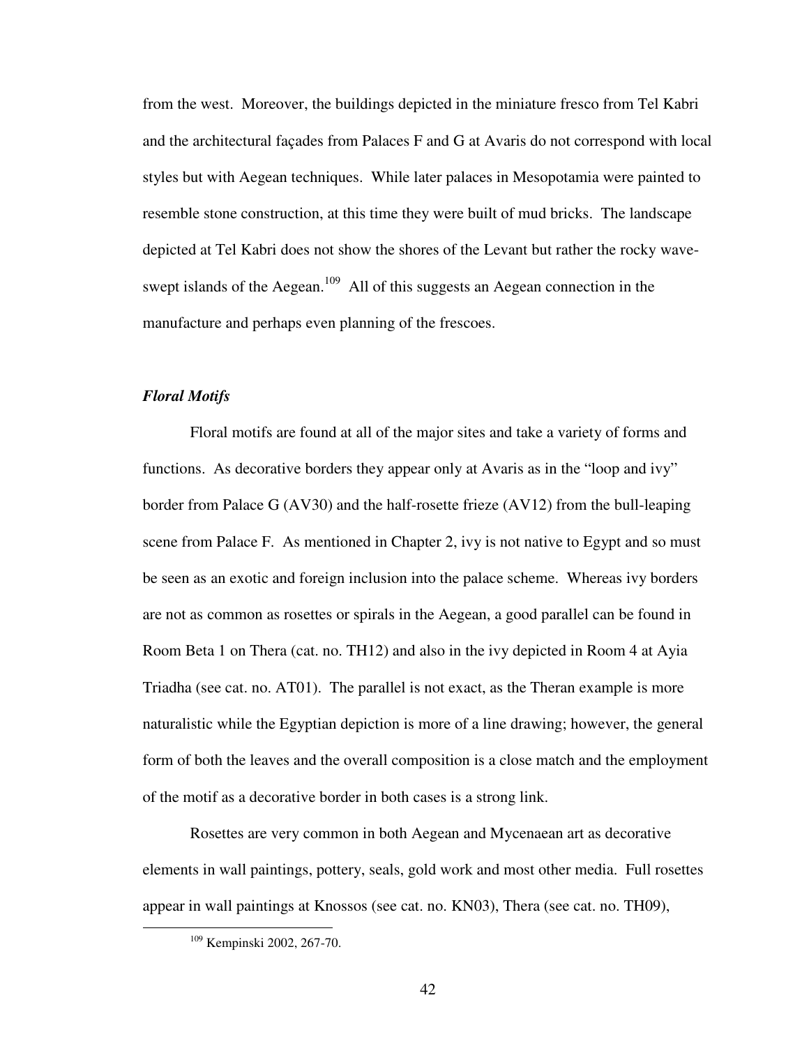from the west. Moreover, the buildings depicted in the miniature fresco from Tel Kabri and the architectural façades from Palaces F and G at Avaris do not correspond with local styles but with Aegean techniques. While later palaces in Mesopotamia were painted to resemble stone construction, at this time they were built of mud bricks. The landscape depicted at Tel Kabri does not show the shores of the Levant but rather the rocky wave-swept islands of the Aegean.[109] All of this suggests an Aegean connection in the manufacture and perhaps even planning of the frescoes.

### *Floral Motifs*

Floral motifs are found at all of the major sites and take a variety of forms and functions. As decorative borders they appear only at Avaris as in the "loop and ivy" border from Palace G (AV30) and the half-rosette frieze (AV12) from the bull-leaping scene from Palace F. As mentioned in Chapter 2, ivy is not native to Egypt and so must be seen as an exotic and foreign inclusion into the palace scheme. Whereas ivy borders are not as common as rosettes or spirals in the Aegean, a good parallel can be found in Room Beta 1 on Thera (cat. no. TH12) and also in the ivy depicted in Room 4 at Ayia Triadha (see cat. no. AT01). The parallel is not exact, as the Theran example is more naturalistic while the Egyptian depiction is more of a line drawing; however, the general form of both the leaves and the overall composition is a close match and the employment of the motif as a decorative border in both cases is a strong link.

Rosettes are very common in both Aegean and Mycenaean art as decorative elements in wall paintings, pottery, seals, gold work and most other media. Full rosettes appear in wall paintings at Knossos (see cat. no. KN03), Thera (see cat. no. TH09),

[109] Kempinski 2002, 267-70.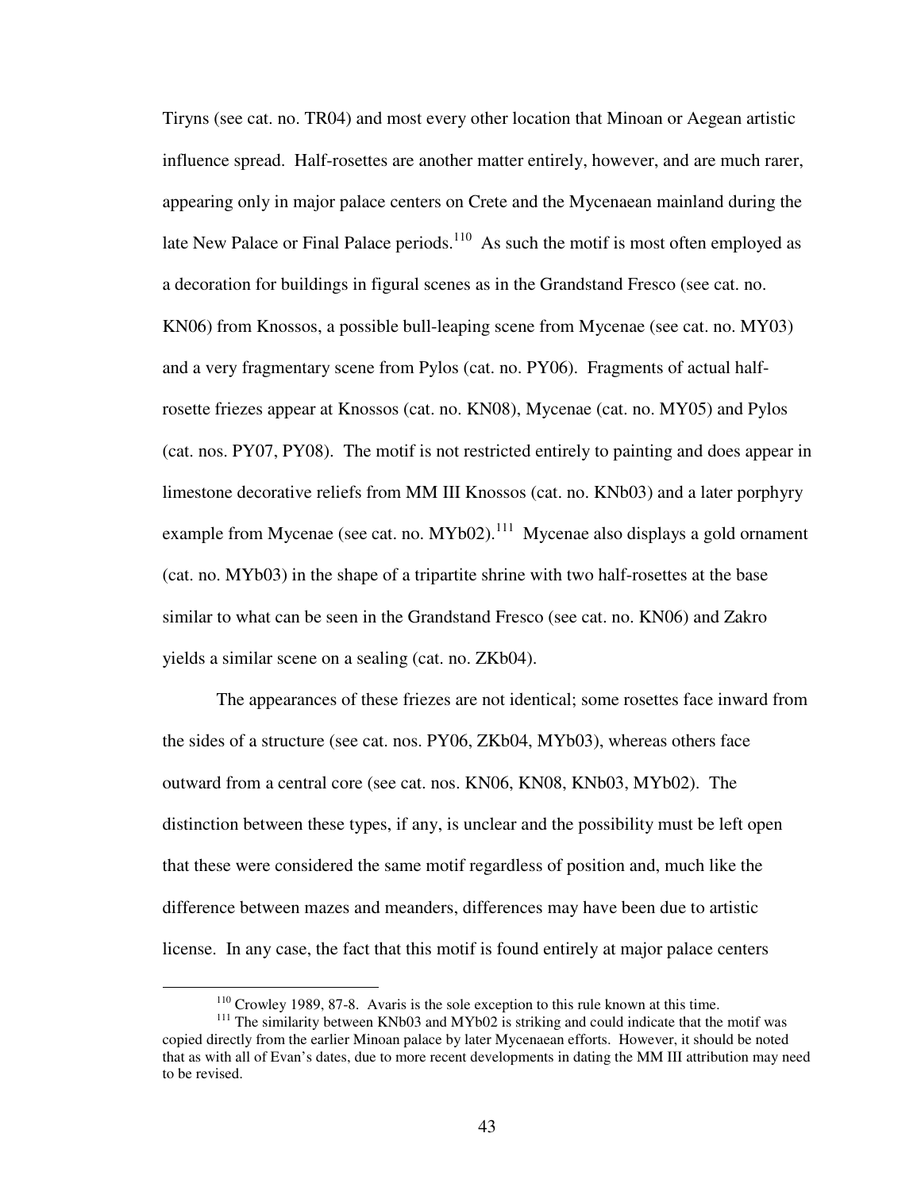Tiryns (see cat. no. TR04) and most every other location that Minoan or Aegean artistic influence spread. Half-rosettes are another matter entirely, however, and are much rarer, appearing only in major palace centers on Crete and the Mycenaean mainland during the late New Palace or Final Palace periods.[110] As such the motif is most often employed as a decoration for buildings in figural scenes as in the Grandstand Fresco (see cat. no. KN06) from Knossos, a possible bull-leaping scene from Mycenae (see cat. no. MY03) and a very fragmentary scene from Pylos (cat. no. PY06). Fragments of actual half-rosette friezes appear at Knossos (cat. no. KN08), Mycenae (cat. no. MY05) and Pylos (cat. nos. PY07, PY08). The motif is not restricted entirely to painting and does appear in limestone decorative reliefs from MM III Knossos (cat. no. KNb03) and a later porphyry example from Mycenae (see cat. no. MYb02).[111] Mycenae also displays a gold ornament (cat. no. MYb03) in the shape of a tripartite shrine with two half-rosettes at the base similar to what can be seen in the Grandstand Fresco (see cat. no. KN06) and Zakro yields a similar scene on a sealing (cat. no. ZKb04).

The appearances of these friezes are not identical; some rosettes face inward from the sides of a structure (see cat. nos. PY06, ZKb04, MYb03), whereas others face outward from a central core (see cat. nos. KN06, KN08, KNb03, MYb02). The distinction between these types, if any, is unclear and the possibility must be left open that these were considered the same motif regardless of position and, much like the difference between mazes and meanders, differences may have been due to artistic license. In any case, the fact that this motif is found entirely at major palace centers

[110] Crowley 1989, 87-8. Avaris is the sole exception to this rule known at this time.

[111] The similarity between KNb03 and MYb02 is striking and could indicate that the motif was copied directly from the earlier Minoan palace by later Mycenaean efforts. However, it should be noted that as with all of Evan's dates, due to more recent developments in dating the MM III attribution may need to be revised.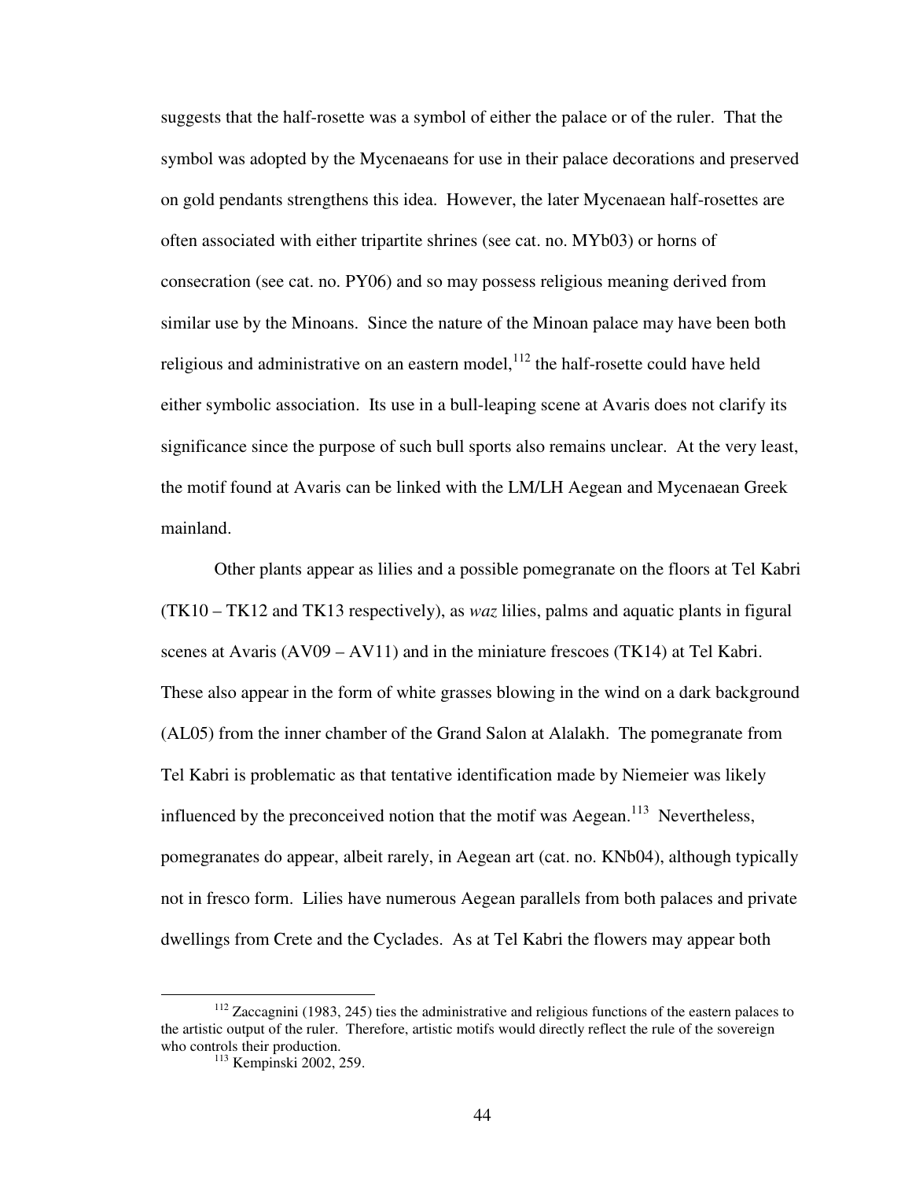suggests that the half-rosette was a symbol of either the palace or of the ruler. That the symbol was adopted by the Mycenaeans for use in their palace decorations and preserved on gold pendants strengthens this idea. However, the later Mycenaean half-rosettes are often associated with either tripartite shrines (see cat. no. MYb03) or horns of consecration (see cat. no. PY06) and so may possess religious meaning derived from similar use by the Minoans. Since the nature of the Minoan palace may have been both religious and administrative on an eastern model,[112] the half-rosette could have held either symbolic association. Its use in a bull-leaping scene at Avaris does not clarify its significance since the purpose of such bull sports also remains unclear. At the very least, the motif found at Avaris can be linked with the LM/LH Aegean and Mycenaean Greek mainland.

Other plants appear as lilies and a possible pomegranate on the floors at Tel Kabri (TK10 – TK12 and TK13 respectively), as *waz* lilies, palms and aquatic plants in figural scenes at Avaris (AV09 – AV11) and in the miniature frescoes (TK14) at Tel Kabri. These also appear in the form of white grasses blowing in the wind on a dark background (AL05) from the inner chamber of the Grand Salon at Alalakh. The pomegranate from Tel Kabri is problematic as that tentative identification made by Niemeier was likely influenced by the preconceived notion that the motif was Aegean.[113] Nevertheless, pomegranates do appear, albeit rarely, in Aegean art (cat. no. KNb04), although typically not in fresco form. Lilies have numerous Aegean parallels from both palaces and private dwellings from Crete and the Cyclades. As at Tel Kabri the flowers may appear both

---

[112] Zaccagnini (1983, 245) ties the administrative and religious functions of the eastern palaces to the artistic output of the ruler. Therefore, artistic motifs would directly reflect the rule of the sovereign who controls their production.

[113] Kempinski 2002, 259.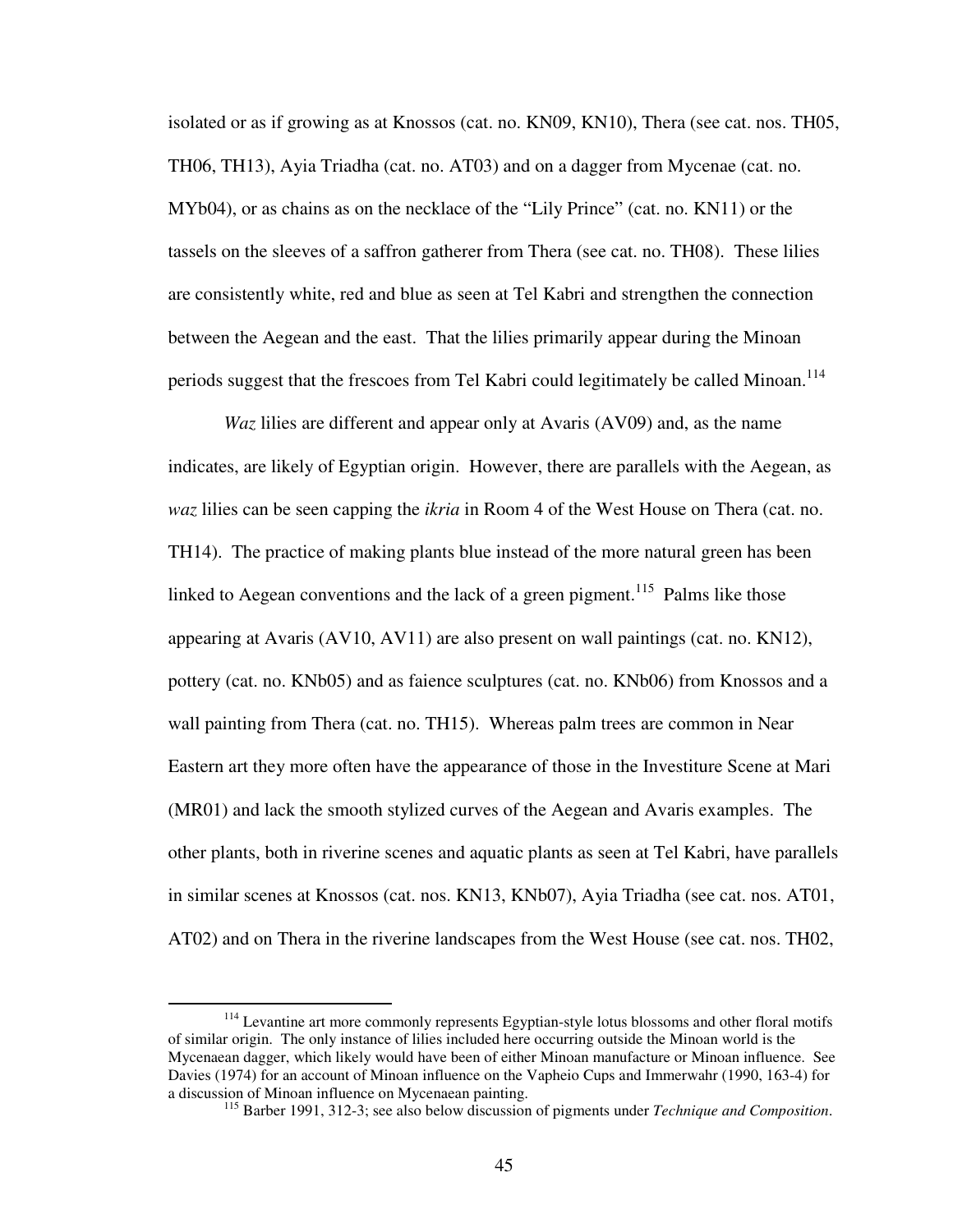isolated or as if growing as at Knossos (cat. no. KN09, KN10), Thera (see cat. nos. TH05, TH06, TH13), Ayia Triadha (cat. no. AT03) and on a dagger from Mycenae (cat. no. MYb04), or as chains as on the necklace of the "Lily Prince" (cat. no. KN11) or the tassels on the sleeves of a saffron gatherer from Thera (see cat. no. TH08). These lilies are consistently white, red and blue as seen at Tel Kabri and strengthen the connection between the Aegean and the east. That the lilies primarily appear during the Minoan periods suggest that the frescoes from Tel Kabri could legitimately be called Minoan.[114]

*Waz* lilies are different and appear only at Avaris (AV09) and, as the name indicates, are likely of Egyptian origin. However, there are parallels with the Aegean, as *waz* lilies can be seen capping the *ikria* in Room 4 of the West House on Thera (cat. no. TH14). The practice of making plants blue instead of the more natural green has been linked to Aegean conventions and the lack of a green pigment.[115] Palms like those appearing at Avaris (AV10, AV11) are also present on wall paintings (cat. no. KN12), pottery (cat. no. KNb05) and as faience sculptures (cat. no. KNb06) from Knossos and a wall painting from Thera (cat. no. TH15). Whereas palm trees are common in Near Eastern art they more often have the appearance of those in the Investiture Scene at Mari (MR01) and lack the smooth stylized curves of the Aegean and Avaris examples. The other plants, both in riverine scenes and aquatic plants as seen at Tel Kabri, have parallels in similar scenes at Knossos (cat. nos. KN13, KNb07), Ayia Triadha (see cat. nos. AT01, AT02) and on Thera in the riverine landscapes from the West House (see cat. nos. TH02,

---

[114] Levantine art more commonly represents Egyptian-style lotus blossoms and other floral motifs of similar origin. The only instance of lilies included here occurring outside the Minoan world is the Mycenaean dagger, which likely would have been of either Minoan manufacture or Minoan influence. See Davies (1974) for an account of Minoan influence on the Vapheio Cups and Immerwahr (1990, 163-4) for a discussion of Minoan influence on Mycenaean painting.

[115] Barber 1991, 312-3; see also below discussion of pigments under *Technique and Composition*.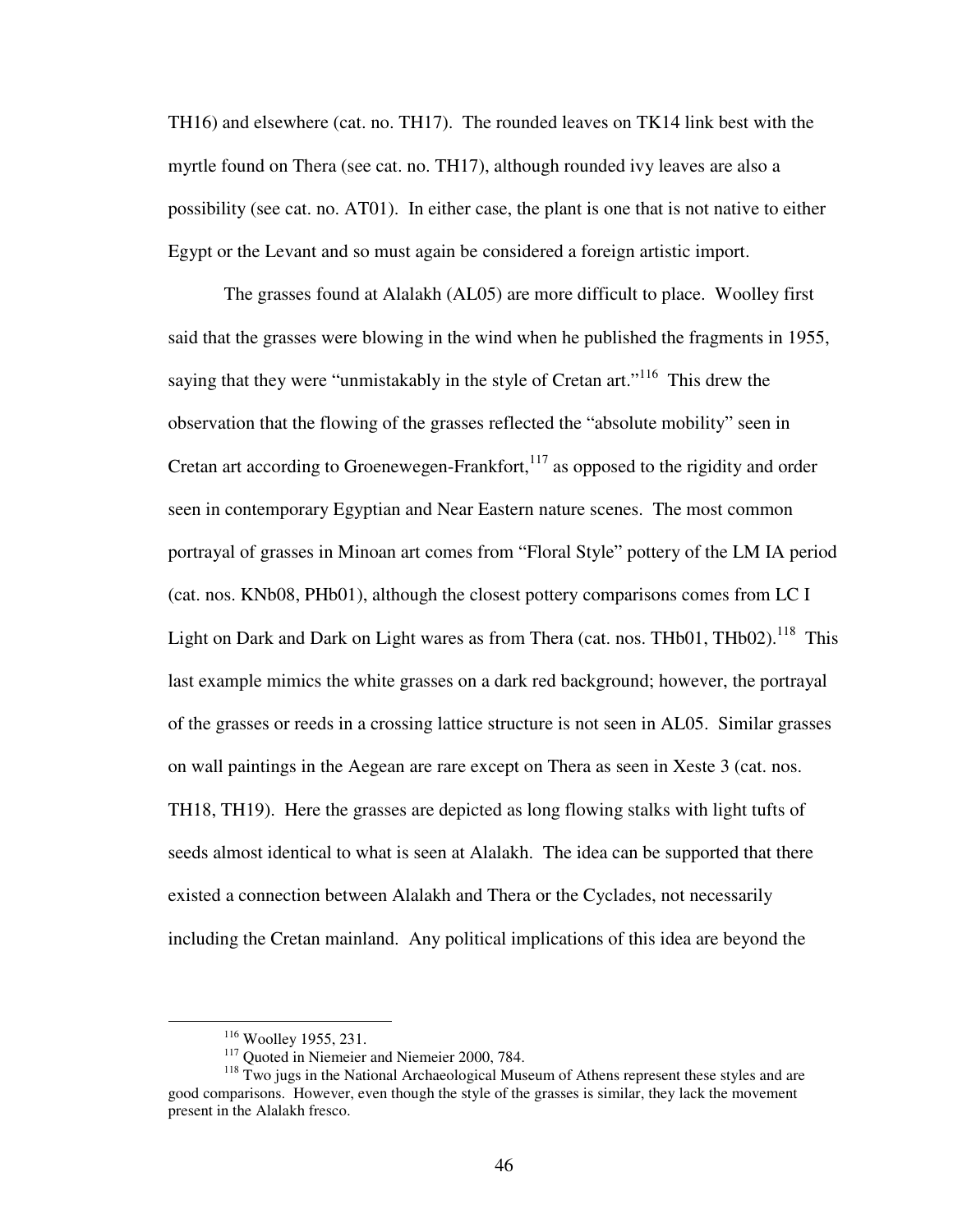TH16) and elsewhere (cat. no. TH17). The rounded leaves on TK14 link best with the myrtle found on Thera (see cat. no. TH17), although rounded ivy leaves are also a possibility (see cat. no. AT01). In either case, the plant is one that is not native to either Egypt or the Levant and so must again be considered a foreign artistic import.

The grasses found at Alalakh (AL05) are more difficult to place. Woolley first said that the grasses were blowing in the wind when he published the fragments in 1955, saying that they were "unmistakably in the style of Cretan art."[116] This drew the observation that the flowing of the grasses reflected the "absolute mobility" seen in Cretan art according to Groenewegen-Frankfort,[117] as opposed to the rigidity and order seen in contemporary Egyptian and Near Eastern nature scenes. The most common portrayal of grasses in Minoan art comes from "Floral Style" pottery of the LM IA period (cat. nos. KNb08, PHb01), although the closest pottery comparisons comes from LC I Light on Dark and Dark on Light wares as from Thera (cat. nos. THb01, THb02).[118] This last example mimics the white grasses on a dark red background; however, the portrayal of the grasses or reeds in a crossing lattice structure is not seen in AL05. Similar grasses on wall paintings in the Aegean are rare except on Thera as seen in Xeste 3 (cat. nos. TH18, TH19). Here the grasses are depicted as long flowing stalks with light tufts of seeds almost identical to what is seen at Alalakh. The idea can be supported that there existed a connection between Alalakh and Thera or the Cyclades, not necessarily including the Cretan mainland. Any political implications of this idea are beyond the

[116] Woolley 1955, 231.

[117] Quoted in Niemeier and Niemeier 2000, 784.

[118] Two jugs in the National Archaeological Museum of Athens represent these styles and are good comparisons. However, even though the style of the grasses is similar, they lack the movement present in the Alalakh fresco.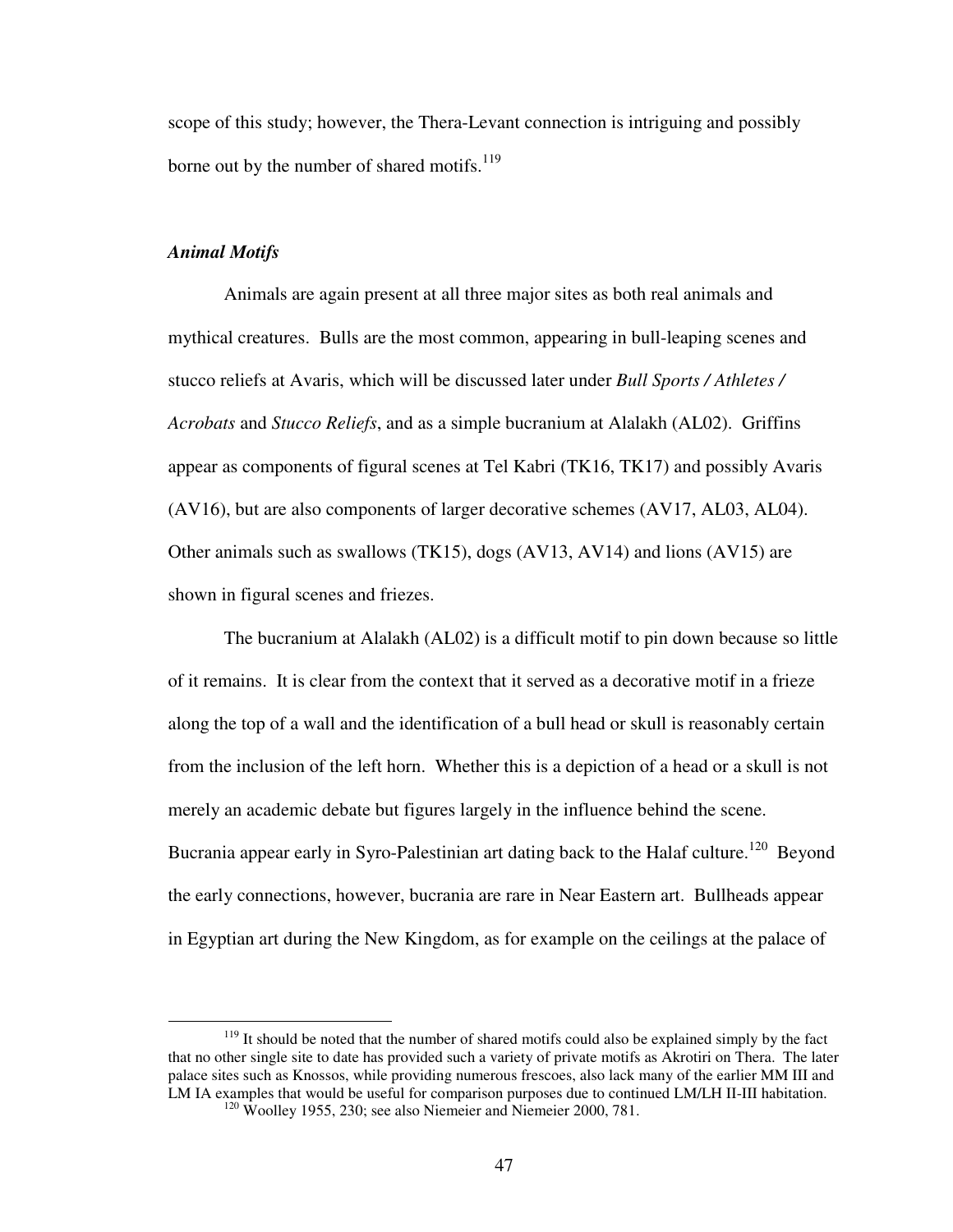scope of this study; however, the Thera-Levant connection is intriguing and possibly borne out by the number of shared motifs.[119]

### *Animal Motifs*

Animals are again present at all three major sites as both real animals and mythical creatures. Bulls are the most common, appearing in bull-leaping scenes and stucco reliefs at Avaris, which will be discussed later under *Bull Sports / Athletes / Acrobats* and *Stucco Reliefs*, and as a simple bucranium at Alalakh (AL02). Griffins appear as components of figural scenes at Tel Kabri (TK16, TK17) and possibly Avaris (AV16), but are also components of larger decorative schemes (AV17, AL03, AL04). Other animals such as swallows (TK15), dogs (AV13, AV14) and lions (AV15) are shown in figural scenes and friezes.

The bucranium at Alalakh (AL02) is a difficult motif to pin down because so little of it remains. It is clear from the context that it served as a decorative motif in a frieze along the top of a wall and the identification of a bull head or skull is reasonably certain from the inclusion of the left horn. Whether this is a depiction of a head or a skull is not merely an academic debate but figures largely in the influence behind the scene. Bucrania appear early in Syro-Palestinian art dating back to the Halaf culture.[120] Beyond the early connections, however, bucrania are rare in Near Eastern art. Bullheads appear in Egyptian art during the New Kingdom, as for example on the ceilings at the palace of

---

[119] It should be noted that the number of shared motifs could also be explained simply by the fact that no other single site to date has provided such a variety of private motifs as Akrotiri on Thera. The later palace sites such as Knossos, while providing numerous frescoes, also lack many of the earlier MM III and LM IA examples that would be useful for comparison purposes due to continued LM/LH II-III habitation.

[120] Woolley 1955, 230; see also Niemeier and Niemeier 2000, 781.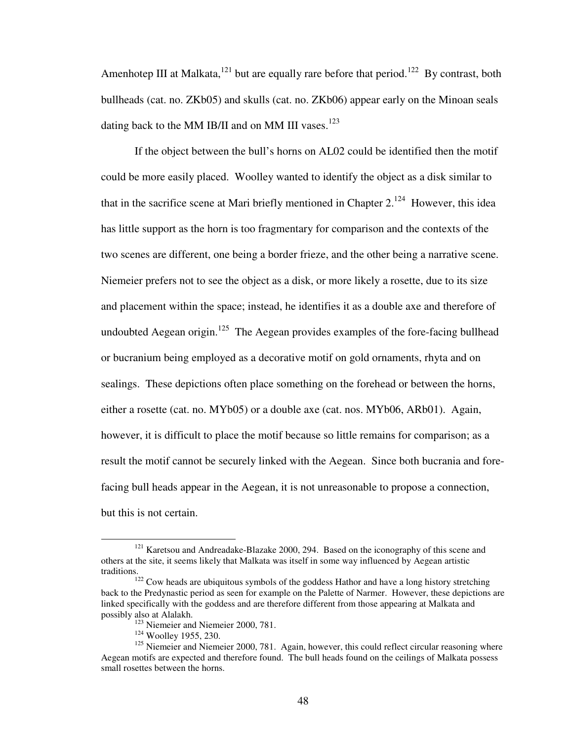Amenhotep III at Malkata,[121] but are equally rare before that period.[122] By contrast, both bullheads (cat. no. ZKb05) and skulls (cat. no. ZKb06) appear early on the Minoan seals dating back to the MM IB/II and on MM III vases.[123]

If the object between the bull's horns on AL02 could be identified then the motif could be more easily placed. Woolley wanted to identify the object as a disk similar to that in the sacrifice scene at Mari briefly mentioned in Chapter 2.[124] However, this idea has little support as the horn is too fragmentary for comparison and the contexts of the two scenes are different, one being a border frieze, and the other being a narrative scene. Niemeier prefers not to see the object as a disk, or more likely a rosette, due to its size and placement within the space; instead, he identifies it as a double axe and therefore of undoubted Aegean origin.[125] The Aegean provides examples of the fore-facing bullhead or bucranium being employed as a decorative motif on gold ornaments, rhyta and on sealings. These depictions often place something on the forehead or between the horns, either a rosette (cat. no. MYb05) or a double axe (cat. nos. MYb06, ARb01). Again, however, it is difficult to place the motif because so little remains for comparison; as a result the motif cannot be securely linked with the Aegean. Since both bucrania and fore-facing bull heads appear in the Aegean, it is not unreasonable to propose a connection, but this is not certain.

[121] Karetsou and Andreadake-Blazake 2000, 294. Based on the iconography of this scene and others at the site, it seems likely that Malkata was itself in some way influenced by Aegean artistic traditions.

[122] Cow heads are ubiquitous symbols of the goddess Hathor and have a long history stretching back to the Predynastic period as seen for example on the Palette of Narmer. However, these depictions are linked specifically with the goddess and are therefore different from those appearing at Malkata and possibly also at Alalakh.

[123] Niemeier and Niemeier 2000, 781.

[124] Woolley 1955, 230.

[125] Niemeier and Niemeier 2000, 781. Again, however, this could reflect circular reasoning where Aegean motifs are expected and therefore found. The bull heads found on the ceilings of Malkata possess small rosettes between the horns.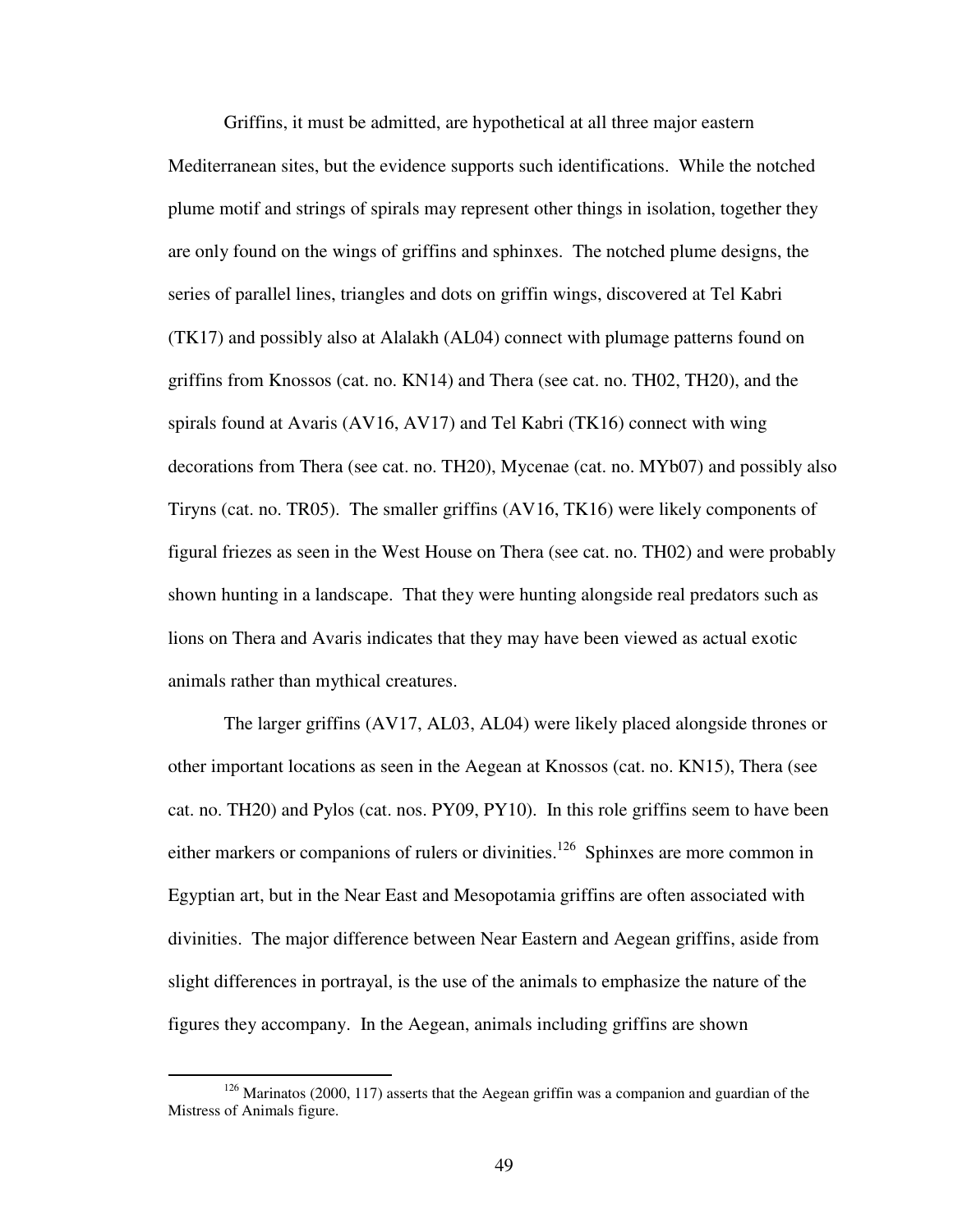Griffins, it must be admitted, are hypothetical at all three major eastern Mediterranean sites, but the evidence supports such identifications. While the notched plume motif and strings of spirals may represent other things in isolation, together they are only found on the wings of griffins and sphinxes. The notched plume designs, the series of parallel lines, triangles and dots on griffin wings, discovered at Tel Kabri (TK17) and possibly also at Alalakh (AL04) connect with plumage patterns found on griffins from Knossos (cat. no. KN14) and Thera (see cat. no. TH02, TH20), and the spirals found at Avaris (AV16, AV17) and Tel Kabri (TK16) connect with wing decorations from Thera (see cat. no. TH20), Mycenae (cat. no. MYb07) and possibly also Tiryns (cat. no. TR05). The smaller griffins (AV16, TK16) were likely components of figural friezes as seen in the West House on Thera (see cat. no. TH02) and were probably shown hunting in a landscape. That they were hunting alongside real predators such as lions on Thera and Avaris indicates that they may have been viewed as actual exotic animals rather than mythical creatures.

The larger griffins (AV17, AL03, AL04) were likely placed alongside thrones or other important locations as seen in the Aegean at Knossos (cat. no. KN15), Thera (see cat. no. TH20) and Pylos (cat. nos. PY09, PY10). In this role griffins seem to have been either markers or companions of rulers or divinities.[126] Sphinxes are more common in Egyptian art, but in the Near East and Mesopotamia griffins are often associated with divinities. The major difference between Near Eastern and Aegean griffins, aside from slight differences in portrayal, is the use of the animals to emphasize the nature of the figures they accompany. In the Aegean, animals including griffins are shown

[126] Marinatos (2000, 117) asserts that the Aegean griffin was a companion and guardian of the Mistress of Animals figure.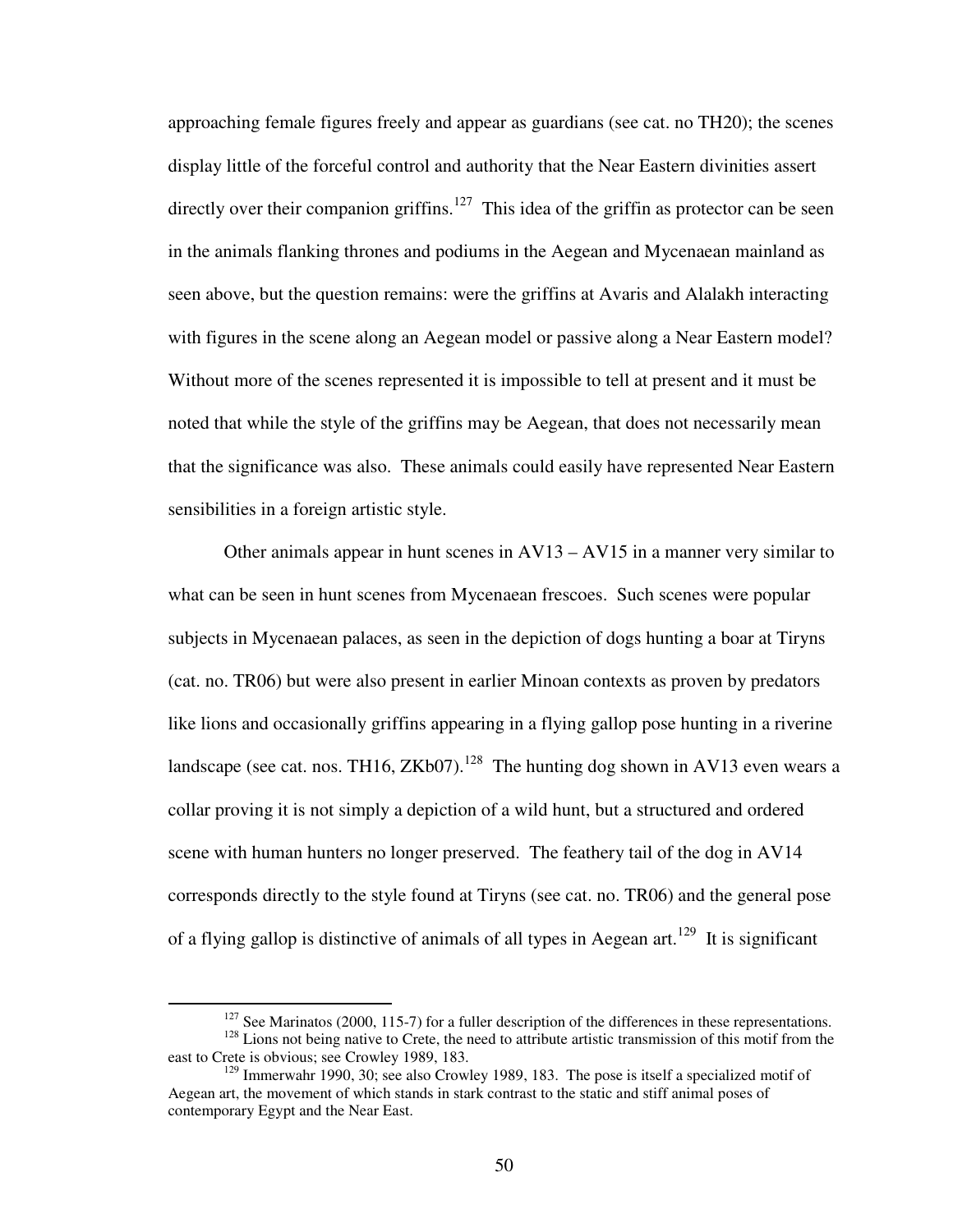approaching female figures freely and appear as guardians (see cat. no TH20); the scenes display little of the forceful control and authority that the Near Eastern divinities assert directly over their companion griffins.[127] This idea of the griffin as protector can be seen in the animals flanking thrones and podiums in the Aegean and Mycenaean mainland as seen above, but the question remains: were the griffins at Avaris and Alalakh interacting with figures in the scene along an Aegean model or passive along a Near Eastern model? Without more of the scenes represented it is impossible to tell at present and it must be noted that while the style of the griffins may be Aegean, that does not necessarily mean that the significance was also. These animals could easily have represented Near Eastern sensibilities in a foreign artistic style.

Other animals appear in hunt scenes in AV13 – AV15 in a manner very similar to what can be seen in hunt scenes from Mycenaean frescoes. Such scenes were popular subjects in Mycenaean palaces, as seen in the depiction of dogs hunting a boar at Tiryns (cat. no. TR06) but were also present in earlier Minoan contexts as proven by predators like lions and occasionally griffins appearing in a flying gallop pose hunting in a riverine landscape (see cat. nos. TH16, ZKb07).[128] The hunting dog shown in AV13 even wears a collar proving it is not simply a depiction of a wild hunt, but a structured and ordered scene with human hunters no longer preserved. The feathery tail of the dog in AV14 corresponds directly to the style found at Tiryns (see cat. no. TR06) and the general pose of a flying gallop is distinctive of animals of all types in Aegean art.[129] It is significant

[127] See Marinatos (2000, 115-7) for a fuller description of the differences in these representations.

[128] Lions not being native to Crete, the need to attribute artistic transmission of this motif from the east to Crete is obvious; see Crowley 1989, 183.

[129] Immerwahr 1990, 30; see also Crowley 1989, 183. The pose is itself a specialized motif of Aegean art, the movement of which stands in stark contrast to the static and stiff animal poses of contemporary Egypt and the Near East.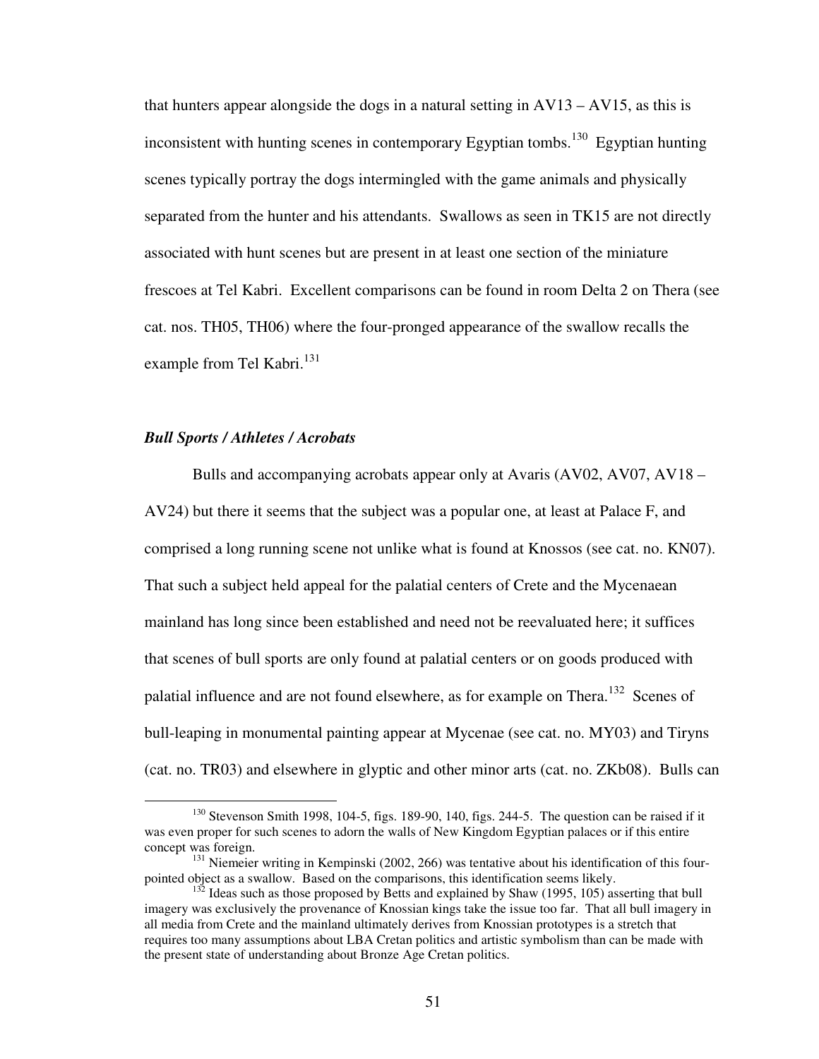that hunters appear alongside the dogs in a natural setting in AV13 – AV15, as this is inconsistent with hunting scenes in contemporary Egyptian tombs.[130] Egyptian hunting scenes typically portray the dogs intermingled with the game animals and physically separated from the hunter and his attendants. Swallows as seen in TK15 are not directly associated with hunt scenes but are present in at least one section of the miniature frescoes at Tel Kabri. Excellent comparisons can be found in room Delta 2 on Thera (see cat. nos. TH05, TH06) where the four-pronged appearance of the swallow recalls the example from Tel Kabri.[131]

***Bull Sports / Athletes / Acrobats***

Bulls and accompanying acrobats appear only at Avaris (AV02, AV07, AV18 – AV24) but there it seems that the subject was a popular one, at least at Palace F, and comprised a long running scene not unlike what is found at Knossos (see cat. no. KN07). That such a subject held appeal for the palatial centers of Crete and the Mycenaean mainland has long since been established and need not be reevaluated here; it suffices that scenes of bull sports are only found at palatial centers or on goods produced with palatial influence and are not found elsewhere, as for example on Thera.[132] Scenes of bull-leaping in monumental painting appear at Mycenae (see cat. no. MY03) and Tiryns (cat. no. TR03) and elsewhere in glyptic and other minor arts (cat. no. ZKb08). Bulls can

---

[130] Stevenson Smith 1998, 104-5, figs. 189-90, 140, figs. 244-5. The question can be raised if it was even proper for such scenes to adorn the walls of New Kingdom Egyptian palaces or if this entire concept was foreign.

[131] Niemeier writing in Kempinski (2002, 266) was tentative about his identification of this four-pointed object as a swallow. Based on the comparisons, this identification seems likely.

[132] Ideas such as those proposed by Betts and explained by Shaw (1995, 105) asserting that bull imagery was exclusively the provenance of Knossian kings take the issue too far. That all bull imagery in all media from Crete and the mainland ultimately derives from Knossian prototypes is a stretch that requires too many assumptions about LBA Cretan politics and artistic symbolism than can be made with the present state of understanding about Bronze Age Cretan politics.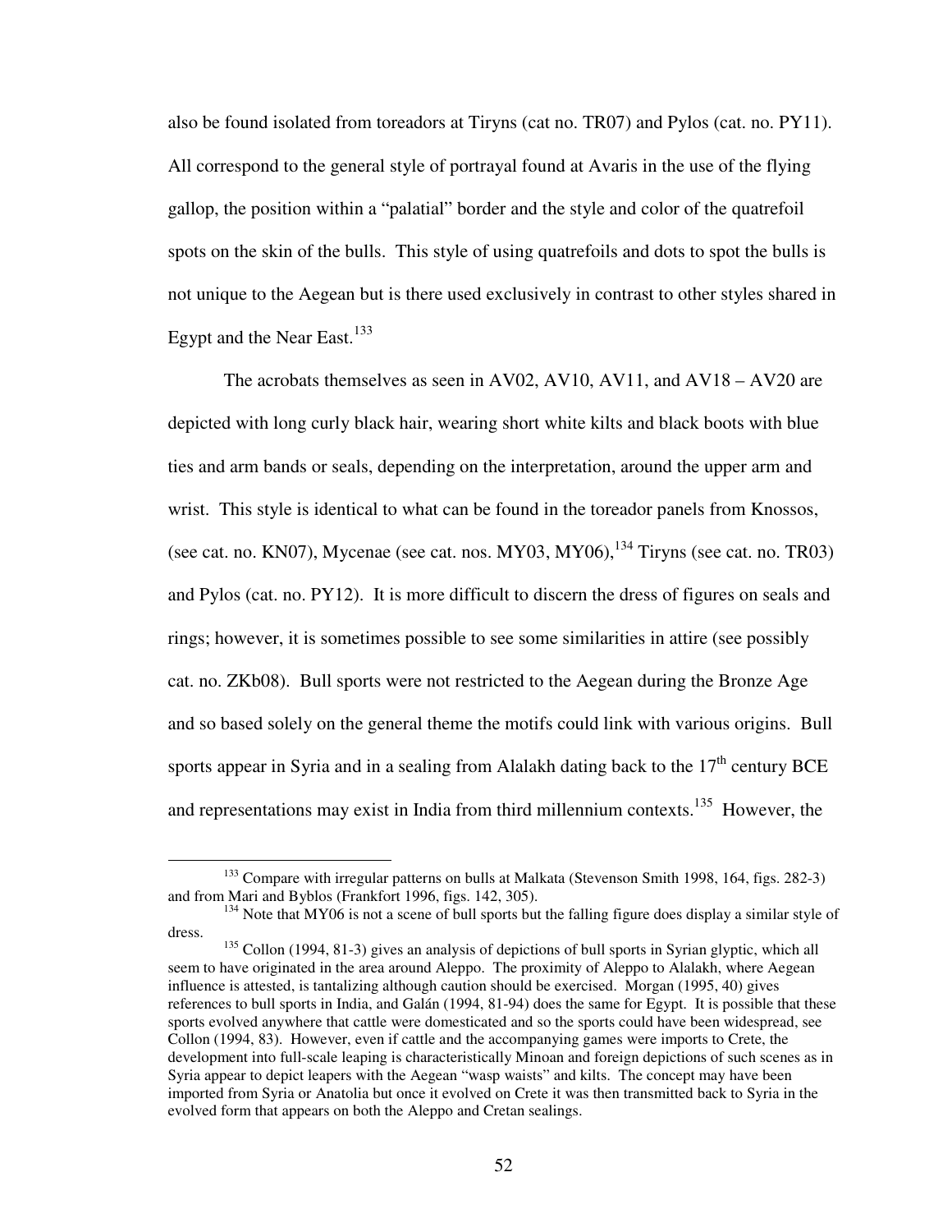also be found isolated from toreadors at Tiryns (cat no. TR07) and Pylos (cat. no. PY11). All correspond to the general style of portrayal found at Avaris in the use of the flying gallop, the position within a "palatial" border and the style and color of the quatrefoil spots on the skin of the bulls. This style of using quatrefoils and dots to spot the bulls is not unique to the Aegean but is there used exclusively in contrast to other styles shared in Egypt and the Near East.[133]

The acrobats themselves as seen in AV02, AV10, AV11, and AV18 – AV20 are depicted with long curly black hair, wearing short white kilts and black boots with blue ties and arm bands or seals, depending on the interpretation, around the upper arm and wrist. This style is identical to what can be found in the toreador panels from Knossos, (see cat. no. KN07), Mycenae (see cat. nos. MY03, MY06),[134] Tiryns (see cat. no. TR03) and Pylos (cat. no. PY12). It is more difficult to discern the dress of figures on seals and rings; however, it is sometimes possible to see some similarities in attire (see possibly cat. no. ZKb08). Bull sports were not restricted to the Aegean during the Bronze Age and so based solely on the general theme the motifs could link with various origins. Bull sports appear in Syria and in a sealing from Alalakh dating back to the 17th century BCE and representations may exist in India from third millennium contexts.[135] However, the

---

[133] Compare with irregular patterns on bulls at Malkata (Stevenson Smith 1998, 164, figs. 282-3) and from Mari and Byblos (Frankfort 1996, figs. 142, 305).

[134] Note that MY06 is not a scene of bull sports but the falling figure does display a similar style of dress.

[135] Collon (1994, 81-3) gives an analysis of depictions of bull sports in Syrian glyptic, which all seem to have originated in the area around Aleppo. The proximity of Aleppo to Alalakh, where Aegean influence is attested, is tantalizing although caution should be exercised. Morgan (1995, 40) gives references to bull sports in India, and Galán (1994, 81-94) does the same for Egypt. It is possible that these sports evolved anywhere that cattle were domesticated and so the sports could have been widespread, see Collon (1994, 83). However, even if cattle and the accompanying games were imports to Crete, the development into full-scale leaping is characteristically Minoan and foreign depictions of such scenes as in Syria appear to depict leapers with the Aegean "wasp waists" and kilts. The concept may have been imported from Syria or Anatolia but once it evolved on Crete it was then transmitted back to Syria in the evolved form that appears on both the Aleppo and Cretan sealings.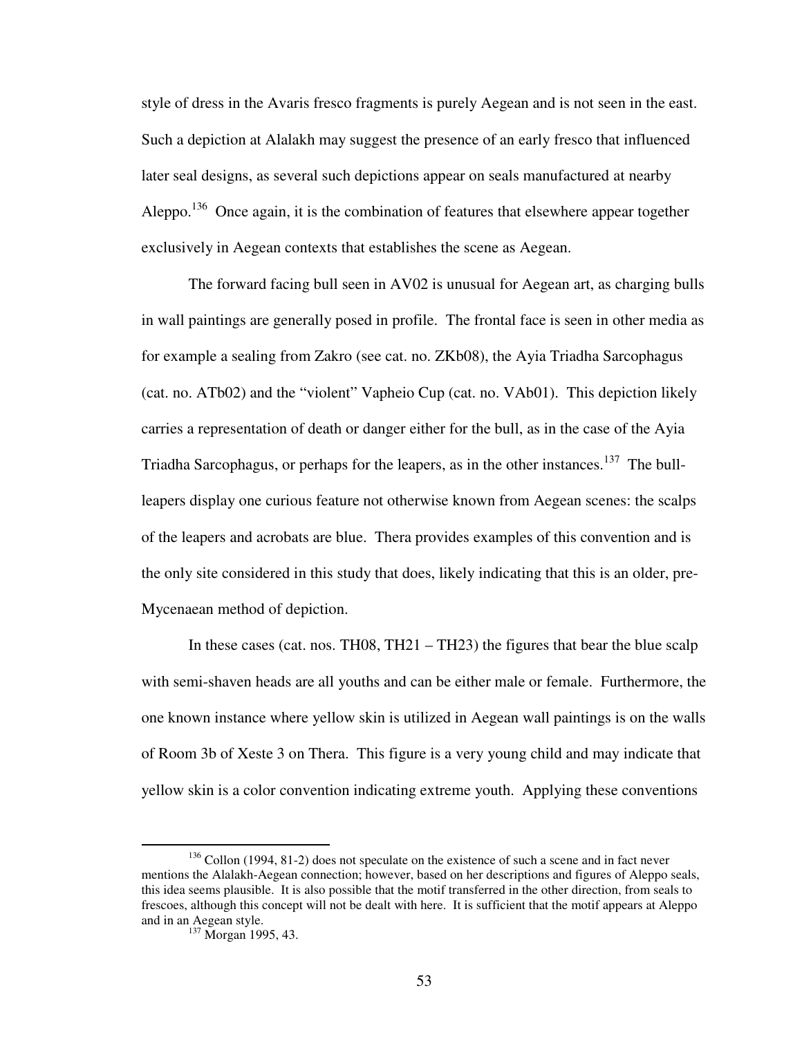style of dress in the Avaris fresco fragments is purely Aegean and is not seen in the east. Such a depiction at Alalakh may suggest the presence of an early fresco that influenced later seal designs, as several such depictions appear on seals manufactured at nearby Aleppo.[136] Once again, it is the combination of features that elsewhere appear together exclusively in Aegean contexts that establishes the scene as Aegean.

The forward facing bull seen in AV02 is unusual for Aegean art, as charging bulls in wall paintings are generally posed in profile. The frontal face is seen in other media as for example a sealing from Zakro (see cat. no. ZKb08), the Ayia Triadha Sarcophagus (cat. no. ATb02) and the "violent" Vapheio Cup (cat. no. VAb01). This depiction likely carries a representation of death or danger either for the bull, as in the case of the Ayia Triadha Sarcophagus, or perhaps for the leapers, as in the other instances.[137] The bull-leapers display one curious feature not otherwise known from Aegean scenes: the scalps of the leapers and acrobats are blue. Thera provides examples of this convention and is the only site considered in this study that does, likely indicating that this is an older, pre-Mycenaean method of depiction.

In these cases (cat. nos. TH08, TH21 – TH23) the figures that bear the blue scalp with semi-shaven heads are all youths and can be either male or female. Furthermore, the one known instance where yellow skin is utilized in Aegean wall paintings is on the walls of Room 3b of Xeste 3 on Thera. This figure is a very young child and may indicate that yellow skin is a color convention indicating extreme youth. Applying these conventions

---

[136] Collon (1994, 81-2) does not speculate on the existence of such a scene and in fact never mentions the Alalakh-Aegean connection; however, based on her descriptions and figures of Aleppo seals, this idea seems plausible. It is also possible that the motif transferred in the other direction, from seals to frescoes, although this concept will not be dealt with here. It is sufficient that the motif appears at Aleppo and in an Aegean style.

[137] Morgan 1995, 43.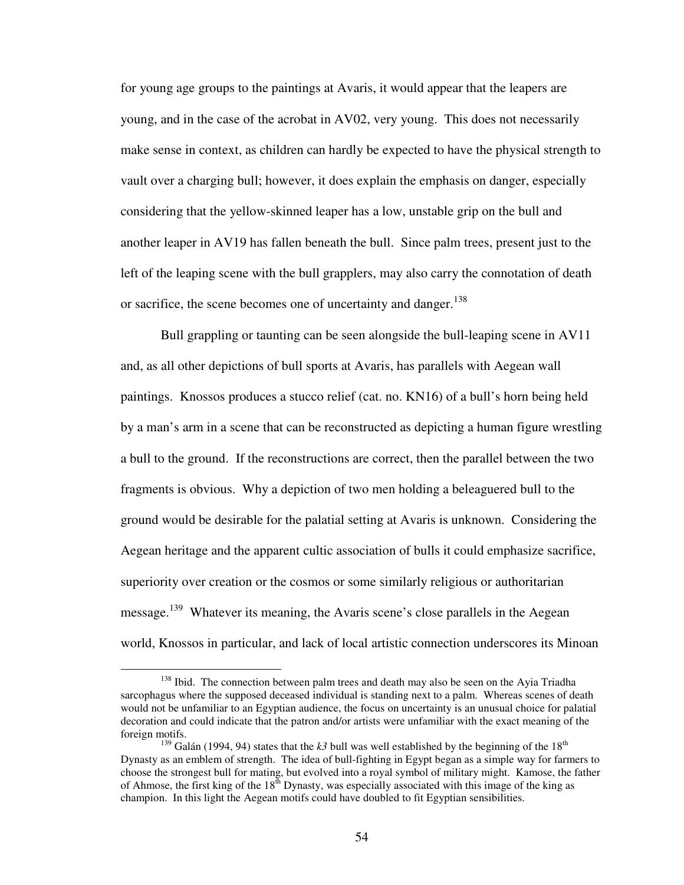for young age groups to the paintings at Avaris, it would appear that the leapers are young, and in the case of the acrobat in AV02, very young. This does not necessarily make sense in context, as children can hardly be expected to have the physical strength to vault over a charging bull; however, it does explain the emphasis on danger, especially considering that the yellow-skinned leaper has a low, unstable grip on the bull and another leaper in AV19 has fallen beneath the bull. Since palm trees, present just to the left of the leaping scene with the bull grapplers, may also carry the connotation of death or sacrifice, the scene becomes one of uncertainty and danger.[138]

Bull grappling or taunting can be seen alongside the bull-leaping scene in AV11 and, as all other depictions of bull sports at Avaris, has parallels with Aegean wall paintings. Knossos produces a stucco relief (cat. no. KN16) of a bull's horn being held by a man's arm in a scene that can be reconstructed as depicting a human figure wrestling a bull to the ground. If the reconstructions are correct, then the parallel between the two fragments is obvious. Why a depiction of two men holding a beleaguered bull to the ground would be desirable for the palatial setting at Avaris is unknown. Considering the Aegean heritage and the apparent cultic association of bulls it could emphasize sacrifice, superiority over creation or the cosmos or some similarly religious or authoritarian message.[139] Whatever its meaning, the Avaris scene's close parallels in the Aegean world, Knossos in particular, and lack of local artistic connection underscores its Minoan

---

[138] Ibid. The connection between palm trees and death may also be seen on the Ayia Triadha sarcophagus where the supposed deceased individual is standing next to a palm. Whereas scenes of death would not be unfamiliar to an Egyptian audience, the focus on uncertainty is an unusual choice for palatial decoration and could indicate that the patron and/or artists were unfamiliar with the exact meaning of the foreign motifs.

[139] Galán (1994, 94) states that the *k3* bull was well established by the beginning of the 18th Dynasty as an emblem of strength. The idea of bull-fighting in Egypt began as a simple way for farmers to choose the strongest bull for mating, but evolved into a royal symbol of military might. Kamose, the father of Ahmose, the first king of the 18th Dynasty, was especially associated with this image of the king as champion. In this light the Aegean motifs could have doubled to fit Egyptian sensibilities.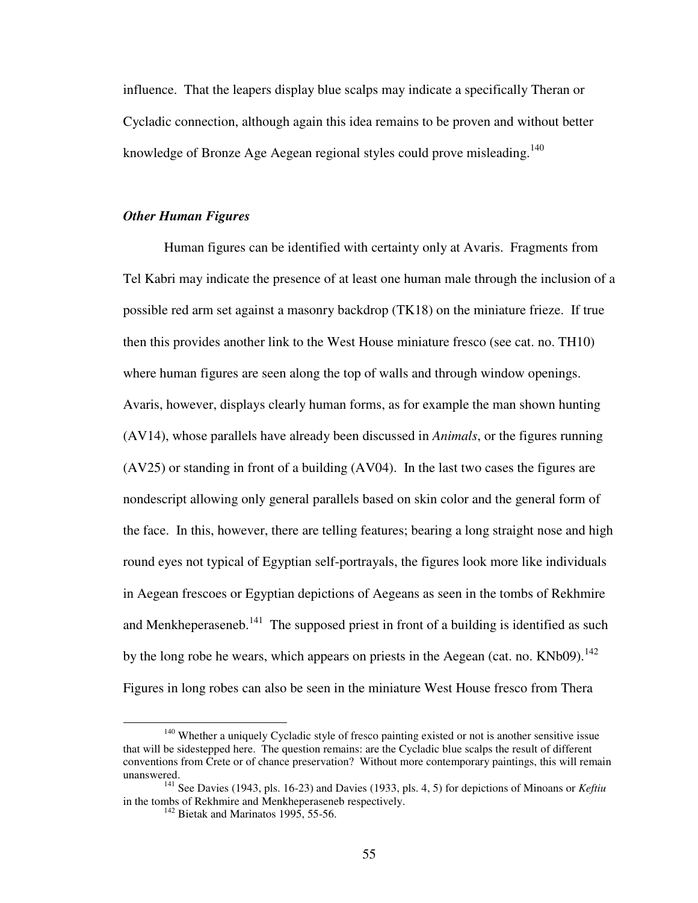influence. That the leapers display blue scalps may indicate a specifically Theran or Cycladic connection, although again this idea remains to be proven and without better knowledge of Bronze Age Aegean regional styles could prove misleading.[140]

### *Other Human Figures*

Human figures can be identified with certainty only at Avaris. Fragments from Tel Kabri may indicate the presence of at least one human male through the inclusion of a possible red arm set against a masonry backdrop (TK18) on the miniature frieze. If true then this provides another link to the West House miniature fresco (see cat. no. TH10) where human figures are seen along the top of walls and through window openings. Avaris, however, displays clearly human forms, as for example the man shown hunting (AV14), whose parallels have already been discussed in *Animals*, or the figures running (AV25) or standing in front of a building (AV04). In the last two cases the figures are nondescript allowing only general parallels based on skin color and the general form of the face. In this, however, there are telling features; bearing a long straight nose and high round eyes not typical of Egyptian self-portrayals, the figures look more like individuals in Aegean frescoes or Egyptian depictions of Aegeans as seen in the tombs of Rekhmire and Menkheperaseneb.[141] The supposed priest in front of a building is identified as such by the long robe he wears, which appears on priests in the Aegean (cat. no. KNb09).[142] Figures in long robes can also be seen in the miniature West House fresco from Thera

---

[140] Whether a uniquely Cycladic style of fresco painting existed or not is another sensitive issue that will be sidestepped here. The question remains: are the Cycladic blue scalps the result of different conventions from Crete or of chance preservation? Without more contemporary paintings, this will remain unanswered.

[141] See Davies (1943, pls. 16-23) and Davies (1933, pls. 4, 5) for depictions of Minoans or *Keftiu* in the tombs of Rekhmire and Menkheperaseneb respectively.

[142] Bietak and Marinatos 1995, 55-56.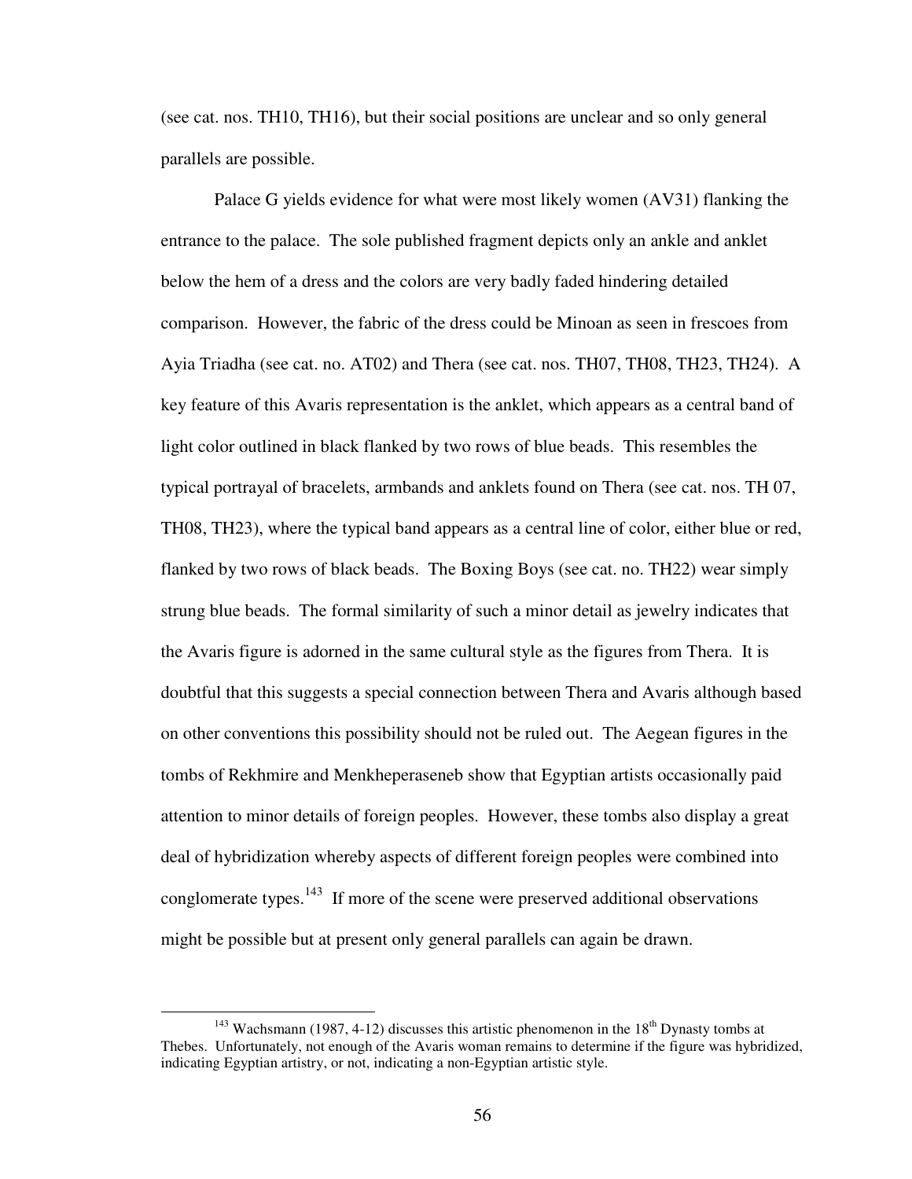(see cat. nos. TH10, TH16), but their social positions are unclear and so only general parallels are possible.

Palace G yields evidence for what were most likely women (AV31) flanking the entrance to the palace. The sole published fragment depicts only an ankle and anklet below the hem of a dress and the colors are very badly faded hindering detailed comparison. However, the fabric of the dress could be Minoan as seen in frescoes from Ayia Triadha (see cat. no. AT02) and Thera (see cat. nos. TH07, TH08, TH23, TH24). A key feature of this Avaris representation is the anklet, which appears as a central band of light color outlined in black flanked by two rows of blue beads. This resembles the typical portrayal of bracelets, armbands and anklets found on Thera (see cat. nos. TH 07, TH08, TH23), where the typical band appears as a central line of color, either blue or red, flanked by two rows of black beads. The Boxing Boys (see cat. no. TH22) wear simply strung blue beads. The formal similarity of such a minor detail as jewelry indicates that the Avaris figure is adorned in the same cultural style as the figures from Thera. It is doubtful that this suggests a special connection between Thera and Avaris although based on other conventions this possibility should not be ruled out. The Aegean figures in the tombs of Rekhmire and Menkheperaseneb show that Egyptian artists occasionally paid attention to minor details of foreign peoples. However, these tombs also display a great deal of hybridization whereby aspects of different foreign peoples were combined into conglomerate types.[143] If more of the scene were preserved additional observations might be possible but at present only general parallels can again be drawn.

---

[143] Wachsmann (1987, 4-12) discusses this artistic phenomenon in the 18th Dynasty tombs at Thebes. Unfortunately, not enough of the Avaris woman remains to determine if the figure was hybridized, indicating Egyptian artistry, or not, indicating a non-Egyptian artistic style.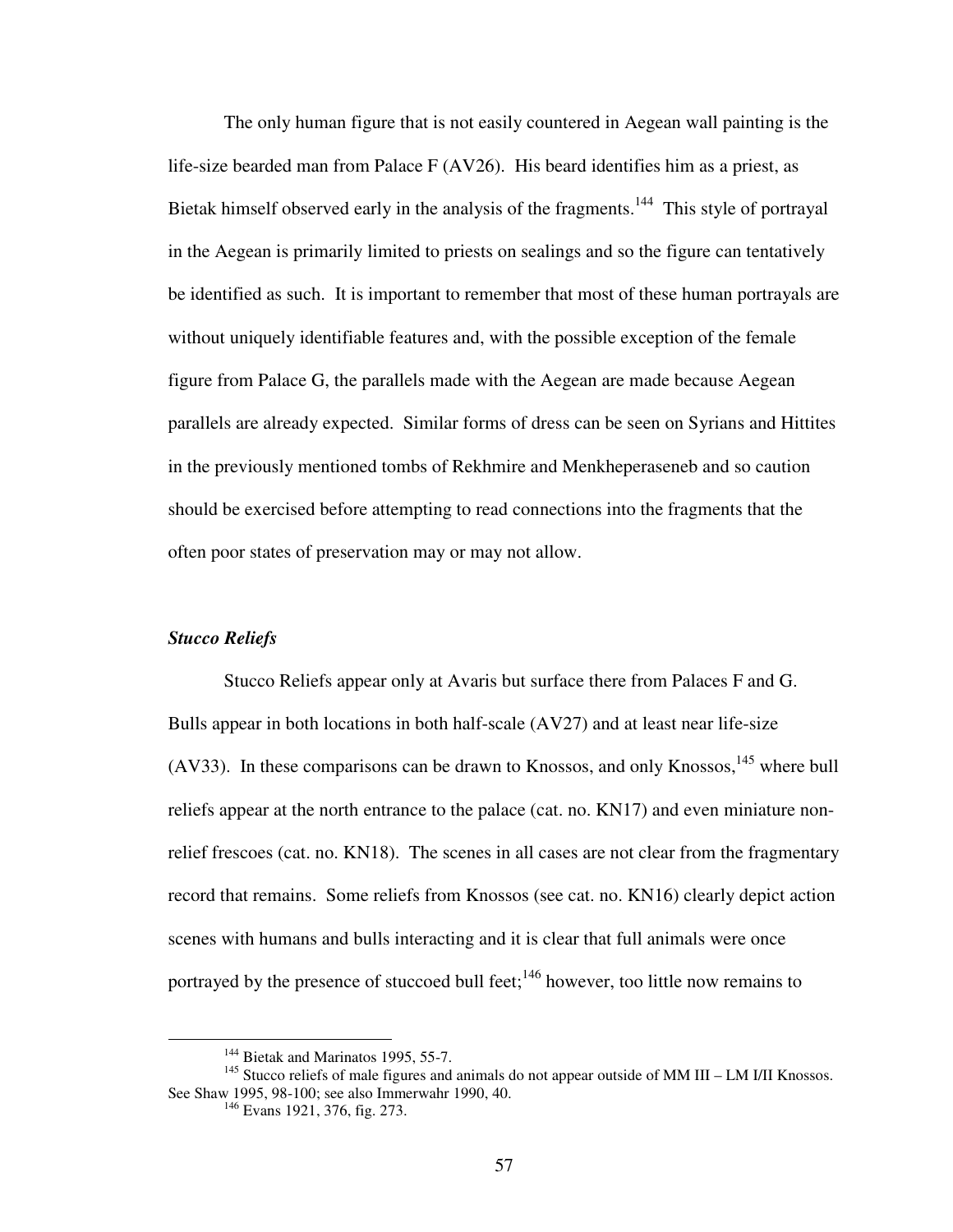The only human figure that is not easily countered in Aegean wall painting is the life-size bearded man from Palace F (AV26). His beard identifies him as a priest, as Bietak himself observed early in the analysis of the fragments.[144] This style of portrayal in the Aegean is primarily limited to priests on sealings and so the figure can tentatively be identified as such. It is important to remember that most of these human portrayals are without uniquely identifiable features and, with the possible exception of the female figure from Palace G, the parallels made with the Aegean are made because Aegean parallels are already expected. Similar forms of dress can be seen on Syrians and Hittites in the previously mentioned tombs of Rekhmire and Menkheperaseneb and so caution should be exercised before attempting to read connections into the fragments that the often poor states of preservation may or may not allow.

### *Stucco Reliefs*

Stucco Reliefs appear only at Avaris but surface there from Palaces F and G. Bulls appear in both locations in both half-scale (AV27) and at least near life-size (AV33). In these comparisons can be drawn to Knossos, and only Knossos,[145] where bull reliefs appear at the north entrance to the palace (cat. no. KN17) and even miniature non-relief frescoes (cat. no. KN18). The scenes in all cases are not clear from the fragmentary record that remains. Some reliefs from Knossos (see cat. no. KN16) clearly depict action scenes with humans and bulls interacting and it is clear that full animals were once portrayed by the presence of stuccoed bull feet;[146] however, too little now remains to

---

[144] Bietak and Marinatos 1995, 55-7.

[145] Stucco reliefs of male figures and animals do not appear outside of MM III – LM I/II Knossos. See Shaw 1995, 98-100; see also Immerwahr 1990, 40.

[146] Evans 1921, 376, fig. 273.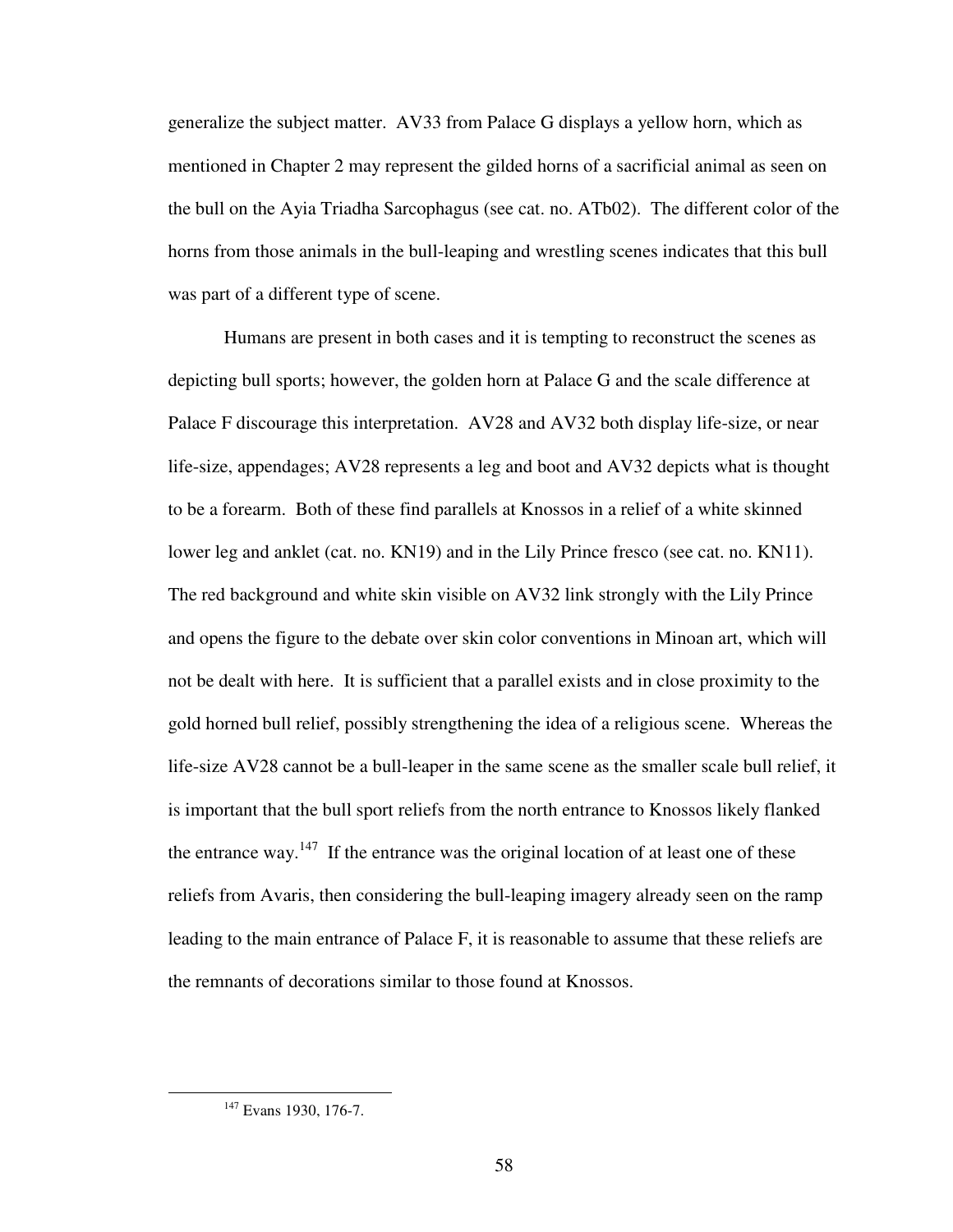generalize the subject matter. AV33 from Palace G displays a yellow horn, which as mentioned in Chapter 2 may represent the gilded horns of a sacrificial animal as seen on the bull on the Ayia Triadha Sarcophagus (see cat. no. ATb02). The different color of the horns from those animals in the bull-leaping and wrestling scenes indicates that this bull was part of a different type of scene.

Humans are present in both cases and it is tempting to reconstruct the scenes as depicting bull sports; however, the golden horn at Palace G and the scale difference at Palace F discourage this interpretation. AV28 and AV32 both display life-size, or near life-size, appendages; AV28 represents a leg and boot and AV32 depicts what is thought to be a forearm. Both of these find parallels at Knossos in a relief of a white skinned lower leg and anklet (cat. no. KN19) and in the Lily Prince fresco (see cat. no. KN11). The red background and white skin visible on AV32 link strongly with the Lily Prince and opens the figure to the debate over skin color conventions in Minoan art, which will not be dealt with here. It is sufficient that a parallel exists and in close proximity to the gold horned bull relief, possibly strengthening the idea of a religious scene. Whereas the life-size AV28 cannot be a bull-leaper in the same scene as the smaller scale bull relief, it is important that the bull sport reliefs from the north entrance to Knossos likely flanked the entrance way.[147] If the entrance was the original location of at least one of these reliefs from Avaris, then considering the bull-leaping imagery already seen on the ramp leading to the main entrance of Palace F, it is reasonable to assume that these reliefs are the remnants of decorations similar to those found at Knossos.

---

[147] Evans 1930, 176-7.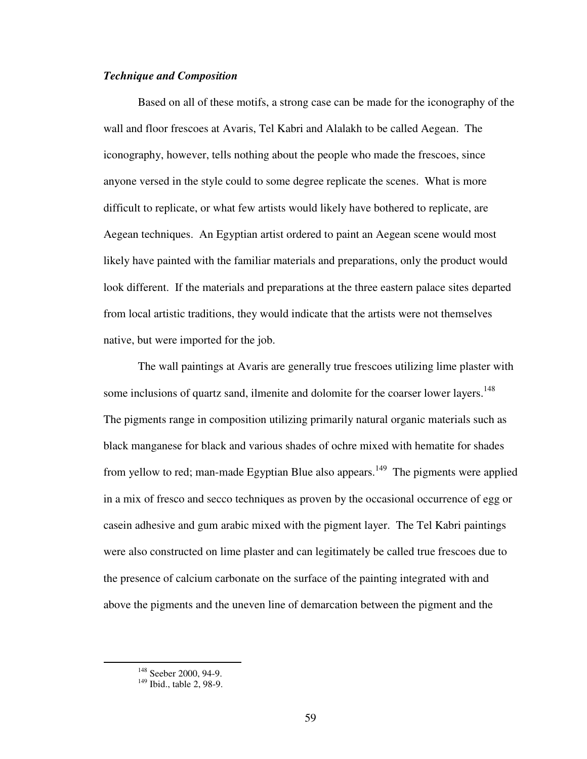### *Technique and Composition*

Based on all of these motifs, a strong case can be made for the iconography of the wall and floor frescoes at Avaris, Tel Kabri and Alalakh to be called Aegean. The iconography, however, tells nothing about the people who made the frescoes, since anyone versed in the style could to some degree replicate the scenes. What is more difficult to replicate, or what few artists would likely have bothered to replicate, are Aegean techniques. An Egyptian artist ordered to paint an Aegean scene would most likely have painted with the familiar materials and preparations, only the product would look different. If the materials and preparations at the three eastern palace sites departed from local artistic traditions, they would indicate that the artists were not themselves native, but were imported for the job.

The wall paintings at Avaris are generally true frescoes utilizing lime plaster with some inclusions of quartz sand, ilmenite and dolomite for the coarser lower layers.[148] The pigments range in composition utilizing primarily natural organic materials such as black manganese for black and various shades of ochre mixed with hematite for shades from yellow to red; man-made Egyptian Blue also appears.[149] The pigments were applied in a mix of fresco and secco techniques as proven by the occasional occurrence of egg or casein adhesive and gum arabic mixed with the pigment layer. The Tel Kabri paintings were also constructed on lime plaster and can legitimately be called true frescoes due to the presence of calcium carbonate on the surface of the painting integrated with and above the pigments and the uneven line of demarcation between the pigment and the

---

[148] Seeber 2000, 94-9.

[149] Ibid., table 2, 98-9.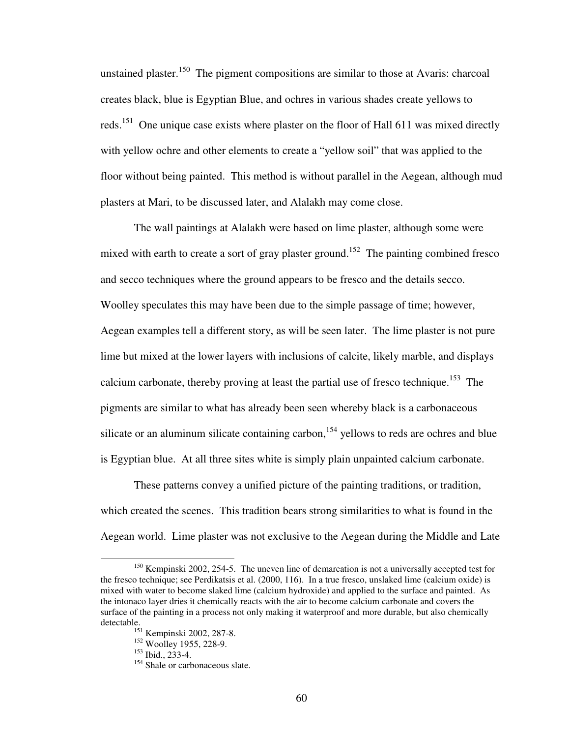unstained plaster.[150] The pigment compositions are similar to those at Avaris: charcoal creates black, blue is Egyptian Blue, and ochres in various shades create yellows to reds.[151] One unique case exists where plaster on the floor of Hall 611 was mixed directly with yellow ochre and other elements to create a "yellow soil" that was applied to the floor without being painted. This method is without parallel in the Aegean, although mud plasters at Mari, to be discussed later, and Alalakh may come close.

The wall paintings at Alalakh were based on lime plaster, although some were mixed with earth to create a sort of gray plaster ground.[152] The painting combined fresco and secco techniques where the ground appears to be fresco and the details secco. Woolley speculates this may have been due to the simple passage of time; however, Aegean examples tell a different story, as will be seen later. The lime plaster is not pure lime but mixed at the lower layers with inclusions of calcite, likely marble, and displays calcium carbonate, thereby proving at least the partial use of fresco technique.[153] The pigments are similar to what has already been seen whereby black is a carbonaceous silicate or an aluminum silicate containing carbon,[154] yellows to reds are ochres and blue is Egyptian blue. At all three sites white is simply plain unpainted calcium carbonate.

These patterns convey a unified picture of the painting traditions, or tradition, which created the scenes. This tradition bears strong similarities to what is found in the Aegean world. Lime plaster was not exclusive to the Aegean during the Middle and Late

---

[150] Kempinski 2002, 254-5. The uneven line of demarcation is not a universally accepted test for the fresco technique; see Perdikatsis et al. (2000, 116). In a true fresco, unslaked lime (calcium oxide) is mixed with water to become slaked lime (calcium hydroxide) and applied to the surface and painted. As the intonaco layer dries it chemically reacts with the air to become calcium carbonate and covers the surface of the painting in a process not only making it waterproof and more durable, but also chemically detectable.

[151] Kempinski 2002, 287-8.

[152] Woolley 1955, 228-9.

[153] Ibid., 233-4.

[154] Shale or carbonaceous slate.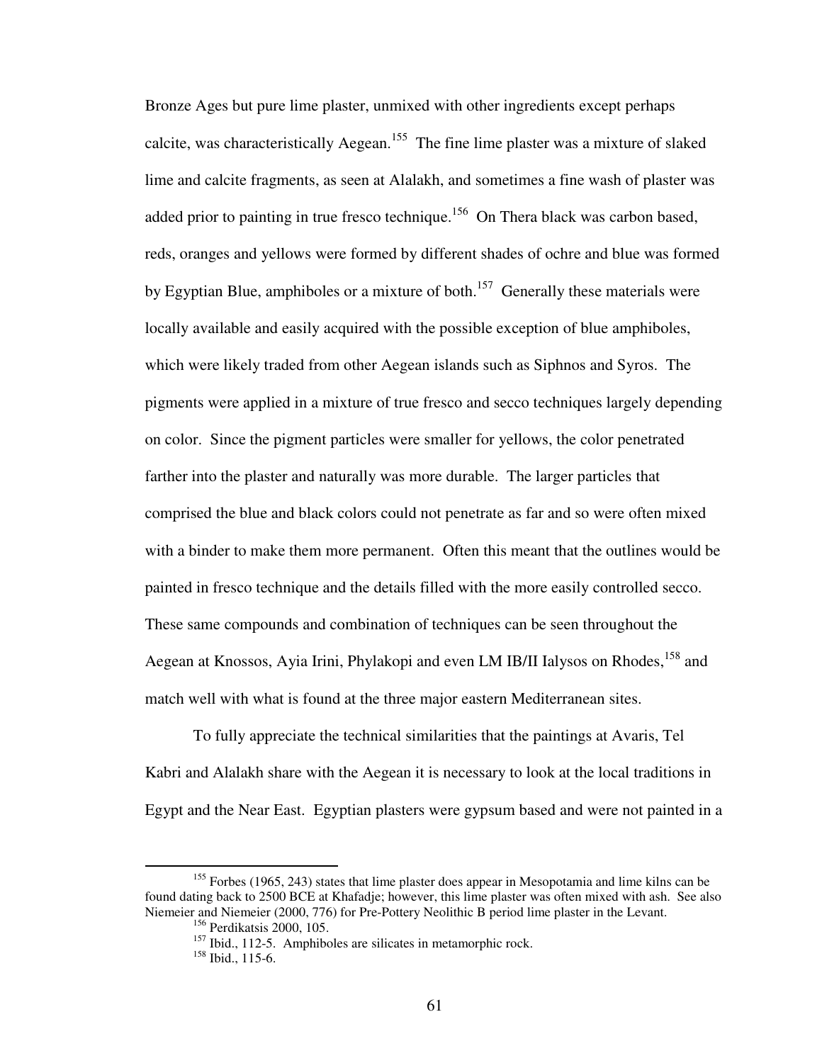Bronze Ages but pure lime plaster, unmixed with other ingredients except perhaps calcite, was characteristically Aegean.[155] The fine lime plaster was a mixture of slaked lime and calcite fragments, as seen at Alalakh, and sometimes a fine wash of plaster was added prior to painting in true fresco technique.[156] On Thera black was carbon based, reds, oranges and yellows were formed by different shades of ochre and blue was formed by Egyptian Blue, amphiboles or a mixture of both.[157] Generally these materials were locally available and easily acquired with the possible exception of blue amphiboles, which were likely traded from other Aegean islands such as Siphnos and Syros. The pigments were applied in a mixture of true fresco and secco techniques largely depending on color. Since the pigment particles were smaller for yellows, the color penetrated farther into the plaster and naturally was more durable. The larger particles that comprised the blue and black colors could not penetrate as far and so were often mixed with a binder to make them more permanent. Often this meant that the outlines would be painted in fresco technique and the details filled with the more easily controlled secco. These same compounds and combination of techniques can be seen throughout the Aegean at Knossos, Ayia Irini, Phylakopi and even LM IB/II Ialysos on Rhodes,[158] and match well with what is found at the three major eastern Mediterranean sites.

To fully appreciate the technical similarities that the paintings at Avaris, Tel Kabri and Alalakh share with the Aegean it is necessary to look at the local traditions in Egypt and the Near East. Egyptian plasters were gypsum based and were not painted in a

---

[155] Forbes (1965, 243) states that lime plaster does appear in Mesopotamia and lime kilns can be found dating back to 2500 BCE at Khafadje; however, this lime plaster was often mixed with ash. See also Niemeier and Niemeier (2000, 776) for Pre-Pottery Neolithic B period lime plaster in the Levant.

[156] Perdikatsis 2000, 105.

[157] Ibid., 112-5. Amphiboles are silicates in metamorphic rock.

[158] Ibid., 115-6.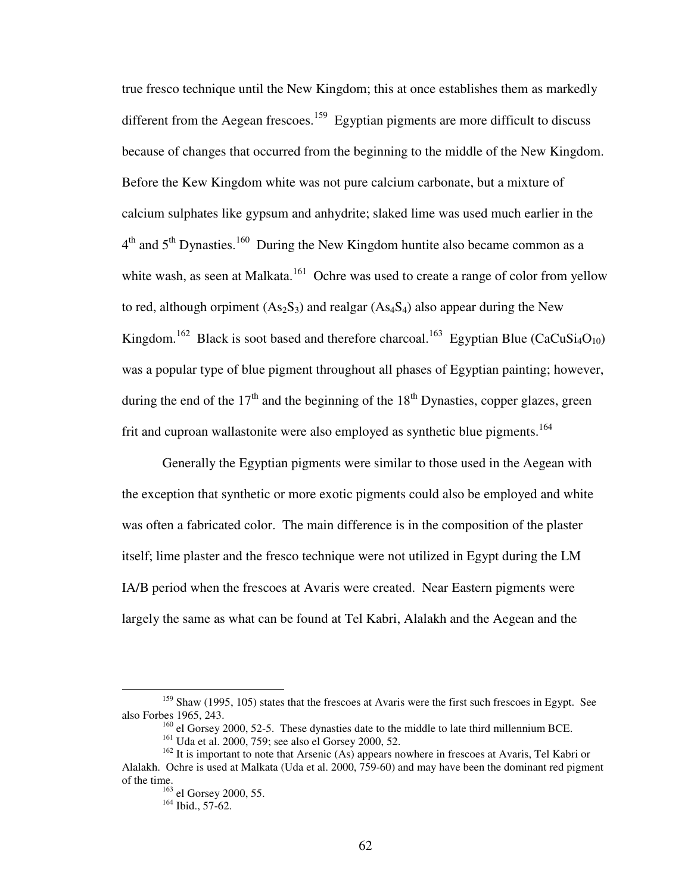true fresco technique until the New Kingdom; this at once establishes them as markedly different from the Aegean frescoes.[159] Egyptian pigments are more difficult to discuss because of changes that occurred from the beginning to the middle of the New Kingdom. Before the Kew Kingdom white was not pure calcium carbonate, but a mixture of calcium sulphates like gypsum and anhydrite; slaked lime was used much earlier in the 4th and 5th Dynasties.[160] During the New Kingdom huntite also became common as a white wash, as seen at Malkata.[161] Ochre was used to create a range of color from yellow to red, although orpiment ($As_2S_3$) and realgar ($As_4S_4$) also appear during the New Kingdom.[162] Black is soot based and therefore charcoal.[163] Egyptian Blue ($CaCuSi_4O_{10}$) was a popular type of blue pigment throughout all phases of Egyptian painting; however, during the end of the 17th and the beginning of the 18th Dynasties, copper glazes, green frit and cuproan wallastonite were also employed as synthetic blue pigments.[164]

Generally the Egyptian pigments were similar to those used in the Aegean with the exception that synthetic or more exotic pigments could also be employed and white was often a fabricated color. The main difference is in the composition of the plaster itself; lime plaster and the fresco technique were not utilized in Egypt during the LM IA/B period when the frescoes at Avaris were created. Near Eastern pigments were largely the same as what can be found at Tel Kabri, Alalakh and the Aegean and the

---

[159] Shaw (1995, 105) states that the frescoes at Avaris were the first such frescoes in Egypt. See also Forbes 1965, 243.

[160] el Gorsey 2000, 52-5. These dynasties date to the middle to late third millennium BCE.

[161] Uda et al. 2000, 759; see also el Gorsey 2000, 52.

[162] It is important to note that Arsenic (As) appears nowhere in frescoes at Avaris, Tel Kabri or Alalakh. Ochre is used at Malkata (Uda et al. 2000, 759-60) and may have been the dominant red pigment of the time.

[163] el Gorsey 2000, 55.

[164] Ibid., 57-62.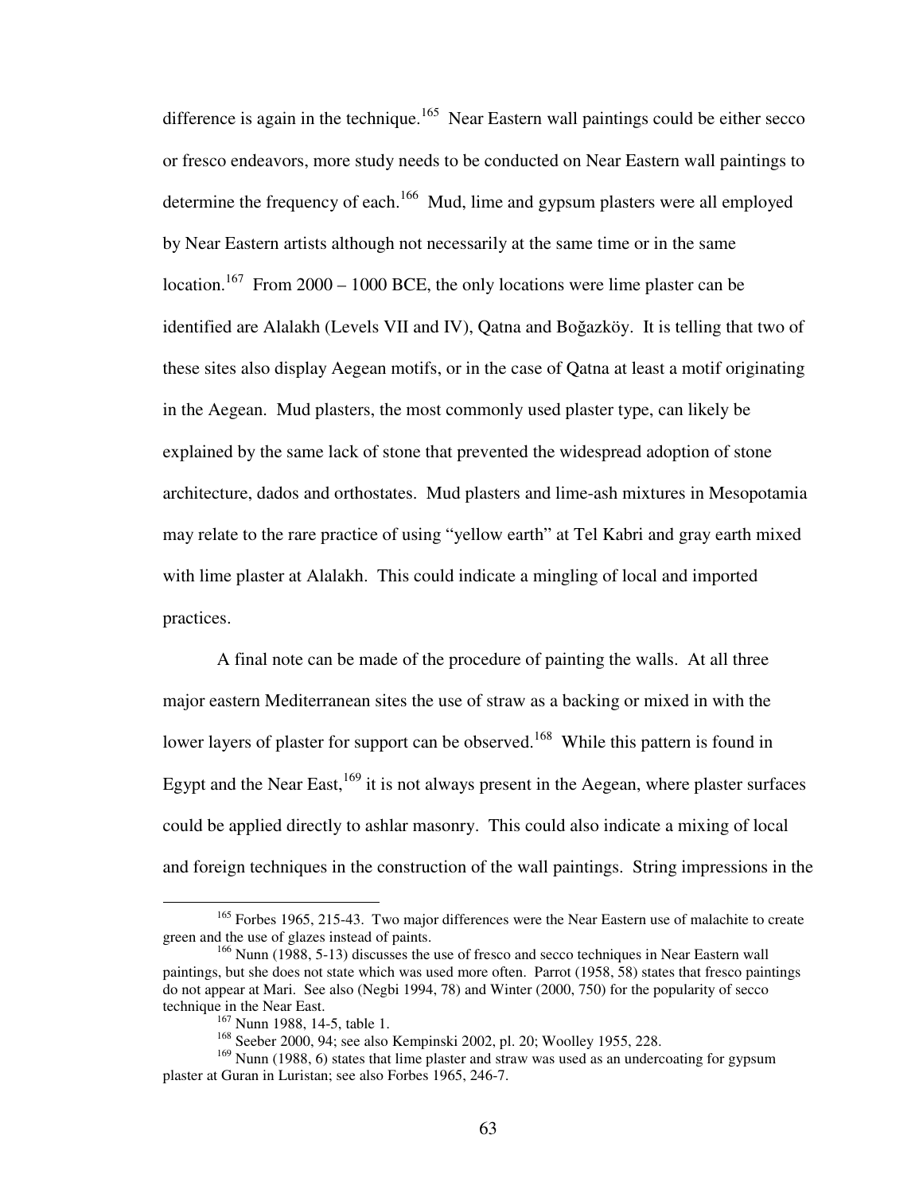difference is again in the technique.[165] Near Eastern wall paintings could be either secco or fresco endeavors, more study needs to be conducted on Near Eastern wall paintings to determine the frequency of each.[166] Mud, lime and gypsum plasters were all employed by Near Eastern artists although not necessarily at the same time or in the same location.[167] From 2000 – 1000 BCE, the only locations were lime plaster can be identified are Alalakh (Levels VII and IV), Qatna and Boğazköy. It is telling that two of these sites also display Aegean motifs, or in the case of Qatna at least a motif originating in the Aegean. Mud plasters, the most commonly used plaster type, can likely be explained by the same lack of stone that prevented the widespread adoption of stone architecture, dados and orthostates. Mud plasters and lime-ash mixtures in Mesopotamia may relate to the rare practice of using "yellow earth" at Tel Kabri and gray earth mixed with lime plaster at Alalakh. This could indicate a mingling of local and imported practices.

A final note can be made of the procedure of painting the walls. At all three major eastern Mediterranean sites the use of straw as a backing or mixed in with the lower layers of plaster for support can be observed.[168] While this pattern is found in Egypt and the Near East,[169] it is not always present in the Aegean, where plaster surfaces could be applied directly to ashlar masonry. This could also indicate a mixing of local and foreign techniques in the construction of the wall paintings. String impressions in the

---

[165] Forbes 1965, 215-43. Two major differences were the Near Eastern use of malachite to create green and the use of glazes instead of paints.

[166] Nunn (1988, 5-13) discusses the use of fresco and secco techniques in Near Eastern wall paintings, but she does not state which was used more often. Parrot (1958, 58) states that fresco paintings do not appear at Mari. See also (Negbi 1994, 78) and Winter (2000, 750) for the popularity of secco technique in the Near East.

[167] Nunn 1988, 14-5, table 1.

[168] Seeber 2000, 94; see also Kempinski 2002, pl. 20; Woolley 1955, 228.

[169] Nunn (1988, 6) states that lime plaster and straw was used as an undercoating for gypsum plaster at Guran in Luristan; see also Forbes 1965, 246-7.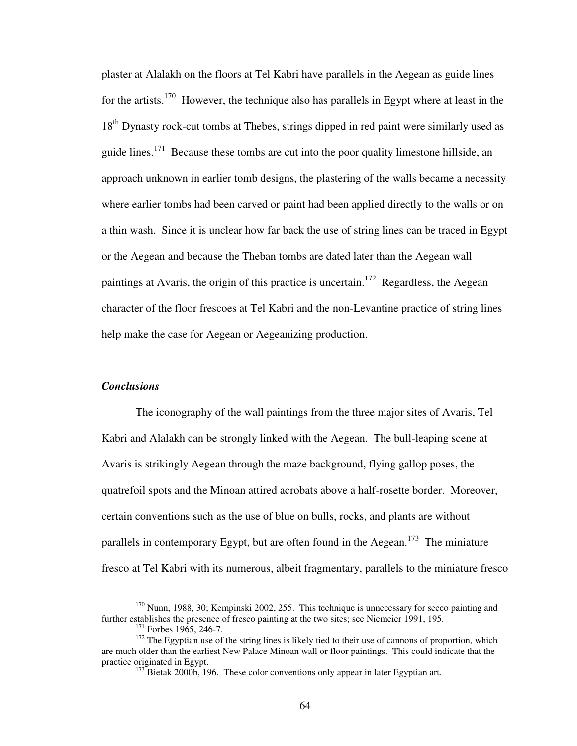plaster at Alalakh on the floors at Tel Kabri have parallels in the Aegean as guide lines for the artists.[170] However, the technique also has parallels in Egypt where at least in the 18th Dynasty rock-cut tombs at Thebes, strings dipped in red paint were similarly used as guide lines.[171] Because these tombs are cut into the poor quality limestone hillside, an approach unknown in earlier tomb designs, the plastering of the walls became a necessity where earlier tombs had been carved or paint had been applied directly to the walls or on a thin wash. Since it is unclear how far back the use of string lines can be traced in Egypt or the Aegean and because the Theban tombs are dated later than the Aegean wall paintings at Avaris, the origin of this practice is uncertain.[172] Regardless, the Aegean character of the floor frescoes at Tel Kabri and the non-Levantine practice of string lines help make the case for Aegean or Aegeanizing production.

### *Conclusions*

The iconography of the wall paintings from the three major sites of Avaris, Tel Kabri and Alalakh can be strongly linked with the Aegean. The bull-leaping scene at Avaris is strikingly Aegean through the maze background, flying gallop poses, the quatrefoil spots and the Minoan attired acrobats above a half-rosette border. Moreover, certain conventions such as the use of blue on bulls, rocks, and plants are without parallels in contemporary Egypt, but are often found in the Aegean.[173] The miniature fresco at Tel Kabri with its numerous, albeit fragmentary, parallels to the miniature fresco

---

[170] Nunn, 1988, 30; Kempinski 2002, 255. This technique is unnecessary for secco painting and further establishes the presence of fresco painting at the two sites; see Niemeier 1991, 195.

[171] Forbes 1965, 246-7.

[172] The Egyptian use of the string lines is likely tied to their use of cannons of proportion, which are much older than the earliest New Palace Minoan wall or floor paintings. This could indicate that the practice originated in Egypt.

[173] Bietak 2000b, 196. These color conventions only appear in later Egyptian art.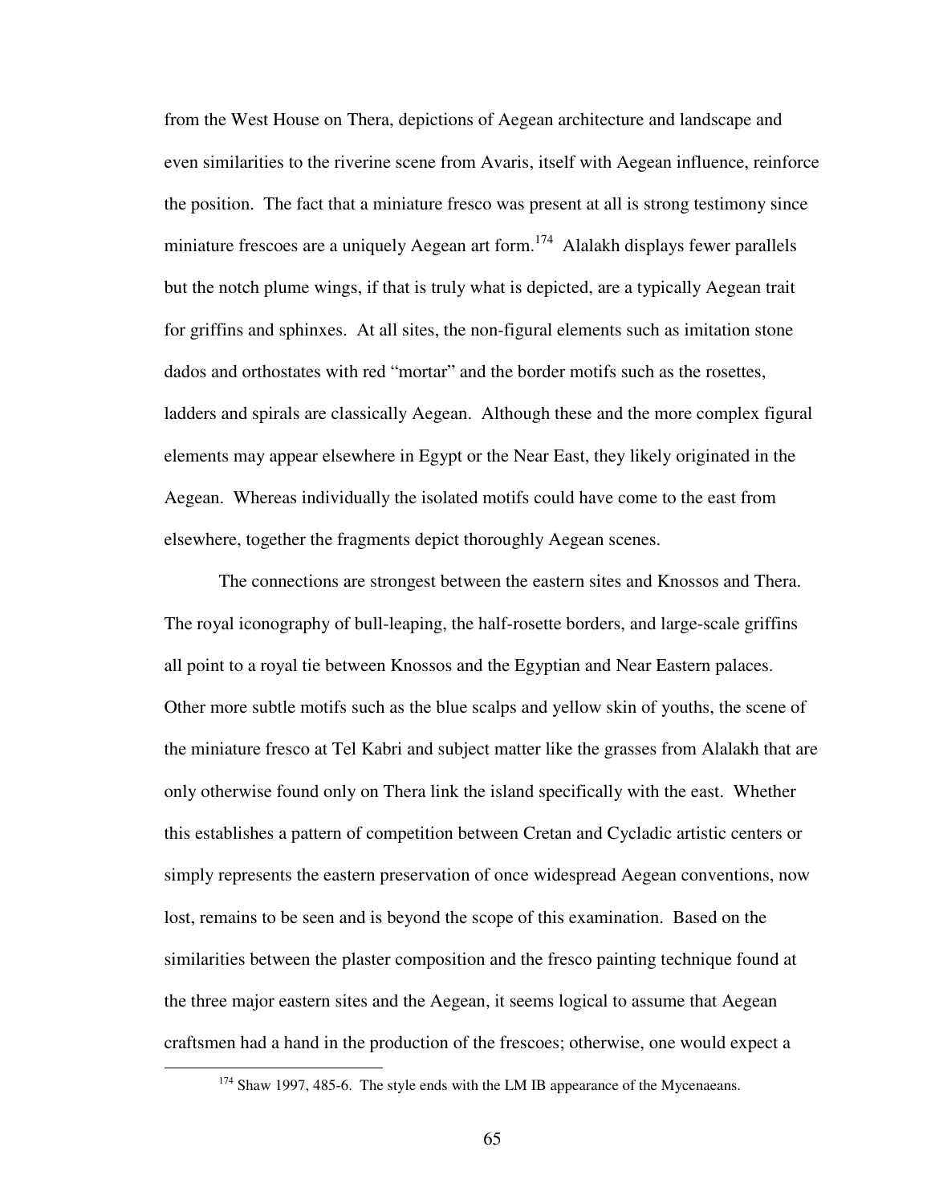from the West House on Thera, depictions of Aegean architecture and landscape and even similarities to the riverine scene from Avaris, itself with Aegean influence, reinforce the position. The fact that a miniature fresco was present at all is strong testimony since miniature frescoes are a uniquely Aegean art form.[174] Alalakh displays fewer parallels but the notch plume wings, if that is truly what is depicted, are a typically Aegean trait for griffins and sphinxes. At all sites, the non-figural elements such as imitation stone dados and orthostates with red "mortar" and the border motifs such as the rosettes, ladders and spirals are classically Aegean. Although these and the more complex figural elements may appear elsewhere in Egypt or the Near East, they likely originated in the Aegean. Whereas individually the isolated motifs could have come to the east from elsewhere, together the fragments depict thoroughly Aegean scenes.

The connections are strongest between the eastern sites and Knossos and Thera. The royal iconography of bull-leaping, the half-rosette borders, and large-scale griffins all point to a royal tie between Knossos and the Egyptian and Near Eastern palaces. Other more subtle motifs such as the blue scalps and yellow skin of youths, the scene of the miniature fresco at Tel Kabri and subject matter like the grasses from Alalakh that are only otherwise found only on Thera link the island specifically with the east. Whether this establishes a pattern of competition between Cretan and Cycladic artistic centers or simply represents the eastern preservation of once widespread Aegean conventions, now lost, remains to be seen and is beyond the scope of this examination. Based on the similarities between the plaster composition and the fresco painting technique found at the three major eastern sites and the Aegean, it seems logical to assume that Aegean craftsmen had a hand in the production of the frescoes; otherwise, one would expect a

[174] Shaw 1997, 485-6. The style ends with the LM IB appearance of the Mycenaeans.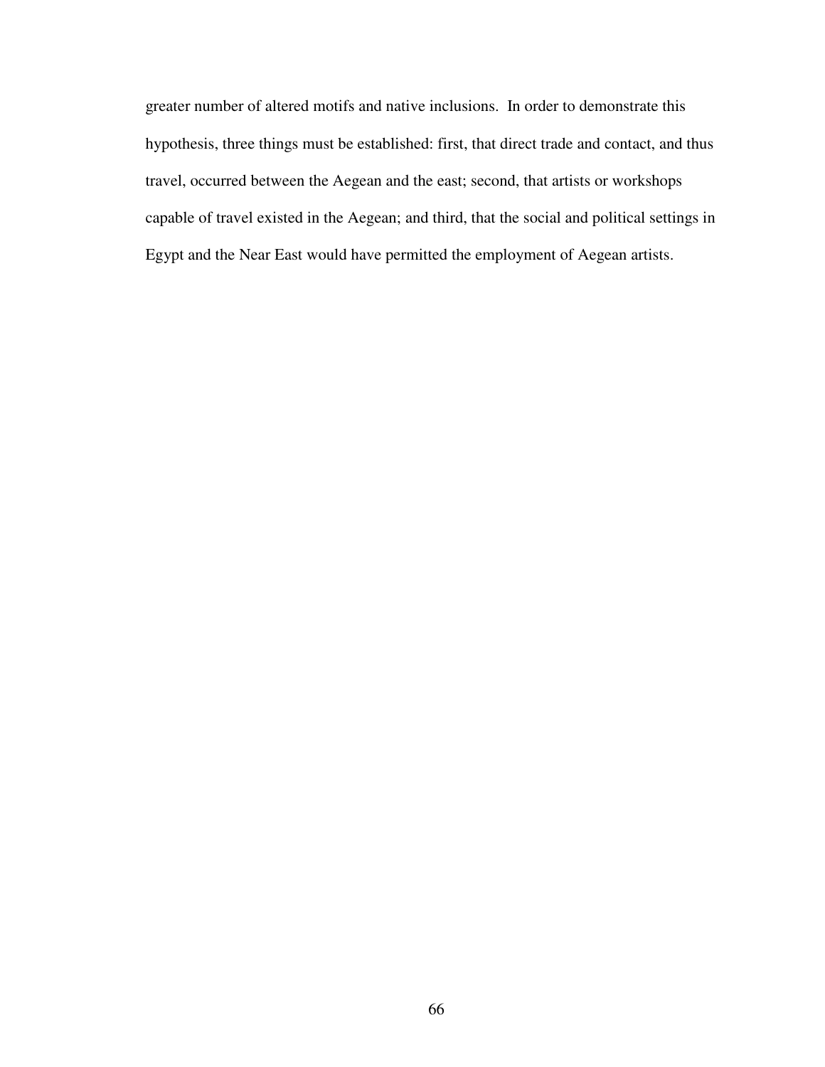greater number of altered motifs and native inclusions. In order to demonstrate this hypothesis, three things must be established: first, that direct trade and contact, and thus travel, occurred between the Aegean and the east; second, that artists or workshops capable of travel existed in the Aegean; and third, that the social and political settings in Egypt and the Near East would have permitted the employment of Aegean artists.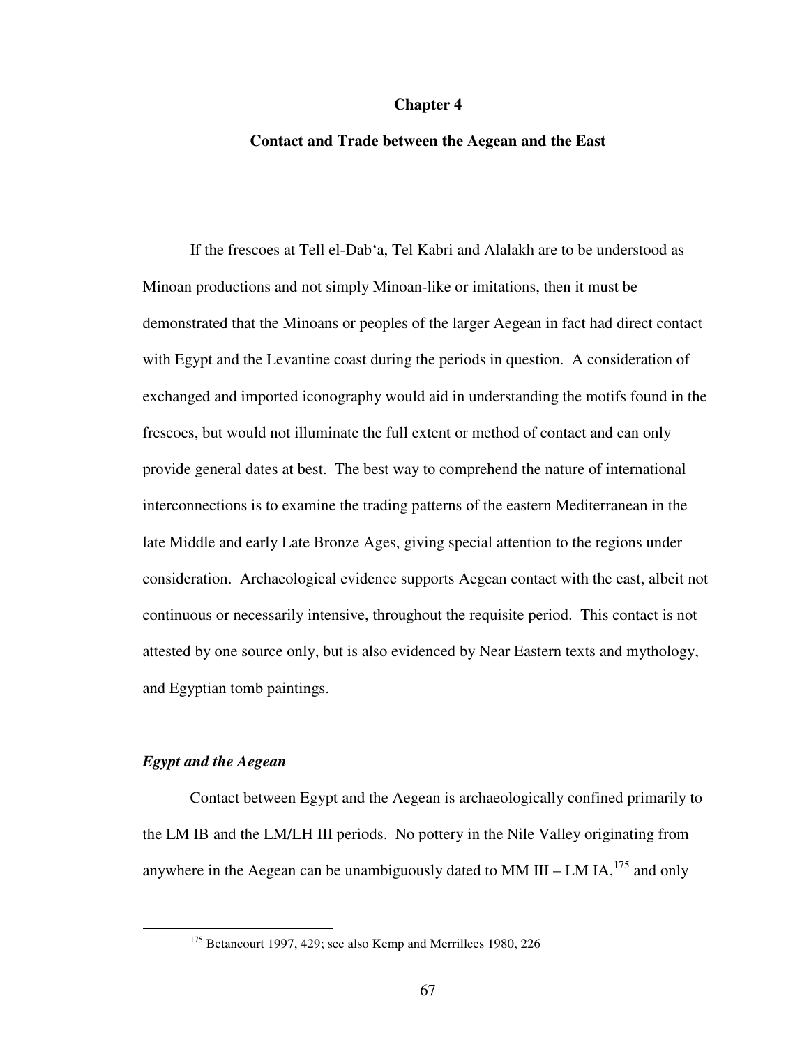# Chapter 4

## Contact and Trade between the Aegean and the East

If the frescoes at Tell el-Dab'a, Tel Kabri and Alalakh are to be understood as Minoan productions and not simply Minoan-like or imitations, then it must be demonstrated that the Minoans or peoples of the larger Aegean in fact had direct contact with Egypt and the Levantine coast during the periods in question. A consideration of exchanged and imported iconography would aid in understanding the motifs found in the frescoes, but would not illuminate the full extent or method of contact and can only provide general dates at best. The best way to comprehend the nature of international interconnections is to examine the trading patterns of the eastern Mediterranean in the late Middle and early Late Bronze Ages, giving special attention to the regions under consideration. Archaeological evidence supports Aegean contact with the east, albeit not continuous or necessarily intensive, throughout the requisite period. This contact is not attested by one source only, but is also evidenced by Near Eastern texts and mythology, and Egyptian tomb paintings.

### *Egypt and the Aegean*

Contact between Egypt and the Aegean is archaeologically confined primarily to the LM IB and the LM/LH III periods. No pottery in the Nile Valley originating from anywhere in the Aegean can be unambiguously dated to MM III – LM IA,[175] and only

[175] Betancourt 1997, 429; see also Kemp and Merrillees 1980, 226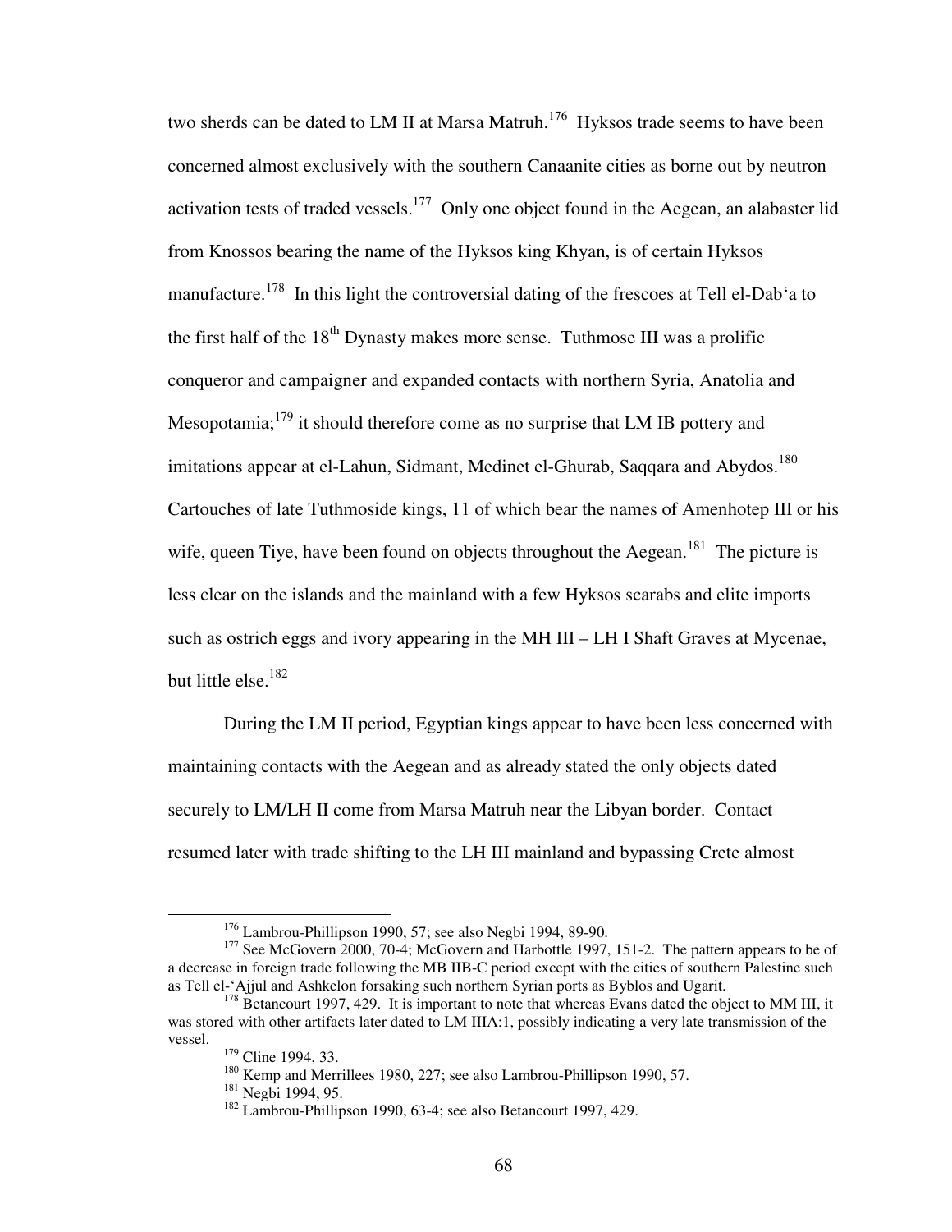two sherds can be dated to LM II at Marsa Matruh.[176] Hyksos trade seems to have been concerned almost exclusively with the southern Canaanite cities as borne out by neutron activation tests of traded vessels.[177] Only one object found in the Aegean, an alabaster lid from Knossos bearing the name of the Hyksos king Khyan, is of certain Hyksos manufacture.[178] In this light the controversial dating of the frescoes at Tell el-Dab'a to the first half of the 18th Dynasty makes more sense. Tuthmose III was a prolific conqueror and campaigner and expanded contacts with northern Syria, Anatolia and Mesopotamia;[179] it should therefore come as no surprise that LM IB pottery and imitations appear at el-Lahun, Sidmant, Medinet el-Ghurab, Saqqara and Abydos.[180] Cartouches of late Tuthmoside kings, 11 of which bear the names of Amenhotep III or his wife, queen Tiye, have been found on objects throughout the Aegean.[181] The picture is less clear on the islands and the mainland with a few Hyksos scarabs and elite imports such as ostrich eggs and ivory appearing in the MH III – LH I Shaft Graves at Mycenae, but little else.[182]

During the LM II period, Egyptian kings appear to have been less concerned with maintaining contacts with the Aegean and as already stated the only objects dated securely to LM/LH II come from Marsa Matruh near the Libyan border. Contact resumed later with trade shifting to the LH III mainland and bypassing Crete almost

---

[176] Lambrou-Phillipson 1990, 57; see also Negbi 1994, 89-90.

[177] See McGovern 2000, 70-4; McGovern and Harbottle 1997, 151-2. The pattern appears to be of a decrease in foreign trade following the MB IIB-C period except with the cities of southern Palestine such as Tell el-'Ajjul and Ashkelon forsaking such northern Syrian ports as Byblos and Ugarit.

[178] Betancourt 1997, 429. It is important to note that whereas Evans dated the object to MM III, it was stored with other artifacts later dated to LM IIIA:1, possibly indicating a very late transmission of the vessel.

[179] Cline 1994, 33.

[180] Kemp and Merrillees 1980, 227; see also Lambrou-Phillipson 1990, 57.

[181] Negbi 1994, 95.

[182] Lambrou-Phillipson 1990, 63-4; see also Betancourt 1997, 429.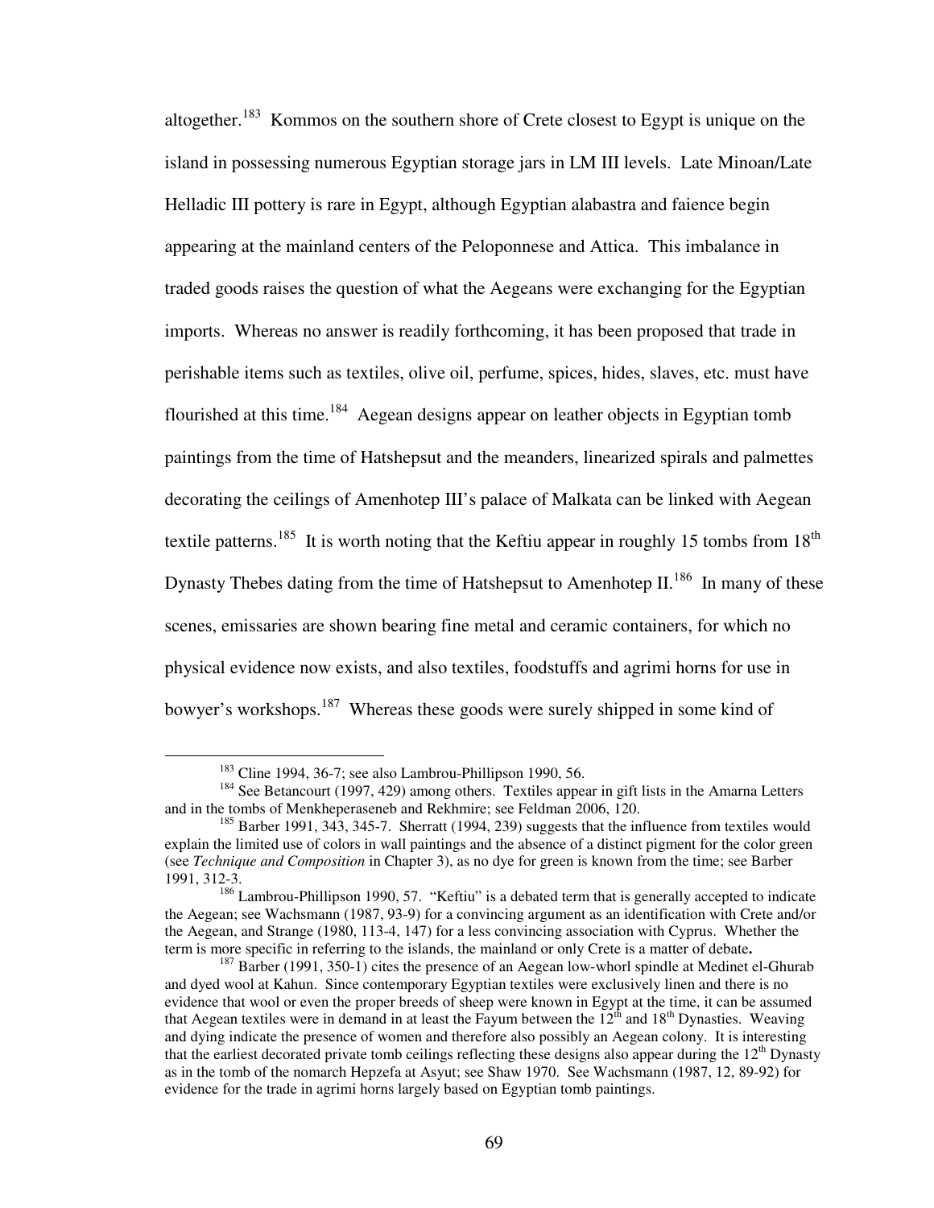altogether.[183] Kommos on the southern shore of Crete closest to Egypt is unique on the island in possessing numerous Egyptian storage jars in LM III levels. Late Minoan/Late Helladic III pottery is rare in Egypt, although Egyptian alabastra and faience begin appearing at the mainland centers of the Peloponnese and Attica. This imbalance in traded goods raises the question of what the Aegeans were exchanging for the Egyptian imports. Whereas no answer is readily forthcoming, it has been proposed that trade in perishable items such as textiles, olive oil, perfume, spices, hides, slaves, etc. must have flourished at this time.[184] Aegean designs appear on leather objects in Egyptian tomb paintings from the time of Hatshepsut and the meanders, linearized spirals and palmettes decorating the ceilings of Amenhotep III's palace of Malkata can be linked with Aegean textile patterns.[185] It is worth noting that the Keftiu appear in roughly 15 tombs from 18th Dynasty Thebes dating from the time of Hatshepsut to Amenhotep II.[186] In many of these scenes, emissaries are shown bearing fine metal and ceramic containers, for which no physical evidence now exists, and also textiles, foodstuffs and agrimi horns for use in bowyer's workshops.[187] Whereas these goods were surely shipped in some kind of

---

[183] Cline 1994, 36-7; see also Lambrou-Phillipson 1990, 56.

[184] See Betancourt (1997, 429) among others. Textiles appear in gift lists in the Amarna Letters and in the tombs of Menkheperaseneb and Rekhmire; see Feldman 2006, 120.

[185] Barber 1991, 343, 345-7. Sherratt (1994, 239) suggests that the influence from textiles would explain the limited use of colors in wall paintings and the absence of a distinct pigment for the color green (see *Technique and Composition* in Chapter 3), as no dye for green is known from the time; see Barber 1991, 312-3.

[186] Lambrou-Phillipson 1990, 57. "Keftiu" is a debated term that is generally accepted to indicate the Aegean; see Wachsmann (1987, 93-9) for a convincing argument as an identification with Crete and/or the Aegean, and Strange (1980, 113-4, 147) for a less convincing association with Cyprus. Whether the term is more specific in referring to the islands, the mainland or only Crete is a matter of debate**.**

[187] Barber (1991, 350-1) cites the presence of an Aegean low-whorl spindle at Medinet el-Ghurab and dyed wool at Kahun. Since contemporary Egyptian textiles were exclusively linen and there is no evidence that wool or even the proper breeds of sheep were known in Egypt at the time, it can be assumed that Aegean textiles were in demand in at least the Fayum between the 12th and 18th Dynasties. Weaving and dying indicate the presence of women and therefore also possibly an Aegean colony. It is interesting that the earliest decorated private tomb ceilings reflecting these designs also appear during the 12th Dynasty as in the tomb of the nomarch Hepzefa at Asyut; see Shaw 1970. See Wachsmann (1987, 12, 89-92) for evidence for the trade in agrimi horns largely based on Egyptian tomb paintings.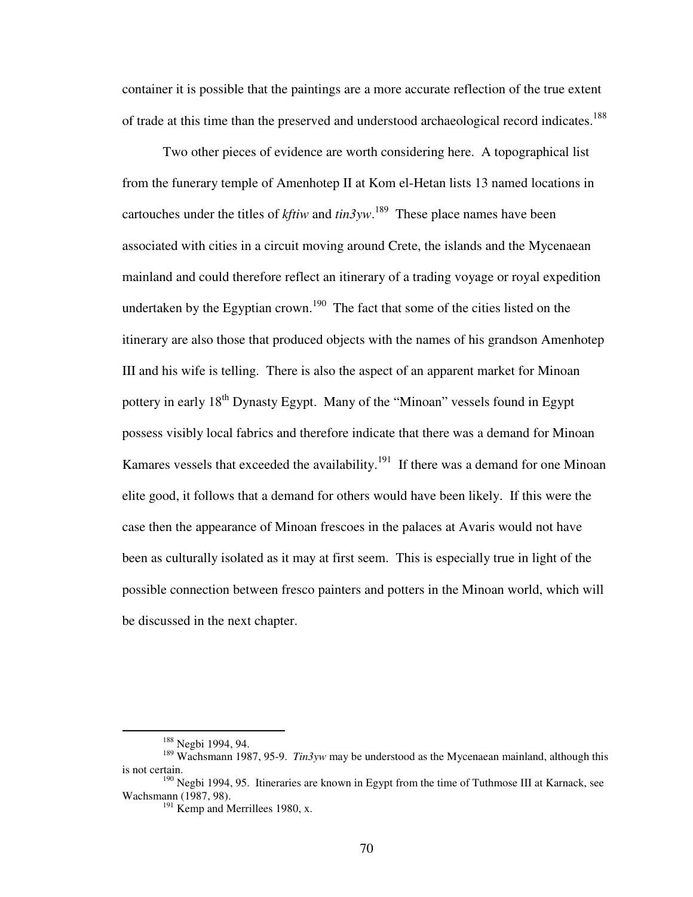container it is possible that the paintings are a more accurate reflection of the true extent of trade at this time than the preserved and understood archaeological record indicates.[188]

Two other pieces of evidence are worth considering here. A topographical list from the funerary temple of Amenhotep II at Kom el-Hetan lists 13 named locations in cartouches under the titles of *kftiw* and *tin3yw*.[189] These place names have been associated with cities in a circuit moving around Crete, the islands and the Mycenaean mainland and could therefore reflect an itinerary of a trading voyage or royal expedition undertaken by the Egyptian crown.[190] The fact that some of the cities listed on the itinerary are also those that produced objects with the names of his grandson Amenhotep III and his wife is telling. There is also the aspect of an apparent market for Minoan pottery in early 18th Dynasty Egypt. Many of the "Minoan" vessels found in Egypt possess visibly local fabrics and therefore indicate that there was a demand for Minoan Kamares vessels that exceeded the availability.[191] If there was a demand for one Minoan elite good, it follows that a demand for others would have been likely. If this were the case then the appearance of Minoan frescoes in the palaces at Avaris would not have been as culturally isolated as it may at first seem. This is especially true in light of the possible connection between fresco painters and potters in the Minoan world, which will be discussed in the next chapter.

---

[188] Negbi 1994, 94.

[189] Wachsmann 1987, 95-9. *Tin3yw* may be understood as the Mycenaean mainland, although this is not certain.

[190] Negbi 1994, 95. Itineraries are known in Egypt from the time of Tuthmose III at Karnack, see Wachsmann (1987, 98).

[191] Kemp and Merrillees 1980, x.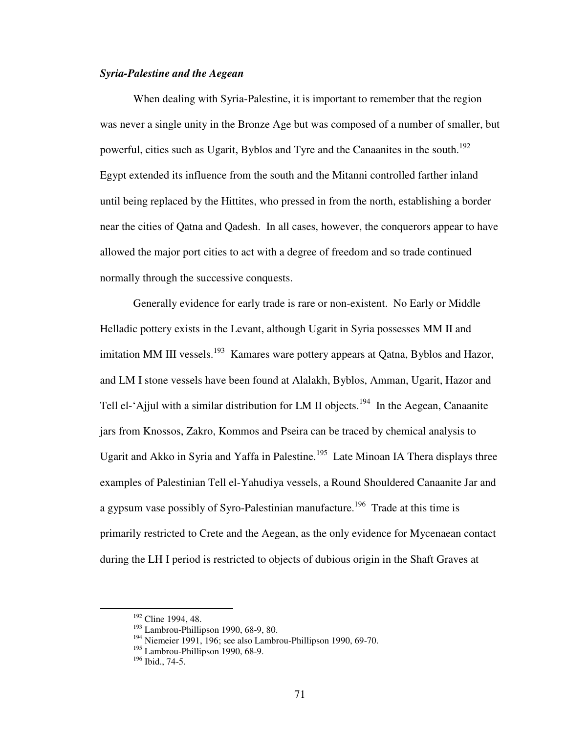### *Syria-Palestine and the Aegean*

When dealing with Syria-Palestine, it is important to remember that the region was never a single unity in the Bronze Age but was composed of a number of smaller, but powerful, cities such as Ugarit, Byblos and Tyre and the Canaanites in the south.[192] Egypt extended its influence from the south and the Mitanni controlled farther inland until being replaced by the Hittites, who pressed in from the north, establishing a border near the cities of Qatna and Qadesh. In all cases, however, the conquerors appear to have allowed the major port cities to act with a degree of freedom and so trade continued normally through the successive conquests.

Generally evidence for early trade is rare or non-existent. No Early or Middle Helladic pottery exists in the Levant, although Ugarit in Syria possesses MM II and imitation MM III vessels.[193] Kamares ware pottery appears at Qatna, Byblos and Hazor, and LM I stone vessels have been found at Alalakh, Byblos, Amman, Ugarit, Hazor and Tell el-'Ajjul with a similar distribution for LM II objects.[194] In the Aegean, Canaanite jars from Knossos, Zakro, Kommos and Pseira can be traced by chemical analysis to Ugarit and Akko in Syria and Yaffa in Palestine.[195] Late Minoan IA Thera displays three examples of Palestinian Tell el-Yahudiya vessels, a Round Shouldered Canaanite Jar and a gypsum vase possibly of Syro-Palestinian manufacture.[196] Trade at this time is primarily restricted to Crete and the Aegean, as the only evidence for Mycenaean contact during the LH I period is restricted to objects of dubious origin in the Shaft Graves at

---

[192] Cline 1994, 48.

[193] Lambrou-Phillipson 1990, 68-9, 80.

[194] Niemeier 1991, 196; see also Lambrou-Phillipson 1990, 69-70.

[195] Lambrou-Phillipson 1990, 68-9.

[196] Ibid., 74-5.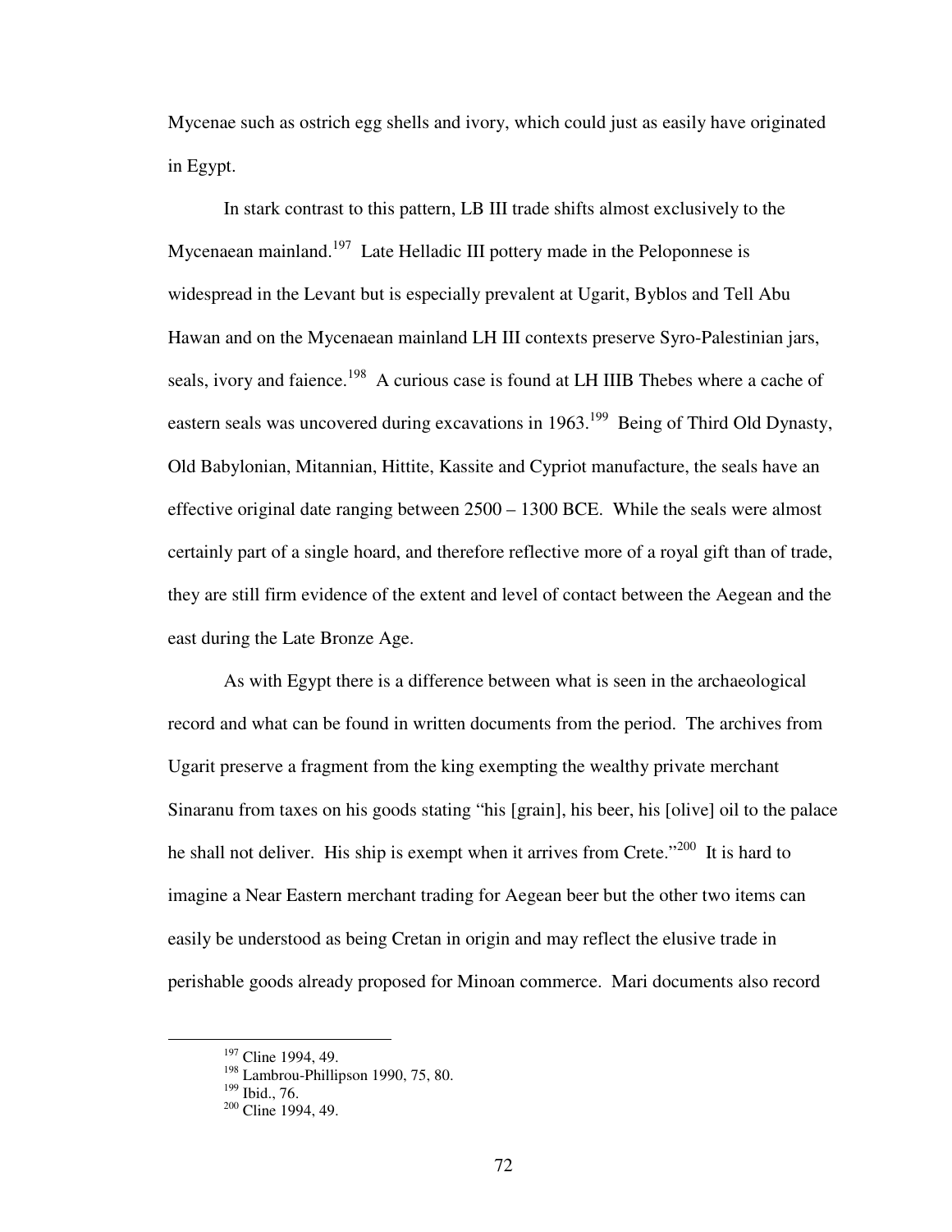Mycenae such as ostrich egg shells and ivory, which could just as easily have originated in Egypt.

In stark contrast to this pattern, LB III trade shifts almost exclusively to the Mycenaean mainland.[197] Late Helladic III pottery made in the Peloponnese is widespread in the Levant but is especially prevalent at Ugarit, Byblos and Tell Abu Hawan and on the Mycenaean mainland LH III contexts preserve Syro-Palestinian jars, seals, ivory and faience.[198] A curious case is found at LH IIIB Thebes where a cache of eastern seals was uncovered during excavations in 1963.[199] Being of Third Old Dynasty, Old Babylonian, Mitannian, Hittite, Kassite and Cypriot manufacture, the seals have an effective original date ranging between 2500 – 1300 BCE. While the seals were almost certainly part of a single hoard, and therefore reflective more of a royal gift than of trade, they are still firm evidence of the extent and level of contact between the Aegean and the east during the Late Bronze Age.

As with Egypt there is a difference between what is seen in the archaeological record and what can be found in written documents from the period. The archives from Ugarit preserve a fragment from the king exempting the wealthy private merchant Sinaranu from taxes on his goods stating "his [grain], his beer, his [olive] oil to the palace he shall not deliver. His ship is exempt when it arrives from Crete."[200] It is hard to imagine a Near Eastern merchant trading for Aegean beer but the other two items can easily be understood as being Cretan in origin and may reflect the elusive trade in perishable goods already proposed for Minoan commerce. Mari documents also record

---

[197] Cline 1994, 49.

[198] Lambrou-Phillipson 1990, 75, 80.

[199] Ibid., 76.

[200] Cline 1994, 49.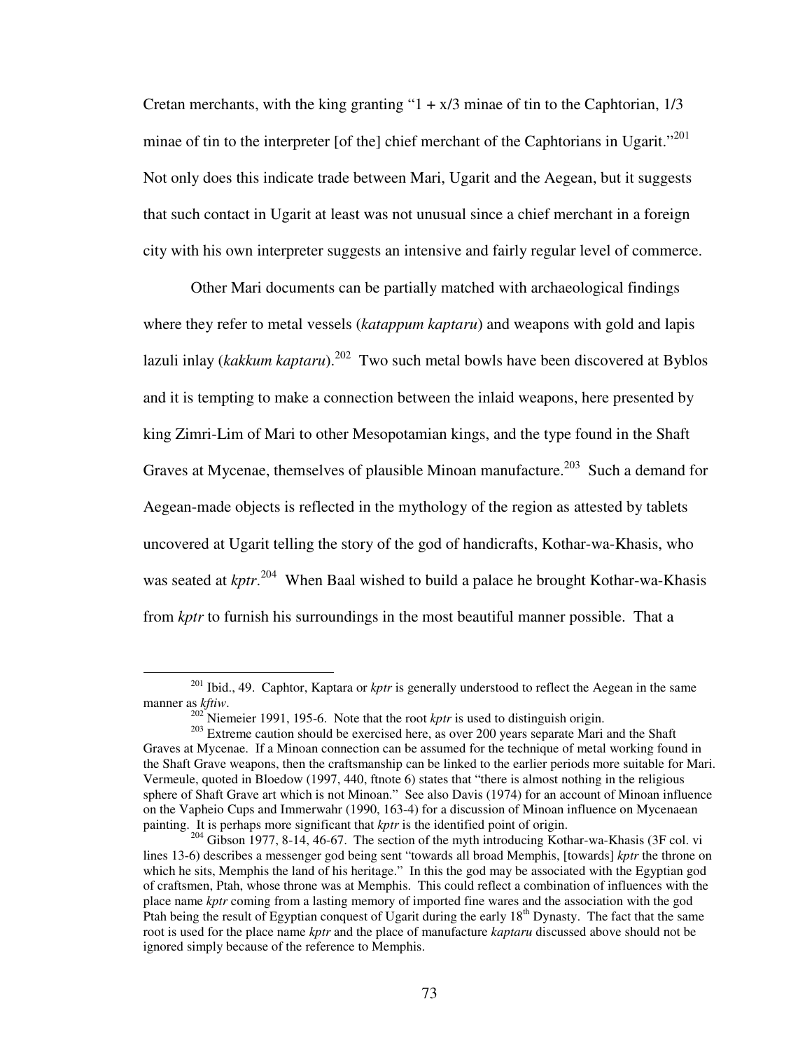Cretan merchants, with the king granting "1 + x/3 minae of tin to the Caphtorian, 1/3 minae of tin to the interpreter [of the] chief merchant of the Caphtorians in Ugarit."[201] Not only does this indicate trade between Mari, Ugarit and the Aegean, but it suggests that such contact in Ugarit at least was not unusual since a chief merchant in a foreign city with his own interpreter suggests an intensive and fairly regular level of commerce.

Other Mari documents can be partially matched with archaeological findings where they refer to metal vessels (*katappum kaptaru*) and weapons with gold and lapis lazuli inlay (*kakkum kaptaru*).[202] Two such metal bowls have been discovered at Byblos and it is tempting to make a connection between the inlaid weapons, here presented by king Zimri-Lim of Mari to other Mesopotamian kings, and the type found in the Shaft Graves at Mycenae, themselves of plausible Minoan manufacture.[203] Such a demand for Aegean-made objects is reflected in the mythology of the region as attested by tablets uncovered at Ugarit telling the story of the god of handicrafts, Kothar-wa-Khasis, who was seated at *kptr*.[204] When Baal wished to build a palace he brought Kothar-wa-Khasis from *kptr* to furnish his surroundings in the most beautiful manner possible. That a

---

[201] Ibid., 49. Caphtor, Kaptara or *kptr* is generally understood to reflect the Aegean in the same manner as *kftiw*.

[202] Niemeier 1991, 195-6. Note that the root *kptr* is used to distinguish origin.

[203] Extreme caution should be exercised here, as over 200 years separate Mari and the Shaft Graves at Mycenae. If a Minoan connection can be assumed for the technique of metal working found in the Shaft Grave weapons, then the craftsmanship can be linked to the earlier periods more suitable for Mari. Vermeule, quoted in Bloedow (1997, 440, ftnote 6) states that "there is almost nothing in the religious sphere of Shaft Grave art which is not Minoan." See also Davis (1974) for an account of Minoan influence on the Vapheio Cups and Immerwahr (1990, 163-4) for a discussion of Minoan influence on Mycenaean painting. It is perhaps more significant that *kptr* is the identified point of origin.

[204] Gibson 1977, 8-14, 46-67. The section of the myth introducing Kothar-wa-Khasis (3F col. vi lines 13-6) describes a messenger god being sent "towards all broad Memphis, [towards] *kptr* the throne on which he sits, Memphis the land of his heritage." In this the god may be associated with the Egyptian god of craftsmen, Ptah, whose throne was at Memphis. This could reflect a combination of influences with the place name *kptr* coming from a lasting memory of imported fine wares and the association with the god Ptah being the result of Egyptian conquest of Ugarit during the early 18th Dynasty. The fact that the same root is used for the place name *kptr* and the place of manufacture *kaptaru* discussed above should not be ignored simply because of the reference to Memphis.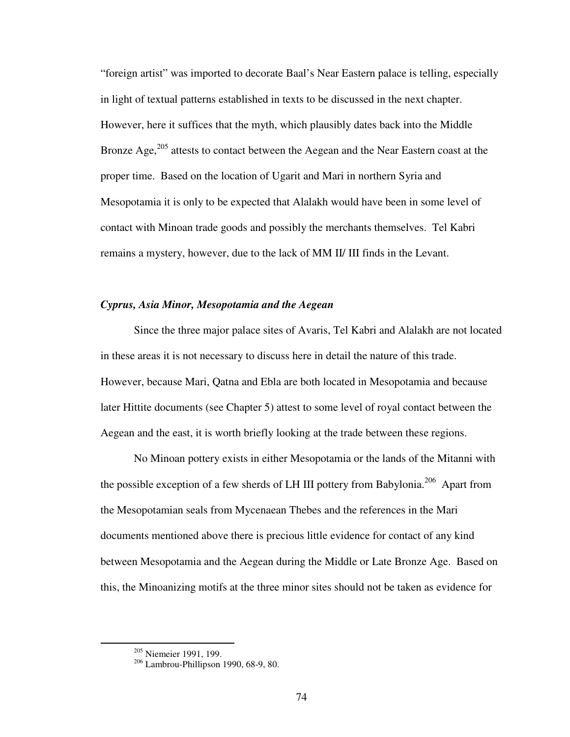"foreign artist" was imported to decorate Baal's Near Eastern palace is telling, especially in light of textual patterns established in texts to be discussed in the next chapter. However, here it suffices that the myth, which plausibly dates back into the Middle Bronze Age,[205] attests to contact between the Aegean and the Near Eastern coast at the proper time. Based on the location of Ugarit and Mari in northern Syria and Mesopotamia it is only to be expected that Alalakh would have been in some level of contact with Minoan trade goods and possibly the merchants themselves. Tel Kabri remains a mystery, however, due to the lack of MM II/ III finds in the Levant.

### *Cyprus, Asia Minor, Mesopotamia and the Aegean*

Since the three major palace sites of Avaris, Tel Kabri and Alalakh are not located in these areas it is not necessary to discuss here in detail the nature of this trade. However, because Mari, Qatna and Ebla are both located in Mesopotamia and because later Hittite documents (see Chapter 5) attest to some level of royal contact between the Aegean and the east, it is worth briefly looking at the trade between these regions.

No Minoan pottery exists in either Mesopotamia or the lands of the Mitanni with the possible exception of a few sherds of LH III pottery from Babylonia.[206] Apart from the Mesopotamian seals from Mycenaean Thebes and the references in the Mari documents mentioned above there is precious little evidence for contact of any kind between Mesopotamia and the Aegean during the Middle or Late Bronze Age. Based on this, the Minoanizing motifs at the three minor sites should not be taken as evidence for

---

[205] Niemeier 1991, 199.

[206] Lambrou-Phillipson 1990, 68-9, 80.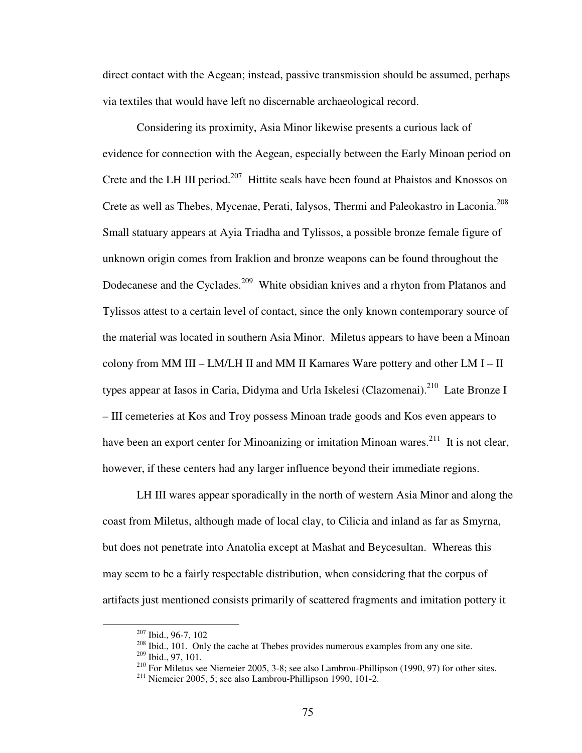direct contact with the Aegean; instead, passive transmission should be assumed, perhaps via textiles that would have left no discernable archaeological record.

Considering its proximity, Asia Minor likewise presents a curious lack of evidence for connection with the Aegean, especially between the Early Minoan period on Crete and the LH III period.[207] Hittite seals have been found at Phaistos and Knossos on Crete as well as Thebes, Mycenae, Perati, Ialysos, Thermi and Paleokastro in Laconia.[208] Small statuary appears at Ayia Triadha and Tylissos, a possible bronze female figure of unknown origin comes from Iraklion and bronze weapons can be found throughout the Dodecanese and the Cyclades.[209] White obsidian knives and a rhyton from Platanos and Tylissos attest to a certain level of contact, since the only known contemporary source of the material was located in southern Asia Minor. Miletus appears to have been a Minoan colony from MM III – LM/LH II and MM II Kamares Ware pottery and other LM I – II types appear at Iasos in Caria, Didyma and Urla Iskelesi (Clazomenai).[210] Late Bronze I – III cemeteries at Kos and Troy possess Minoan trade goods and Kos even appears to have been an export center for Minoanizing or imitation Minoan wares.[211] It is not clear, however, if these centers had any larger influence beyond their immediate regions.

LH III wares appear sporadically in the north of western Asia Minor and along the coast from Miletus, although made of local clay, to Cilicia and inland as far as Smyrna, but does not penetrate into Anatolia except at Mashat and Beycesultan. Whereas this may seem to be a fairly respectable distribution, when considering that the corpus of artifacts just mentioned consists primarily of scattered fragments and imitation pottery it

---

[207] Ibid., 96-7, 102

[208] Ibid., 101. Only the cache at Thebes provides numerous examples from any one site.

[209] Ibid., 97, 101.

[210] For Miletus see Niemeier 2005, 3-8; see also Lambrou-Phillipson (1990, 97) for other sites.

[211] Niemeier 2005, 5; see also Lambrou-Phillipson 1990, 101-2.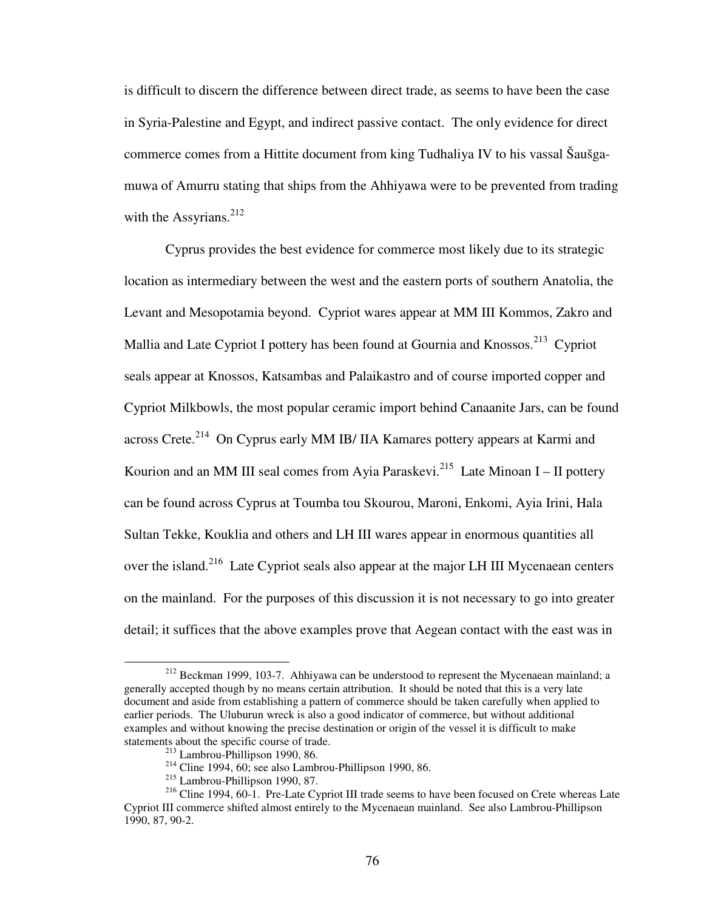is difficult to discern the difference between direct trade, as seems to have been the case in Syria-Palestine and Egypt, and indirect passive contact. The only evidence for direct commerce comes from a Hittite document from king Tudhaliya IV to his vassal Šaušga-muwa of Amurru stating that ships from the Ahhiyawa were to be prevented from trading with the Assyrians.[212]

Cyprus provides the best evidence for commerce most likely due to its strategic location as intermediary between the west and the eastern ports of southern Anatolia, the Levant and Mesopotamia beyond. Cypriot wares appear at MM III Kommos, Zakro and Mallia and Late Cypriot I pottery has been found at Gournia and Knossos.[213] Cypriot seals appear at Knossos, Katsambas and Palaikastro and of course imported copper and Cypriot Milkbowls, the most popular ceramic import behind Canaanite Jars, can be found across Crete.[214] On Cyprus early MM IB/ IIA Kamares pottery appears at Karmi and Kourion and an MM III seal comes from Ayia Paraskevi.[215] Late Minoan I – II pottery can be found across Cyprus at Toumba tou Skourou, Maroni, Enkomi, Ayia Irini, Hala Sultan Tekke, Kouklia and others and LH III wares appear in enormous quantities all over the island.[216] Late Cypriot seals also appear at the major LH III Mycenaean centers on the mainland. For the purposes of this discussion it is not necessary to go into greater detail; it suffices that the above examples prove that Aegean contact with the east was in

---

[212] Beckman 1999, 103-7. Ahhiyawa can be understood to represent the Mycenaean mainland; a generally accepted though by no means certain attribution. It should be noted that this is a very late document and aside from establishing a pattern of commerce should be taken carefully when applied to earlier periods. The Uluburun wreck is also a good indicator of commerce, but without additional examples and without knowing the precise destination or origin of the vessel it is difficult to make statements about the specific course of trade.

[213] Lambrou-Phillipson 1990, 86.

[214] Cline 1994, 60; see also Lambrou-Phillipson 1990, 86.

[215] Lambrou-Phillipson 1990, 87.

[216] Cline 1994, 60-1. Pre-Late Cypriot III trade seems to have been focused on Crete whereas Late Cypriot III commerce shifted almost entirely to the Mycenaean mainland. See also Lambrou-Phillipson 1990, 87, 90-2.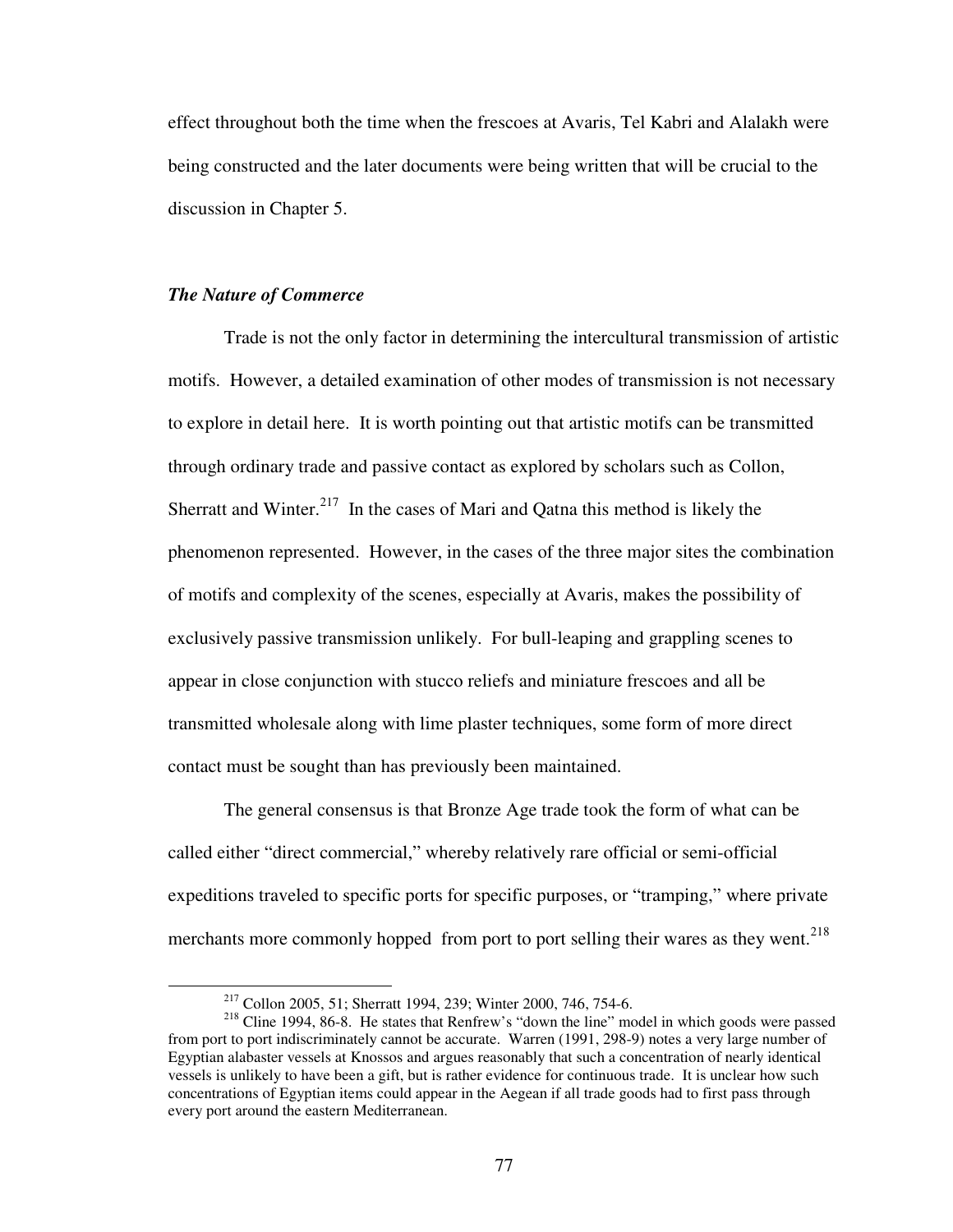effect throughout both the time when the frescoes at Avaris, Tel Kabri and Alalakh were being constructed and the later documents were being written that will be crucial to the discussion in Chapter 5.

### *The Nature of Commerce*

Trade is not the only factor in determining the intercultural transmission of artistic motifs. However, a detailed examination of other modes of transmission is not necessary to explore in detail here. It is worth pointing out that artistic motifs can be transmitted through ordinary trade and passive contact as explored by scholars such as Collon, Sherratt and Winter.[217] In the cases of Mari and Qatna this method is likely the phenomenon represented. However, in the cases of the three major sites the combination of motifs and complexity of the scenes, especially at Avaris, makes the possibility of exclusively passive transmission unlikely. For bull-leaping and grappling scenes to appear in close conjunction with stucco reliefs and miniature frescoes and all be transmitted wholesale along with lime plaster techniques, some form of more direct contact must be sought than has previously been maintained.

The general consensus is that Bronze Age trade took the form of what can be called either "direct commercial," whereby relatively rare official or semi-official expeditions traveled to specific ports for specific purposes, or "tramping," where private merchants more commonly hopped from port to port selling their wares as they went.[218]

---

[217] Collon 2005, 51; Sherratt 1994, 239; Winter 2000, 746, 754-6.

[218] Cline 1994, 86-8. He states that Renfrew's "down the line" model in which goods were passed from port to port indiscriminately cannot be accurate. Warren (1991, 298-9) notes a very large number of Egyptian alabaster vessels at Knossos and argues reasonably that such a concentration of nearly identical vessels is unlikely to have been a gift, but is rather evidence for continuous trade. It is unclear how such concentrations of Egyptian items could appear in the Aegean if all trade goods had to first pass through every port around the eastern Mediterranean.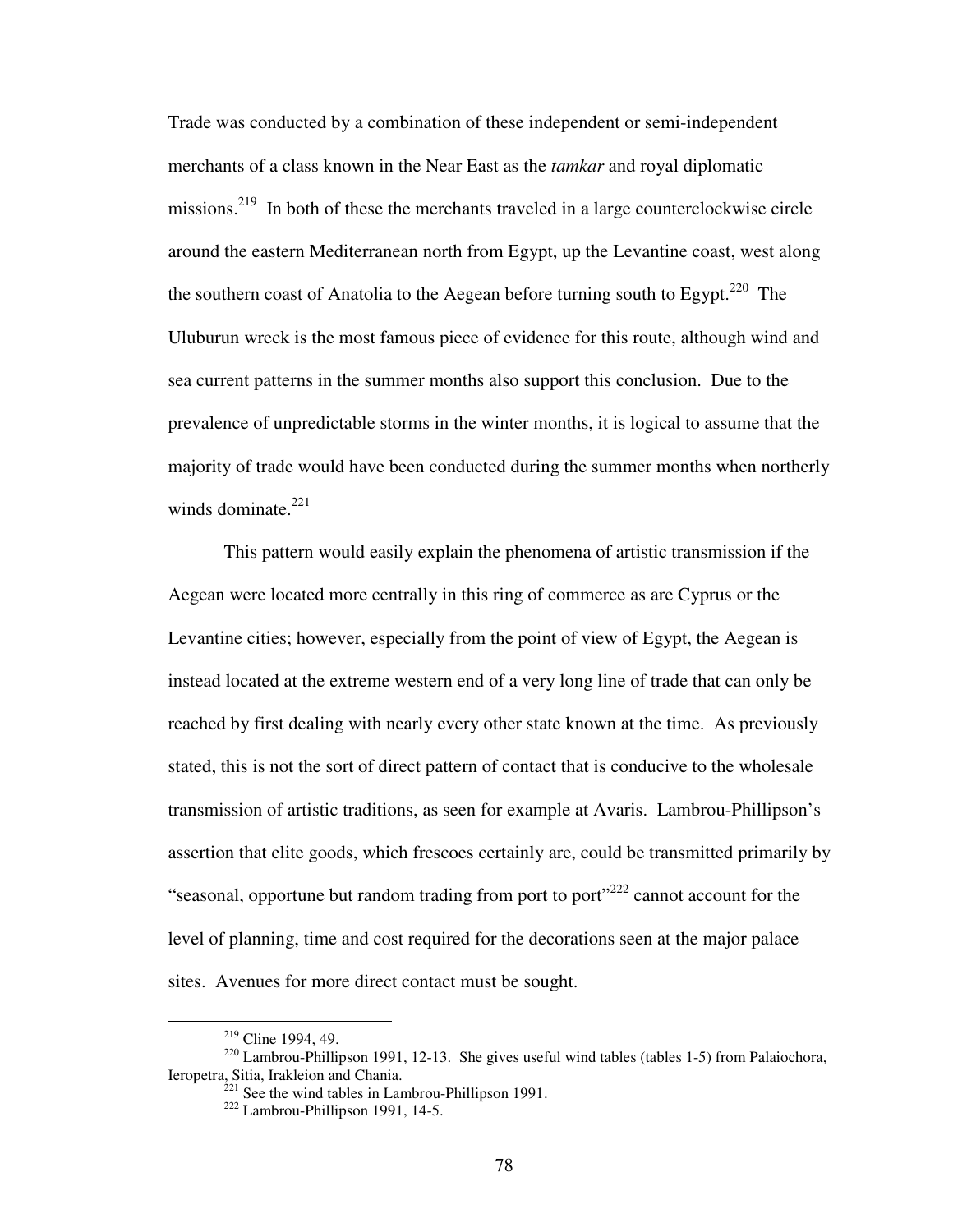Trade was conducted by a combination of these independent or semi-independent merchants of a class known in the Near East as the *tamkar* and royal diplomatic missions.[219] In both of these the merchants traveled in a large counterclockwise circle around the eastern Mediterranean north from Egypt, up the Levantine coast, west along the southern coast of Anatolia to the Aegean before turning south to Egypt.[220] The Uluburun wreck is the most famous piece of evidence for this route, although wind and sea current patterns in the summer months also support this conclusion. Due to the prevalence of unpredictable storms in the winter months, it is logical to assume that the majority of trade would have been conducted during the summer months when northerly winds dominate.[221]

This pattern would easily explain the phenomena of artistic transmission if the Aegean were located more centrally in this ring of commerce as are Cyprus or the Levantine cities; however, especially from the point of view of Egypt, the Aegean is instead located at the extreme western end of a very long line of trade that can only be reached by first dealing with nearly every other state known at the time. As previously stated, this is not the sort of direct pattern of contact that is conducive to the wholesale transmission of artistic traditions, as seen for example at Avaris. Lambrou-Phillipson's assertion that elite goods, which frescoes certainly are, could be transmitted primarily by "seasonal, opportune but random trading from port to port"[222] cannot account for the level of planning, time and cost required for the decorations seen at the major palace sites. Avenues for more direct contact must be sought.

---

[219] Cline 1994, 49.

[220] Lambrou-Phillipson 1991, 12-13. She gives useful wind tables (tables 1-5) from Palaiochora, Ieropetra, Sitia, Irakleion and Chania.

[221] See the wind tables in Lambrou-Phillipson 1991.

[222] Lambrou-Phillipson 1991, 14-5.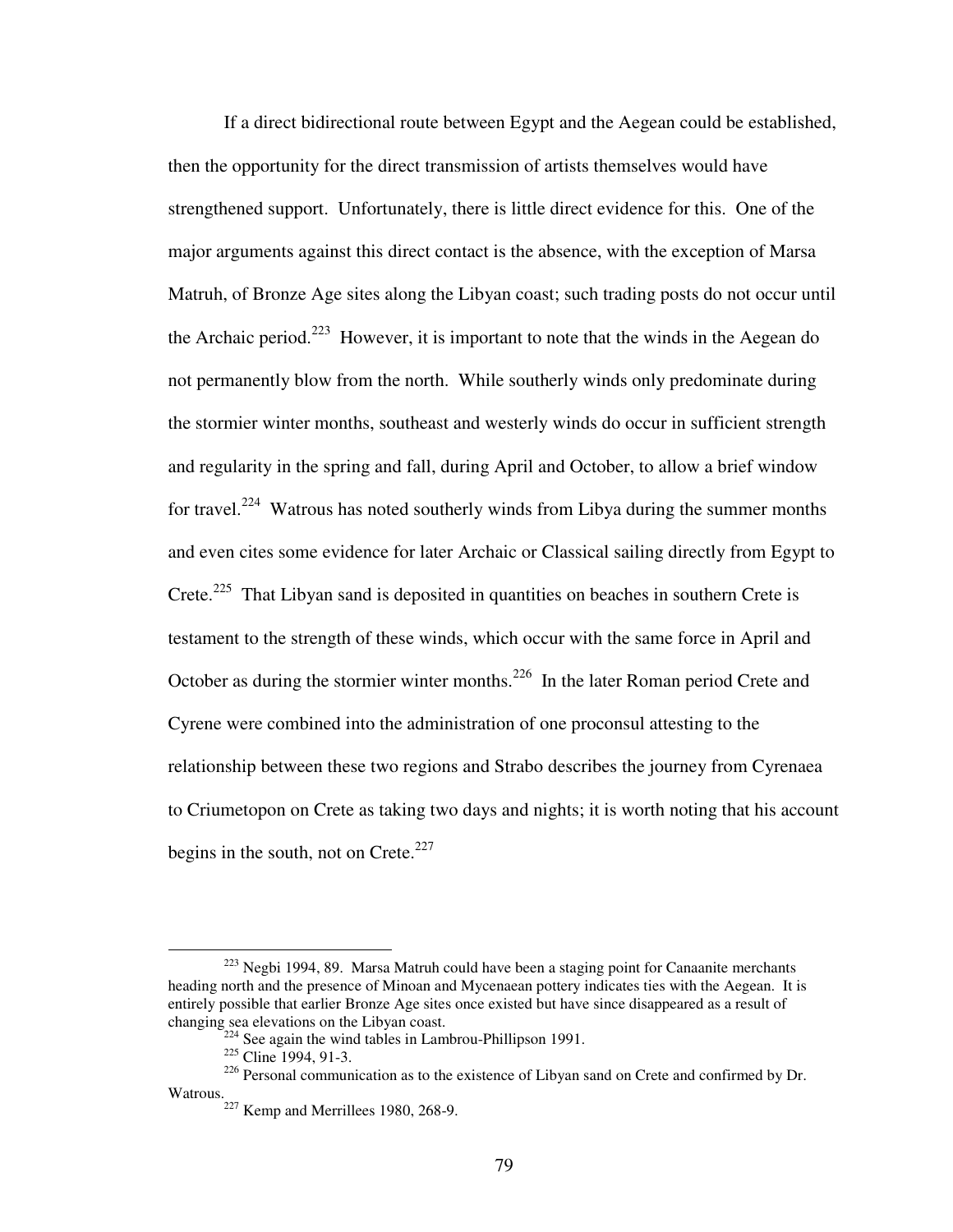If a direct bidirectional route between Egypt and the Aegean could be established, then the opportunity for the direct transmission of artists themselves would have strengthened support. Unfortunately, there is little direct evidence for this. One of the major arguments against this direct contact is the absence, with the exception of Marsa Matruh, of Bronze Age sites along the Libyan coast; such trading posts do not occur until the Archaic period.[223] However, it is important to note that the winds in the Aegean do not permanently blow from the north. While southerly winds only predominate during the stormier winter months, southeast and westerly winds do occur in sufficient strength and regularity in the spring and fall, during April and October, to allow a brief window for travel.[224] Watrous has noted southerly winds from Libya during the summer months and even cites some evidence for later Archaic or Classical sailing directly from Egypt to Crete.[225] That Libyan sand is deposited in quantities on beaches in southern Crete is testament to the strength of these winds, which occur with the same force in April and October as during the stormier winter months.[226] In the later Roman period Crete and Cyrene were combined into the administration of one proconsul attesting to the relationship between these two regions and Strabo describes the journey from Cyrenaea to Criumetopon on Crete as taking two days and nights; it is worth noting that his account begins in the south, not on Crete.[227]

---

[223] Negbi 1994, 89. Marsa Matruh could have been a staging point for Canaanite merchants heading north and the presence of Minoan and Mycenaean pottery indicates ties with the Aegean. It is entirely possible that earlier Bronze Age sites once existed but have since disappeared as a result of changing sea elevations on the Libyan coast.

[224] See again the wind tables in Lambrou-Phillipson 1991.

[225] Cline 1994, 91-3.

[226] Personal communication as to the existence of Libyan sand on Crete and confirmed by Dr. Watrous.

[227] Kemp and Merrillees 1980, 268-9.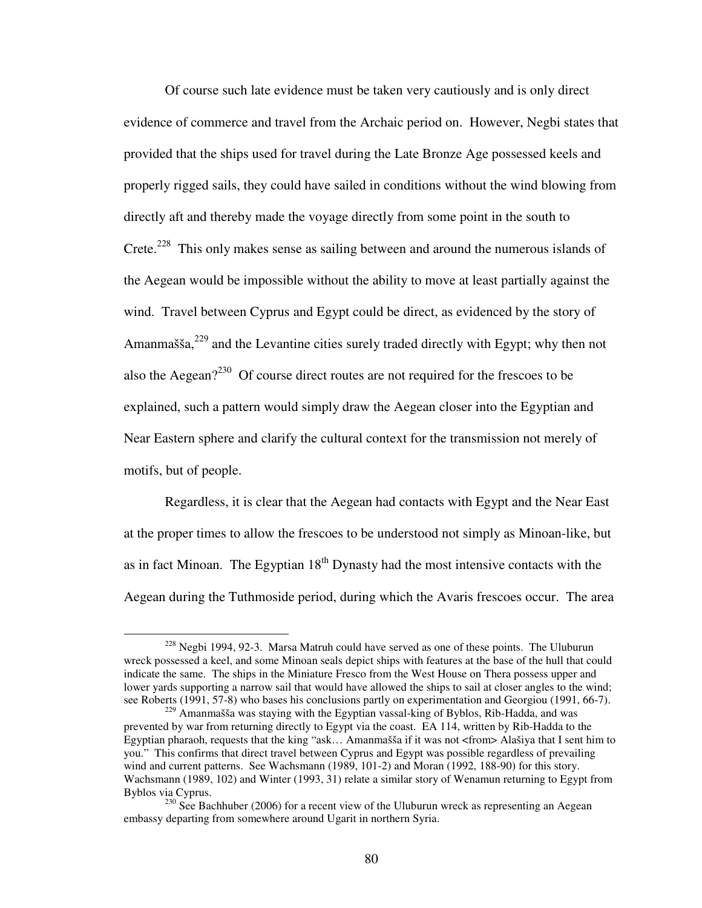Of course such late evidence must be taken very cautiously and is only direct evidence of commerce and travel from the Archaic period on. However, Negbi states that provided that the ships used for travel during the Late Bronze Age possessed keels and properly rigged sails, they could have sailed in conditions without the wind blowing from directly aft and thereby made the voyage directly from some point in the south to Crete.[228] This only makes sense as sailing between and around the numerous islands of the Aegean would be impossible without the ability to move at least partially against the wind. Travel between Cyprus and Egypt could be direct, as evidenced by the story of Amanmašša,[229] and the Levantine cities surely traded directly with Egypt; why then not also the Aegean?[230] Of course direct routes are not required for the frescoes to be explained, such a pattern would simply draw the Aegean closer into the Egyptian and Near Eastern sphere and clarify the cultural context for the transmission not merely of motifs, but of people.

Regardless, it is clear that the Aegean had contacts with Egypt and the Near East at the proper times to allow the frescoes to be understood not simply as Minoan-like, but as in fact Minoan. The Egyptian 18th Dynasty had the most intensive contacts with the Aegean during the Tuthmoside period, during which the Avaris frescoes occur. The area

---

[228] Negbi 1994, 92-3. Marsa Matruh could have served as one of these points. The Uluburun wreck possessed a keel, and some Minoan seals depict ships with features at the base of the hull that could indicate the same. The ships in the Miniature Fresco from the West House on Thera possess upper and lower yards supporting a narrow sail that would have allowed the ships to sail at closer angles to the wind; see Roberts (1991, 57-8) who bases his conclusions partly on experimentation and Georgiou (1991, 66-7).

[229] Amanmašša was staying with the Egyptian vassal-king of Byblos, Rib-Hadda, and was prevented by war from returning directly to Egypt via the coast. EA 114, written by Rib-Hadda to the Egyptian pharaoh, requests that the king "ask… Amanmašša if it was not <from> Alašiya that I sent him to you." This confirms that direct travel between Cyprus and Egypt was possible regardless of prevailing wind and current patterns. See Wachsmann (1989, 101-2) and Moran (1992, 188-90) for this story. Wachsmann (1989, 102) and Winter (1993, 31) relate a similar story of Wenamun returning to Egypt from Byblos via Cyprus.

[230] See Bachhuber (2006) for a recent view of the Uluburun wreck as representing an Aegean embassy departing from somewhere around Ugarit in northern Syria.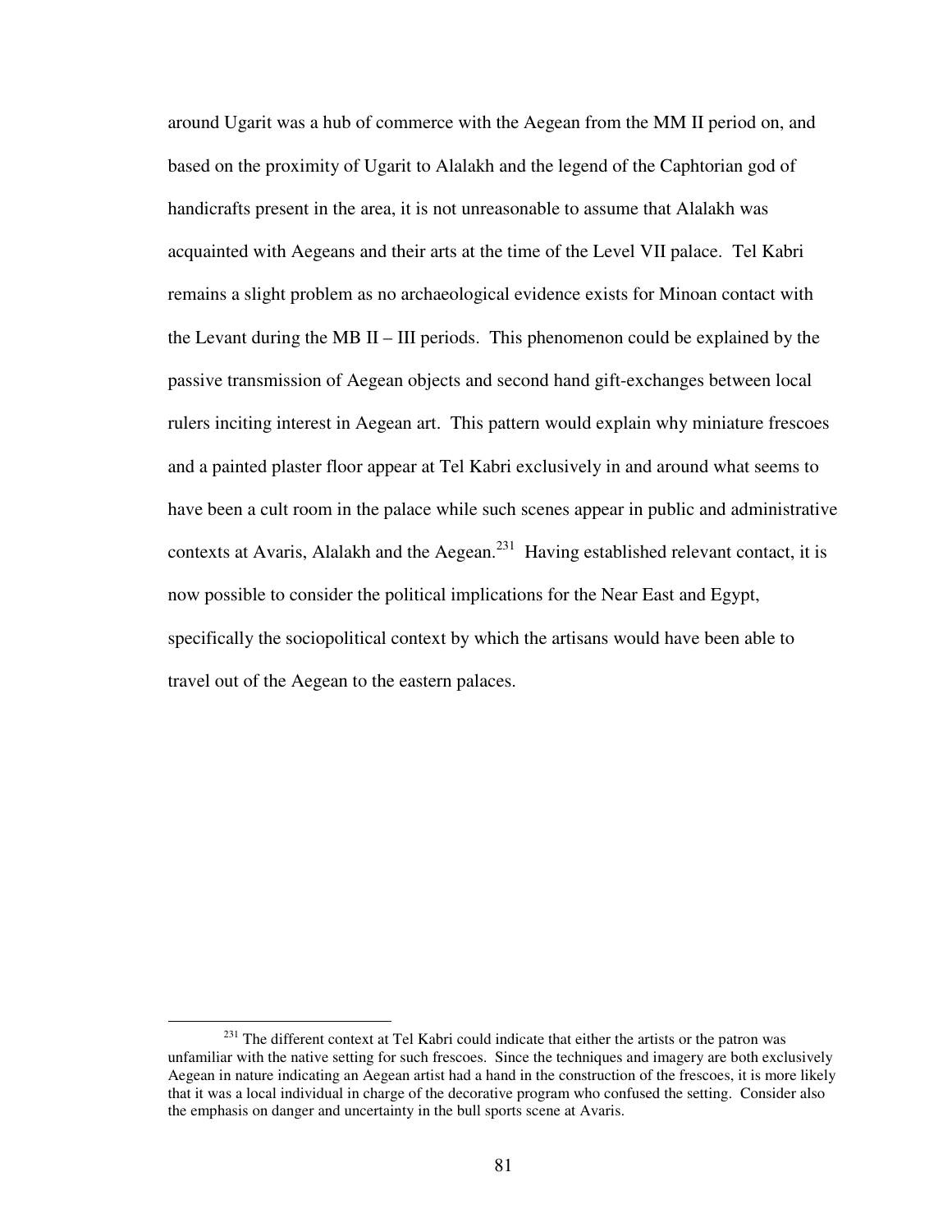around Ugarit was a hub of commerce with the Aegean from the MM II period on, and based on the proximity of Ugarit to Alalakh and the legend of the Caphtorian god of handicrafts present in the area, it is not unreasonable to assume that Alalakh was acquainted with Aegeans and their arts at the time of the Level VII palace. Tel Kabri remains a slight problem as no archaeological evidence exists for Minoan contact with the Levant during the MB II – III periods. This phenomenon could be explained by the passive transmission of Aegean objects and second hand gift-exchanges between local rulers inciting interest in Aegean art. This pattern would explain why miniature frescoes and a painted plaster floor appear at Tel Kabri exclusively in and around what seems to have been a cult room in the palace while such scenes appear in public and administrative contexts at Avaris, Alalakh and the Aegean.[231] Having established relevant contact, it is now possible to consider the political implications for the Near East and Egypt, specifically the sociopolitical context by which the artisans would have been able to travel out of the Aegean to the eastern palaces.

---

[231] The different context at Tel Kabri could indicate that either the artists or the patron was unfamiliar with the native setting for such frescoes. Since the techniques and imagery are both exclusively Aegean in nature indicating an Aegean artist had a hand in the construction of the frescoes, it is more likely that it was a local individual in charge of the decorative program who confused the setting. Consider also the emphasis on danger and uncertainty in the bull sports scene at Avaris.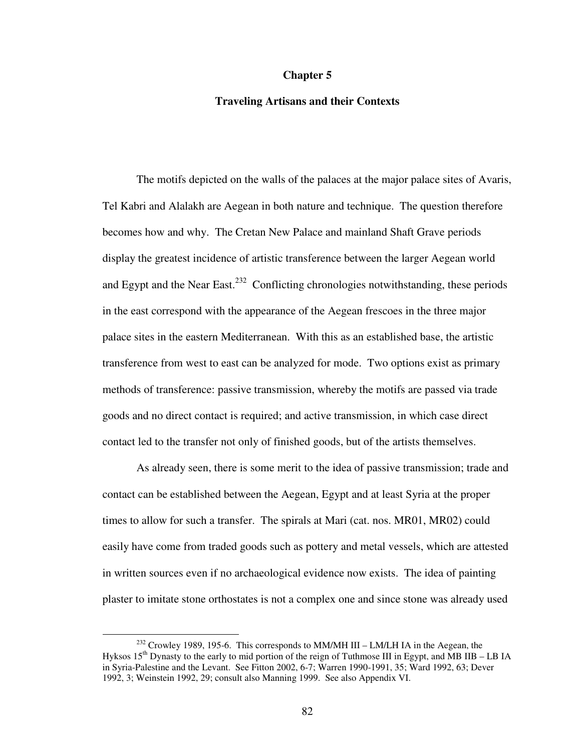# Chapter 5

## Traveling Artisans and their Contexts

The motifs depicted on the walls of the palaces at the major palace sites of Avaris, Tel Kabri and Alalakh are Aegean in both nature and technique. The question therefore becomes how and why. The Cretan New Palace and mainland Shaft Grave periods display the greatest incidence of artistic transference between the larger Aegean world and Egypt and the Near East.[232] Conflicting chronologies notwithstanding, these periods in the east correspond with the appearance of the Aegean frescoes in the three major palace sites in the eastern Mediterranean. With this as an established base, the artistic transference from west to east can be analyzed for mode. Two options exist as primary methods of transference: passive transmission, whereby the motifs are passed via trade goods and no direct contact is required; and active transmission, in which case direct contact led to the transfer not only of finished goods, but of the artists themselves.

As already seen, there is some merit to the idea of passive transmission; trade and contact can be established between the Aegean, Egypt and at least Syria at the proper times to allow for such a transfer. The spirals at Mari (cat. nos. MR01, MR02) could easily have come from traded goods such as pottery and metal vessels, which are attested in written sources even if no archaeological evidence now exists. The idea of painting plaster to imitate stone orthostates is not a complex one and since stone was already used

---

[232] Crowley 1989, 195-6. This corresponds to MM/MH III – LM/LH IA in the Aegean, the Hyksos 15th Dynasty to the early to mid portion of the reign of Tuthmose III in Egypt, and MB IIB – LB IA in Syria-Palestine and the Levant. See Fitton 2002, 6-7; Warren 1990-1991, 35; Ward 1992, 63; Dever 1992, 3; Weinstein 1992, 29; consult also Manning 1999. See also Appendix VI.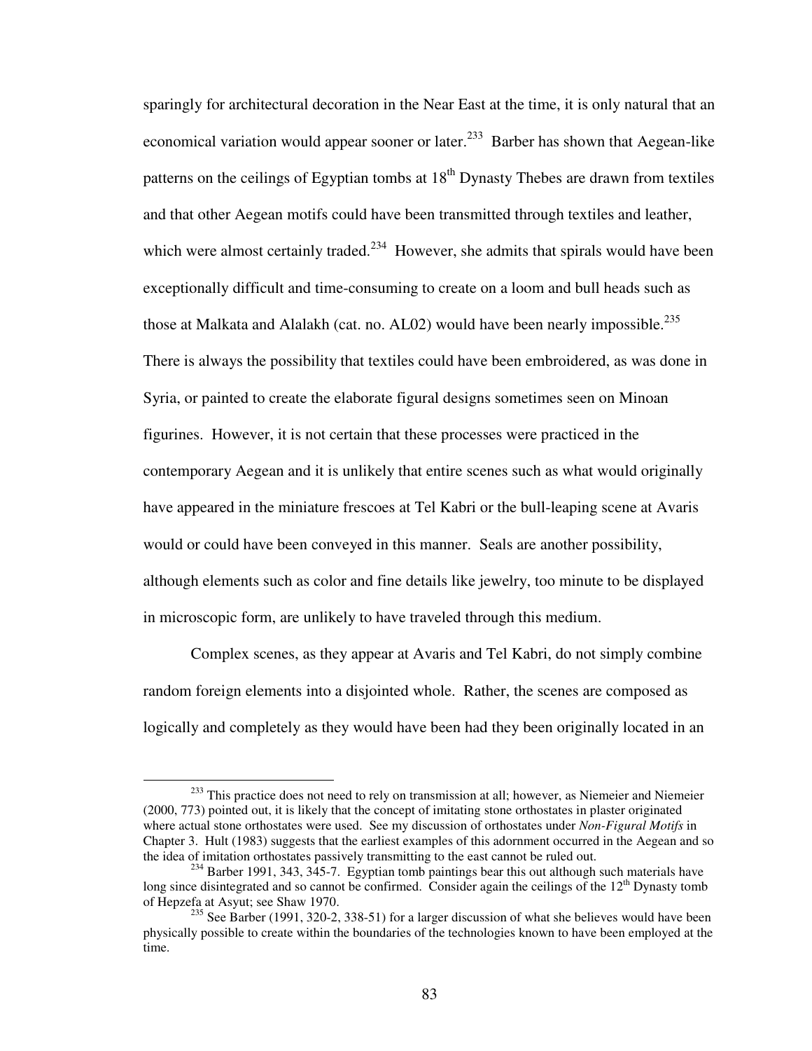sparingly for architectural decoration in the Near East at the time, it is only natural that an economical variation would appear sooner or later.[233] Barber has shown that Aegean-like patterns on the ceilings of Egyptian tombs at 18th Dynasty Thebes are drawn from textiles and that other Aegean motifs could have been transmitted through textiles and leather, which were almost certainly traded.[234] However, she admits that spirals would have been exceptionally difficult and time-consuming to create on a loom and bull heads such as those at Malkata and Alalakh (cat. no. AL02) would have been nearly impossible.[235] There is always the possibility that textiles could have been embroidered, as was done in Syria, or painted to create the elaborate figural designs sometimes seen on Minoan figurines. However, it is not certain that these processes were practiced in the contemporary Aegean and it is unlikely that entire scenes such as what would originally have appeared in the miniature frescoes at Tel Kabri or the bull-leaping scene at Avaris would or could have been conveyed in this manner. Seals are another possibility, although elements such as color and fine details like jewelry, too minute to be displayed in microscopic form, are unlikely to have traveled through this medium.

Complex scenes, as they appear at Avaris and Tel Kabri, do not simply combine random foreign elements into a disjointed whole. Rather, the scenes are composed as logically and completely as they would have been had they been originally located in an

---

[233] This practice does not need to rely on transmission at all; however, as Niemeier and Niemeier (2000, 773) pointed out, it is likely that the concept of imitating stone orthostates in plaster originated where actual stone orthostates were used. See my discussion of orthostates under *Non-Figural Motifs* in Chapter 3. Hult (1983) suggests that the earliest examples of this adornment occurred in the Aegean and so the idea of imitation orthostates passively transmitting to the east cannot be ruled out.

[234] Barber 1991, 343, 345-7. Egyptian tomb paintings bear this out although such materials have long since disintegrated and so cannot be confirmed. Consider again the ceilings of the 12th Dynasty tomb of Hepzefa at Asyut; see Shaw 1970.

[235] See Barber (1991, 320-2, 338-51) for a larger discussion of what she believes would have been physically possible to create within the boundaries of the technologies known to have been employed at the time.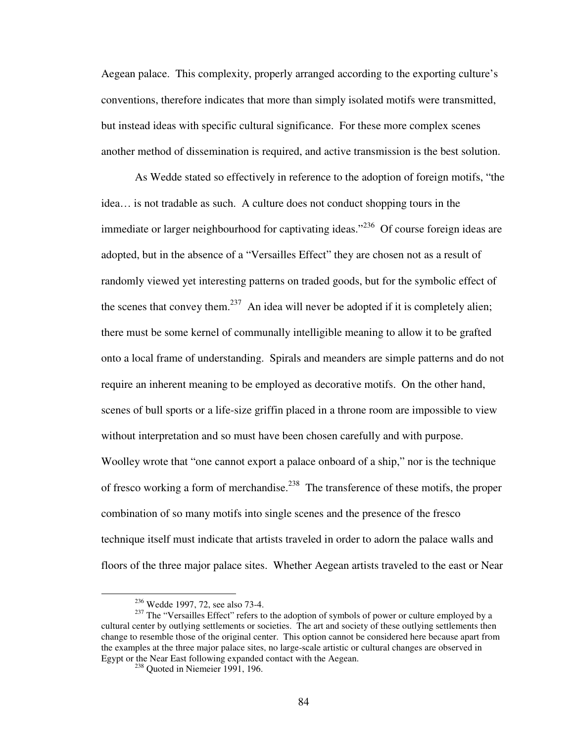Aegean palace. This complexity, properly arranged according to the exporting culture's conventions, therefore indicates that more than simply isolated motifs were transmitted, but instead ideas with specific cultural significance. For these more complex scenes another method of dissemination is required, and active transmission is the best solution.

As Wedde stated so effectively in reference to the adoption of foreign motifs, "the idea… is not tradable as such. A culture does not conduct shopping tours in the immediate or larger neighbourhood for captivating ideas."[236] Of course foreign ideas are adopted, but in the absence of a "Versailles Effect" they are chosen not as a result of randomly viewed yet interesting patterns on traded goods, but for the symbolic effect of the scenes that convey them.[237] An idea will never be adopted if it is completely alien; there must be some kernel of communally intelligible meaning to allow it to be grafted onto a local frame of understanding. Spirals and meanders are simple patterns and do not require an inherent meaning to be employed as decorative motifs. On the other hand, scenes of bull sports or a life-size griffin placed in a throne room are impossible to view without interpretation and so must have been chosen carefully and with purpose. Woolley wrote that "one cannot export a palace onboard of a ship," nor is the technique of fresco working a form of merchandise.[238] The transference of these motifs, the proper combination of so many motifs into single scenes and the presence of the fresco technique itself must indicate that artists traveled in order to adorn the palace walls and floors of the three major palace sites. Whether Aegean artists traveled to the east or Near

---

[236] Wedde 1997, 72, see also 73-4.

[237] The "Versailles Effect" refers to the adoption of symbols of power or culture employed by a cultural center by outlying settlements or societies. The art and society of these outlying settlements then change to resemble those of the original center. This option cannot be considered here because apart from the examples at the three major palace sites, no large-scale artistic or cultural changes are observed in Egypt or the Near East following expanded contact with the Aegean.

[238] Quoted in Niemeier 1991, 196.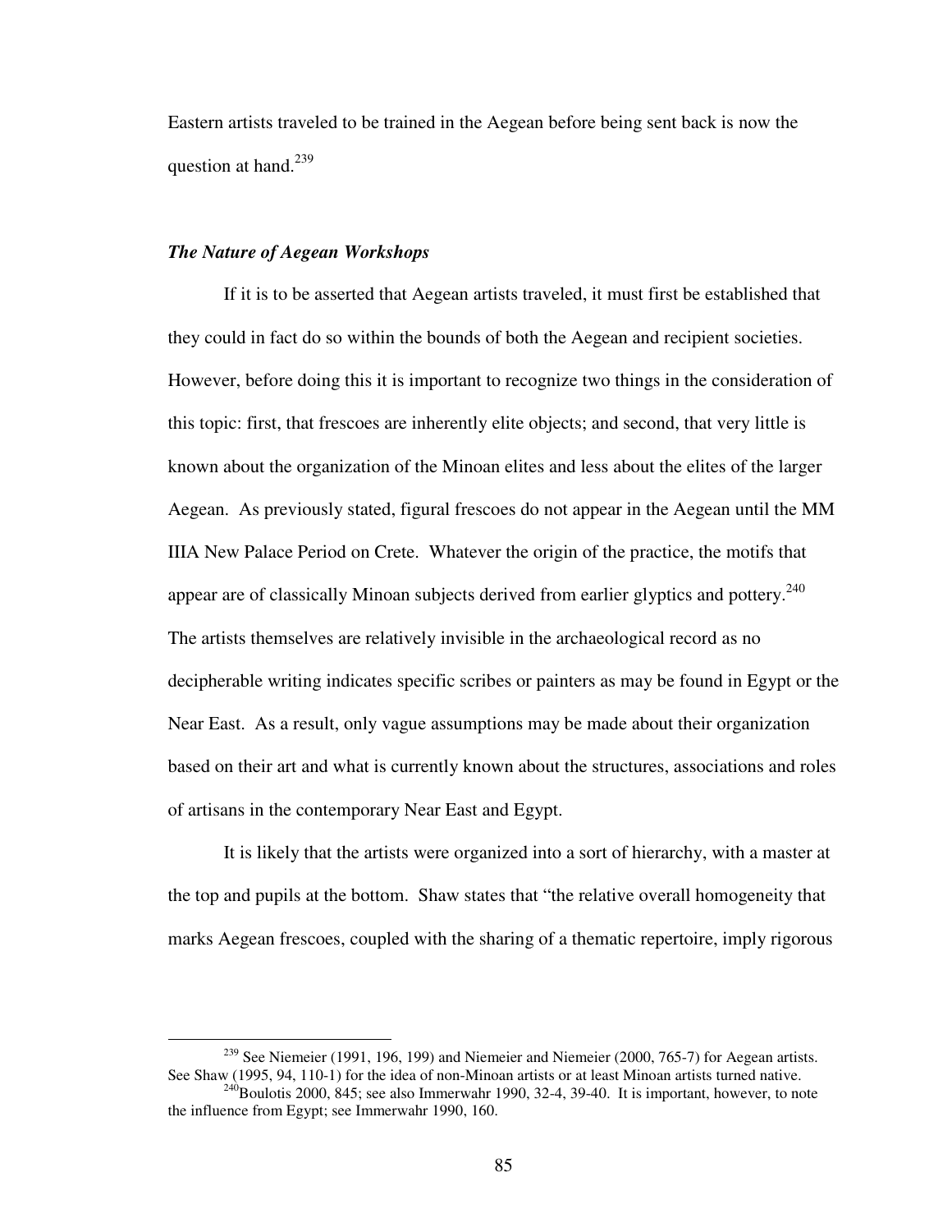Eastern artists traveled to be trained in the Aegean before being sent back is now the question at hand.[239]

### *The Nature of Aegean Workshops*

If it is to be asserted that Aegean artists traveled, it must first be established that they could in fact do so within the bounds of both the Aegean and recipient societies. However, before doing this it is important to recognize two things in the consideration of this topic: first, that frescoes are inherently elite objects; and second, that very little is known about the organization of the Minoan elites and less about the elites of the larger Aegean. As previously stated, figural frescoes do not appear in the Aegean until the MM IIIA New Palace Period on Crete. Whatever the origin of the practice, the motifs that appear are of classically Minoan subjects derived from earlier glyptics and pottery.[240] The artists themselves are relatively invisible in the archaeological record as no decipherable writing indicates specific scribes or painters as may be found in Egypt or the Near East. As a result, only vague assumptions may be made about their organization based on their art and what is currently known about the structures, associations and roles of artisans in the contemporary Near East and Egypt.

It is likely that the artists were organized into a sort of hierarchy, with a master at the top and pupils at the bottom. Shaw states that "the relative overall homogeneity that marks Aegean frescoes, coupled with the sharing of a thematic repertoire, imply rigorous

---

[239] See Niemeier (1991, 196, 199) and Niemeier and Niemeier (2000, 765-7) for Aegean artists. See Shaw (1995, 94, 110-1) for the idea of non-Minoan artists or at least Minoan artists turned native.

[240] Boulotis 2000, 845; see also Immerwahr 1990, 32-4, 39-40. It is important, however, to note the influence from Egypt; see Immerwahr 1990, 160.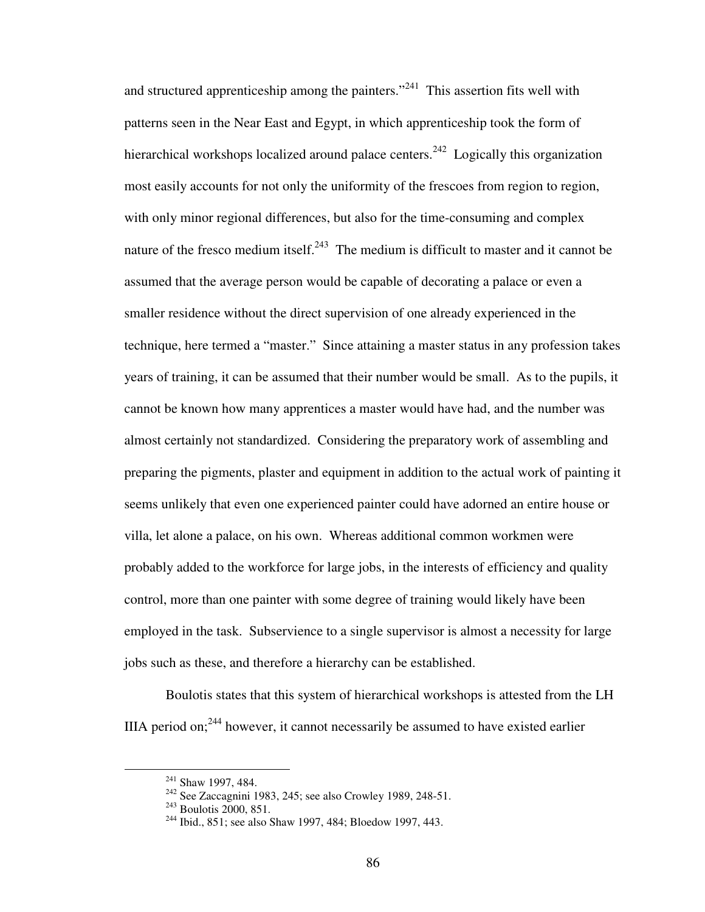and structured apprenticeship among the painters."[241] This assertion fits well with patterns seen in the Near East and Egypt, in which apprenticeship took the form of hierarchical workshops localized around palace centers.[242] Logically this organization most easily accounts for not only the uniformity of the frescoes from region to region, with only minor regional differences, but also for the time-consuming and complex nature of the fresco medium itself.[243] The medium is difficult to master and it cannot be assumed that the average person would be capable of decorating a palace or even a smaller residence without the direct supervision of one already experienced in the technique, here termed a "master." Since attaining a master status in any profession takes years of training, it can be assumed that their number would be small. As to the pupils, it cannot be known how many apprentices a master would have had, and the number was almost certainly not standardized. Considering the preparatory work of assembling and preparing the pigments, plaster and equipment in addition to the actual work of painting it seems unlikely that even one experienced painter could have adorned an entire house or villa, let alone a palace, on his own. Whereas additional common workmen were probably added to the workforce for large jobs, in the interests of efficiency and quality control, more than one painter with some degree of training would likely have been employed in the task. Subservience to a single supervisor is almost a necessity for large jobs such as these, and therefore a hierarchy can be established.

Boulotis states that this system of hierarchical workshops is attested from the LH IIIA period on;[244] however, it cannot necessarily be assumed to have existed earlier

---

[241] Shaw 1997, 484.

[242] See Zaccagnini 1983, 245; see also Crowley 1989, 248-51.

[243] Boulotis 2000, 851.

[244] Ibid., 851; see also Shaw 1997, 484; Bloedow 1997, 443.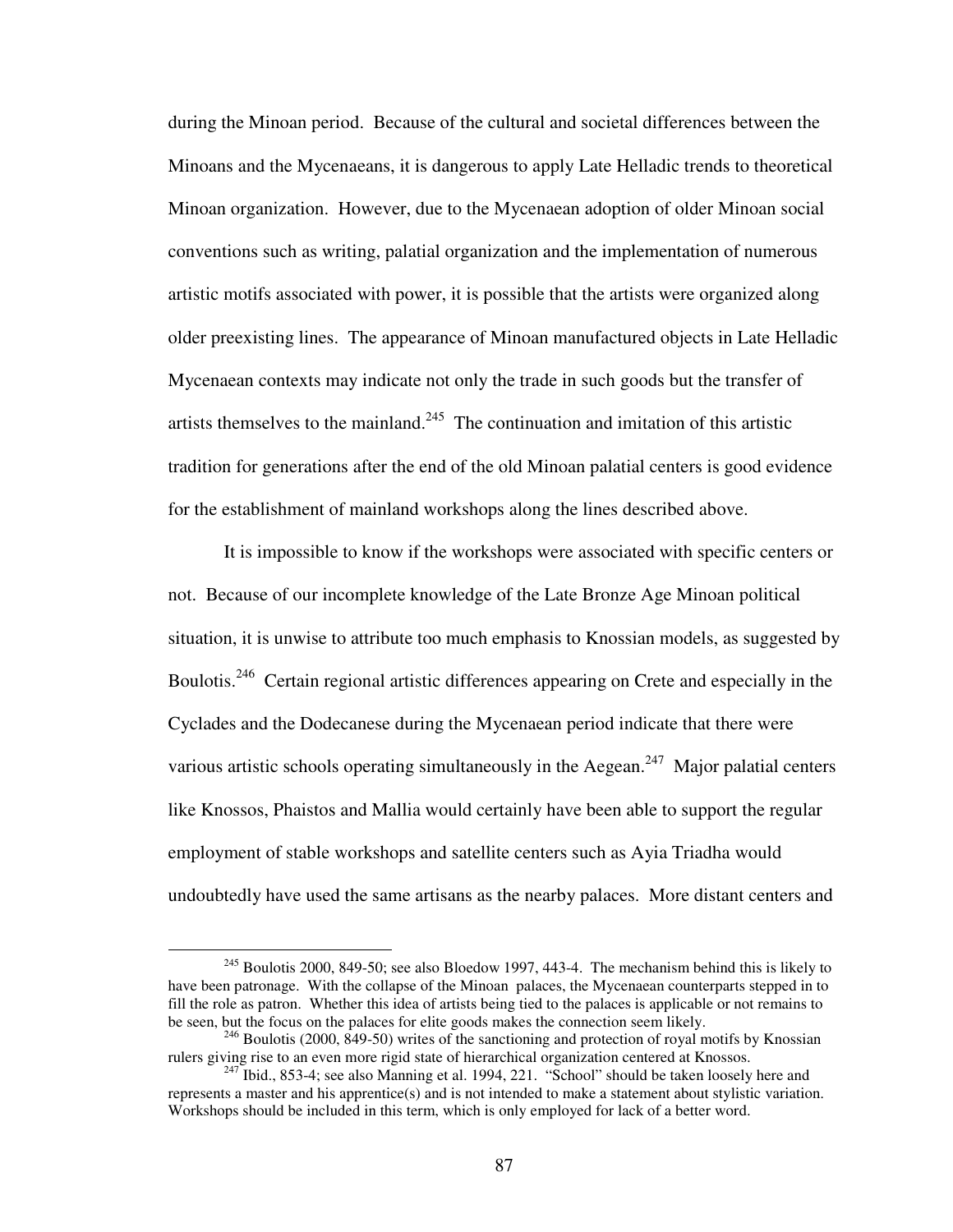during the Minoan period. Because of the cultural and societal differences between the Minoans and the Mycenaeans, it is dangerous to apply Late Helladic trends to theoretical Minoan organization. However, due to the Mycenaean adoption of older Minoan social conventions such as writing, palatial organization and the implementation of numerous artistic motifs associated with power, it is possible that the artists were organized along older preexisting lines. The appearance of Minoan manufactured objects in Late Helladic Mycenaean contexts may indicate not only the trade in such goods but the transfer of artists themselves to the mainland.[245] The continuation and imitation of this artistic tradition for generations after the end of the old Minoan palatial centers is good evidence for the establishment of mainland workshops along the lines described above.

It is impossible to know if the workshops were associated with specific centers or not. Because of our incomplete knowledge of the Late Bronze Age Minoan political situation, it is unwise to attribute too much emphasis to Knossian models, as suggested by Boulotis.[246] Certain regional artistic differences appearing on Crete and especially in the Cyclades and the Dodecanese during the Mycenaean period indicate that there were various artistic schools operating simultaneously in the Aegean.[247] Major palatial centers like Knossos, Phaistos and Mallia would certainly have been able to support the regular employment of stable workshops and satellite centers such as Ayia Triadha would undoubtedly have used the same artisans as the nearby palaces. More distant centers and

---

[245] Boulotis 2000, 849-50; see also Bloedow 1997, 443-4. The mechanism behind this is likely to have been patronage. With the collapse of the Minoan palaces, the Mycenaean counterparts stepped in to fill the role as patron. Whether this idea of artists being tied to the palaces is applicable or not remains to be seen, but the focus on the palaces for elite goods makes the connection seem likely.

[246] Boulotis (2000, 849-50) writes of the sanctioning and protection of royal motifs by Knossian rulers giving rise to an even more rigid state of hierarchical organization centered at Knossos.

[247] Ibid., 853-4; see also Manning et al. 1994, 221. "School" should be taken loosely here and represents a master and his apprentice(s) and is not intended to make a statement about stylistic variation. Workshops should be included in this term, which is only employed for lack of a better word.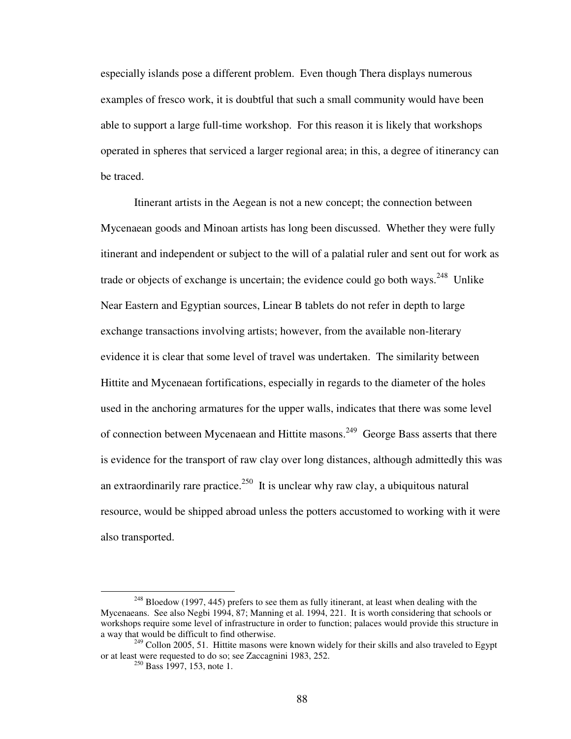especially islands pose a different problem. Even though Thera displays numerous examples of fresco work, it is doubtful that such a small community would have been able to support a large full-time workshop. For this reason it is likely that workshops operated in spheres that serviced a larger regional area; in this, a degree of itinerancy can be traced.

Itinerant artists in the Aegean is not a new concept; the connection between Mycenaean goods and Minoan artists has long been discussed. Whether they were fully itinerant and independent or subject to the will of a palatial ruler and sent out for work as trade or objects of exchange is uncertain; the evidence could go both ways.[248] Unlike Near Eastern and Egyptian sources, Linear B tablets do not refer in depth to large exchange transactions involving artists; however, from the available non-literary evidence it is clear that some level of travel was undertaken. The similarity between Hittite and Mycenaean fortifications, especially in regards to the diameter of the holes used in the anchoring armatures for the upper walls, indicates that there was some level of connection between Mycenaean and Hittite masons.[249] George Bass asserts that there is evidence for the transport of raw clay over long distances, although admittedly this was an extraordinarily rare practice.[250] It is unclear why raw clay, a ubiquitous natural resource, would be shipped abroad unless the potters accustomed to working with it were also transported.

---

[248] Bloedow (1997, 445) prefers to see them as fully itinerant, at least when dealing with the Mycenaeans. See also Negbi 1994, 87; Manning et al. 1994, 221. It is worth considering that schools or workshops require some level of infrastructure in order to function; palaces would provide this structure in a way that would be difficult to find otherwise.

[249] Collon 2005, 51. Hittite masons were known widely for their skills and also traveled to Egypt or at least were requested to do so; see Zaccagnini 1983, 252.

[250] Bass 1997, 153, note 1.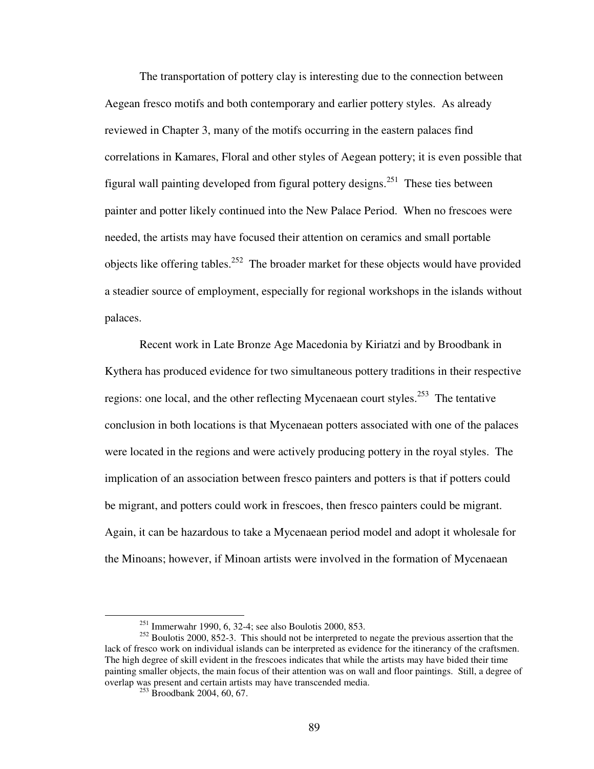The transportation of pottery clay is interesting due to the connection between Aegean fresco motifs and both contemporary and earlier pottery styles. As already reviewed in Chapter 3, many of the motifs occurring in the eastern palaces find correlations in Kamares, Floral and other styles of Aegean pottery; it is even possible that figural wall painting developed from figural pottery designs.[251] These ties between painter and potter likely continued into the New Palace Period. When no frescoes were needed, the artists may have focused their attention on ceramics and small portable objects like offering tables.[252] The broader market for these objects would have provided a steadier source of employment, especially for regional workshops in the islands without palaces.

Recent work in Late Bronze Age Macedonia by Kiriatzi and by Broodbank in Kythera has produced evidence for two simultaneous pottery traditions in their respective regions: one local, and the other reflecting Mycenaean court styles.[253] The tentative conclusion in both locations is that Mycenaean potters associated with one of the palaces were located in the regions and were actively producing pottery in the royal styles. The implication of an association between fresco painters and potters is that if potters could be migrant, and potters could work in frescoes, then fresco painters could be migrant. Again, it can be hazardous to take a Mycenaean period model and adopt it wholesale for the Minoans; however, if Minoan artists were involved in the formation of Mycenaean

---

[251] Immerwahr 1990, 6, 32-4; see also Boulotis 2000, 853.

[252] Boulotis 2000, 852-3. This should not be interpreted to negate the previous assertion that the lack of fresco work on individual islands can be interpreted as evidence for the itinerancy of the craftsmen. The high degree of skill evident in the frescoes indicates that while the artists may have bided their time painting smaller objects, the main focus of their attention was on wall and floor paintings. Still, a degree of overlap was present and certain artists may have transcended media.

[253] Broodbank 2004, 60, 67.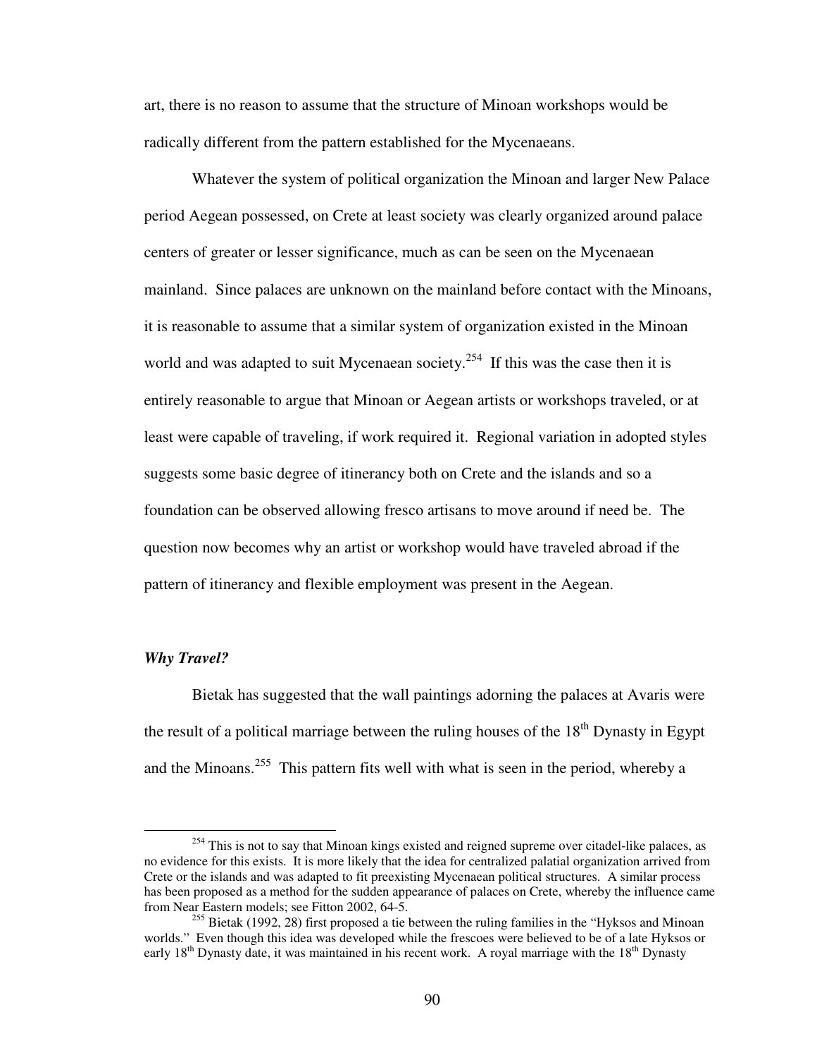art, there is no reason to assume that the structure of Minoan workshops would be radically different from the pattern established for the Mycenaeans.

Whatever the system of political organization the Minoan and larger New Palace period Aegean possessed, on Crete at least society was clearly organized around palace centers of greater or lesser significance, much as can be seen on the Mycenaean mainland. Since palaces are unknown on the mainland before contact with the Minoans, it is reasonable to assume that a similar system of organization existed in the Minoan world and was adapted to suit Mycenaean society.[254] If this was the case then it is entirely reasonable to argue that Minoan or Aegean artists or workshops traveled, or at least were capable of traveling, if work required it. Regional variation in adopted styles suggests some basic degree of itinerancy both on Crete and the islands and so a foundation can be observed allowing fresco artisans to move around if need be. The question now becomes why an artist or workshop would have traveled abroad if the pattern of itinerancy and flexible employment was present in the Aegean.

***Why Travel?***

Bietak has suggested that the wall paintings adorning the palaces at Avaris were the result of a political marriage between the ruling houses of the 18th Dynasty in Egypt and the Minoans.[255] This pattern fits well with what is seen in the period, whereby a

[254] This is not to say that Minoan kings existed and reigned supreme over citadel-like palaces, as no evidence for this exists. It is more likely that the idea for centralized palatial organization arrived from Crete or the islands and was adapted to fit preexisting Mycenaean political structures. A similar process has been proposed as a method for the sudden appearance of palaces on Crete, whereby the influence came from Near Eastern models; see Fitton 2002, 64-5.

[255] Bietak (1992, 28) first proposed a tie between the ruling families in the "Hyksos and Minoan worlds." Even though this idea was developed while the frescoes were believed to be of a late Hyksos or early 18th Dynasty date, it was maintained in his recent work. A royal marriage with the 18th Dynasty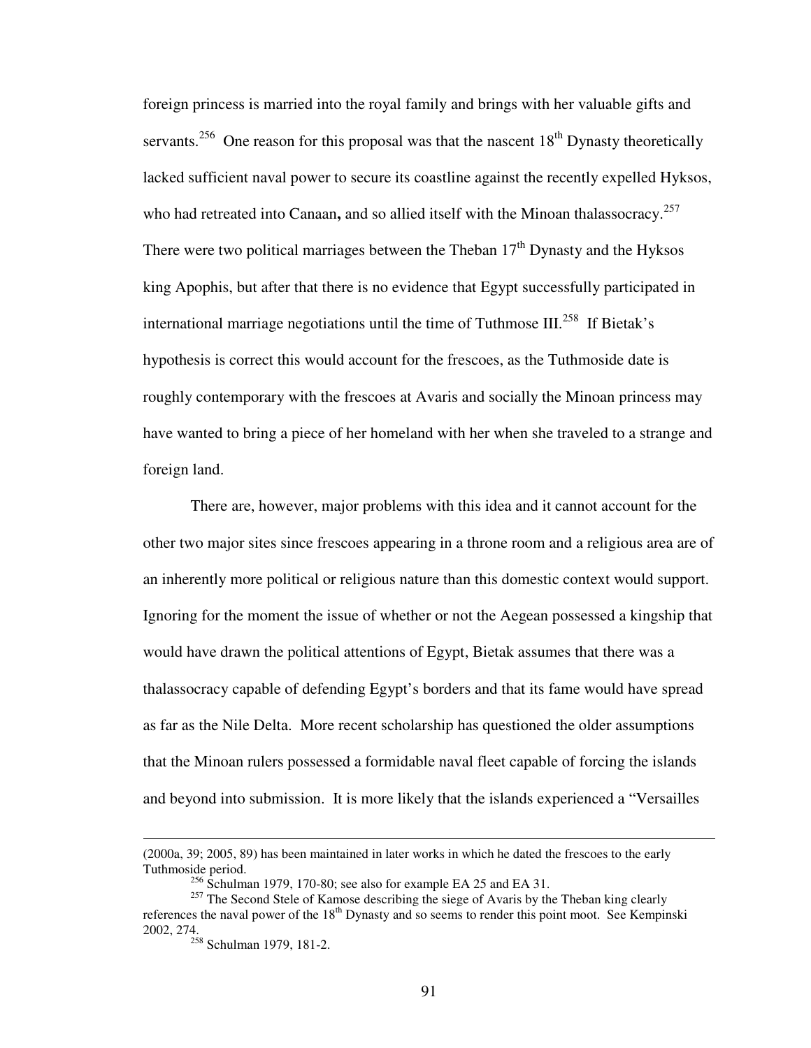foreign princess is married into the royal family and brings with her valuable gifts and servants.[256] One reason for this proposal was that the nascent 18th Dynasty theoretically lacked sufficient naval power to secure its coastline against the recently expelled Hyksos, who had retreated into Canaan**,** and so allied itself with the Minoan thalassocracy.[257] There were two political marriages between the Theban 17th Dynasty and the Hyksos king Apophis, but after that there is no evidence that Egypt successfully participated in international marriage negotiations until the time of Tuthmose III.[258] If Bietak's hypothesis is correct this would account for the frescoes, as the Tuthmoside date is roughly contemporary with the frescoes at Avaris and socially the Minoan princess may have wanted to bring a piece of her homeland with her when she traveled to a strange and foreign land.

There are, however, major problems with this idea and it cannot account for the other two major sites since frescoes appearing in a throne room and a religious area are of an inherently more political or religious nature than this domestic context would support. Ignoring for the moment the issue of whether or not the Aegean possessed a kingship that would have drawn the political attentions of Egypt, Bietak assumes that there was a thalassocracy capable of defending Egypt's borders and that its fame would have spread as far as the Nile Delta. More recent scholarship has questioned the older assumptions that the Minoan rulers possessed a formidable naval fleet capable of forcing the islands and beyond into submission. It is more likely that the islands experienced a "Versailles

---

(2000a, 39; 2005, 89) has been maintained in later works in which he dated the frescoes to the early Tuthmoside period.

[256] Schulman 1979, 170-80; see also for example EA 25 and EA 31.

[257] The Second Stele of Kamose describing the siege of Avaris by the Theban king clearly references the naval power of the 18th Dynasty and so seems to render this point moot. See Kempinski 2002, 274.

[258] Schulman 1979, 181-2.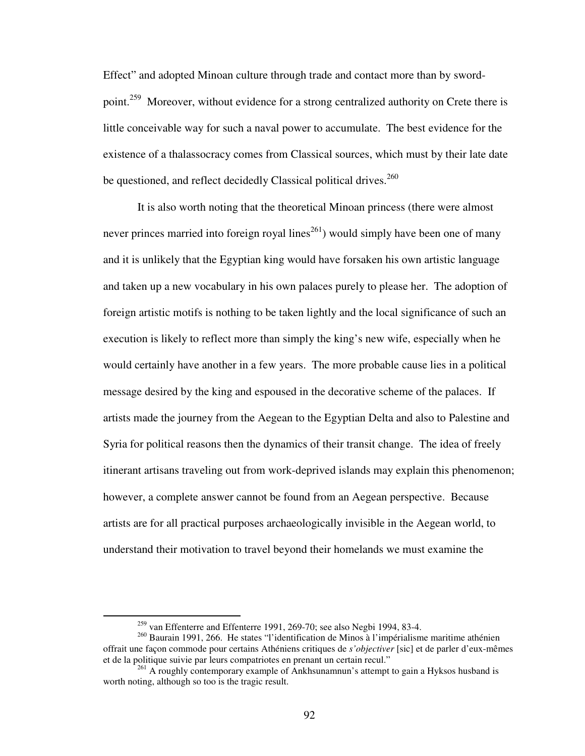Effect" and adopted Minoan culture through trade and contact more than by sword-point.[259] Moreover, without evidence for a strong centralized authority on Crete there is little conceivable way for such a naval power to accumulate. The best evidence for the existence of a thalassocracy comes from Classical sources, which must by their late date be questioned, and reflect decidedly Classical political drives.[260]

It is also worth noting that the theoretical Minoan princess (there were almost never princes married into foreign royal lines[261]) would simply have been one of many and it is unlikely that the Egyptian king would have forsaken his own artistic language and taken up a new vocabulary in his own palaces purely to please her. The adoption of foreign artistic motifs is nothing to be taken lightly and the local significance of such an execution is likely to reflect more than simply the king's new wife, especially when he would certainly have another in a few years. The more probable cause lies in a political message desired by the king and espoused in the decorative scheme of the palaces. If artists made the journey from the Aegean to the Egyptian Delta and also to Palestine and Syria for political reasons then the dynamics of their transit change. The idea of freely itinerant artisans traveling out from work-deprived islands may explain this phenomenon; however, a complete answer cannot be found from an Aegean perspective. Because artists are for all practical purposes archaeologically invisible in the Aegean world, to understand their motivation to travel beyond their homelands we must examine the

---

[259] van Effenterre and Effenterre 1991, 269-70; see also Negbi 1994, 83-4.

[260] Baurain 1991, 266. He states "l'identification de Minos à l'impérialisme maritime athénien offrait une façon commode pour certains Athéniens critiques de *s'objectiver* [sic] et de parler d'eux-mêmes et de la politique suivie par leurs compatriotes en prenant un certain recul."

[261] A roughly contemporary example of Ankhsunamnun's attempt to gain a Hyksos husband is worth noting, although so too is the tragic result.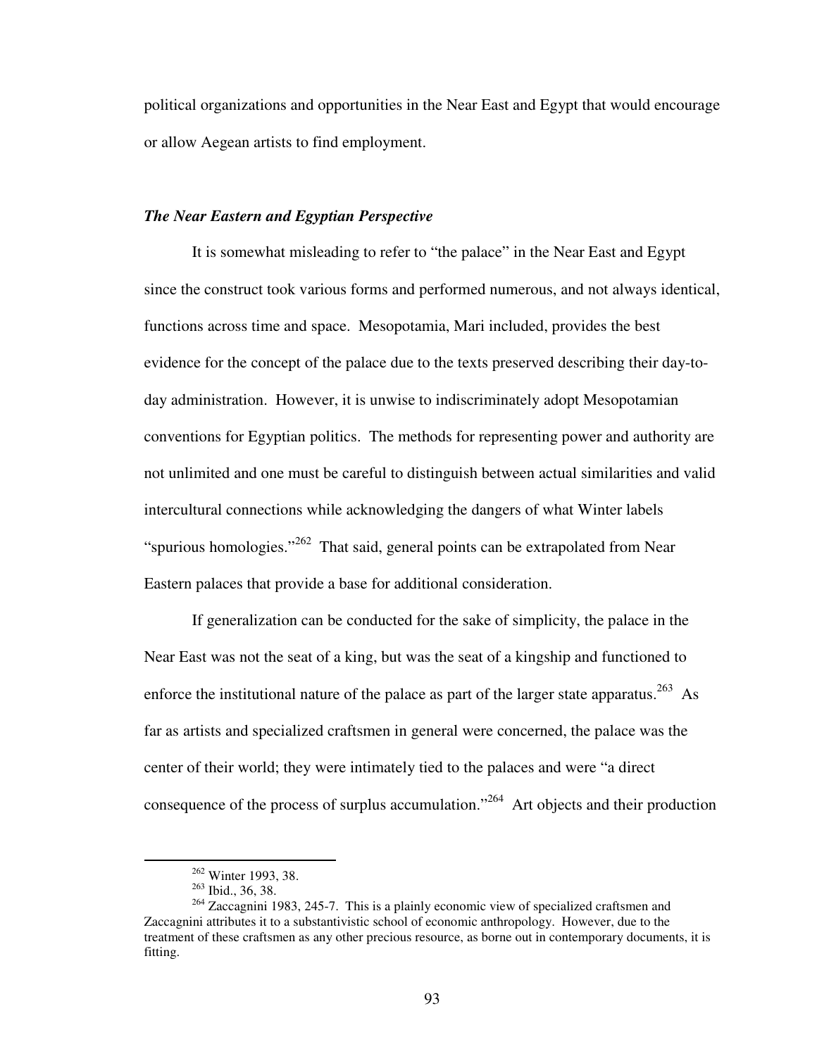political organizations and opportunities in the Near East and Egypt that would encourage or allow Aegean artists to find employment.

### *The Near Eastern and Egyptian Perspective*

It is somewhat misleading to refer to "the palace" in the Near East and Egypt since the construct took various forms and performed numerous, and not always identical, functions across time and space. Mesopotamia, Mari included, provides the best evidence for the concept of the palace due to the texts preserved describing their day-to-day administration. However, it is unwise to indiscriminately adopt Mesopotamian conventions for Egyptian politics. The methods for representing power and authority are not unlimited and one must be careful to distinguish between actual similarities and valid intercultural connections while acknowledging the dangers of what Winter labels "spurious homologies."[262] That said, general points can be extrapolated from Near Eastern palaces that provide a base for additional consideration.

If generalization can be conducted for the sake of simplicity, the palace in the Near East was not the seat of a king, but was the seat of a kingship and functioned to enforce the institutional nature of the palace as part of the larger state apparatus.[263] As far as artists and specialized craftsmen in general were concerned, the palace was the center of their world; they were intimately tied to the palaces and were "a direct consequence of the process of surplus accumulation."[264] Art objects and their production

---

[262] Winter 1993, 38.

[263] Ibid., 36, 38.

[264] Zaccagnini 1983, 245-7. This is a plainly economic view of specialized craftsmen and Zaccagnini attributes it to a substantivistic school of economic anthropology. However, due to the treatment of these craftsmen as any other precious resource, as borne out in contemporary documents, it is fitting.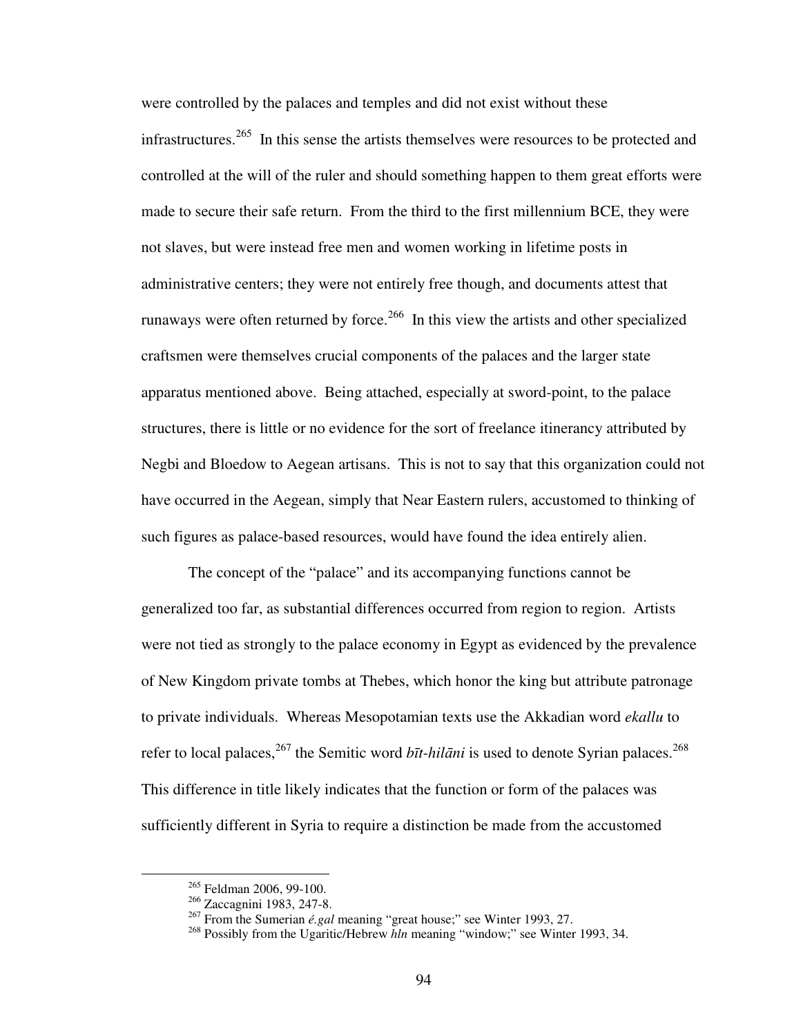were controlled by the palaces and temples and did not exist without these infrastructures.[265] In this sense the artists themselves were resources to be protected and controlled at the will of the ruler and should something happen to them great efforts were made to secure their safe return. From the third to the first millennium BCE, they were not slaves, but were instead free men and women working in lifetime posts in administrative centers; they were not entirely free though, and documents attest that runaways were often returned by force.[266] In this view the artists and other specialized craftsmen were themselves crucial components of the palaces and the larger state apparatus mentioned above. Being attached, especially at sword-point, to the palace structures, there is little or no evidence for the sort of freelance itinerancy attributed by Negbi and Bloedow to Aegean artisans. This is not to say that this organization could not have occurred in the Aegean, simply that Near Eastern rulers, accustomed to thinking of such figures as palace-based resources, would have found the idea entirely alien.

The concept of the "palace" and its accompanying functions cannot be generalized too far, as substantial differences occurred from region to region. Artists were not tied as strongly to the palace economy in Egypt as evidenced by the prevalence of New Kingdom private tombs at Thebes, which honor the king but attribute patronage to private individuals. Whereas Mesopotamian texts use the Akkadian word *ekallu* to refer to local palaces,[267] the Semitic word *bīt-hilāni* is used to denote Syrian palaces.[268] This difference in title likely indicates that the function or form of the palaces was sufficiently different in Syria to require a distinction be made from the accustomed

---

[265] Feldman 2006, 99-100.

[266] Zaccagnini 1983, 247-8.

[267] From the Sumerian *é.gal* meaning "great house;" see Winter 1993, 27.

[268] Possibly from the Ugaritic/Hebrew *hln* meaning "window;" see Winter 1993, 34.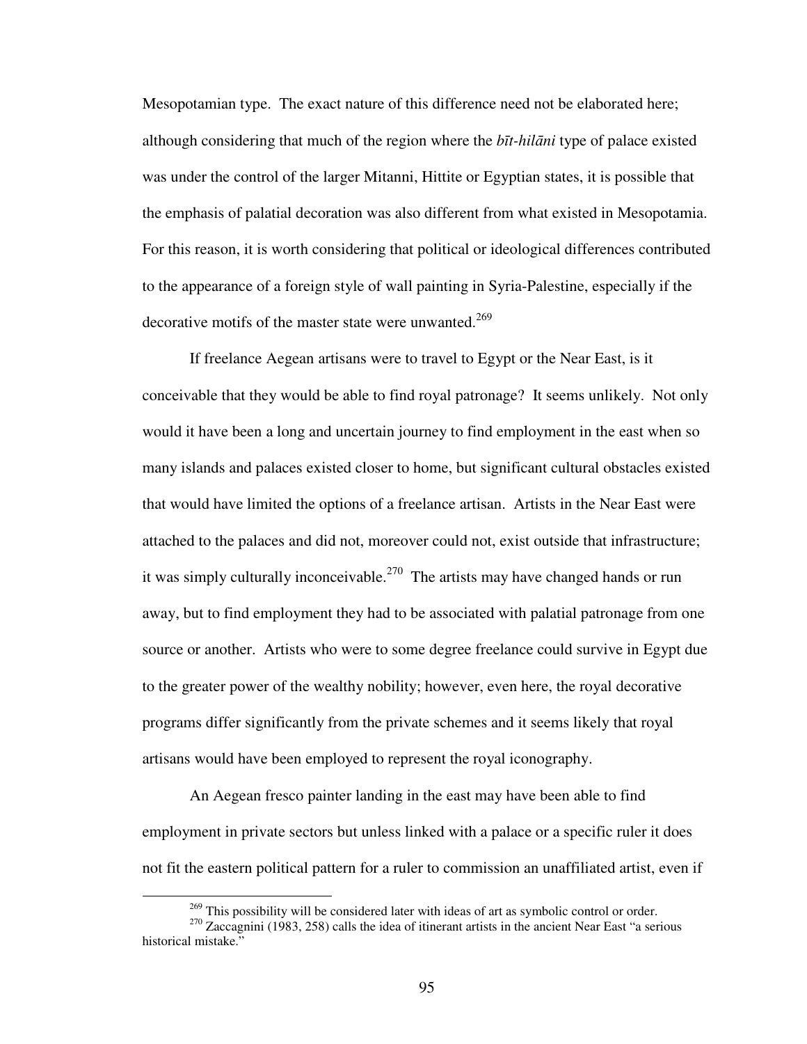Mesopotamian type. The exact nature of this difference need not be elaborated here; although considering that much of the region where the *bīt-hilāni* type of palace existed was under the control of the larger Mitanni, Hittite or Egyptian states, it is possible that the emphasis of palatial decoration was also different from what existed in Mesopotamia. For this reason, it is worth considering that political or ideological differences contributed to the appearance of a foreign style of wall painting in Syria-Palestine, especially if the decorative motifs of the master state were unwanted.[269]

If freelance Aegean artisans were to travel to Egypt or the Near East, is it conceivable that they would be able to find royal patronage? It seems unlikely. Not only would it have been a long and uncertain journey to find employment in the east when so many islands and palaces existed closer to home, but significant cultural obstacles existed that would have limited the options of a freelance artisan. Artists in the Near East were attached to the palaces and did not, moreover could not, exist outside that infrastructure; it was simply culturally inconceivable.[270] The artists may have changed hands or run away, but to find employment they had to be associated with palatial patronage from one source or another. Artists who were to some degree freelance could survive in Egypt due to the greater power of the wealthy nobility; however, even here, the royal decorative programs differ significantly from the private schemes and it seems likely that royal artisans would have been employed to represent the royal iconography.

An Aegean fresco painter landing in the east may have been able to find employment in private sectors but unless linked with a palace or a specific ruler it does not fit the eastern political pattern for a ruler to commission an unaffiliated artist, even if

[269] This possibility will be considered later with ideas of art as symbolic control or order.

[270] Zaccagnini (1983, 258) calls the idea of itinerant artists in the ancient Near East "a serious historical mistake."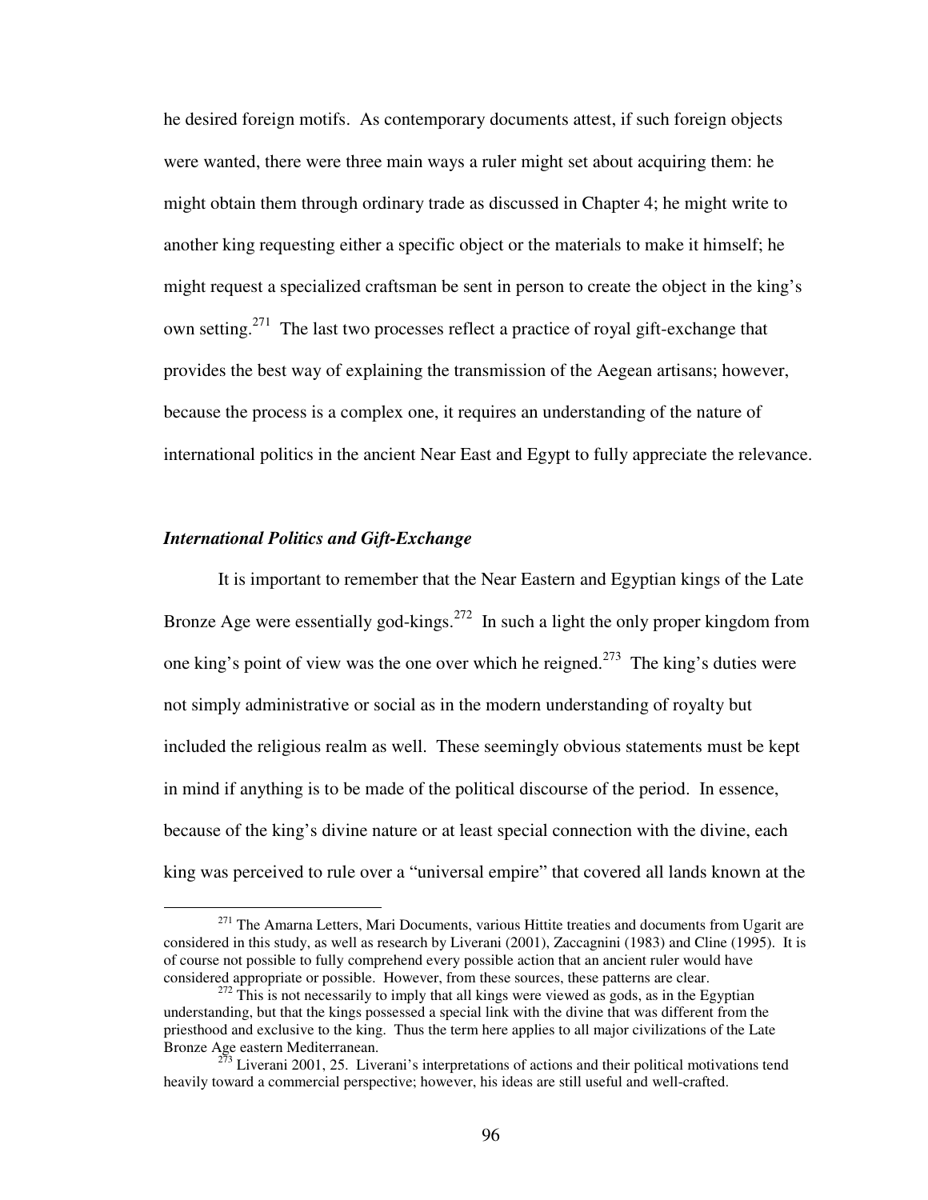he desired foreign motifs. As contemporary documents attest, if such foreign objects were wanted, there were three main ways a ruler might set about acquiring them: he might obtain them through ordinary trade as discussed in Chapter 4; he might write to another king requesting either a specific object or the materials to make it himself; he might request a specialized craftsman be sent in person to create the object in the king's own setting.[271] The last two processes reflect a practice of royal gift-exchange that provides the best way of explaining the transmission of the Aegean artisans; however, because the process is a complex one, it requires an understanding of the nature of international politics in the ancient Near East and Egypt to fully appreciate the relevance.

### *International Politics and Gift-Exchange*

It is important to remember that the Near Eastern and Egyptian kings of the Late Bronze Age were essentially god-kings.[272] In such a light the only proper kingdom from one king's point of view was the one over which he reigned.[273] The king's duties were not simply administrative or social as in the modern understanding of royalty but included the religious realm as well. These seemingly obvious statements must be kept in mind if anything is to be made of the political discourse of the period. In essence, because of the king's divine nature or at least special connection with the divine, each king was perceived to rule over a "universal empire" that covered all lands known at the

---

[271] The Amarna Letters, Mari Documents, various Hittite treaties and documents from Ugarit are considered in this study, as well as research by Liverani (2001), Zaccagnini (1983) and Cline (1995). It is of course not possible to fully comprehend every possible action that an ancient ruler would have considered appropriate or possible. However, from these sources, these patterns are clear.

[272] This is not necessarily to imply that all kings were viewed as gods, as in the Egyptian understanding, but that the kings possessed a special link with the divine that was different from the priesthood and exclusive to the king. Thus the term here applies to all major civilizations of the Late Bronze Age eastern Mediterranean.

[273] Liverani 2001, 25. Liverani's interpretations of actions and their political motivations tend heavily toward a commercial perspective; however, his ideas are still useful and well-crafted.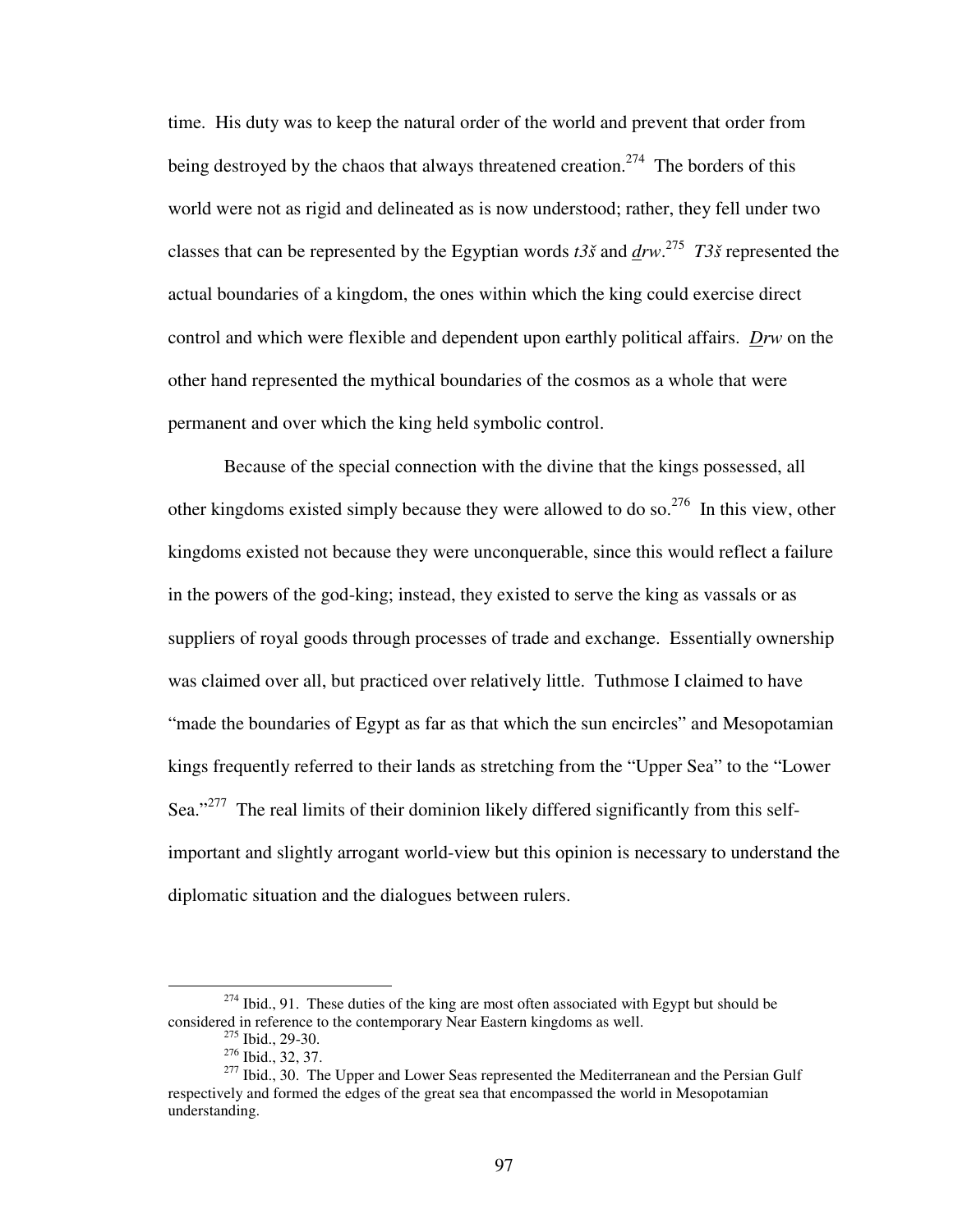time. His duty was to keep the natural order of the world and prevent that order from being destroyed by the chaos that always threatened creation.[274] The borders of this world were not as rigid and delineated as is now understood; rather, they fell under two classes that can be represented by the Egyptian words *t3š* and *d̲rw*.[275] *T3š* represented the actual boundaries of a kingdom, the ones within which the king could exercise direct control and which were flexible and dependent upon earthly political affairs. *D̲rw* on the other hand represented the mythical boundaries of the cosmos as a whole that were permanent and over which the king held symbolic control.

Because of the special connection with the divine that the kings possessed, all other kingdoms existed simply because they were allowed to do so.[276] In this view, other kingdoms existed not because they were unconquerable, since this would reflect a failure in the powers of the god-king; instead, they existed to serve the king as vassals or as suppliers of royal goods through processes of trade and exchange. Essentially ownership was claimed over all, but practiced over relatively little. Tuthmose I claimed to have "made the boundaries of Egypt as far as that which the sun encircles" and Mesopotamian kings frequently referred to their lands as stretching from the "Upper Sea" to the "Lower Sea."[277] The real limits of their dominion likely differed significantly from this self-important and slightly arrogant world-view but this opinion is necessary to understand the diplomatic situation and the dialogues between rulers.

---

[274] Ibid., 91. These duties of the king are most often associated with Egypt but should be considered in reference to the contemporary Near Eastern kingdoms as well.

[275] Ibid., 29-30.

[276] Ibid., 32, 37.

[277] Ibid., 30. The Upper and Lower Seas represented the Mediterranean and the Persian Gulf respectively and formed the edges of the great sea that encompassed the world in Mesopotamian understanding.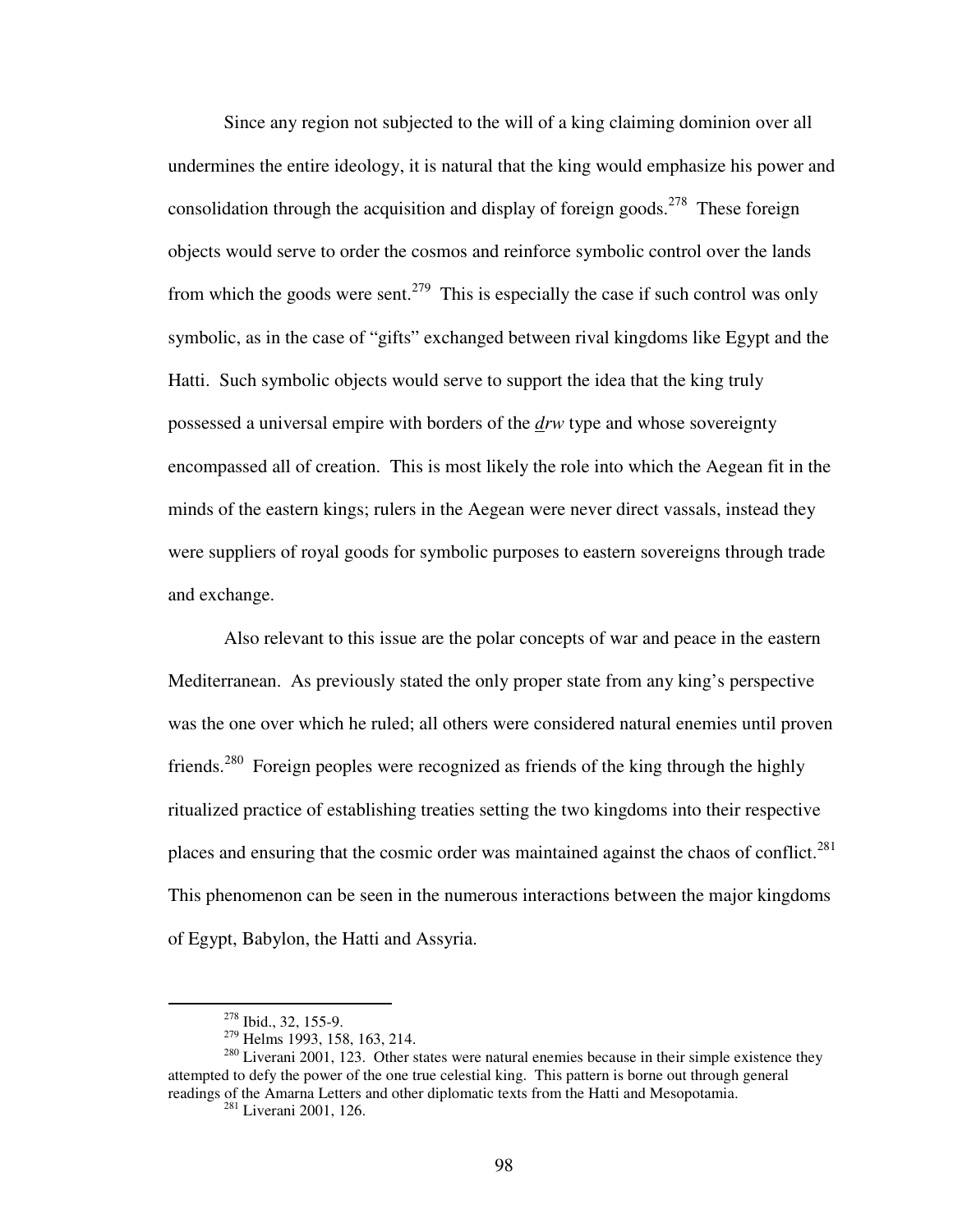Since any region not subjected to the will of a king claiming dominion over all undermines the entire ideology, it is natural that the king would emphasize his power and consolidation through the acquisition and display of foreign goods.[278] These foreign objects would serve to order the cosmos and reinforce symbolic control over the lands from which the goods were sent.[279] This is especially the case if such control was only symbolic, as in the case of "gifts" exchanged between rival kingdoms like Egypt and the Hatti. Such symbolic objects would serve to support the idea that the king truly possessed a universal empire with borders of the *d̲rw* type and whose sovereignty encompassed all of creation. This is most likely the role into which the Aegean fit in the minds of the eastern kings; rulers in the Aegean were never direct vassals, instead they were suppliers of royal goods for symbolic purposes to eastern sovereigns through trade and exchange.

Also relevant to this issue are the polar concepts of war and peace in the eastern Mediterranean. As previously stated the only proper state from any king's perspective was the one over which he ruled; all others were considered natural enemies until proven friends.[280] Foreign peoples were recognized as friends of the king through the highly ritualized practice of establishing treaties setting the two kingdoms into their respective places and ensuring that the cosmic order was maintained against the chaos of conflict.[281] This phenomenon can be seen in the numerous interactions between the major kingdoms of Egypt, Babylon, the Hatti and Assyria.

---

[278] Ibid., 32, 155-9.

[279] Helms 1993, 158, 163, 214.

[280] Liverani 2001, 123. Other states were natural enemies because in their simple existence they attempted to defy the power of the one true celestial king. This pattern is borne out through general readings of the Amarna Letters and other diplomatic texts from the Hatti and Mesopotamia.

[281] Liverani 2001, 126.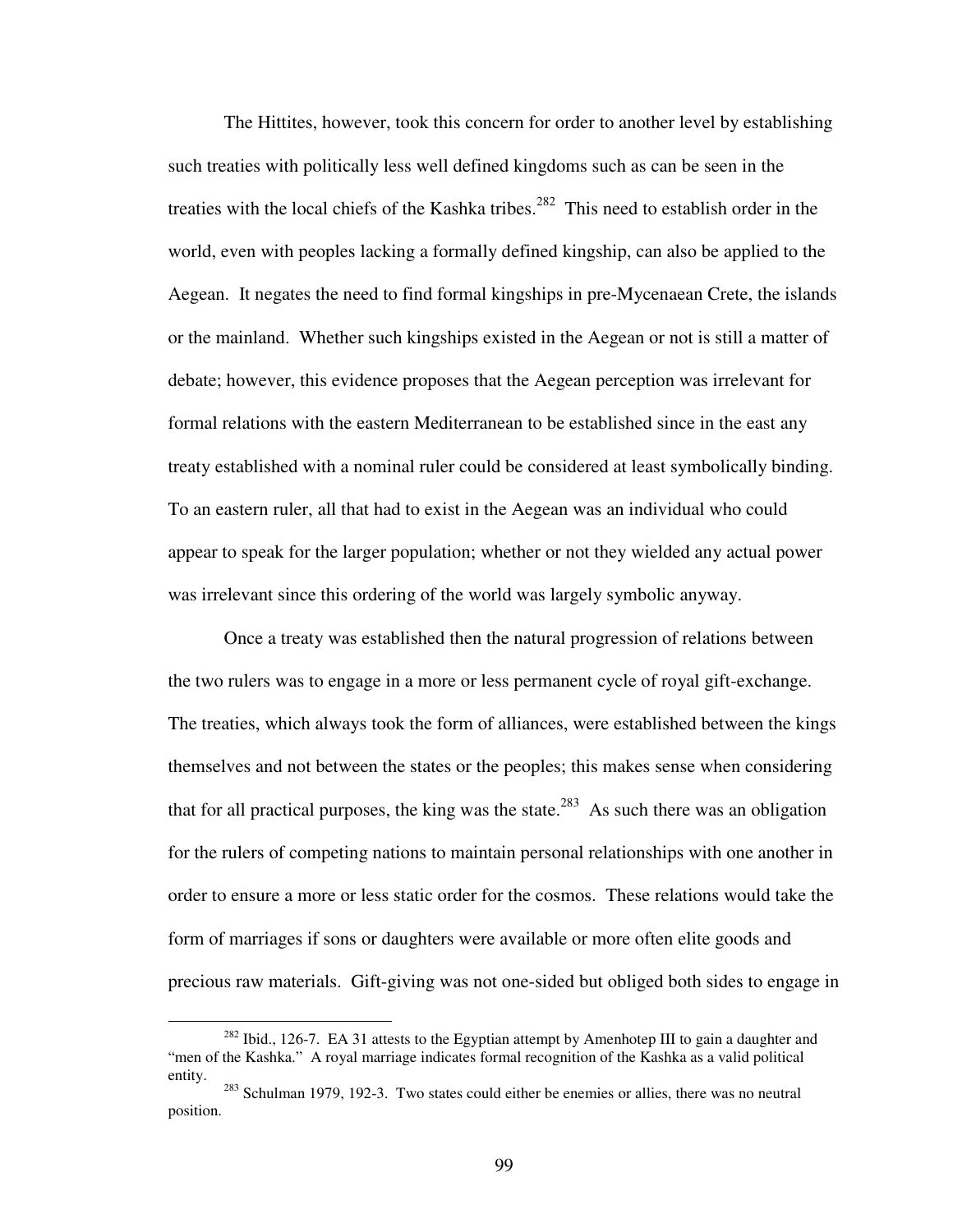The Hittites, however, took this concern for order to another level by establishing such treaties with politically less well defined kingdoms such as can be seen in the treaties with the local chiefs of the Kashka tribes.[282] This need to establish order in the world, even with peoples lacking a formally defined kingship, can also be applied to the Aegean. It negates the need to find formal kingships in pre-Mycenaean Crete, the islands or the mainland. Whether such kingships existed in the Aegean or not is still a matter of debate; however, this evidence proposes that the Aegean perception was irrelevant for formal relations with the eastern Mediterranean to be established since in the east any treaty established with a nominal ruler could be considered at least symbolically binding. To an eastern ruler, all that had to exist in the Aegean was an individual who could appear to speak for the larger population; whether or not they wielded any actual power was irrelevant since this ordering of the world was largely symbolic anyway.

Once a treaty was established then the natural progression of relations between the two rulers was to engage in a more or less permanent cycle of royal gift-exchange. The treaties, which always took the form of alliances, were established between the kings themselves and not between the states or the peoples; this makes sense when considering that for all practical purposes, the king was the state.[283] As such there was an obligation for the rulers of competing nations to maintain personal relationships with one another in order to ensure a more or less static order for the cosmos. These relations would take the form of marriages if sons or daughters were available or more often elite goods and precious raw materials. Gift-giving was not one-sided but obliged both sides to engage in

---

[282] Ibid., 126-7. EA 31 attests to the Egyptian attempt by Amenhotep III to gain a daughter and "men of the Kashka." A royal marriage indicates formal recognition of the Kashka as a valid political entity.

[283] Schulman 1979, 192-3. Two states could either be enemies or allies, there was no neutral position.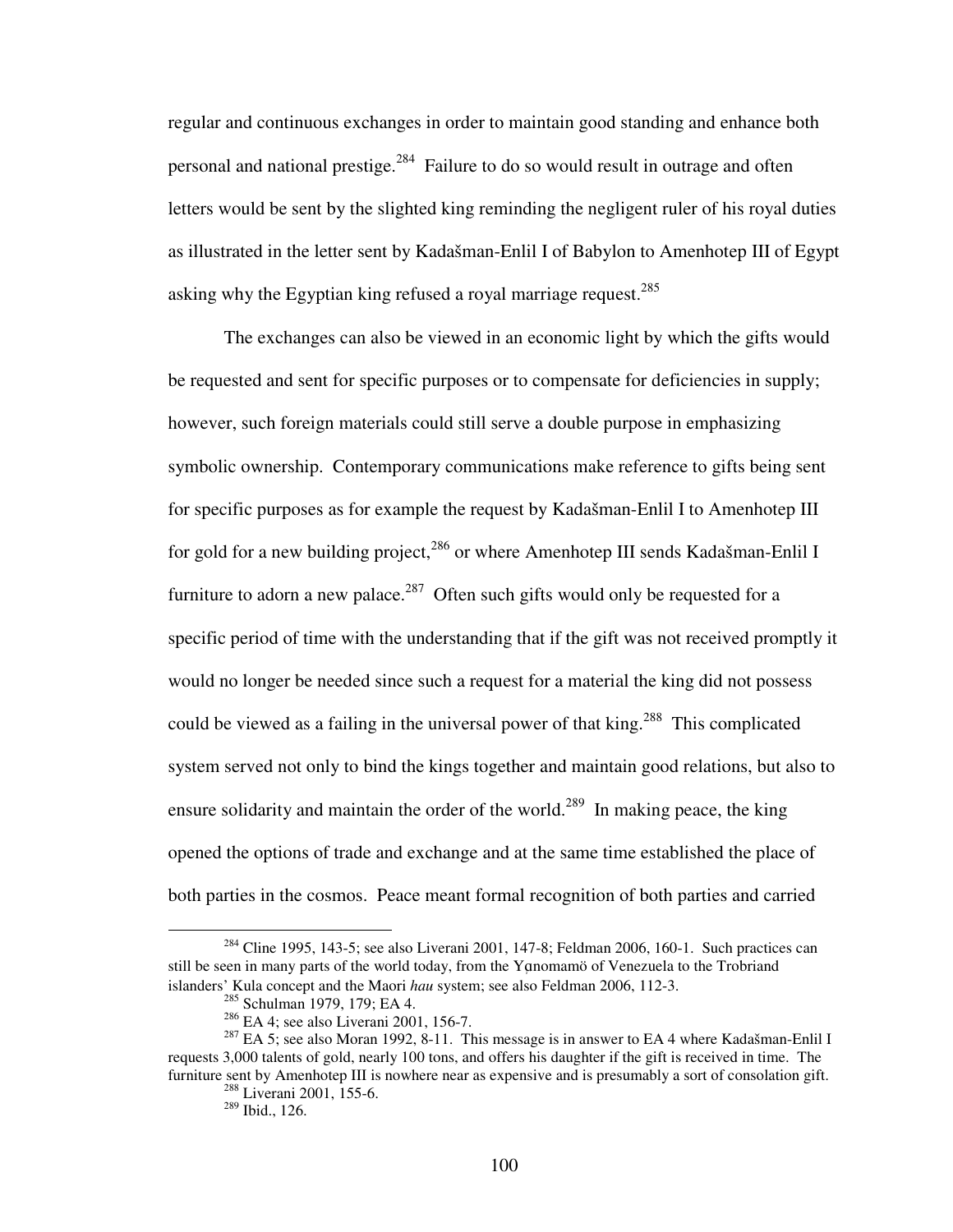regular and continuous exchanges in order to maintain good standing and enhance both personal and national prestige.[284] Failure to do so would result in outrage and often letters would be sent by the slighted king reminding the negligent ruler of his royal duties as illustrated in the letter sent by Kadašman-Enlil I of Babylon to Amenhotep III of Egypt asking why the Egyptian king refused a royal marriage request.[285]

The exchanges can also be viewed in an economic light by which the gifts would be requested and sent for specific purposes or to compensate for deficiencies in supply; however, such foreign materials could still serve a double purpose in emphasizing symbolic ownership. Contemporary communications make reference to gifts being sent for specific purposes as for example the request by Kadašman-Enlil I to Amenhotep III for gold for a new building project,[286] or where Amenhotep III sends Kadašman-Enlil I furniture to adorn a new palace.[287] Often such gifts would only be requested for a specific period of time with the understanding that if the gift was not received promptly it would no longer be needed since such a request for a material the king did not possess could be viewed as a failing in the universal power of that king.[288] This complicated system served not only to bind the kings together and maintain good relations, but also to ensure solidarity and maintain the order of the world.[289] In making peace, the king opened the options of trade and exchange and at the same time established the place of both parties in the cosmos. Peace meant formal recognition of both parties and carried

---

[284] Cline 1995, 143-5; see also Liverani 2001, 147-8; Feldman 2006, 160-1. Such practices can still be seen in many parts of the world today, from the Yąnomamö of Venezuela to the Trobriand islanders' Kula concept and the Maori *hau* system; see also Feldman 2006, 112-3.

[285] Schulman 1979, 179; EA 4.

[286] EA 4; see also Liverani 2001, 156-7.

[287] EA 5; see also Moran 1992, 8-11. This message is in answer to EA 4 where Kadašman-Enlil I requests 3,000 talents of gold, nearly 100 tons, and offers his daughter if the gift is received in time. The furniture sent by Amenhotep III is nowhere near as expensive and is presumably a sort of consolation gift.

[288] Liverani 2001, 155-6.

[289] Ibid., 126.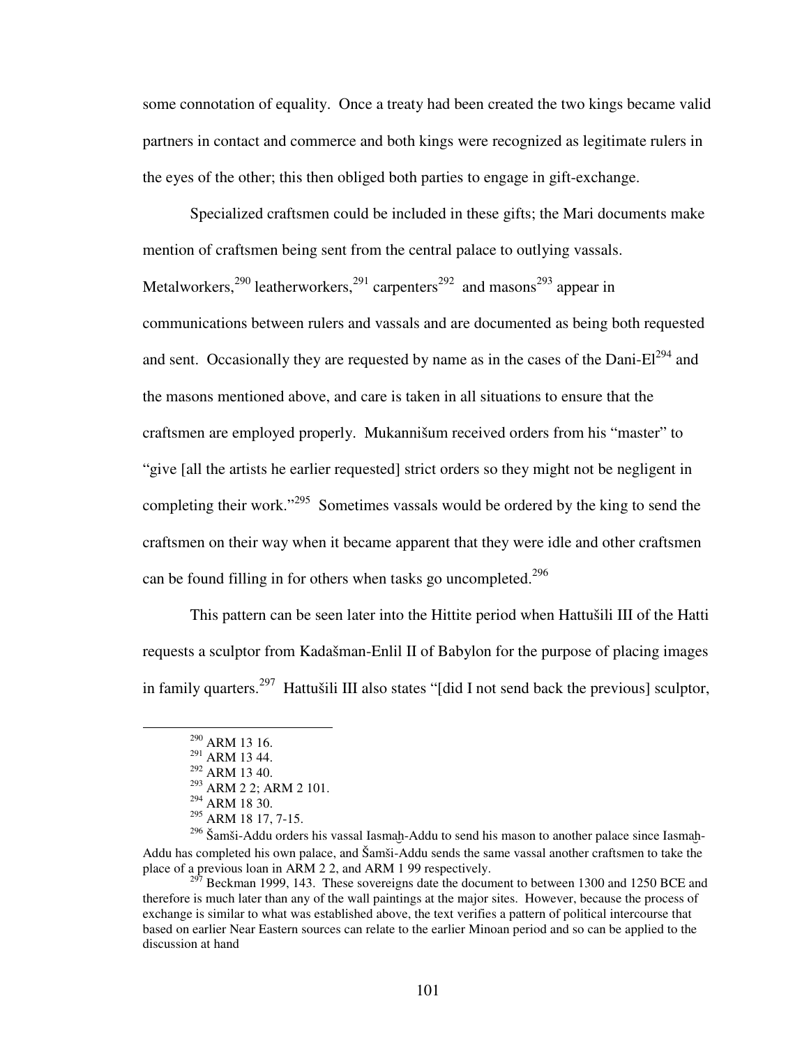some connotation of equality. Once a treaty had been created the two kings became valid partners in contact and commerce and both kings were recognized as legitimate rulers in the eyes of the other; this then obliged both parties to engage in gift-exchange.

Specialized craftsmen could be included in these gifts; the Mari documents make mention of craftsmen being sent from the central palace to outlying vassals. Metalworkers,[290] leatherworkers,[291] carpenters[292] and masons[293] appear in communications between rulers and vassals and are documented as being both requested and sent. Occasionally they are requested by name as in the cases of the Dani-El[294] and the masons mentioned above, and care is taken in all situations to ensure that the craftsmen are employed properly. Mukannišum received orders from his "master" to "give [all the artists he earlier requested] strict orders so they might not be negligent in completing their work."[295] Sometimes vassals would be ordered by the king to send the craftsmen on their way when it became apparent that they were idle and other craftsmen can be found filling in for others when tasks go uncompleted.[296]

This pattern can be seen later into the Hittite period when Hattušili III of the Hatti requests a sculptor from Kadašman-Enlil II of Babylon for the purpose of placing images in family quarters.[297] Hattušili III also states "[did I not send back the previous] sculptor,

---

[290] ARM 13 16.

[291] ARM 13 44.

[292] ARM 13 40.

[293] ARM 2 2; ARM 2 101.

[294] ARM 18 30.

[295] ARM 18 17, 7-15.

[296] Šamši-Addu orders his vassal Iasmaḫ-Addu to send his mason to another palace since Iasmaḫ-Addu has completed his own palace, and Šamši-Addu sends the same vassal another craftsmen to take the place of a previous loan in ARM 2 2, and ARM 1 99 respectively.

[297] Beckman 1999, 143. These sovereigns date the document to between 1300 and 1250 BCE and therefore is much later than any of the wall paintings at the major sites. However, because the process of exchange is similar to what was established above, the text verifies a pattern of political intercourse that based on earlier Near Eastern sources can relate to the earlier Minoan period and so can be applied to the discussion at hand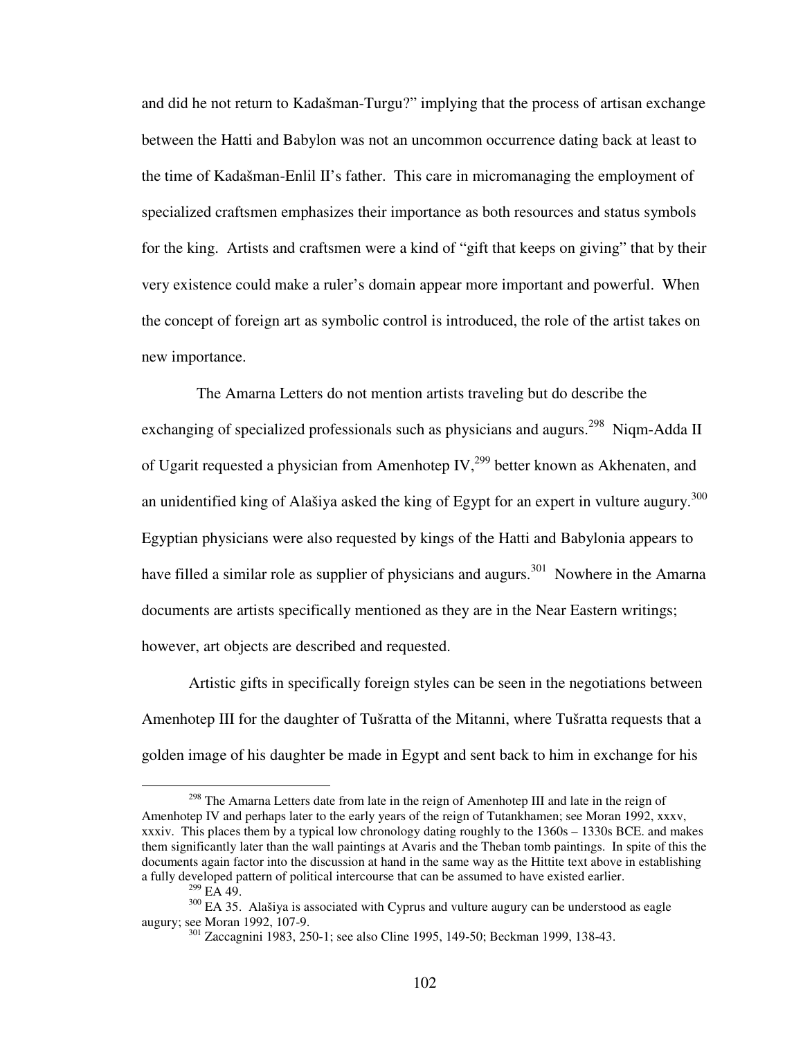and did he not return to Kadašman-Turgu?" implying that the process of artisan exchange between the Hatti and Babylon was not an uncommon occurrence dating back at least to the time of Kadašman-Enlil II's father. This care in micromanaging the employment of specialized craftsmen emphasizes their importance as both resources and status symbols for the king. Artists and craftsmen were a kind of "gift that keeps on giving" that by their very existence could make a ruler's domain appear more important and powerful. When the concept of foreign art as symbolic control is introduced, the role of the artist takes on new importance.

The Amarna Letters do not mention artists traveling but do describe the exchanging of specialized professionals such as physicians and augurs.[298] Niqm-Adda II of Ugarit requested a physician from Amenhotep IV,[299] better known as Akhenaten, and an unidentified king of Alašiya asked the king of Egypt for an expert in vulture augury.[300] Egyptian physicians were also requested by kings of the Hatti and Babylonia appears to have filled a similar role as supplier of physicians and augurs.[301] Nowhere in the Amarna documents are artists specifically mentioned as they are in the Near Eastern writings; however, art objects are described and requested.

Artistic gifts in specifically foreign styles can be seen in the negotiations between Amenhotep III for the daughter of Tušratta of the Mitanni, where Tušratta requests that a golden image of his daughter be made in Egypt and sent back to him in exchange for his

---

[298] The Amarna Letters date from late in the reign of Amenhotep III and late in the reign of Amenhotep IV and perhaps later to the early years of the reign of Tutankhamen; see Moran 1992, xxxv, xxxiv. This places them by a typical low chronology dating roughly to the 1360s – 1330s BCE. and makes them significantly later than the wall paintings at Avaris and the Theban tomb paintings. In spite of this the documents again factor into the discussion at hand in the same way as the Hittite text above in establishing a fully developed pattern of political intercourse that can be assumed to have existed earlier.

[299] EA 49.

[300] EA 35. Alašiya is associated with Cyprus and vulture augury can be understood as eagle augury; see Moran 1992, 107-9.

[301] Zaccagnini 1983, 250-1; see also Cline 1995, 149-50; Beckman 1999, 138-43.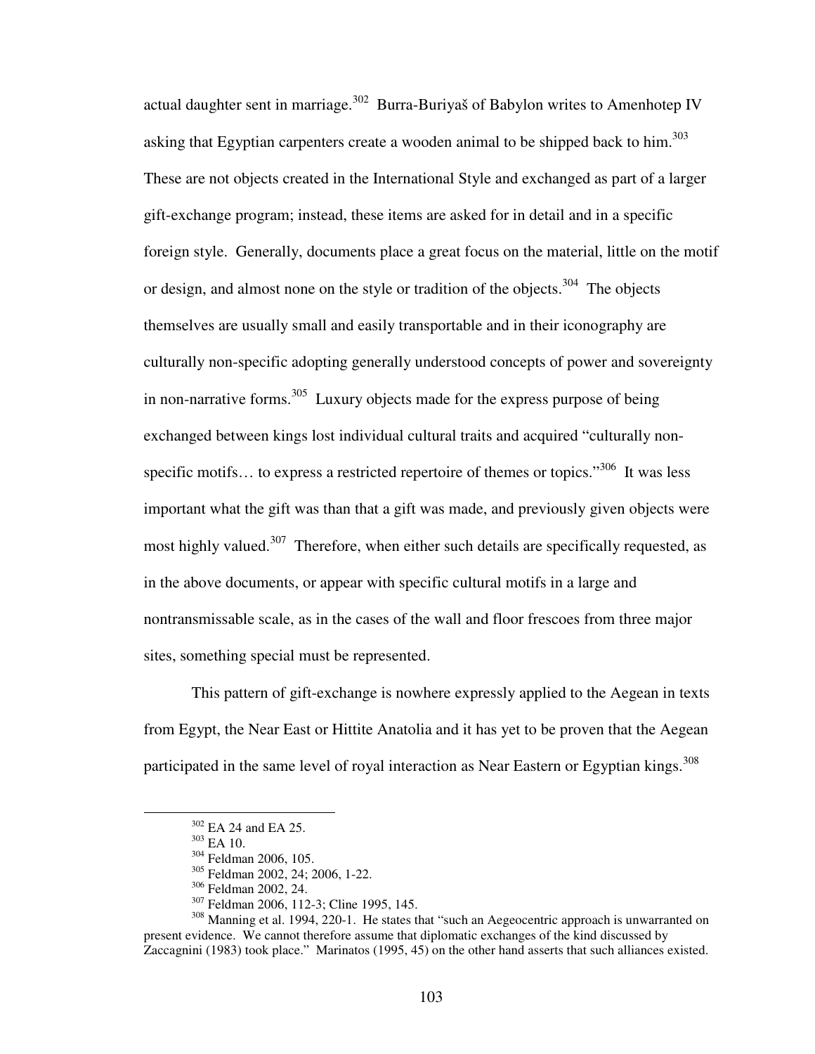actual daughter sent in marriage.[302] Burra-Buriyaš of Babylon writes to Amenhotep IV asking that Egyptian carpenters create a wooden animal to be shipped back to him.[303] These are not objects created in the International Style and exchanged as part of a larger gift-exchange program; instead, these items are asked for in detail and in a specific foreign style. Generally, documents place a great focus on the material, little on the motif or design, and almost none on the style or tradition of the objects.[304] The objects themselves are usually small and easily transportable and in their iconography are culturally non-specific adopting generally understood concepts of power and sovereignty in non-narrative forms.[305] Luxury objects made for the express purpose of being exchanged between kings lost individual cultural traits and acquired "culturally non-specific motifs… to express a restricted repertoire of themes or topics."[306] It was less important what the gift was than that a gift was made, and previously given objects were most highly valued.[307] Therefore, when either such details are specifically requested, as in the above documents, or appear with specific cultural motifs in a large and nontransmissable scale, as in the cases of the wall and floor frescoes from three major sites, something special must be represented.

This pattern of gift-exchange is nowhere expressly applied to the Aegean in texts from Egypt, the Near East or Hittite Anatolia and it has yet to be proven that the Aegean participated in the same level of royal interaction as Near Eastern or Egyptian kings.[308]

---

[302] EA 24 and EA 25.

[303] EA 10.

[304] Feldman 2006, 105.

[305] Feldman 2002, 24; 2006, 1-22.

[306] Feldman 2002, 24.

[307] Feldman 2006, 112-3; Cline 1995, 145.

[308] Manning et al. 1994, 220-1. He states that "such an Aegeocentric approach is unwarranted on present evidence. We cannot therefore assume that diplomatic exchanges of the kind discussed by Zaccagnini (1983) took place." Marinatos (1995, 45) on the other hand asserts that such alliances existed.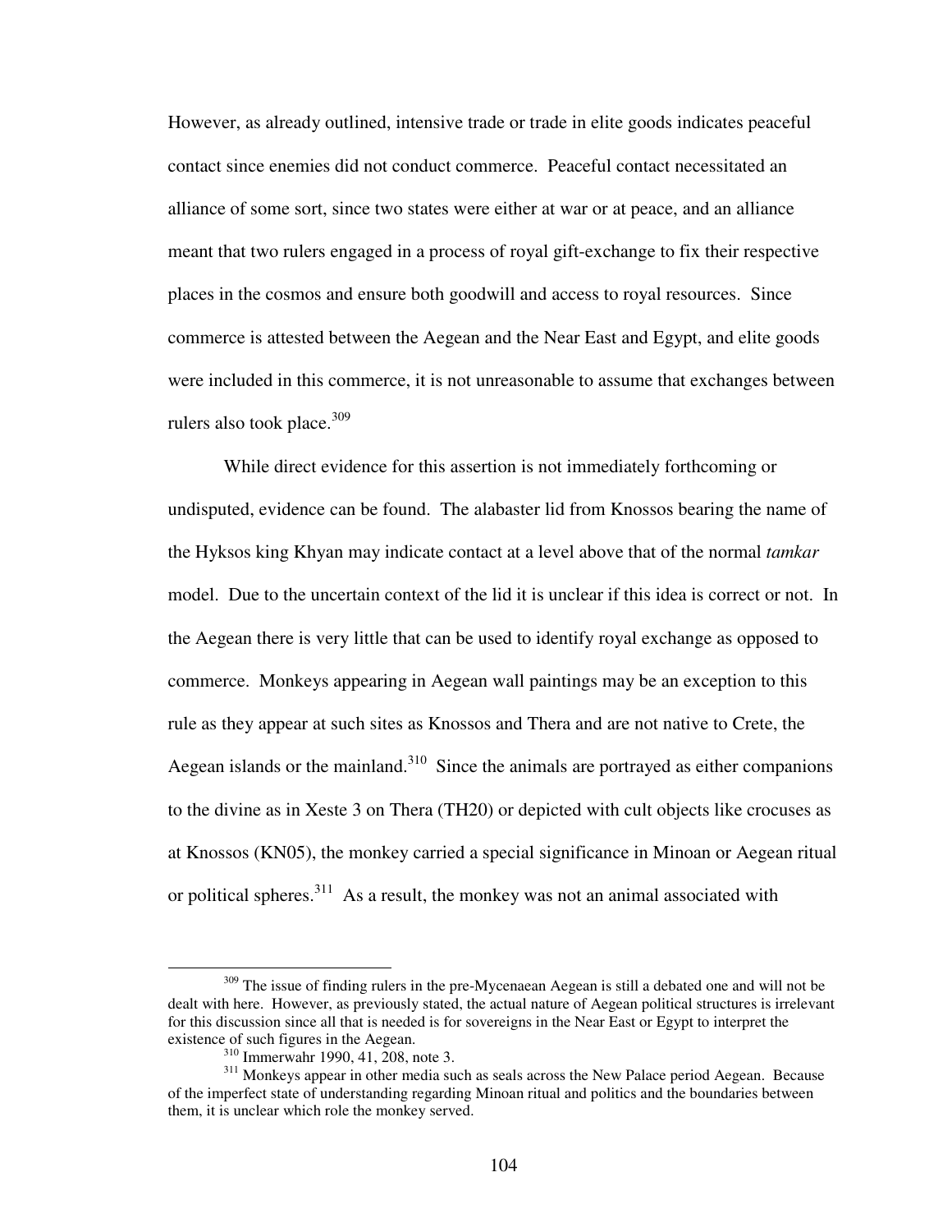However, as already outlined, intensive trade or trade in elite goods indicates peaceful contact since enemies did not conduct commerce. Peaceful contact necessitated an alliance of some sort, since two states were either at war or at peace, and an alliance meant that two rulers engaged in a process of royal gift-exchange to fix their respective places in the cosmos and ensure both goodwill and access to royal resources. Since commerce is attested between the Aegean and the Near East and Egypt, and elite goods were included in this commerce, it is not unreasonable to assume that exchanges between rulers also took place.[309]

While direct evidence for this assertion is not immediately forthcoming or undisputed, evidence can be found. The alabaster lid from Knossos bearing the name of the Hyksos king Khyan may indicate contact at a level above that of the normal *tamkar* model. Due to the uncertain context of the lid it is unclear if this idea is correct or not. In the Aegean there is very little that can be used to identify royal exchange as opposed to commerce. Monkeys appearing in Aegean wall paintings may be an exception to this rule as they appear at such sites as Knossos and Thera and are not native to Crete, the Aegean islands or the mainland.[310] Since the animals are portrayed as either companions to the divine as in Xeste 3 on Thera (TH20) or depicted with cult objects like crocuses as at Knossos (KN05), the monkey carried a special significance in Minoan or Aegean ritual or political spheres.[311] As a result, the monkey was not an animal associated with

---

[309] The issue of finding rulers in the pre-Mycenaean Aegean is still a debated one and will not be dealt with here. However, as previously stated, the actual nature of Aegean political structures is irrelevant for this discussion since all that is needed is for sovereigns in the Near East or Egypt to interpret the existence of such figures in the Aegean.

[310] Immerwahr 1990, 41, 208, note 3.

[311] Monkeys appear in other media such as seals across the New Palace period Aegean. Because of the imperfect state of understanding regarding Minoan ritual and politics and the boundaries between them, it is unclear which role the monkey served.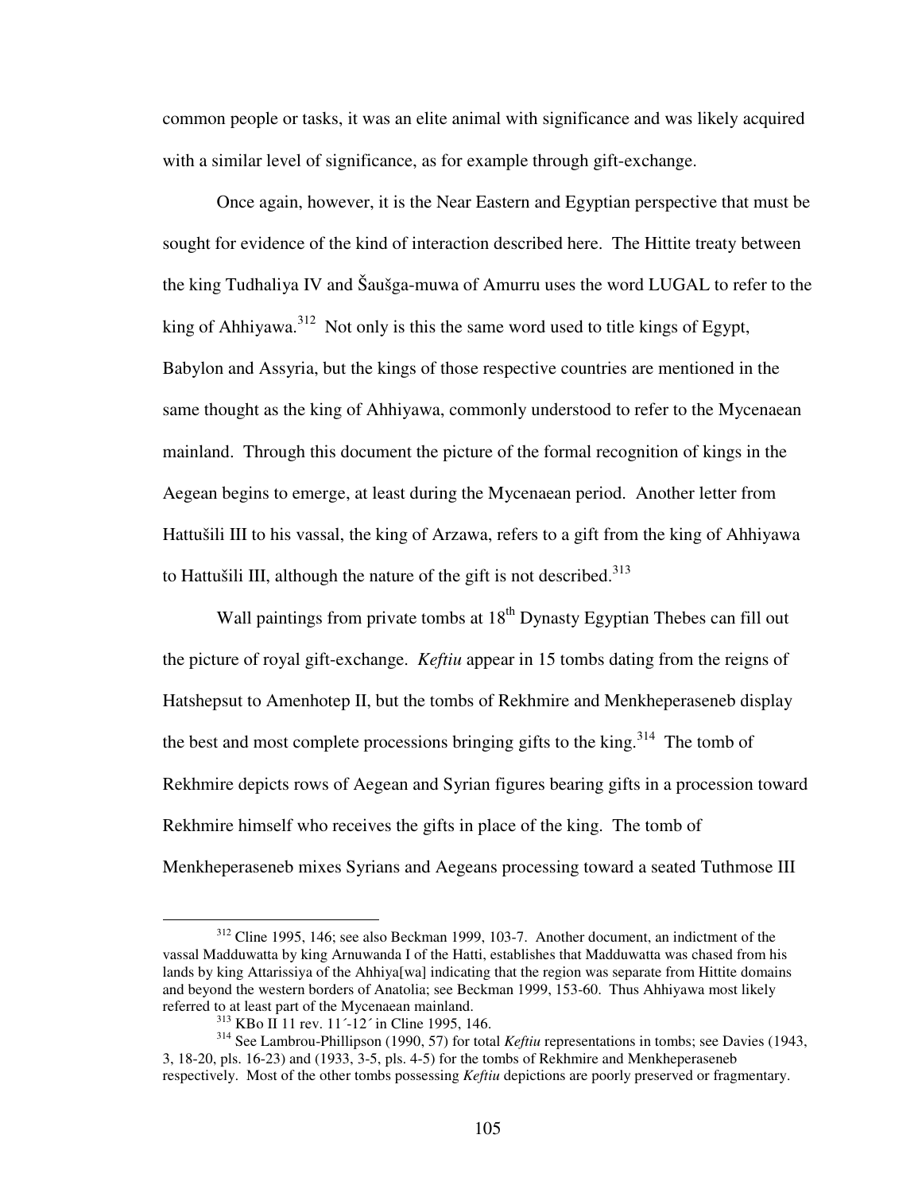common people or tasks, it was an elite animal with significance and was likely acquired with a similar level of significance, as for example through gift-exchange.

Once again, however, it is the Near Eastern and Egyptian perspective that must be sought for evidence of the kind of interaction described here. The Hittite treaty between the king Tudhaliya IV and Šaušga-muwa of Amurru uses the word LUGAL to refer to the king of Ahhiyawa.[312] Not only is this the same word used to title kings of Egypt, Babylon and Assyria, but the kings of those respective countries are mentioned in the same thought as the king of Ahhiyawa, commonly understood to refer to the Mycenaean mainland. Through this document the picture of the formal recognition of kings in the Aegean begins to emerge, at least during the Mycenaean period. Another letter from Hattušili III to his vassal, the king of Arzawa, refers to a gift from the king of Ahhiyawa to Hattušili III, although the nature of the gift is not described.[313]

Wall paintings from private tombs at 18th Dynasty Egyptian Thebes can fill out the picture of royal gift-exchange. *Keftiu* appear in 15 tombs dating from the reigns of Hatshepsut to Amenhotep II, but the tombs of Rekhmire and Menkheperaseneb display the best and most complete processions bringing gifts to the king.[314] The tomb of Rekhmire depicts rows of Aegean and Syrian figures bearing gifts in a procession toward Rekhmire himself who receives the gifts in place of the king. The tomb of Menkheperaseneb mixes Syrians and Aegeans processing toward a seated Tuthmose III

---

[312] Cline 1995, 146; see also Beckman 1999, 103-7. Another document, an indictment of the vassal Madduwatta by king Arnuwanda I of the Hatti, establishes that Madduwatta was chased from his lands by king Attarissiya of the Ahhiya[wa] indicating that the region was separate from Hittite domains and beyond the western borders of Anatolia; see Beckman 1999, 153-60. Thus Ahhiyawa most likely referred to at least part of the Mycenaean mainland.

[313] KBo II 11 rev. 11´-12´ in Cline 1995, 146.

[314] See Lambrou-Phillipson (1990, 57) for total *Keftiu* representations in tombs; see Davies (1943, 3, 18-20, pls. 16-23) and (1933, 3-5, pls. 4-5) for the tombs of Rekhmire and Menkheperaseneb respectively. Most of the other tombs possessing *Keftiu* depictions are poorly preserved or fragmentary.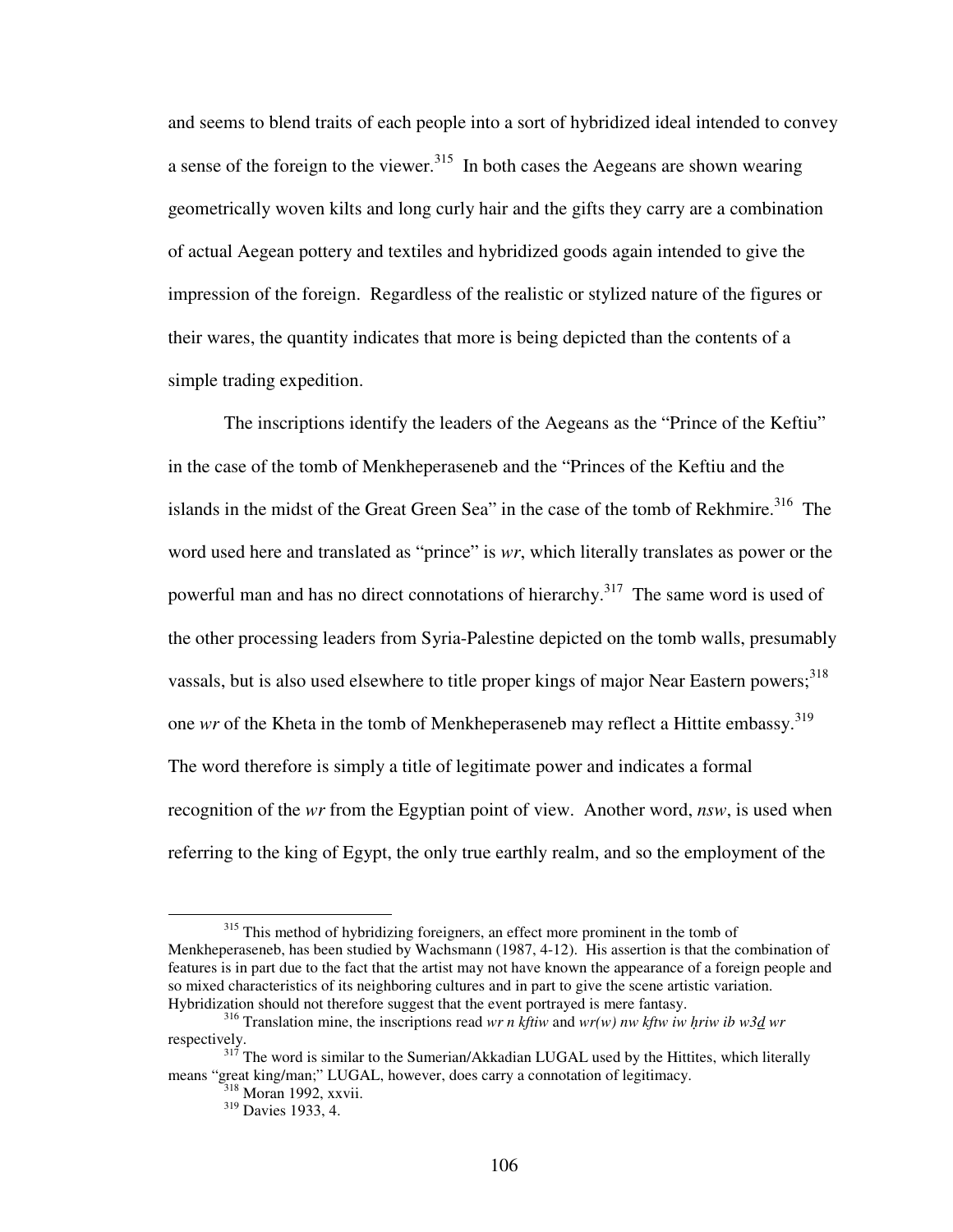and seems to blend traits of each people into a sort of hybridized ideal intended to convey a sense of the foreign to the viewer.[315] In both cases the Aegeans are shown wearing geometrically woven kilts and long curly hair and the gifts they carry are a combination of actual Aegean pottery and textiles and hybridized goods again intended to give the impression of the foreign. Regardless of the realistic or stylized nature of the figures or their wares, the quantity indicates that more is being depicted than the contents of a simple trading expedition.

The inscriptions identify the leaders of the Aegeans as the "Prince of the Keftiu" in the case of the tomb of Menkheperaseneb and the "Princes of the Keftiu and the islands in the midst of the Great Green Sea" in the case of the tomb of Rekhmire.[316] The word used here and translated as "prince" is *wr*, which literally translates as power or the powerful man and has no direct connotations of hierarchy.[317] The same word is used of the other processing leaders from Syria-Palestine depicted on the tomb walls, presumably vassals, but is also used elsewhere to title proper kings of major Near Eastern powers;[318] one *wr* of the Kheta in the tomb of Menkheperaseneb may reflect a Hittite embassy.[319] The word therefore is simply a title of legitimate power and indicates a formal recognition of the *wr* from the Egyptian point of view. Another word, *nsw*, is used when referring to the king of Egypt, the only true earthly realm, and so the employment of the

---

[315] This method of hybridizing foreigners, an effect more prominent in the tomb of Menkheperaseneb, has been studied by Wachsmann (1987, 4-12). His assertion is that the combination of features is in part due to the fact that the artist may not have known the appearance of a foreign people and so mixed characteristics of its neighboring cultures and in part to give the scene artistic variation. Hybridization should not therefore suggest that the event portrayed is mere fantasy.

[316] Translation mine, the inscriptions read *wr n kftiw* and *wr(w) nw kftw iw ḥriw ib w3ḏ wr* respectively.

[317] The word is similar to the Sumerian/Akkadian LUGAL used by the Hittites, which literally means "great king/man;" LUGAL, however, does carry a connotation of legitimacy.

[318] Moran 1992, xxvii.

[319] Davies 1933, 4.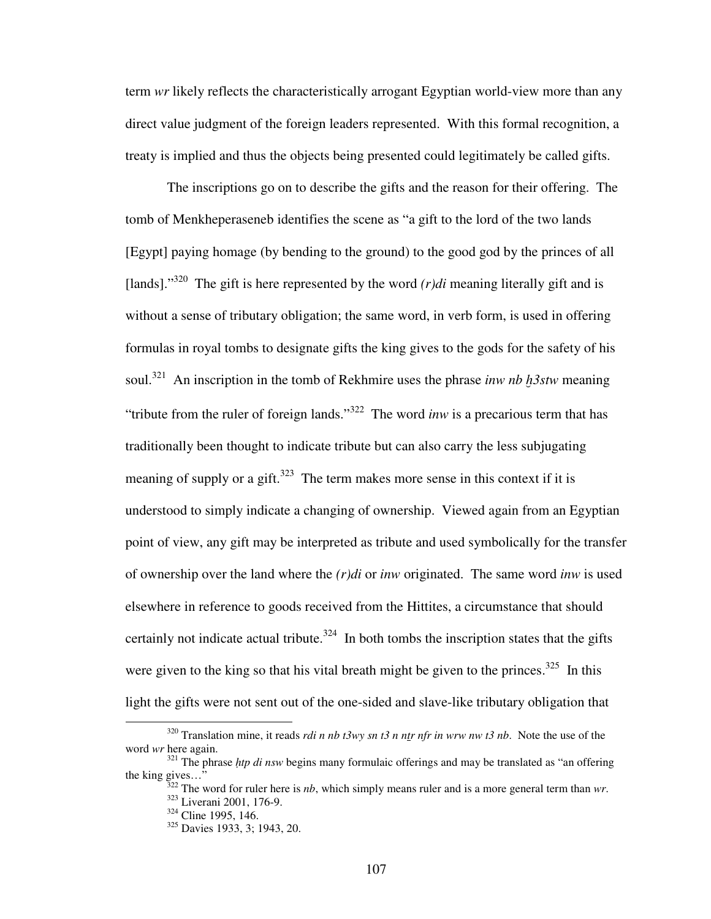term *wr* likely reflects the characteristically arrogant Egyptian world-view more than any direct value judgment of the foreign leaders represented. With this formal recognition, a treaty is implied and thus the objects being presented could legitimately be called gifts.

The inscriptions go on to describe the gifts and the reason for their offering. The tomb of Menkheperaseneb identifies the scene as "a gift to the lord of the two lands [Egypt] paying homage (by bending to the ground) to the good god by the princes of all [lands]."[320] The gift is here represented by the word *(r)di* meaning literally gift and is without a sense of tributary obligation; the same word, in verb form, is used in offering formulas in royal tombs to designate gifts the king gives to the gods for the safety of his soul.[321] An inscription in the tomb of Rekhmire uses the phrase *inw nb ḫ3stw* meaning "tribute from the ruler of foreign lands."[322] The word *inw* is a precarious term that has traditionally been thought to indicate tribute but can also carry the less subjugating meaning of supply or a gift.[323] The term makes more sense in this context if it is understood to simply indicate a changing of ownership. Viewed again from an Egyptian point of view, any gift may be interpreted as tribute and used symbolically for the transfer of ownership over the land where the *(r)di* or *inw* originated. The same word *inw* is used elsewhere in reference to goods received from the Hittites, a circumstance that should certainly not indicate actual tribute.[324] In both tombs the inscription states that the gifts were given to the king so that his vital breath might be given to the princes.[325] In this light the gifts were not sent out of the one-sided and slave-like tributary obligation that

---

[320] Translation mine, it reads *rdi n nb t3wy sn t3 n nṯr nfr in wrw nw t3 nb*. Note the use of the word *wr* here again.

[321] The phrase *ḥtp di nsw* begins many formulaic offerings and may be translated as "an offering the king gives…"

[322] The word for ruler here is *nb*, which simply means ruler and is a more general term than *wr*.

[323] Liverani 2001, 176-9.

[324] Cline 1995, 146.

[325] Davies 1933, 3; 1943, 20.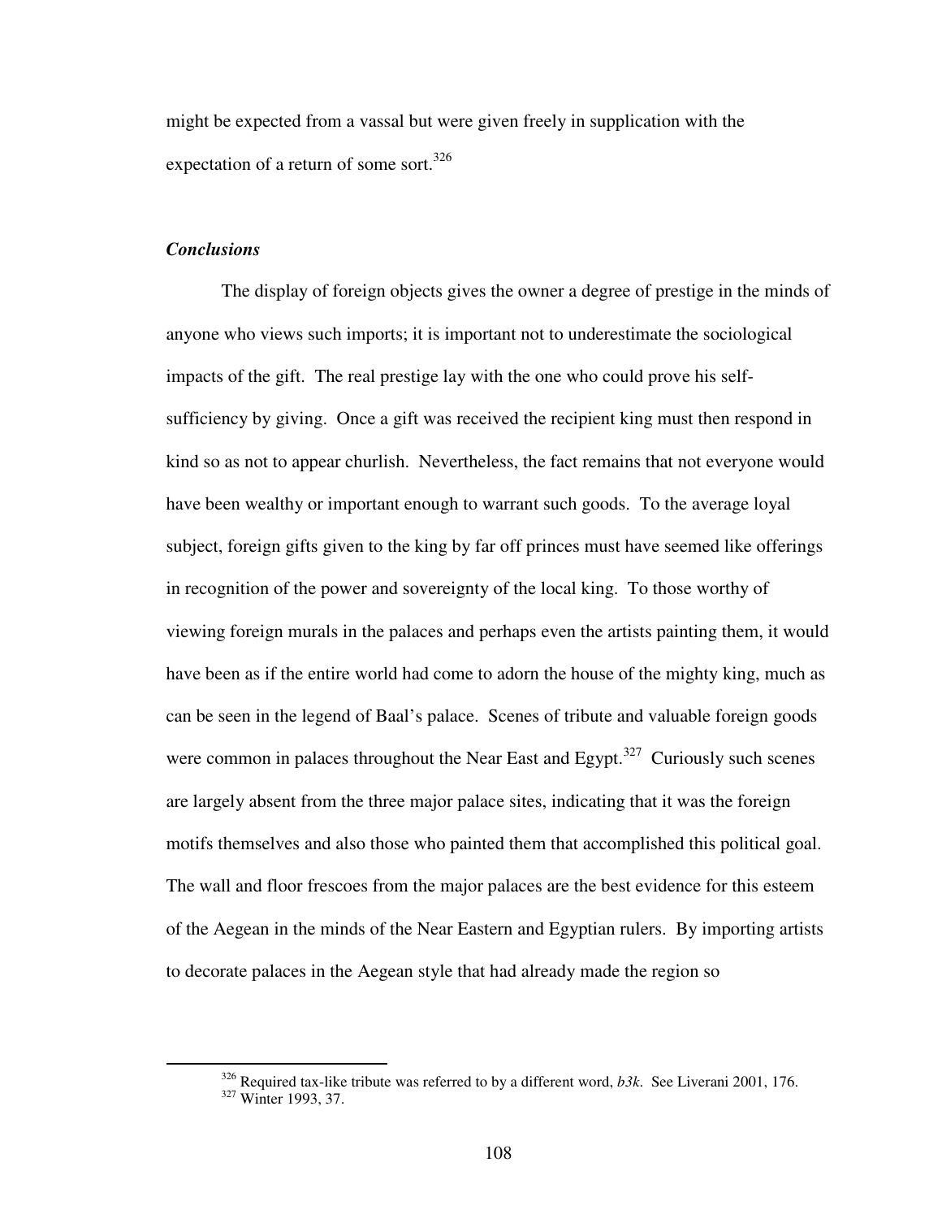might be expected from a vassal but were given freely in supplication with the expectation of a return of some sort.[326]

### *Conclusions*

The display of foreign objects gives the owner a degree of prestige in the minds of anyone who views such imports; it is important not to underestimate the sociological impacts of the gift. The real prestige lay with the one who could prove his self-sufficiency by giving. Once a gift was received the recipient king must then respond in kind so as not to appear churlish. Nevertheless, the fact remains that not everyone would have been wealthy or important enough to warrant such goods. To the average loyal subject, foreign gifts given to the king by far off princes must have seemed like offerings in recognition of the power and sovereignty of the local king. To those worthy of viewing foreign murals in the palaces and perhaps even the artists painting them, it would have been as if the entire world had come to adorn the house of the mighty king, much as can be seen in the legend of Baal's palace. Scenes of tribute and valuable foreign goods were common in palaces throughout the Near East and Egypt.[327] Curiously such scenes are largely absent from the three major palace sites, indicating that it was the foreign motifs themselves and also those who painted them that accomplished this political goal. The wall and floor frescoes from the major palaces are the best evidence for this esteem of the Aegean in the minds of the Near Eastern and Egyptian rulers. By importing artists to decorate palaces in the Aegean style that had already made the region so

---

[326] Required tax-like tribute was referred to by a different word, *b3k*. See Liverani 2001, 176.

[327] Winter 1993, 37.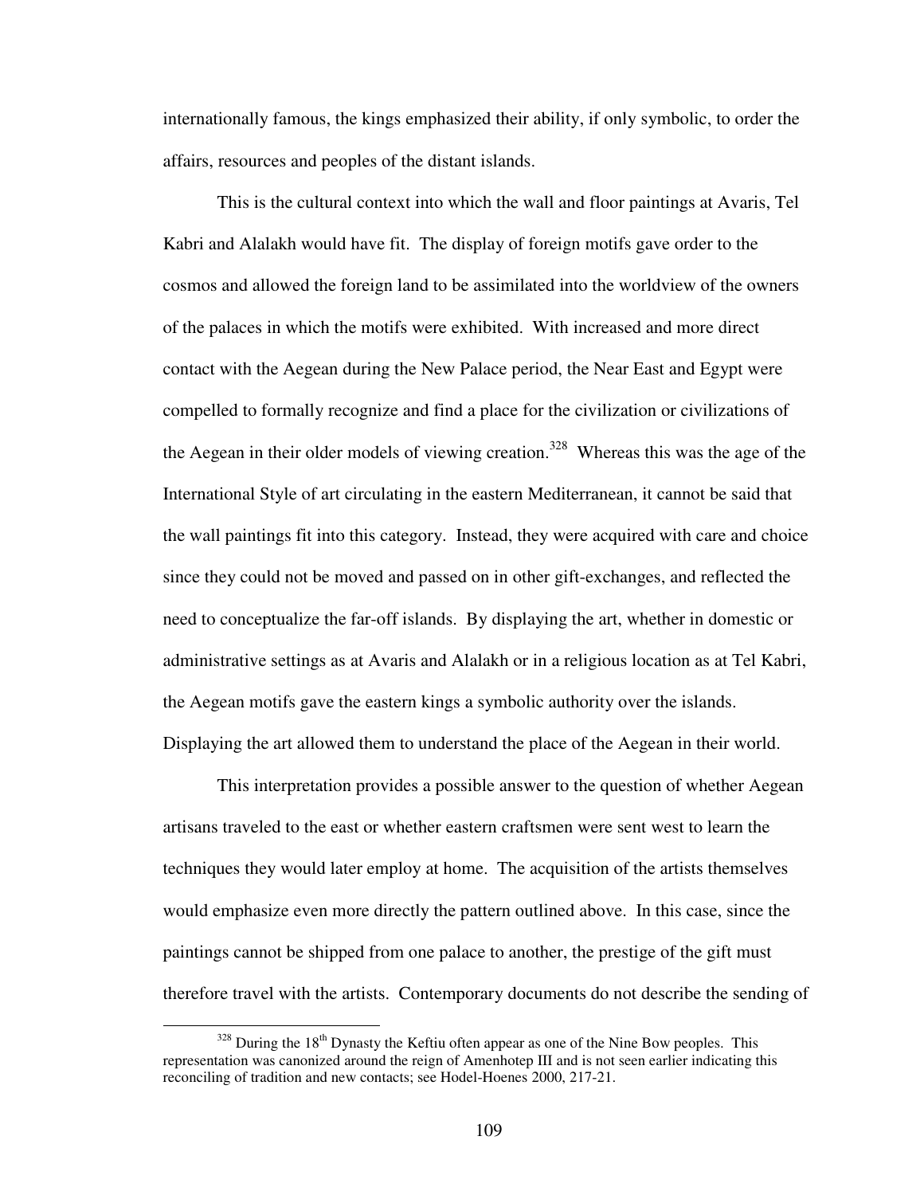internationally famous, the kings emphasized their ability, if only symbolic, to order the affairs, resources and peoples of the distant islands.

This is the cultural context into which the wall and floor paintings at Avaris, Tel Kabri and Alalakh would have fit. The display of foreign motifs gave order to the cosmos and allowed the foreign land to be assimilated into the worldview of the owners of the palaces in which the motifs were exhibited. With increased and more direct contact with the Aegean during the New Palace period, the Near East and Egypt were compelled to formally recognize and find a place for the civilization or civilizations of the Aegean in their older models of viewing creation.[328] Whereas this was the age of the International Style of art circulating in the eastern Mediterranean, it cannot be said that the wall paintings fit into this category. Instead, they were acquired with care and choice since they could not be moved and passed on in other gift-exchanges, and reflected the need to conceptualize the far-off islands. By displaying the art, whether in domestic or administrative settings as at Avaris and Alalakh or in a religious location as at Tel Kabri, the Aegean motifs gave the eastern kings a symbolic authority over the islands. Displaying the art allowed them to understand the place of the Aegean in their world.

This interpretation provides a possible answer to the question of whether Aegean artisans traveled to the east or whether eastern craftsmen were sent west to learn the techniques they would later employ at home. The acquisition of the artists themselves would emphasize even more directly the pattern outlined above. In this case, since the paintings cannot be shipped from one palace to another, the prestige of the gift must therefore travel with the artists. Contemporary documents do not describe the sending of

[328] During the 18th Dynasty the Keftiu often appear as one of the Nine Bow peoples. This representation was canonized around the reign of Amenhotep III and is not seen earlier indicating this reconciling of tradition and new contacts; see Hodel-Hoenes 2000, 217-21.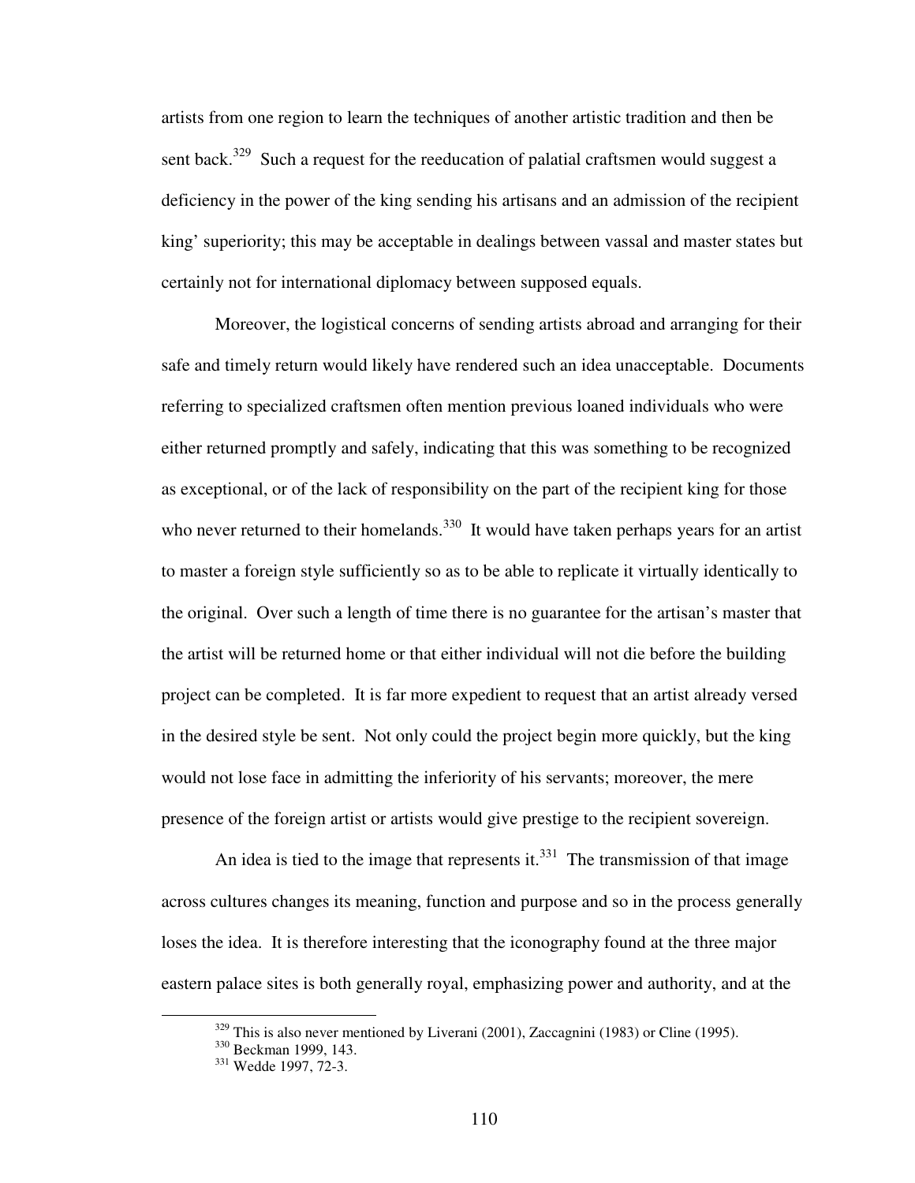artists from one region to learn the techniques of another artistic tradition and then be sent back.[329] Such a request for the reeducation of palatial craftsmen would suggest a deficiency in the power of the king sending his artisans and an admission of the recipient king' superiority; this may be acceptable in dealings between vassal and master states but certainly not for international diplomacy between supposed equals.

Moreover, the logistical concerns of sending artists abroad and arranging for their safe and timely return would likely have rendered such an idea unacceptable. Documents referring to specialized craftsmen often mention previous loaned individuals who were either returned promptly and safely, indicating that this was something to be recognized as exceptional, or of the lack of responsibility on the part of the recipient king for those who never returned to their homelands.[330] It would have taken perhaps years for an artist to master a foreign style sufficiently so as to be able to replicate it virtually identically to the original. Over such a length of time there is no guarantee for the artisan's master that the artist will be returned home or that either individual will not die before the building project can be completed. It is far more expedient to request that an artist already versed in the desired style be sent. Not only could the project begin more quickly, but the king would not lose face in admitting the inferiority of his servants; moreover, the mere presence of the foreign artist or artists would give prestige to the recipient sovereign.

An idea is tied to the image that represents it.[331] The transmission of that image across cultures changes its meaning, function and purpose and so in the process generally loses the idea. It is therefore interesting that the iconography found at the three major eastern palace sites is both generally royal, emphasizing power and authority, and at the

---

[329] This is also never mentioned by Liverani (2001), Zaccagnini (1983) or Cline (1995).

[330] Beckman 1999, 143.

[331] Wedde 1997, 72-3.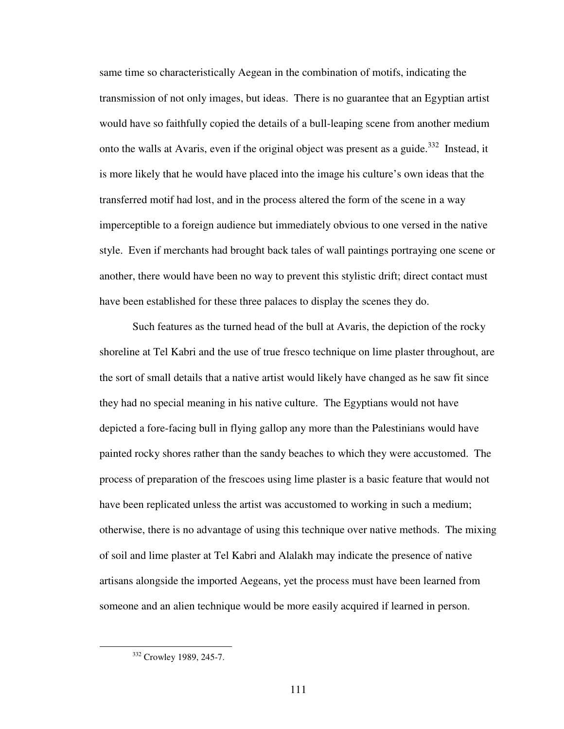same time so characteristically Aegean in the combination of motifs, indicating the transmission of not only images, but ideas. There is no guarantee that an Egyptian artist would have so faithfully copied the details of a bull-leaping scene from another medium onto the walls at Avaris, even if the original object was present as a guide.[332] Instead, it is more likely that he would have placed into the image his culture's own ideas that the transferred motif had lost, and in the process altered the form of the scene in a way imperceptible to a foreign audience but immediately obvious to one versed in the native style. Even if merchants had brought back tales of wall paintings portraying one scene or another, there would have been no way to prevent this stylistic drift; direct contact must have been established for these three palaces to display the scenes they do.

Such features as the turned head of the bull at Avaris, the depiction of the rocky shoreline at Tel Kabri and the use of true fresco technique on lime plaster throughout, are the sort of small details that a native artist would likely have changed as he saw fit since they had no special meaning in his native culture. The Egyptians would not have depicted a fore-facing bull in flying gallop any more than the Palestinians would have painted rocky shores rather than the sandy beaches to which they were accustomed. The process of preparation of the frescoes using lime plaster is a basic feature that would not have been replicated unless the artist was accustomed to working in such a medium; otherwise, there is no advantage of using this technique over native methods. The mixing of soil and lime plaster at Tel Kabri and Alalakh may indicate the presence of native artisans alongside the imported Aegeans, yet the process must have been learned from someone and an alien technique would be more easily acquired if learned in person.

[332] Crowley 1989, 245-7.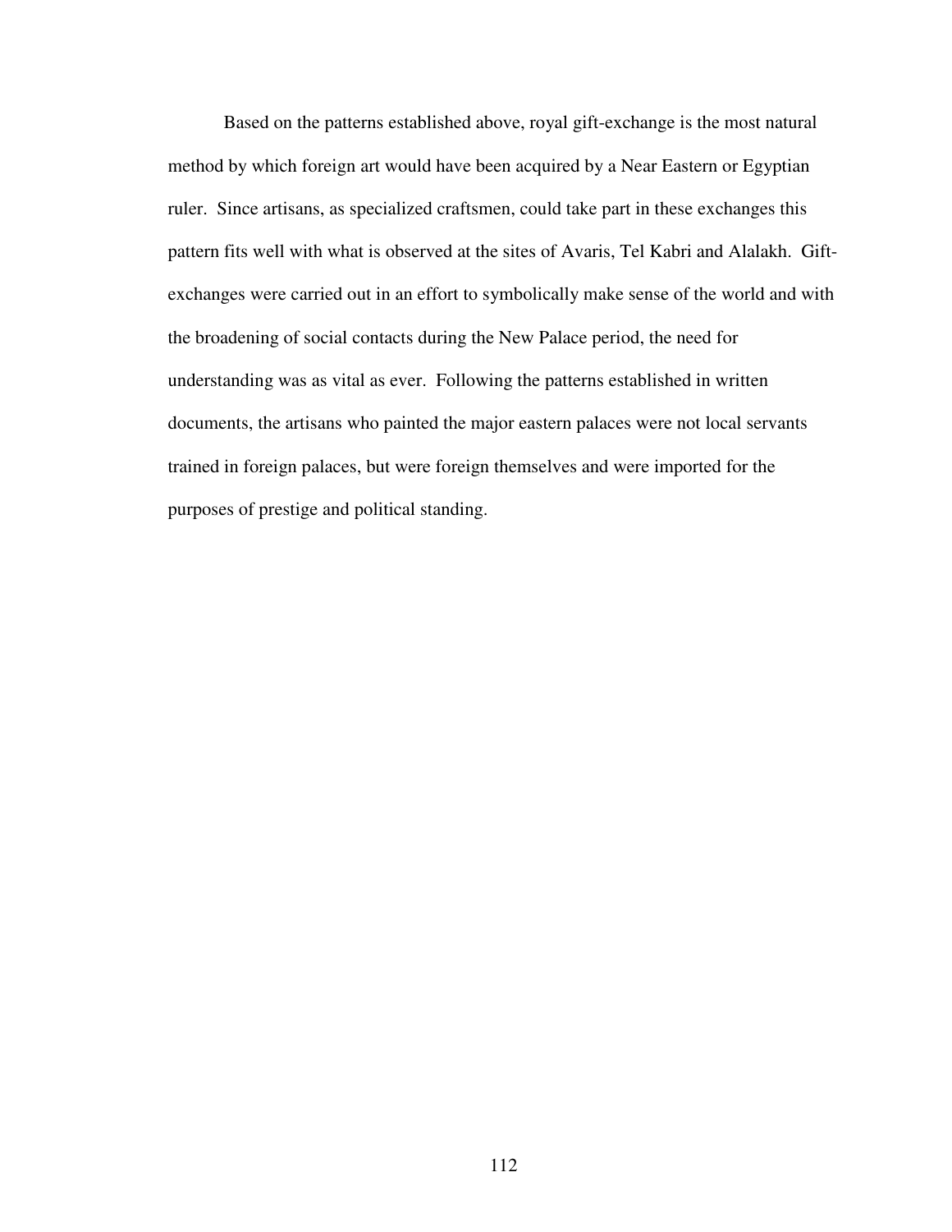Based on the patterns established above, royal gift-exchange is the most natural method by which foreign art would have been acquired by a Near Eastern or Egyptian ruler. Since artisans, as specialized craftsmen, could take part in these exchanges this pattern fits well with what is observed at the sites of Avaris, Tel Kabri and Alalakh. Gift-exchanges were carried out in an effort to symbolically make sense of the world and with the broadening of social contacts during the New Palace period, the need for understanding was as vital as ever. Following the patterns established in written documents, the artisans who painted the major eastern palaces were not local servants trained in foreign palaces, but were foreign themselves and were imported for the purposes of prestige and political standing.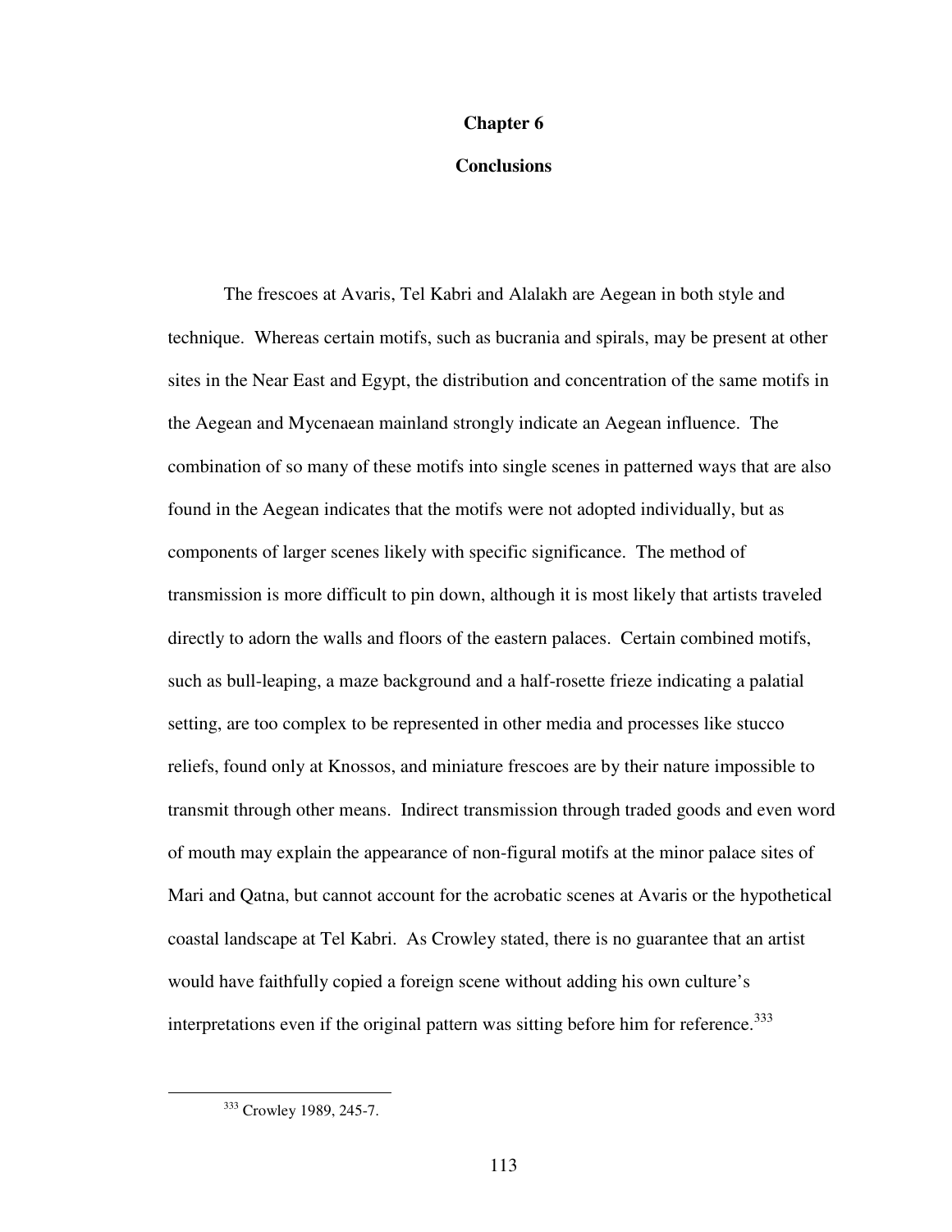# Chapter 6

## Conclusions

The frescoes at Avaris, Tel Kabri and Alalakh are Aegean in both style and technique. Whereas certain motifs, such as bucrania and spirals, may be present at other sites in the Near East and Egypt, the distribution and concentration of the same motifs in the Aegean and Mycenaean mainland strongly indicate an Aegean influence. The combination of so many of these motifs into single scenes in patterned ways that are also found in the Aegean indicates that the motifs were not adopted individually, but as components of larger scenes likely with specific significance. The method of transmission is more difficult to pin down, although it is most likely that artists traveled directly to adorn the walls and floors of the eastern palaces. Certain combined motifs, such as bull-leaping, a maze background and a half-rosette frieze indicating a palatial setting, are too complex to be represented in other media and processes like stucco reliefs, found only at Knossos, and miniature frescoes are by their nature impossible to transmit through other means. Indirect transmission through traded goods and even word of mouth may explain the appearance of non-figural motifs at the minor palace sites of Mari and Qatna, but cannot account for the acrobatic scenes at Avaris or the hypothetical coastal landscape at Tel Kabri. As Crowley stated, there is no guarantee that an artist would have faithfully copied a foreign scene without adding his own culture's interpretations even if the original pattern was sitting before him for reference.[333]

---

[333] Crowley 1989, 245-7.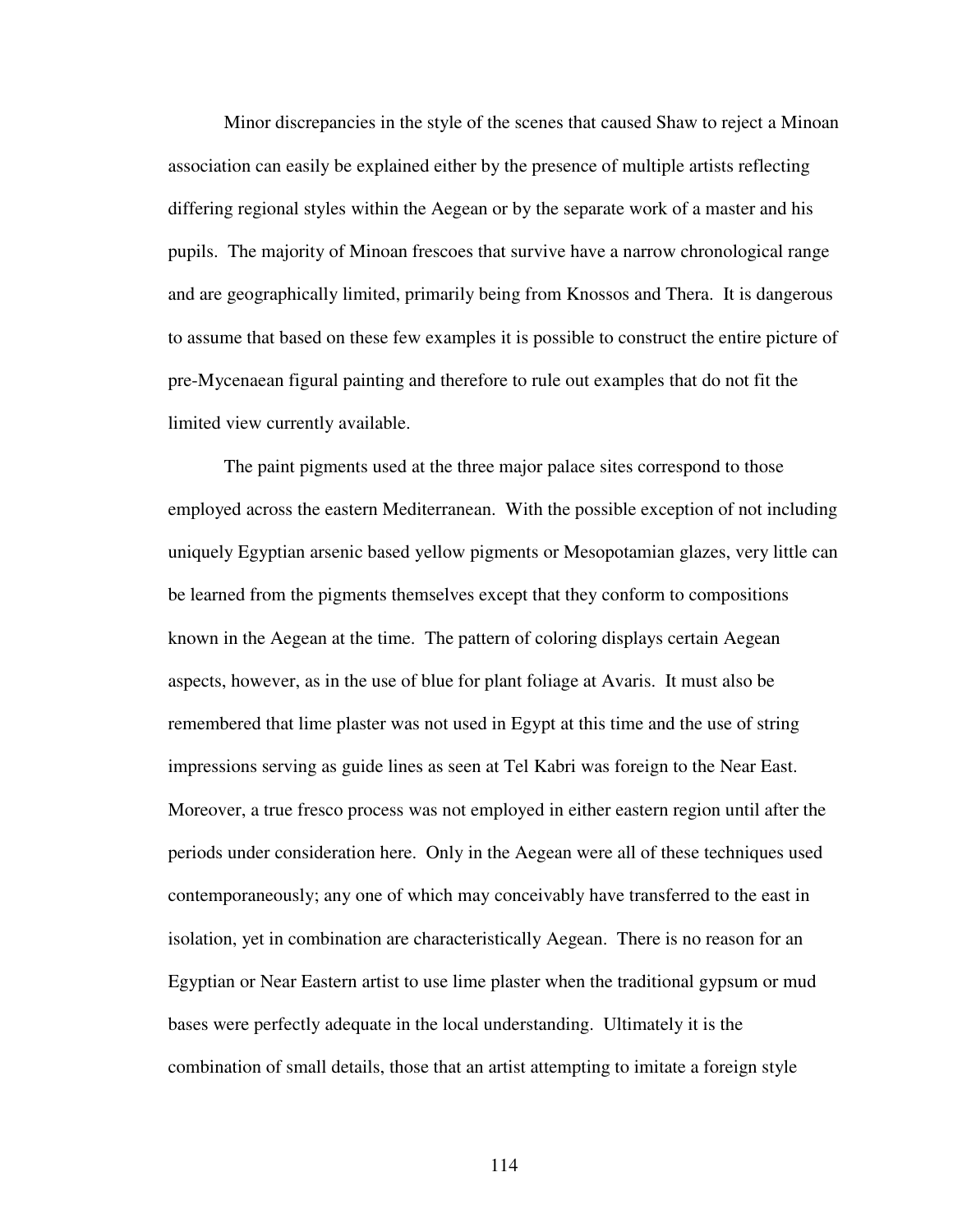Minor discrepancies in the style of the scenes that caused Shaw to reject a Minoan association can easily be explained either by the presence of multiple artists reflecting differing regional styles within the Aegean or by the separate work of a master and his pupils. The majority of Minoan frescoes that survive have a narrow chronological range and are geographically limited, primarily being from Knossos and Thera. It is dangerous to assume that based on these few examples it is possible to construct the entire picture of pre-Mycenaean figural painting and therefore to rule out examples that do not fit the limited view currently available.

The paint pigments used at the three major palace sites correspond to those employed across the eastern Mediterranean. With the possible exception of not including uniquely Egyptian arsenic based yellow pigments or Mesopotamian glazes, very little can be learned from the pigments themselves except that they conform to compositions known in the Aegean at the time. The pattern of coloring displays certain Aegean aspects, however, as in the use of blue for plant foliage at Avaris. It must also be remembered that lime plaster was not used in Egypt at this time and the use of string impressions serving as guide lines as seen at Tel Kabri was foreign to the Near East. Moreover, a true fresco process was not employed in either eastern region until after the periods under consideration here. Only in the Aegean were all of these techniques used contemporaneously; any one of which may conceivably have transferred to the east in isolation, yet in combination are characteristically Aegean. There is no reason for an Egyptian or Near Eastern artist to use lime plaster when the traditional gypsum or mud bases were perfectly adequate in the local understanding. Ultimately it is the combination of small details, those that an artist attempting to imitate a foreign style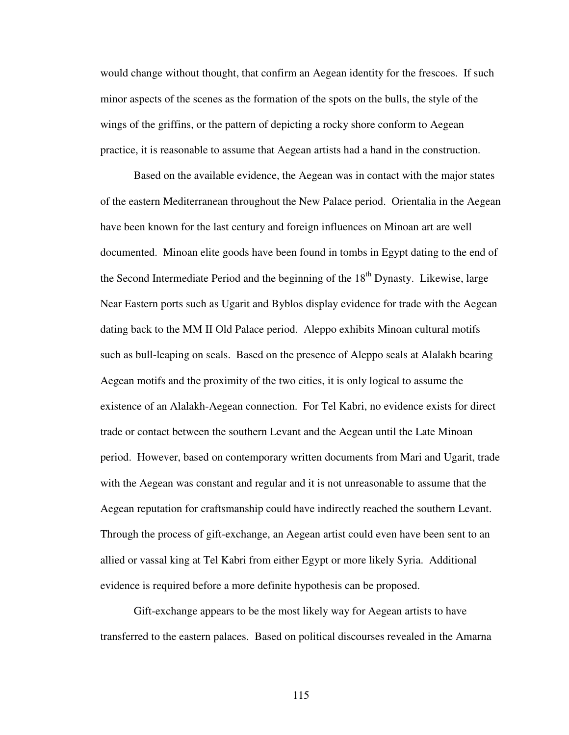would change without thought, that confirm an Aegean identity for the frescoes. If such minor aspects of the scenes as the formation of the spots on the bulls, the style of the wings of the griffins, or the pattern of depicting a rocky shore conform to Aegean practice, it is reasonable to assume that Aegean artists had a hand in the construction.

Based on the available evidence, the Aegean was in contact with the major states of the eastern Mediterranean throughout the New Palace period. Orientalia in the Aegean have been known for the last century and foreign influences on Minoan art are well documented. Minoan elite goods have been found in tombs in Egypt dating to the end of the Second Intermediate Period and the beginning of the 18th Dynasty. Likewise, large Near Eastern ports such as Ugarit and Byblos display evidence for trade with the Aegean dating back to the MM II Old Palace period. Aleppo exhibits Minoan cultural motifs such as bull-leaping on seals. Based on the presence of Aleppo seals at Alalakh bearing Aegean motifs and the proximity of the two cities, it is only logical to assume the existence of an Alalakh-Aegean connection. For Tel Kabri, no evidence exists for direct trade or contact between the southern Levant and the Aegean until the Late Minoan period. However, based on contemporary written documents from Mari and Ugarit, trade with the Aegean was constant and regular and it is not unreasonable to assume that the Aegean reputation for craftsmanship could have indirectly reached the southern Levant. Through the process of gift-exchange, an Aegean artist could even have been sent to an allied or vassal king at Tel Kabri from either Egypt or more likely Syria. Additional evidence is required before a more definite hypothesis can be proposed.

Gift-exchange appears to be the most likely way for Aegean artists to have transferred to the eastern palaces. Based on political discourses revealed in the Amarna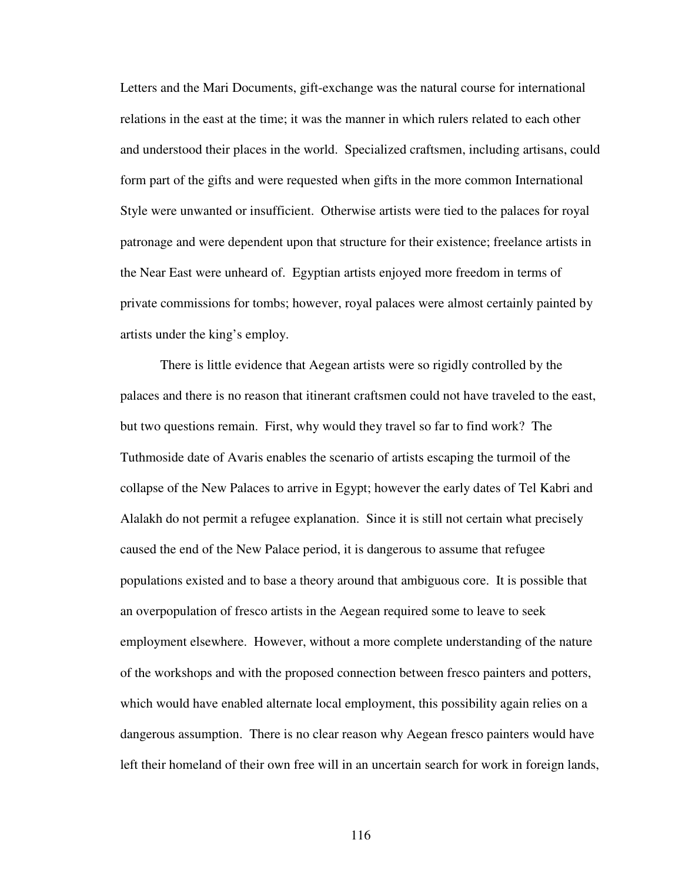Letters and the Mari Documents, gift-exchange was the natural course for international relations in the east at the time; it was the manner in which rulers related to each other and understood their places in the world. Specialized craftsmen, including artisans, could form part of the gifts and were requested when gifts in the more common International Style were unwanted or insufficient. Otherwise artists were tied to the palaces for royal patronage and were dependent upon that structure for their existence; freelance artists in the Near East were unheard of. Egyptian artists enjoyed more freedom in terms of private commissions for tombs; however, royal palaces were almost certainly painted by artists under the king's employ.

There is little evidence that Aegean artists were so rigidly controlled by the palaces and there is no reason that itinerant craftsmen could not have traveled to the east, but two questions remain. First, why would they travel so far to find work? The Tuthmoside date of Avaris enables the scenario of artists escaping the turmoil of the collapse of the New Palaces to arrive in Egypt; however the early dates of Tel Kabri and Alalakh do not permit a refugee explanation. Since it is still not certain what precisely caused the end of the New Palace period, it is dangerous to assume that refugee populations existed and to base a theory around that ambiguous core. It is possible that an overpopulation of fresco artists in the Aegean required some to leave to seek employment elsewhere. However, without a more complete understanding of the nature of the workshops and with the proposed connection between fresco painters and potters, which would have enabled alternate local employment, this possibility again relies on a dangerous assumption. There is no clear reason why Aegean fresco painters would have left their homeland of their own free will in an uncertain search for work in foreign lands,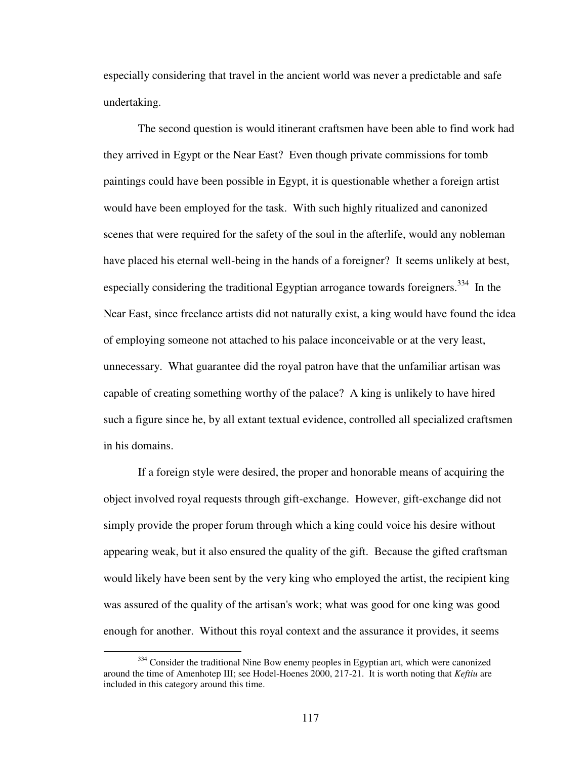especially considering that travel in the ancient world was never a predictable and safe undertaking.

The second question is would itinerant craftsmen have been able to find work had they arrived in Egypt or the Near East? Even though private commissions for tomb paintings could have been possible in Egypt, it is questionable whether a foreign artist would have been employed for the task. With such highly ritualized and canonized scenes that were required for the safety of the soul in the afterlife, would any nobleman have placed his eternal well-being in the hands of a foreigner? It seems unlikely at best, especially considering the traditional Egyptian arrogance towards foreigners.[334] In the Near East, since freelance artists did not naturally exist, a king would have found the idea of employing someone not attached to his palace inconceivable or at the very least, unnecessary. What guarantee did the royal patron have that the unfamiliar artisan was capable of creating something worthy of the palace? A king is unlikely to have hired such a figure since he, by all extant textual evidence, controlled all specialized craftsmen in his domains.

If a foreign style were desired, the proper and honorable means of acquiring the object involved royal requests through gift-exchange. However, gift-exchange did not simply provide the proper forum through which a king could voice his desire without appearing weak, but it also ensured the quality of the gift. Because the gifted craftsman would likely have been sent by the very king who employed the artist, the recipient king was assured of the quality of the artisan's work; what was good for one king was good enough for another. Without this royal context and the assurance it provides, it seems

[334] Consider the traditional Nine Bow enemy peoples in Egyptian art, which were canonized around the time of Amenhotep III; see Hodel-Hoenes 2000, 217-21. It is worth noting that *Keftiu* are included in this category around this time.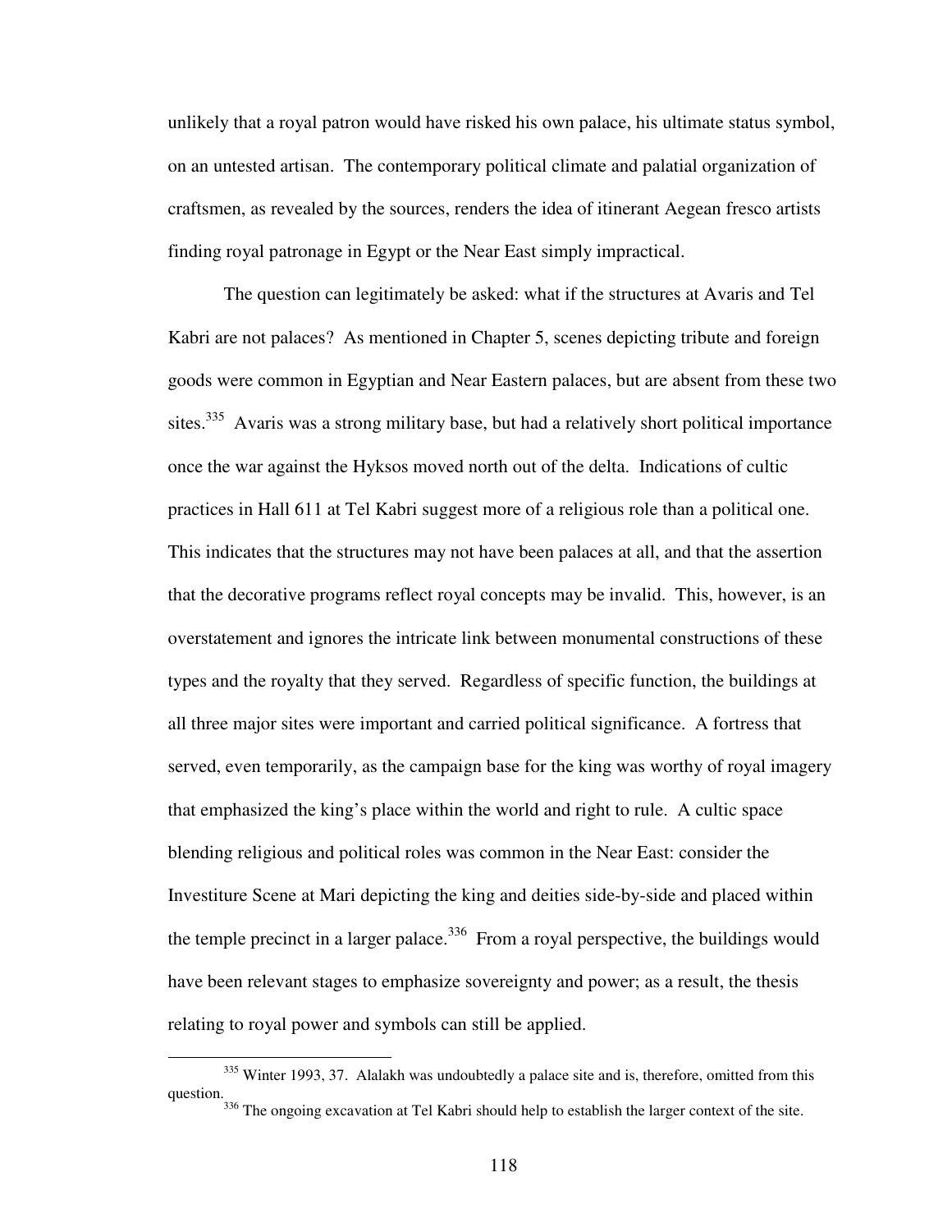unlikely that a royal patron would have risked his own palace, his ultimate status symbol, on an untested artisan. The contemporary political climate and palatial organization of craftsmen, as revealed by the sources, renders the idea of itinerant Aegean fresco artists finding royal patronage in Egypt or the Near East simply impractical.

The question can legitimately be asked: what if the structures at Avaris and Tel Kabri are not palaces? As mentioned in Chapter 5, scenes depicting tribute and foreign goods were common in Egyptian and Near Eastern palaces, but are absent from these two sites.[335] Avaris was a strong military base, but had a relatively short political importance once the war against the Hyksos moved north out of the delta. Indications of cultic practices in Hall 611 at Tel Kabri suggest more of a religious role than a political one. This indicates that the structures may not have been palaces at all, and that the assertion that the decorative programs reflect royal concepts may be invalid. This, however, is an overstatement and ignores the intricate link between monumental constructions of these types and the royalty that they served. Regardless of specific function, the buildings at all three major sites were important and carried political significance. A fortress that served, even temporarily, as the campaign base for the king was worthy of royal imagery that emphasized the king's place within the world and right to rule. A cultic space blending religious and political roles was common in the Near East: consider the Investiture Scene at Mari depicting the king and deities side-by-side and placed within the temple precinct in a larger palace.[336] From a royal perspective, the buildings would have been relevant stages to emphasize sovereignty and power; as a result, the thesis relating to royal power and symbols can still be applied.

[335] Winter 1993, 37. Alalakh was undoubtedly a palace site and is, therefore, omitted from this question.

[336] The ongoing excavation at Tel Kabri should help to establish the larger context of the site.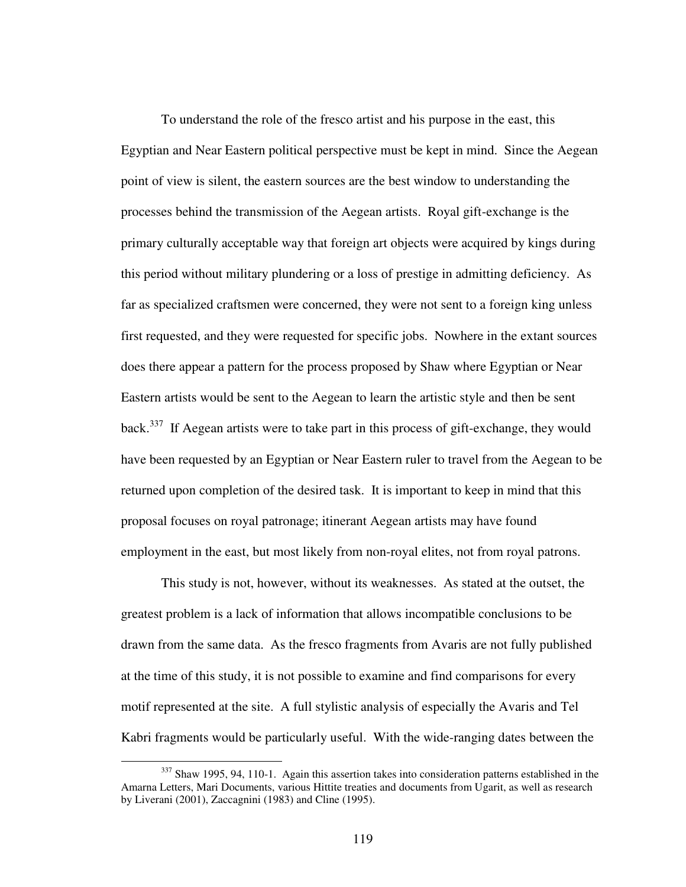To understand the role of the fresco artist and his purpose in the east, this Egyptian and Near Eastern political perspective must be kept in mind. Since the Aegean point of view is silent, the eastern sources are the best window to understanding the processes behind the transmission of the Aegean artists. Royal gift-exchange is the primary culturally acceptable way that foreign art objects were acquired by kings during this period without military plundering or a loss of prestige in admitting deficiency. As far as specialized craftsmen were concerned, they were not sent to a foreign king unless first requested, and they were requested for specific jobs. Nowhere in the extant sources does there appear a pattern for the process proposed by Shaw where Egyptian or Near Eastern artists would be sent to the Aegean to learn the artistic style and then be sent back.[337] If Aegean artists were to take part in this process of gift-exchange, they would have been requested by an Egyptian or Near Eastern ruler to travel from the Aegean to be returned upon completion of the desired task. It is important to keep in mind that this proposal focuses on royal patronage; itinerant Aegean artists may have found employment in the east, but most likely from non-royal elites, not from royal patrons.

This study is not, however, without its weaknesses. As stated at the outset, the greatest problem is a lack of information that allows incompatible conclusions to be drawn from the same data. As the fresco fragments from Avaris are not fully published at the time of this study, it is not possible to examine and find comparisons for every motif represented at the site. A full stylistic analysis of especially the Avaris and Tel Kabri fragments would be particularly useful. With the wide-ranging dates between the

---

[337] Shaw 1995, 94, 110-1. Again this assertion takes into consideration patterns established in the Amarna Letters, Mari Documents, various Hittite treaties and documents from Ugarit, as well as research by Liverani (2001), Zaccagnini (1983) and Cline (1995).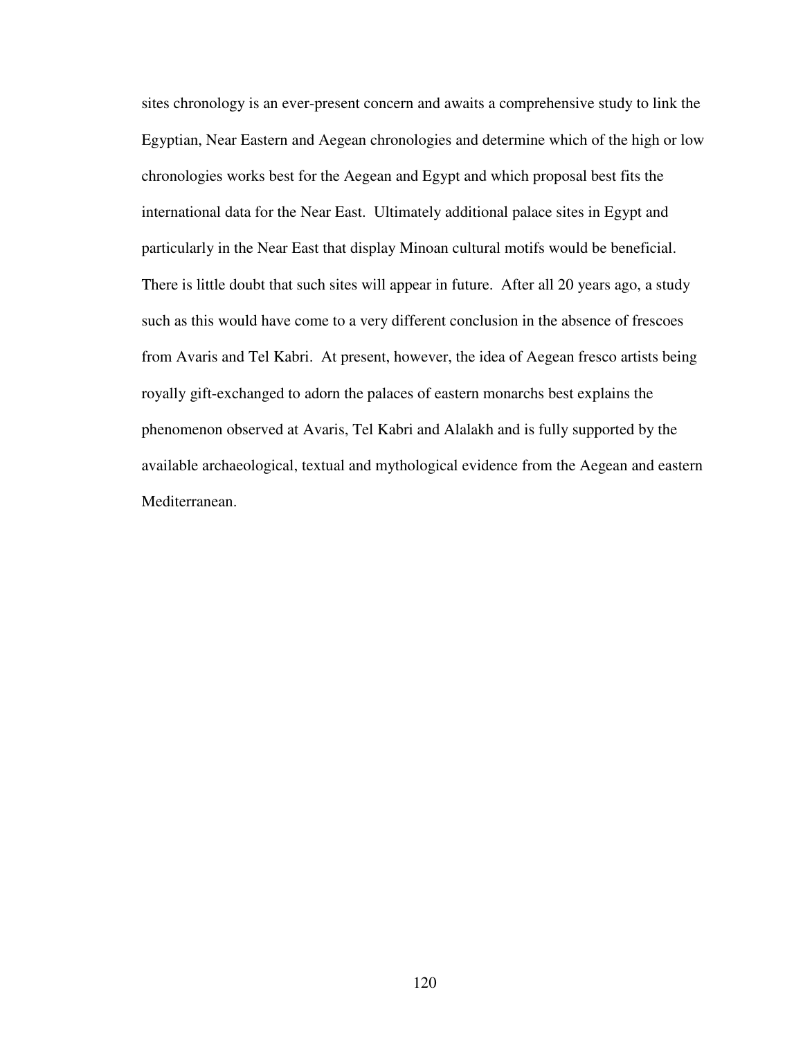sites chronology is an ever-present concern and awaits a comprehensive study to link the Egyptian, Near Eastern and Aegean chronologies and determine which of the high or low chronologies works best for the Aegean and Egypt and which proposal best fits the international data for the Near East. Ultimately additional palace sites in Egypt and particularly in the Near East that display Minoan cultural motifs would be beneficial. There is little doubt that such sites will appear in future. After all 20 years ago, a study such as this would have come to a very different conclusion in the absence of frescoes from Avaris and Tel Kabri. At present, however, the idea of Aegean fresco artists being royally gift-exchanged to adorn the palaces of eastern monarchs best explains the phenomenon observed at Avaris, Tel Kabri and Alalakh and is fully supported by the available archaeological, textual and mythological evidence from the Aegean and eastern Mediterranean.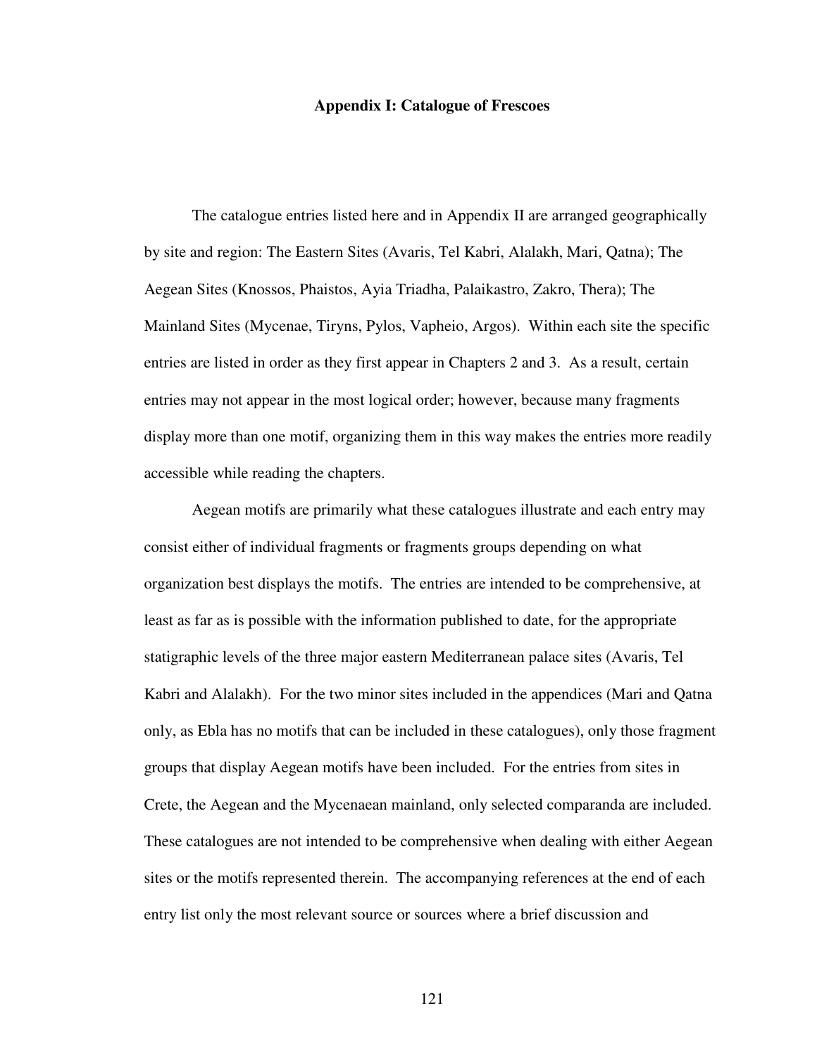# Appendix I: Catalogue of Frescoes

The catalogue entries listed here and in Appendix II are arranged geographically by site and region: The Eastern Sites (Avaris, Tel Kabri, Alalakh, Mari, Qatna); The Aegean Sites (Knossos, Phaistos, Ayia Triadha, Palaikastro, Zakro, Thera); The Mainland Sites (Mycenae, Tiryns, Pylos, Vapheio, Argos). Within each site the specific entries are listed in order as they first appear in Chapters 2 and 3. As a result, certain entries may not appear in the most logical order; however, because many fragments display more than one motif, organizing them in this way makes the entries more readily accessible while reading the chapters.

Aegean motifs are primarily what these catalogues illustrate and each entry may consist either of individual fragments or fragments groups depending on what organization best displays the motifs. The entries are intended to be comprehensive, at least as far as is possible with the information published to date, for the appropriate statigraphic levels of the three major eastern Mediterranean palace sites (Avaris, Tel Kabri and Alalakh). For the two minor sites included in the appendices (Mari and Qatna only, as Ebla has no motifs that can be included in these catalogues), only those fragment groups that display Aegean motifs have been included. For the entries from sites in Crete, the Aegean and the Mycenaean mainland, only selected comparanda are included. These catalogues are not intended to be comprehensive when dealing with either Aegean sites or the motifs represented therein. The accompanying references at the end of each entry list only the most relevant source or sources where a brief discussion and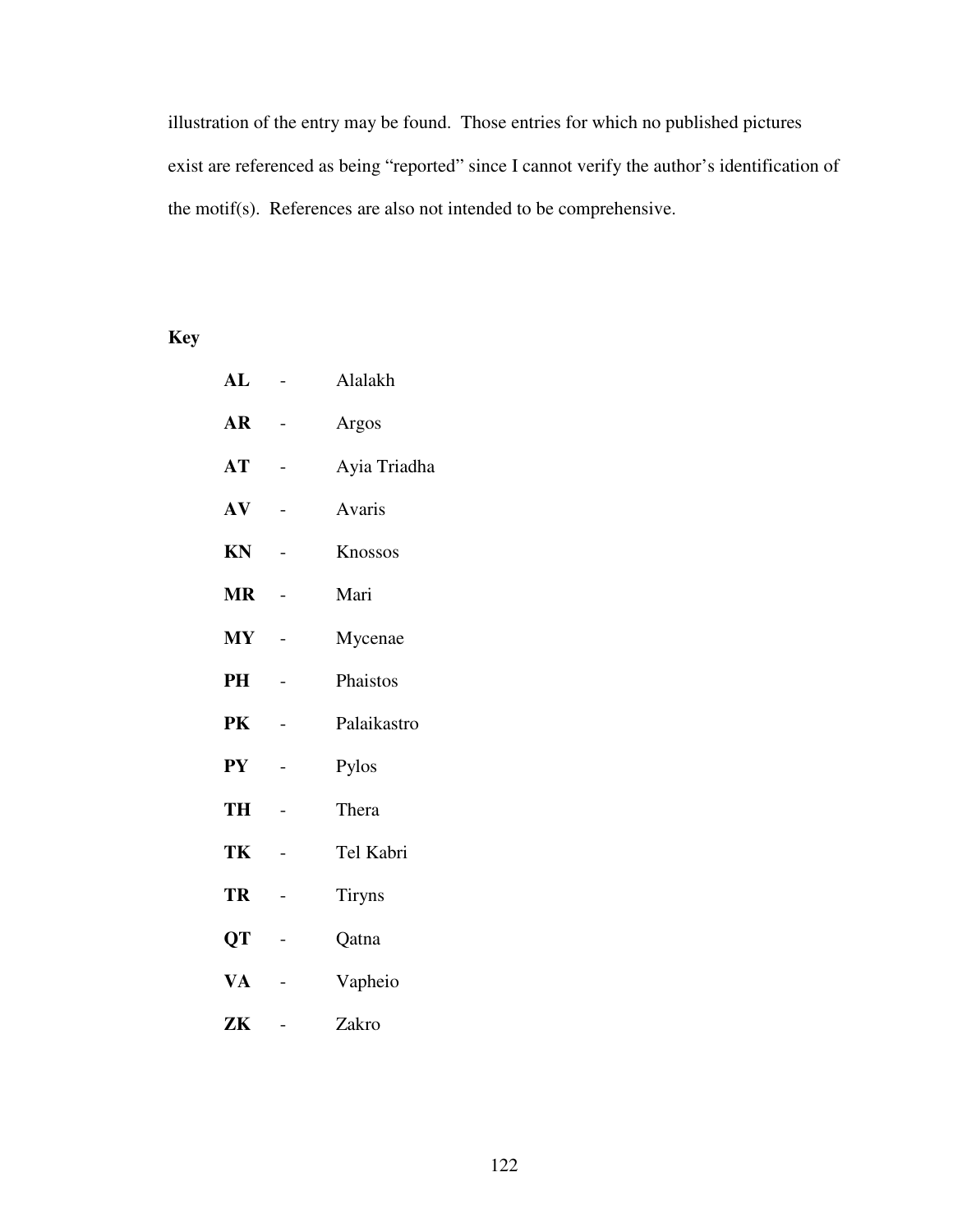illustration of the entry may be found. Those entries for which no published pictures exist are referenced as being "reported" since I cannot verify the author's identification of the motif(s). References are also not intended to be comprehensive.

**Key**

**AL** - Alalakh

**AR** - Argos

**AT** - Ayia Triadha

**AV** - Avaris

**KN** - Knossos

**MR** - Mari

**MY** - Mycenae

**PH** - Phaistos

**PK** - Palaikastro

**PY** - Pylos

**TH** - Thera

**TK** - Tel Kabri

**TR** - Tiryns

**QT** - Qatna

**VA** - Vapheio

**ZK** - Zakro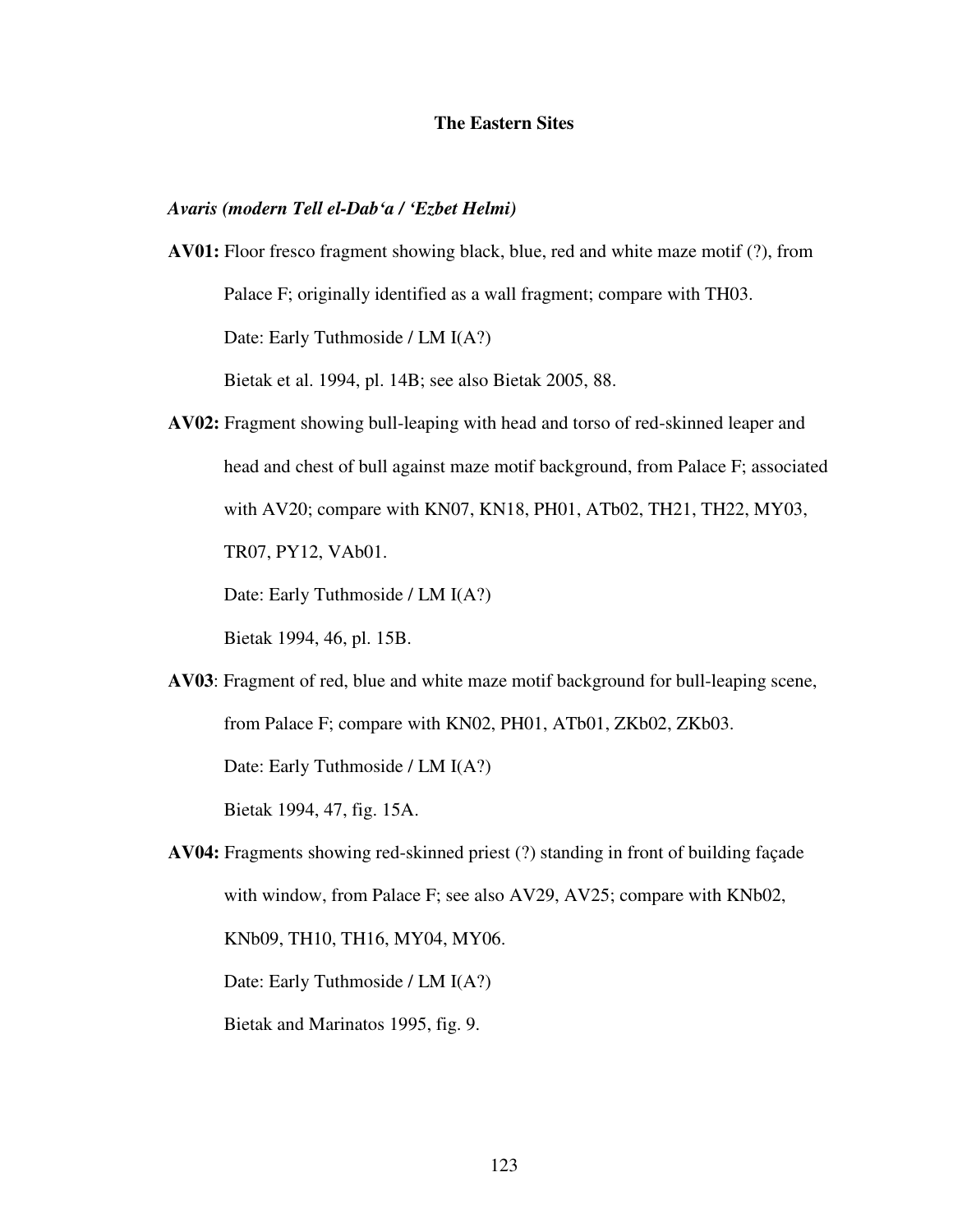## The Eastern Sites

### *Avaris (modern Tell el-Dab'a / 'Ezbet Helmi)*

**AV01:** Floor fresco fragment showing black, blue, red and white maze motif (?), from Palace F; originally identified as a wall fragment; compare with TH03.

Date: Early Tuthmoside / LM I(A?)

Bietak et al. 1994, pl. 14B; see also Bietak 2005, 88.

**AV02:** Fragment showing bull-leaping with head and torso of red-skinned leaper and head and chest of bull against maze motif background, from Palace F; associated with AV20; compare with KN07, KN18, PH01, ATb02, TH21, TH22, MY03, TR07, PY12, VAb01.

Date: Early Tuthmoside / LM I(A?)

Bietak 1994, 46, pl. 15B.

**AV03**: Fragment of red, blue and white maze motif background for bull-leaping scene, from Palace F; compare with KN02, PH01, ATb01, ZKb02, ZKb03.

Date: Early Tuthmoside / LM I(A?)

Bietak 1994, 47, fig. 15A.

**AV04:** Fragments showing red-skinned priest (?) standing in front of building façade with window, from Palace F; see also AV29, AV25; compare with KNb02, KNb09, TH10, TH16, MY04, MY06.

Date: Early Tuthmoside / LM I(A?)

Bietak and Marinatos 1995, fig. 9.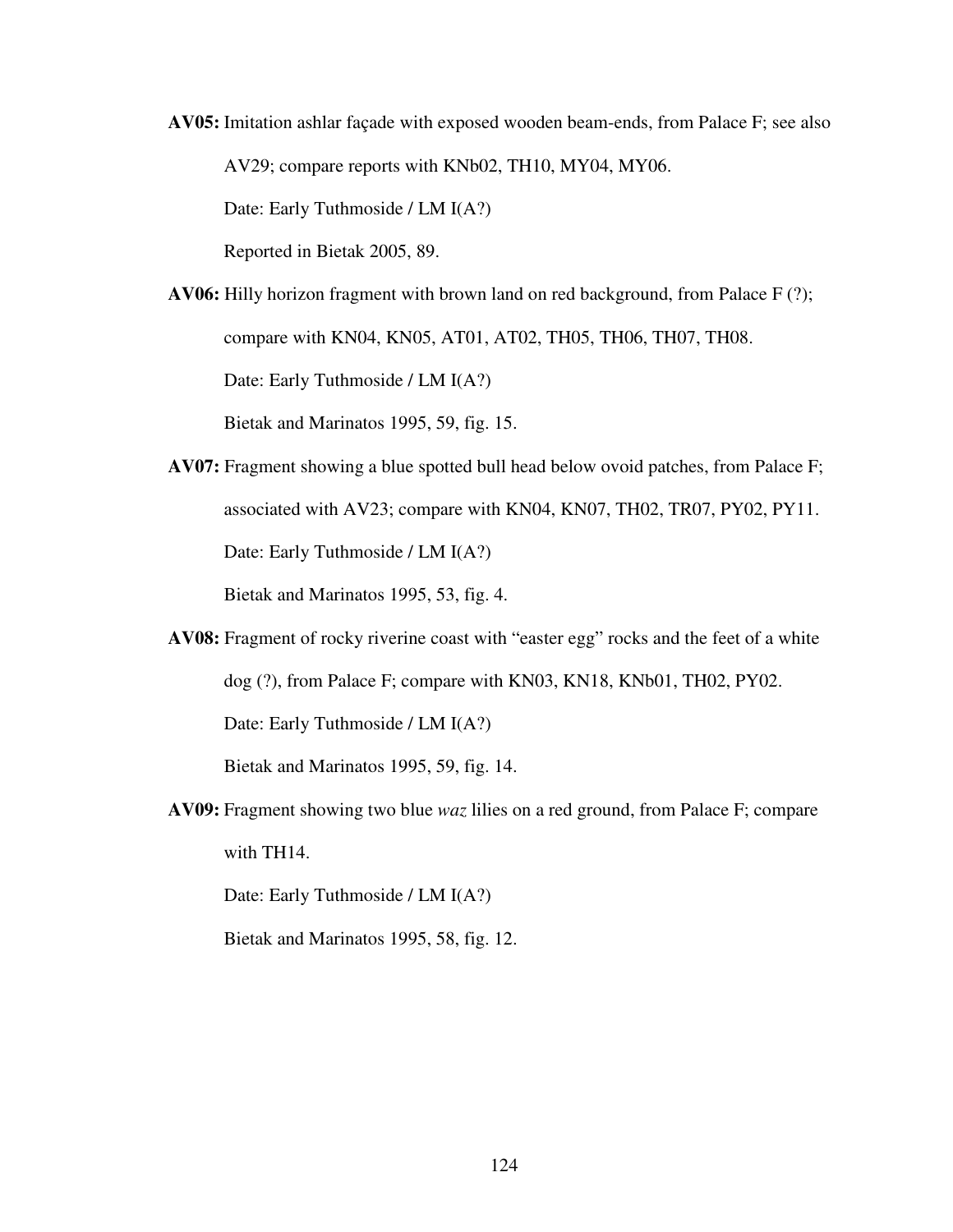**AV05:** Imitation ashlar façade with exposed wooden beam-ends, from Palace F; see also AV29; compare reports with KNb02, TH10, MY04, MY06.

Date: Early Tuthmoside / LM I(A?)

Reported in Bietak 2005, 89.

**AV06:** Hilly horizon fragment with brown land on red background, from Palace F (?); compare with KN04, KN05, AT01, AT02, TH05, TH06, TH07, TH08.

Date: Early Tuthmoside / LM I(A?)

Bietak and Marinatos 1995, 59, fig. 15.

**AV07:** Fragment showing a blue spotted bull head below ovoid patches, from Palace F; associated with AV23; compare with KN04, KN07, TH02, TR07, PY02, PY11.

Date: Early Tuthmoside / LM I(A?)

Bietak and Marinatos 1995, 53, fig. 4.

**AV08:** Fragment of rocky riverine coast with "easter egg" rocks and the feet of a white dog (?), from Palace F; compare with KN03, KN18, KNb01, TH02, PY02.

Date: Early Tuthmoside / LM I(A?)

Bietak and Marinatos 1995, 59, fig. 14.

**AV09:** Fragment showing two blue *waz* lilies on a red ground, from Palace F; compare with TH14.

Date: Early Tuthmoside / LM I(A?)

Bietak and Marinatos 1995, 58, fig. 12.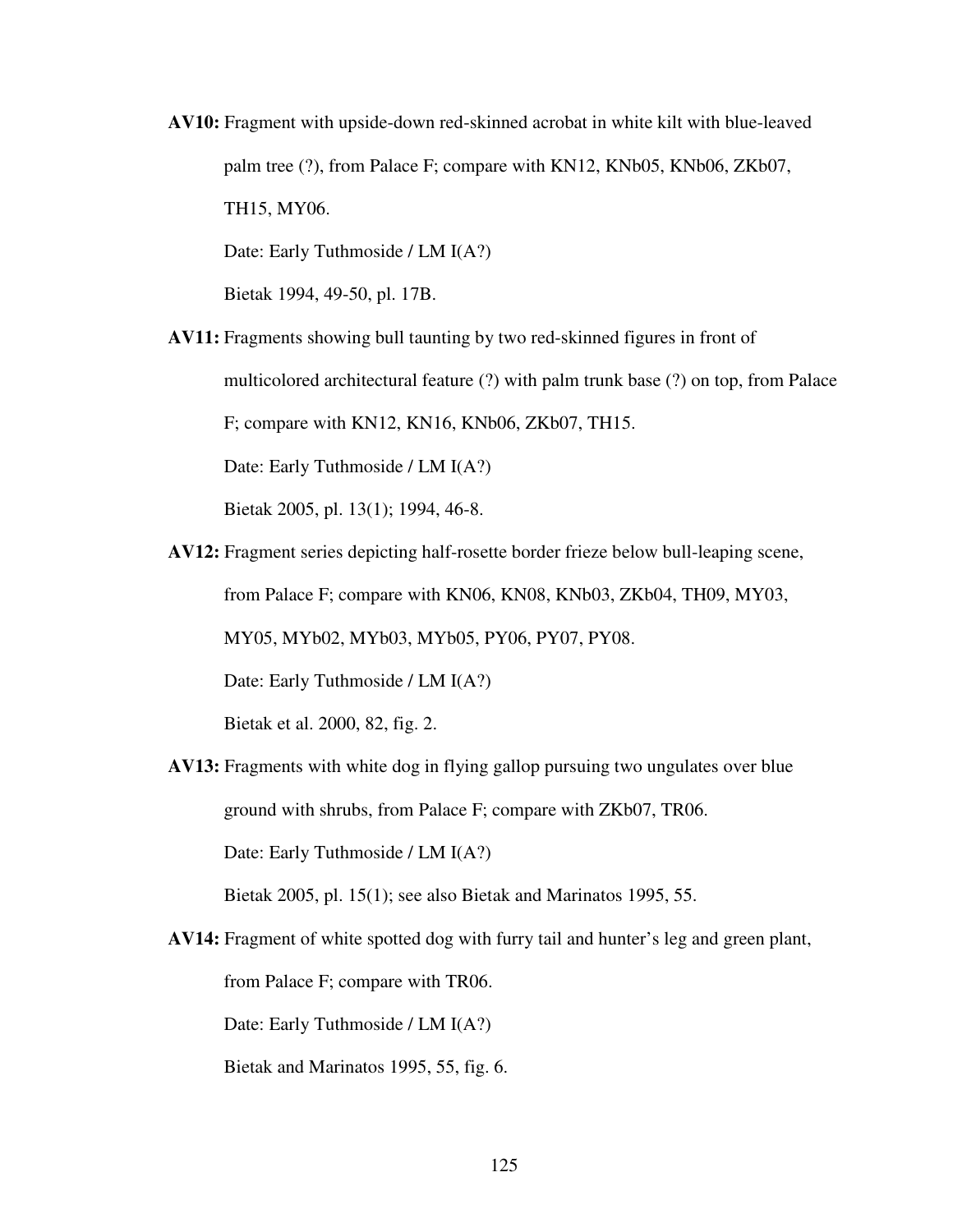**AV10:** Fragment with upside-down red-skinned acrobat in white kilt with blue-leaved palm tree (?), from Palace F; compare with KN12, KNb05, KNb06, ZKb07, TH15, MY06.

Date: Early Tuthmoside / LM I(A?)

Bietak 1994, 49-50, pl. 17B.

**AV11:** Fragments showing bull taunting by two red-skinned figures in front of multicolored architectural feature (?) with palm trunk base (?) on top, from Palace F; compare with KN12, KN16, KNb06, ZKb07, TH15.

Date: Early Tuthmoside / LM I(A?)

Bietak 2005, pl. 13(1); 1994, 46-8.

**AV12:** Fragment series depicting half-rosette border frieze below bull-leaping scene, from Palace F; compare with KN06, KN08, KNb03, ZKb04, TH09, MY03, MY05, MYb02, MYb03, MYb05, PY06, PY07, PY08.

Date: Early Tuthmoside / LM I(A?)

Bietak et al. 2000, 82, fig. 2.

**AV13:** Fragments with white dog in flying gallop pursuing two ungulates over blue ground with shrubs, from Palace F; compare with ZKb07, TR06.

Date: Early Tuthmoside / LM I(A?)

Bietak 2005, pl. 15(1); see also Bietak and Marinatos 1995, 55.

**AV14:** Fragment of white spotted dog with furry tail and hunter's leg and green plant, from Palace F; compare with TR06.

Date: Early Tuthmoside / LM I(A?)

Bietak and Marinatos 1995, 55, fig. 6.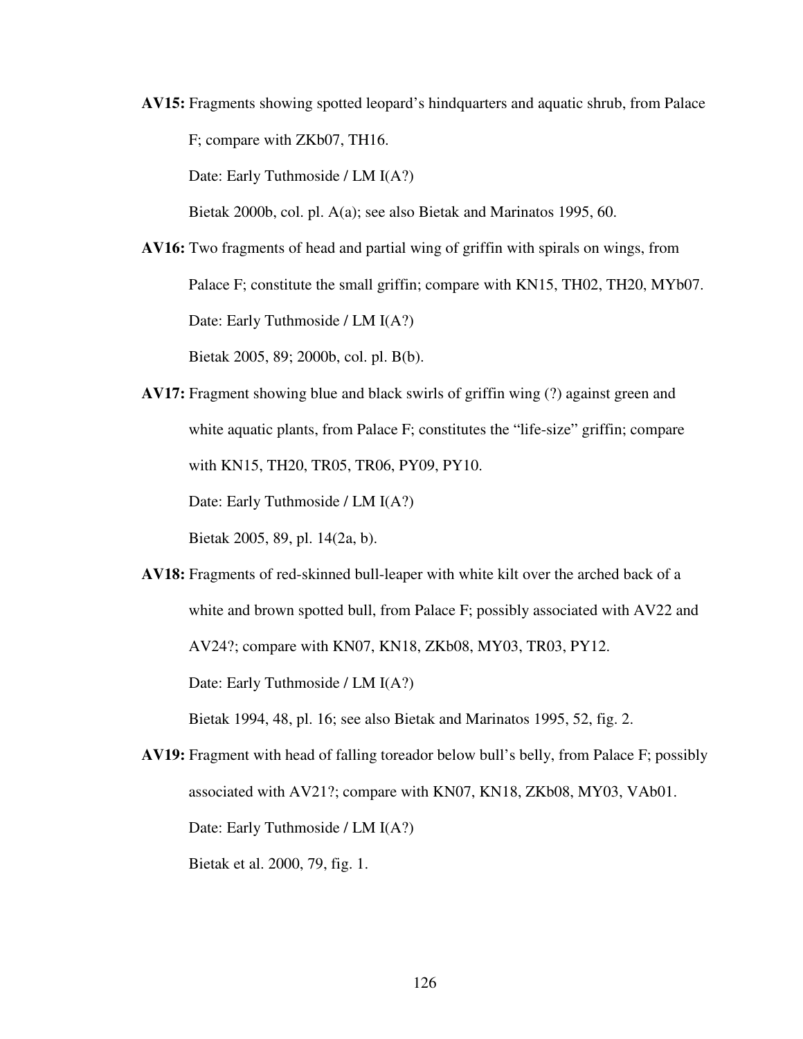**AV15:** Fragments showing spotted leopard's hindquarters and aquatic shrub, from Palace F; compare with ZKb07, TH16.

Date: Early Tuthmoside / LM I(A?)

Bietak 2000b, col. pl. A(a); see also Bietak and Marinatos 1995, 60.

**AV16:** Two fragments of head and partial wing of griffin with spirals on wings, from Palace F; constitute the small griffin; compare with KN15, TH02, TH20, MYb07.

Date: Early Tuthmoside / LM I(A?)

Bietak 2005, 89; 2000b, col. pl. B(b).

**AV17:** Fragment showing blue and black swirls of griffin wing (?) against green and white aquatic plants, from Palace F; constitutes the "life-size" griffin; compare with KN15, TH20, TR05, TR06, PY09, PY10.

Date: Early Tuthmoside / LM I(A?)

Bietak 2005, 89, pl. 14(2a, b).

**AV18:** Fragments of red-skinned bull-leaper with white kilt over the arched back of a white and brown spotted bull, from Palace F; possibly associated with AV22 and AV24?; compare with KN07, KN18, ZKb08, MY03, TR03, PY12.

Date: Early Tuthmoside / LM I(A?)

Bietak 1994, 48, pl. 16; see also Bietak and Marinatos 1995, 52, fig. 2.

**AV19:** Fragment with head of falling toreador below bull's belly, from Palace F; possibly associated with AV21?; compare with KN07, KN18, ZKb08, MY03, VAb01.

Date: Early Tuthmoside / LM I(A?)

Bietak et al. 2000, 79, fig. 1.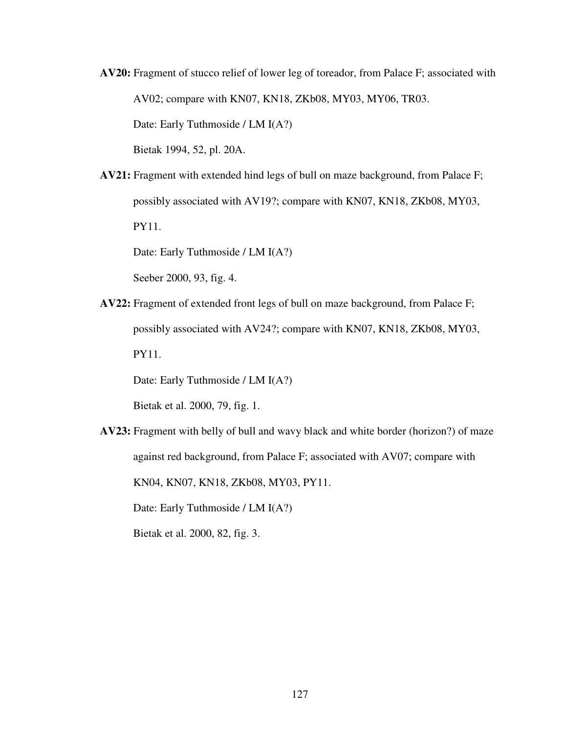**AV20:** Fragment of stucco relief of lower leg of toreador, from Palace F; associated with AV02; compare with KN07, KN18, ZKb08, MY03, MY06, TR03.

Date: Early Tuthmoside / LM I(A?)

Bietak 1994, 52, pl. 20A.

**AV21:** Fragment with extended hind legs of bull on maze background, from Palace F; possibly associated with AV19?; compare with KN07, KN18, ZKb08, MY03, PY11.

Date: Early Tuthmoside / LM I(A?)

Seeber 2000, 93, fig. 4.

**AV22:** Fragment of extended front legs of bull on maze background, from Palace F; possibly associated with AV24?; compare with KN07, KN18, ZKb08, MY03, PY11.

Date: Early Tuthmoside / LM I(A?)

Bietak et al. 2000, 79, fig. 1.

**AV23:** Fragment with belly of bull and wavy black and white border (horizon?) of maze against red background, from Palace F; associated with AV07; compare with KN04, KN07, KN18, ZKb08, MY03, PY11.

Date: Early Tuthmoside / LM I(A?)

Bietak et al. 2000, 82, fig. 3.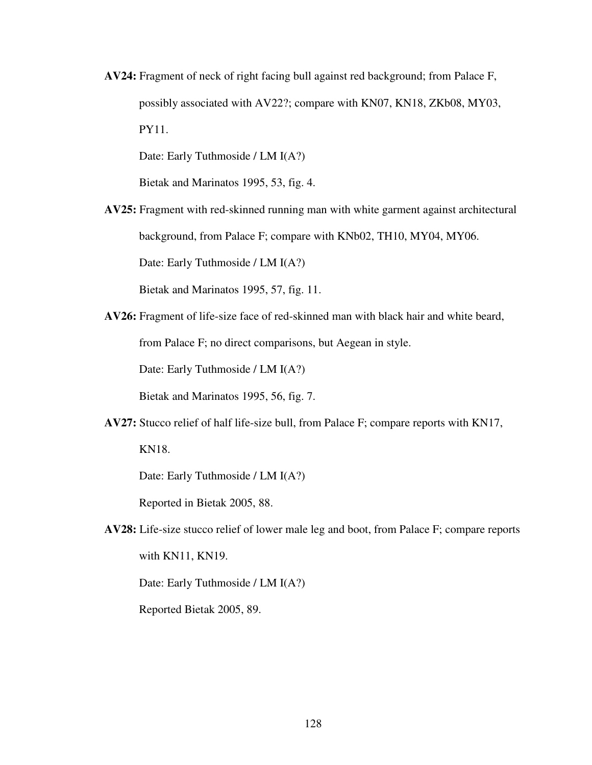**AV24:** Fragment of neck of right facing bull against red background; from Palace F, possibly associated with AV22?; compare with KN07, KN18, ZKb08, MY03, PY11.

Date: Early Tuthmoside / LM I(A?)

Bietak and Marinatos 1995, 53, fig. 4.

**AV25:** Fragment with red-skinned running man with white garment against architectural background, from Palace F; compare with KNb02, TH10, MY04, MY06.

Date: Early Tuthmoside / LM I(A?)

Bietak and Marinatos 1995, 57, fig. 11.

**AV26:** Fragment of life-size face of red-skinned man with black hair and white beard, from Palace F; no direct comparisons, but Aegean in style.

Date: Early Tuthmoside / LM I(A?)

Bietak and Marinatos 1995, 56, fig. 7.

**AV27:** Stucco relief of half life-size bull, from Palace F; compare reports with KN17, KN18.

Date: Early Tuthmoside / LM I(A?)

Reported in Bietak 2005, 88.

**AV28:** Life-size stucco relief of lower male leg and boot, from Palace F; compare reports with KN11, KN19.

Date: Early Tuthmoside / LM I(A?)

Reported Bietak 2005, 89.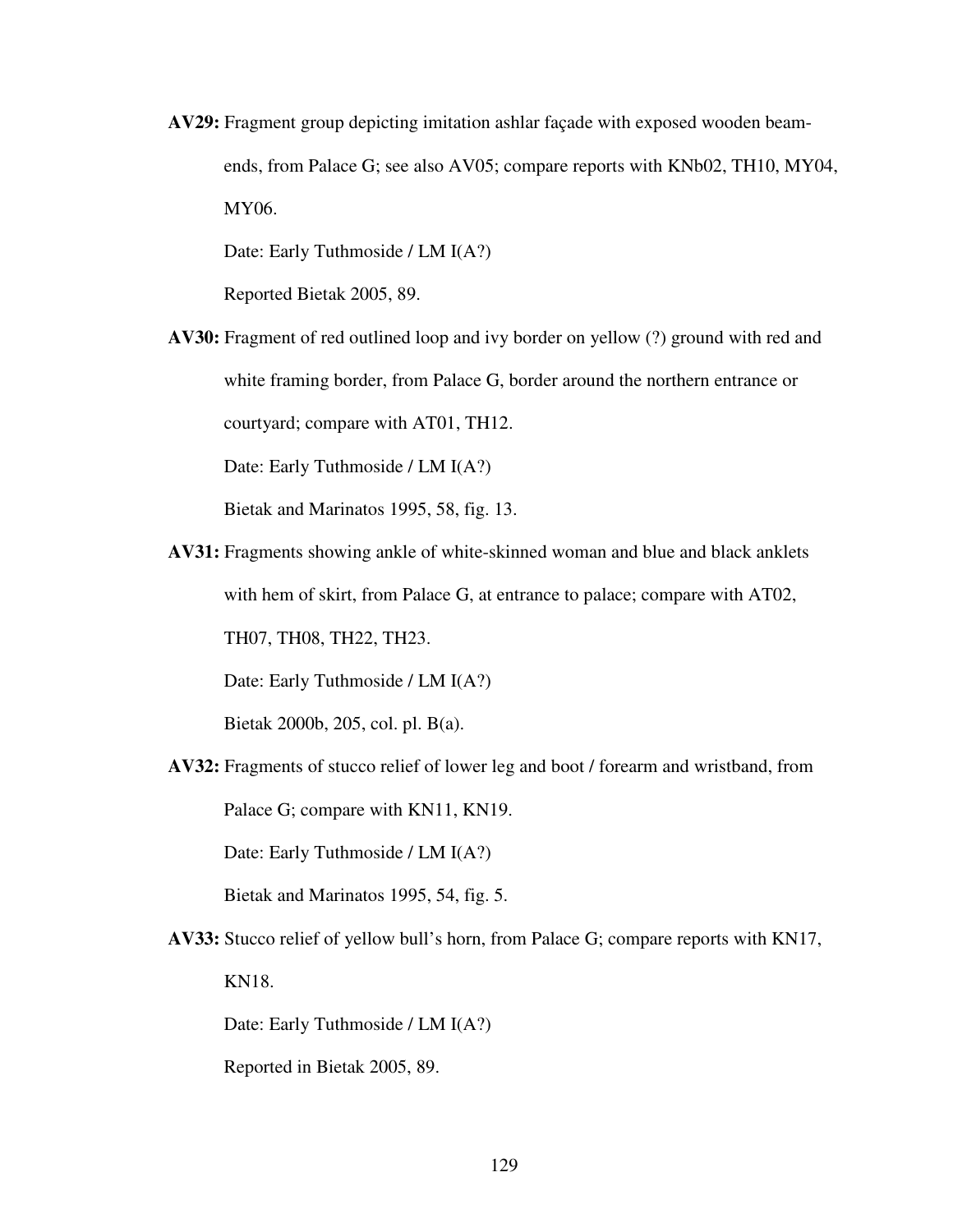**AV29:** Fragment group depicting imitation ashlar façade with exposed wooden beam-ends, from Palace G; see also AV05; compare reports with KNb02, TH10, MY04, MY06.

Date: Early Tuthmoside / LM I(A?)

Reported Bietak 2005, 89.

**AV30:** Fragment of red outlined loop and ivy border on yellow (?) ground with red and white framing border, from Palace G, border around the northern entrance or courtyard; compare with AT01, TH12.

Date: Early Tuthmoside / LM I(A?)

Bietak and Marinatos 1995, 58, fig. 13.

**AV31:** Fragments showing ankle of white-skinned woman and blue and black anklets with hem of skirt, from Palace G, at entrance to palace; compare with AT02, TH07, TH08, TH22, TH23.

Date: Early Tuthmoside / LM I(A?)

Bietak 2000b, 205, col. pl. B(a).

**AV32:** Fragments of stucco relief of lower leg and boot / forearm and wristband, from Palace G; compare with KN11, KN19.

Date: Early Tuthmoside / LM I(A?)

Bietak and Marinatos 1995, 54, fig. 5.

**AV33:** Stucco relief of yellow bull's horn, from Palace G; compare reports with KN17, KN18.

Date: Early Tuthmoside / LM I(A?)

Reported in Bietak 2005, 89.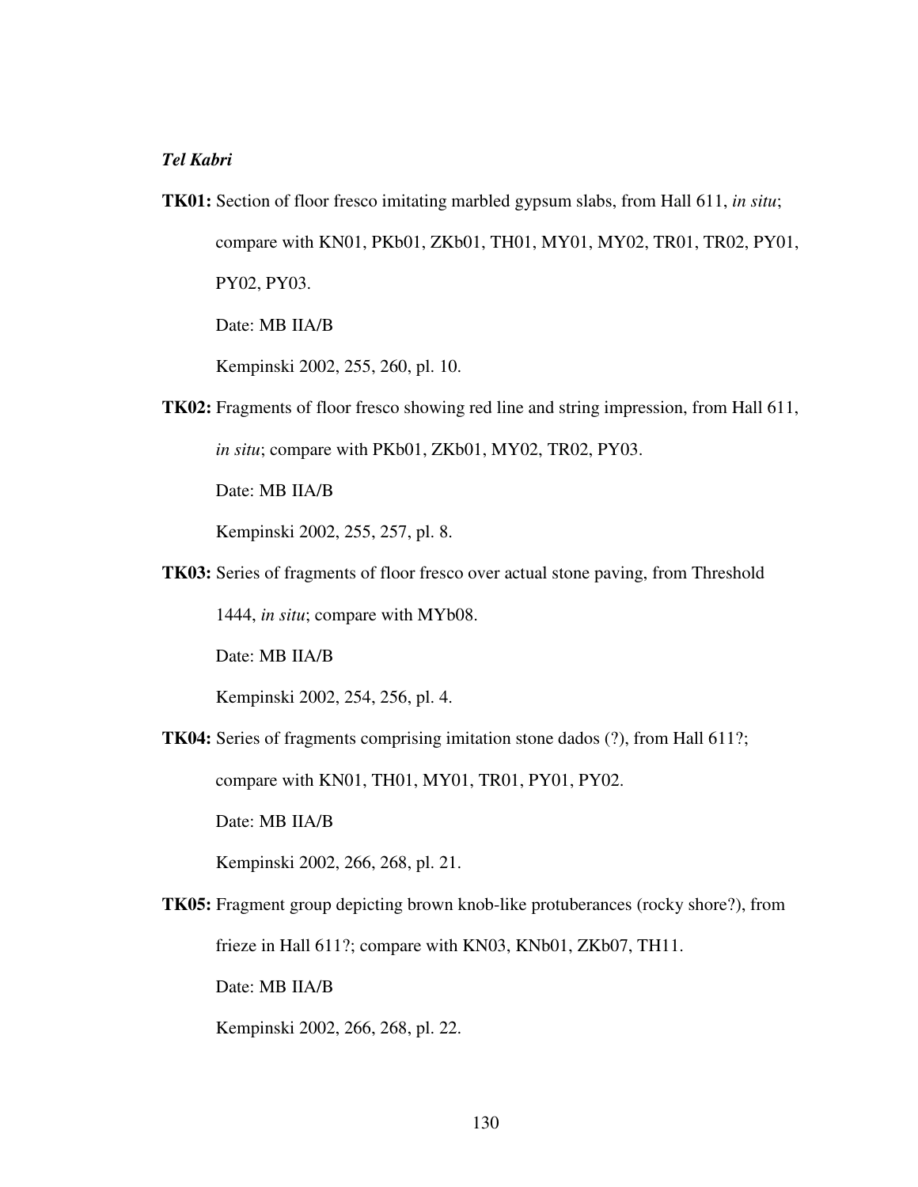*Tel Kabri*

**TK01:** Section of floor fresco imitating marbled gypsum slabs, from Hall 611, *in situ*; compare with KN01, PKb01, ZKb01, TH01, MY01, MY02, TR01, TR02, PY01, PY02, PY03.

Date: MB IIA/B

Kempinski 2002, 255, 260, pl. 10.

**TK02:** Fragments of floor fresco showing red line and string impression, from Hall 611, *in situ*; compare with PKb01, ZKb01, MY02, TR02, PY03.

Date: MB IIA/B

Kempinski 2002, 255, 257, pl. 8.

**TK03:** Series of fragments of floor fresco over actual stone paving, from Threshold 1444, *in situ*; compare with MYb08.

Date: MB IIA/B

Kempinski 2002, 254, 256, pl. 4.

**TK04:** Series of fragments comprising imitation stone dados (?), from Hall 611?; compare with KN01, TH01, MY01, TR01, PY01, PY02.

Date: MB IIA/B

Kempinski 2002, 266, 268, pl. 21.

**TK05:** Fragment group depicting brown knob-like protuberances (rocky shore?), from frieze in Hall 611?; compare with KN03, KNb01, ZKb07, TH11.

Date: MB IIA/B

Kempinski 2002, 266, 268, pl. 22.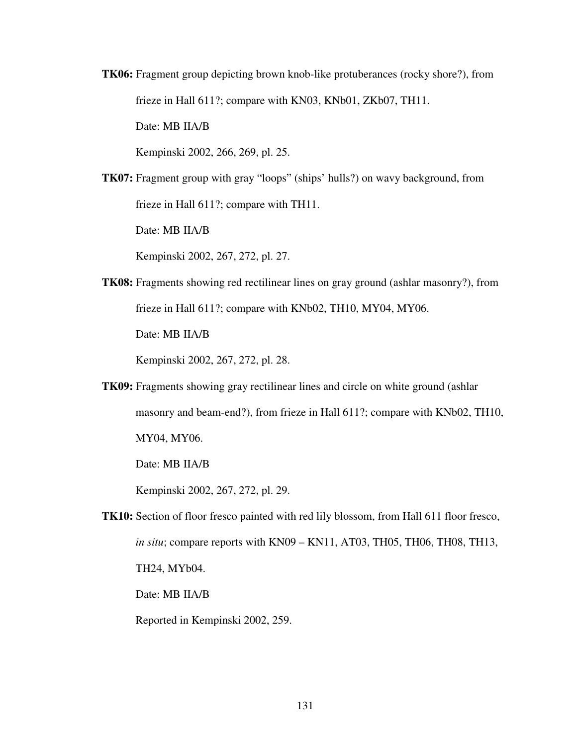**TK06:** Fragment group depicting brown knob-like protuberances (rocky shore?), from frieze in Hall 611?; compare with KN03, KNb01, ZKb07, TH11.

Date: MB IIA/B

Kempinski 2002, 266, 269, pl. 25.

**TK07:** Fragment group with gray "loops" (ships' hulls?) on wavy background, from frieze in Hall 611?; compare with TH11.

Date: MB IIA/B

Kempinski 2002, 267, 272, pl. 27.

**TK08:** Fragments showing red rectilinear lines on gray ground (ashlar masonry?), from frieze in Hall 611?; compare with KNb02, TH10, MY04, MY06.

Date: MB IIA/B

Kempinski 2002, 267, 272, pl. 28.

**TK09:** Fragments showing gray rectilinear lines and circle on white ground (ashlar masonry and beam-end?), from frieze in Hall 611?; compare with KNb02, TH10, MY04, MY06.

Date: MB IIA/B

Kempinski 2002, 267, 272, pl. 29.

**TK10:** Section of floor fresco painted with red lily blossom, from Hall 611 floor fresco, *in situ*; compare reports with KN09 – KN11, AT03, TH05, TH06, TH08, TH13, TH24, MYb04.

Date: MB IIA/B

Reported in Kempinski 2002, 259.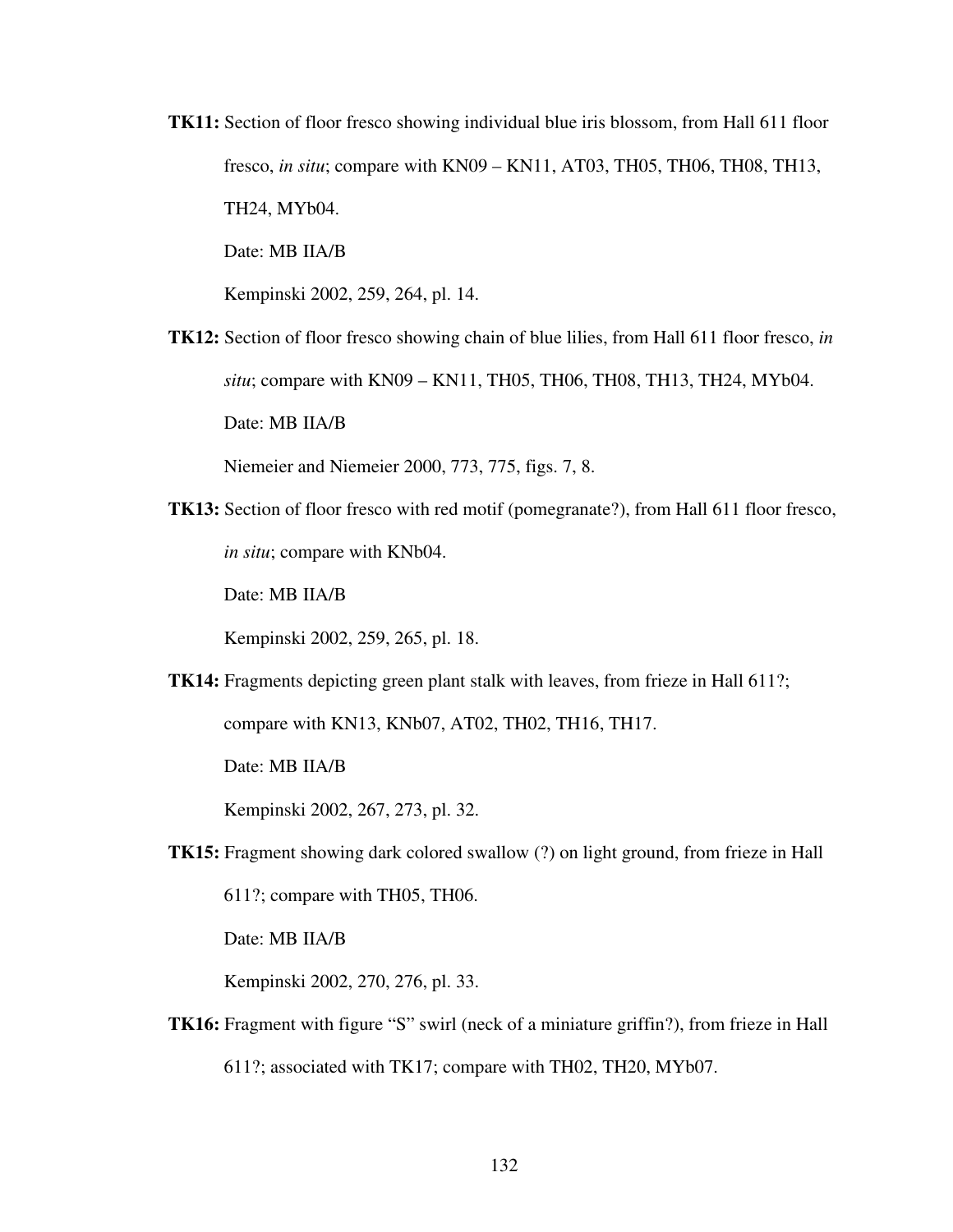**TK11:** Section of floor fresco showing individual blue iris blossom, from Hall 611 floor fresco, *in situ*; compare with KN09 – KN11, AT03, TH05, TH06, TH08, TH13, TH24, MYb04.

Date: MB IIA/B

Kempinski 2002, 259, 264, pl. 14.

**TK12:** Section of floor fresco showing chain of blue lilies, from Hall 611 floor fresco, *in situ*; compare with KN09 – KN11, TH05, TH06, TH08, TH13, TH24, MYb04.

Date: MB IIA/B

Niemeier and Niemeier 2000, 773, 775, figs. 7, 8.

**TK13:** Section of floor fresco with red motif (pomegranate?), from Hall 611 floor fresco, *in situ*; compare with KNb04.

Date: MB IIA/B

Kempinski 2002, 259, 265, pl. 18.

**TK14:** Fragments depicting green plant stalk with leaves, from frieze in Hall 611?; compare with KN13, KNb07, AT02, TH02, TH16, TH17.

Date: MB IIA/B

Kempinski 2002, 267, 273, pl. 32.

**TK15:** Fragment showing dark colored swallow (?) on light ground, from frieze in Hall 611?; compare with TH05, TH06.

Date: MB IIA/B

Kempinski 2002, 270, 276, pl. 33.

**TK16:** Fragment with figure "S" swirl (neck of a miniature griffin?), from frieze in Hall 611?; associated with TK17; compare with TH02, TH20, MYb07.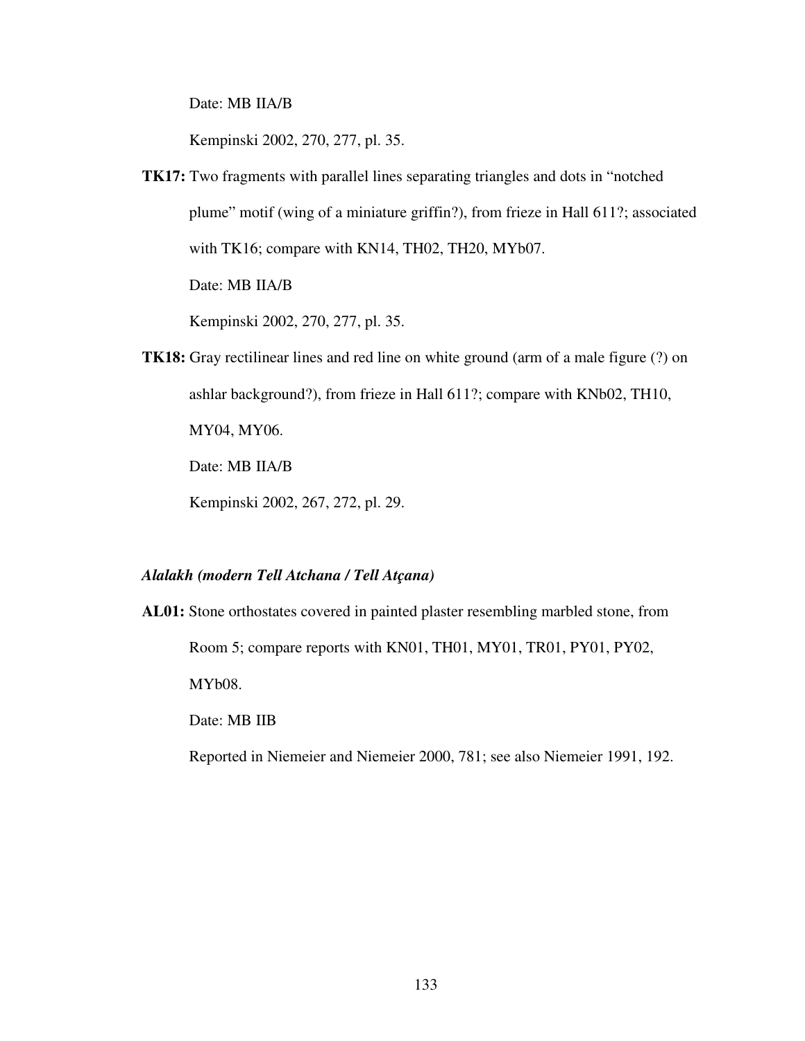Date: MB IIA/B

Kempinski 2002, 270, 277, pl. 35.

**TK17:** Two fragments with parallel lines separating triangles and dots in "notched plume" motif (wing of a miniature griffin?), from frieze in Hall 611?; associated with TK16; compare with KN14, TH02, TH20, MYb07.

Date: MB IIA/B

Kempinski 2002, 270, 277, pl. 35.

**TK18:** Gray rectilinear lines and red line on white ground (arm of a male figure (?) on ashlar background?), from frieze in Hall 611?; compare with KNb02, TH10, MY04, MY06.

Date: MB IIA/B

Kempinski 2002, 267, 272, pl. 29.

***Alalakh (modern Tell Atchana / Tell Atçana)***

**AL01:** Stone orthostates covered in painted plaster resembling marbled stone, from Room 5; compare reports with KN01, TH01, MY01, TR01, PY01, PY02, MYb08.

Date: MB IIB

Reported in Niemeier and Niemeier 2000, 781; see also Niemeier 1991, 192.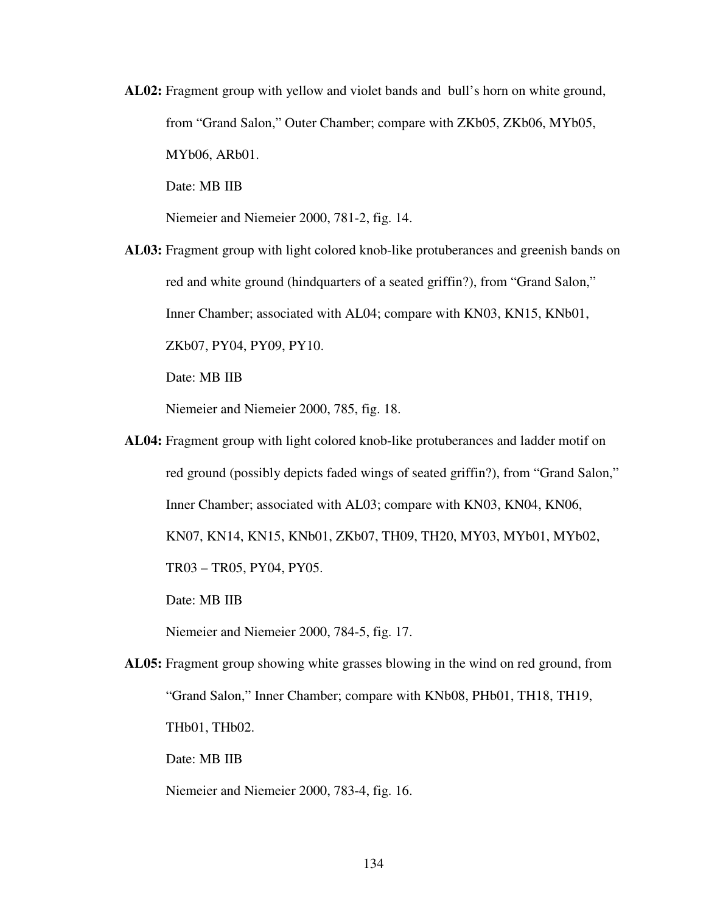**AL02:** Fragment group with yellow and violet bands and bull's horn on white ground, from "Grand Salon," Outer Chamber; compare with ZKb05, ZKb06, MYb05, MYb06, ARb01.

Date: MB IIB

Niemeier and Niemeier 2000, 781-2, fig. 14.

**AL03:** Fragment group with light colored knob-like protuberances and greenish bands on red and white ground (hindquarters of a seated griffin?), from "Grand Salon," Inner Chamber; associated with AL04; compare with KN03, KN15, KNb01, ZKb07, PY04, PY09, PY10.

Date: MB IIB

Niemeier and Niemeier 2000, 785, fig. 18.

**AL04:** Fragment group with light colored knob-like protuberances and ladder motif on red ground (possibly depicts faded wings of seated griffin?), from "Grand Salon," Inner Chamber; associated with AL03; compare with KN03, KN04, KN06, KN07, KN14, KN15, KNb01, ZKb07, TH09, TH20, MY03, MYb01, MYb02, TR03 – TR05, PY04, PY05.

Date: MB IIB

Niemeier and Niemeier 2000, 784-5, fig. 17.

**AL05:** Fragment group showing white grasses blowing in the wind on red ground, from "Grand Salon," Inner Chamber; compare with KNb08, PHb01, TH18, TH19, THb01, THb02.

Date: MB IIB

Niemeier and Niemeier 2000, 783-4, fig. 16.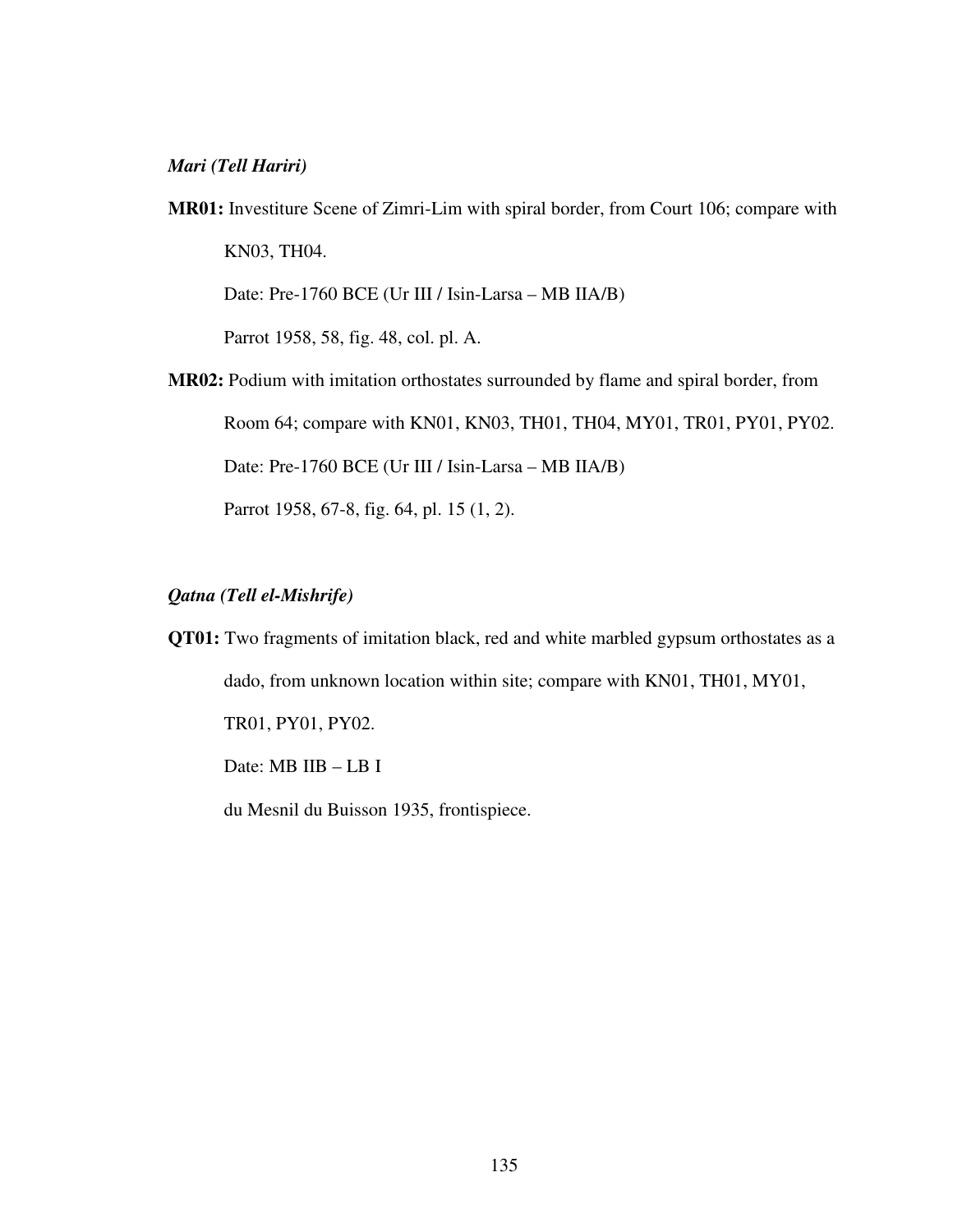*Mari (Tell Hariri)*

**MR01:** Investiture Scene of Zimri-Lim with spiral border, from Court 106; compare with KN03, TH04.

Date: Pre-1760 BCE (Ur III / Isin-Larsa – MB IIA/B)

Parrot 1958, 58, fig. 48, col. pl. A.

**MR02:** Podium with imitation orthostates surrounded by flame and spiral border, from Room 64; compare with KN01, KN03, TH01, TH04, MY01, TR01, PY01, PY02.

Date: Pre-1760 BCE (Ur III / Isin-Larsa – MB IIA/B)

Parrot 1958, 67-8, fig. 64, pl. 15 (1, 2).

*Qatna (Tell el-Mishrife)*

**QT01:** Two fragments of imitation black, red and white marbled gypsum orthostates as a dado, from unknown location within site; compare with KN01, TH01, MY01, TR01, PY01, PY02.

Date: MB IIB – LB I

du Mesnil du Buisson 1935, frontispiece.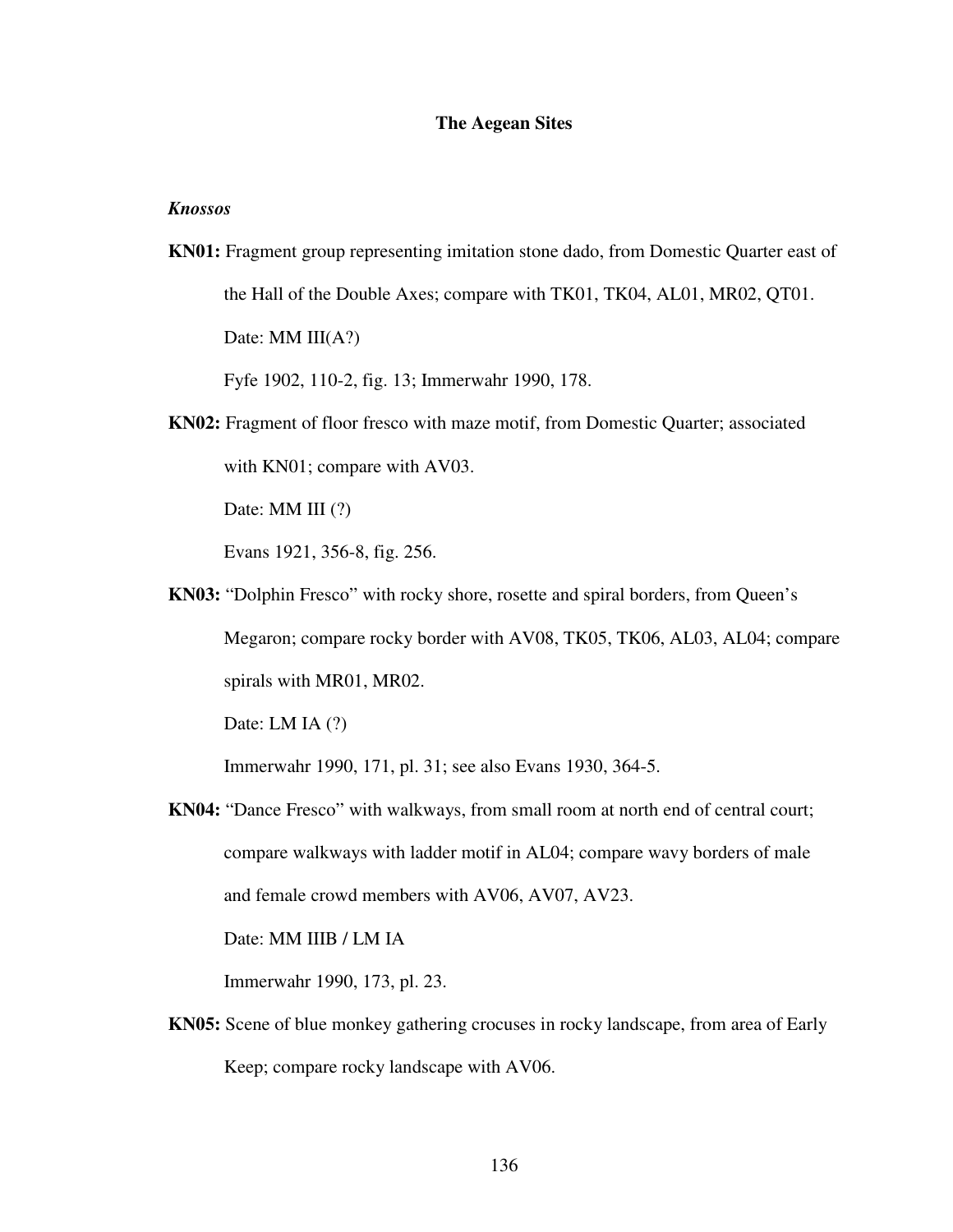## The Aegean Sites

### *Knossos*

**KN01:** Fragment group representing imitation stone dado, from Domestic Quarter east of the Hall of the Double Axes; compare with TK01, TK04, AL01, MR02, QT01.

Date: MM III(A?)

Fyfe 1902, 110-2, fig. 13; Immerwahr 1990, 178.

**KN02:** Fragment of floor fresco with maze motif, from Domestic Quarter; associated with KN01; compare with AV03.

Date: MM III (?)

Evans 1921, 356-8, fig. 256.

**KN03:** "Dolphin Fresco" with rocky shore, rosette and spiral borders, from Queen's Megaron; compare rocky border with AV08, TK05, TK06, AL03, AL04; compare spirals with MR01, MR02.

Date: LM IA (?)

Immerwahr 1990, 171, pl. 31; see also Evans 1930, 364-5.

**KN04:** "Dance Fresco" with walkways, from small room at north end of central court; compare walkways with ladder motif in AL04; compare wavy borders of male and female crowd members with AV06, AV07, AV23.

Date: MM IIIB / LM IA

Immerwahr 1990, 173, pl. 23.

**KN05:** Scene of blue monkey gathering crocuses in rocky landscape, from area of Early Keep; compare rocky landscape with AV06.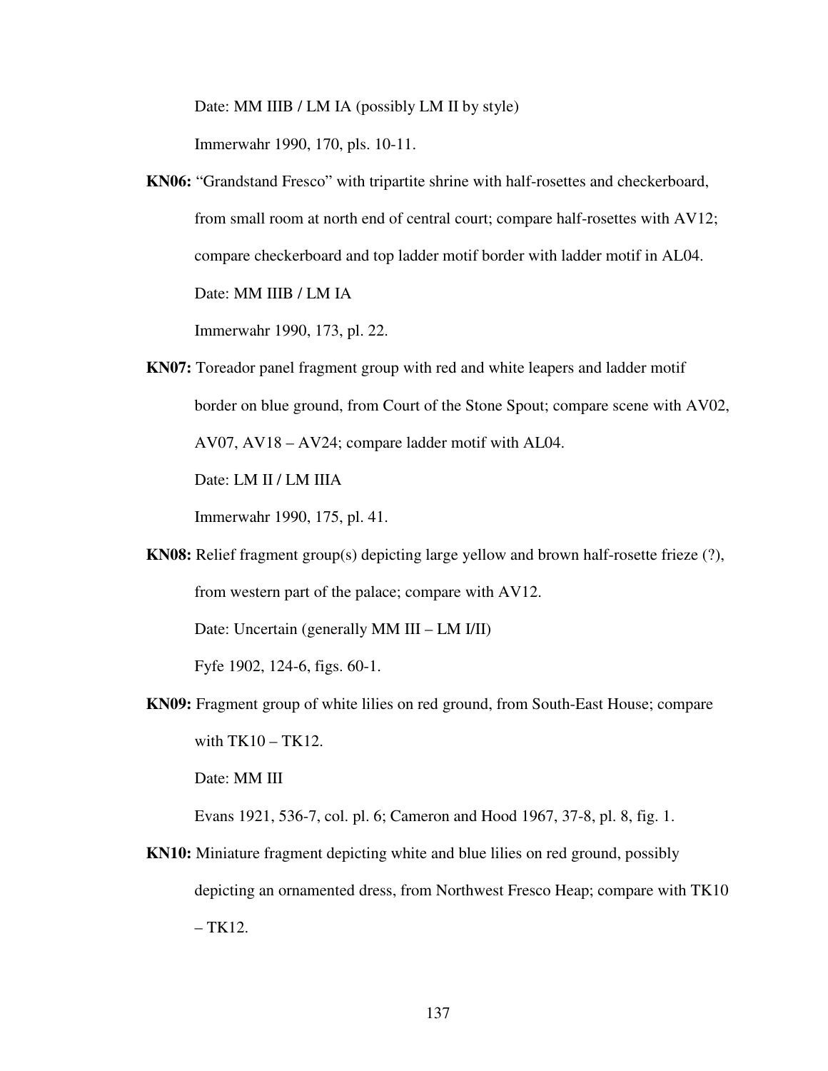Date: MM IIIB / LM IA (possibly LM II by style)

Immerwahr 1990, 170, pls. 10-11.

**KN06:** "Grandstand Fresco" with tripartite shrine with half-rosettes and checkerboard, from small room at north end of central court; compare half-rosettes with AV12; compare checkerboard and top ladder motif border with ladder motif in AL04.

Date: MM IIIB / LM IA

Immerwahr 1990, 173, pl. 22.

**KN07:** Toreador panel fragment group with red and white leapers and ladder motif border on blue ground, from Court of the Stone Spout; compare scene with AV02, AV07, AV18 – AV24; compare ladder motif with AL04.

Date: LM II / LM IIIA

Immerwahr 1990, 175, pl. 41.

**KN08:** Relief fragment group(s) depicting large yellow and brown half-rosette frieze (?), from western part of the palace; compare with AV12.

Date: Uncertain (generally MM III – LM I/II)

Fyfe 1902, 124-6, figs. 60-1.

**KN09:** Fragment group of white lilies on red ground, from South-East House; compare with TK10 – TK12.

Date: MM III

Evans 1921, 536-7, col. pl. 6; Cameron and Hood 1967, 37-8, pl. 8, fig. 1.

**KN10:** Miniature fragment depicting white and blue lilies on red ground, possibly depicting an ornamented dress, from Northwest Fresco Heap; compare with TK10 – TK12.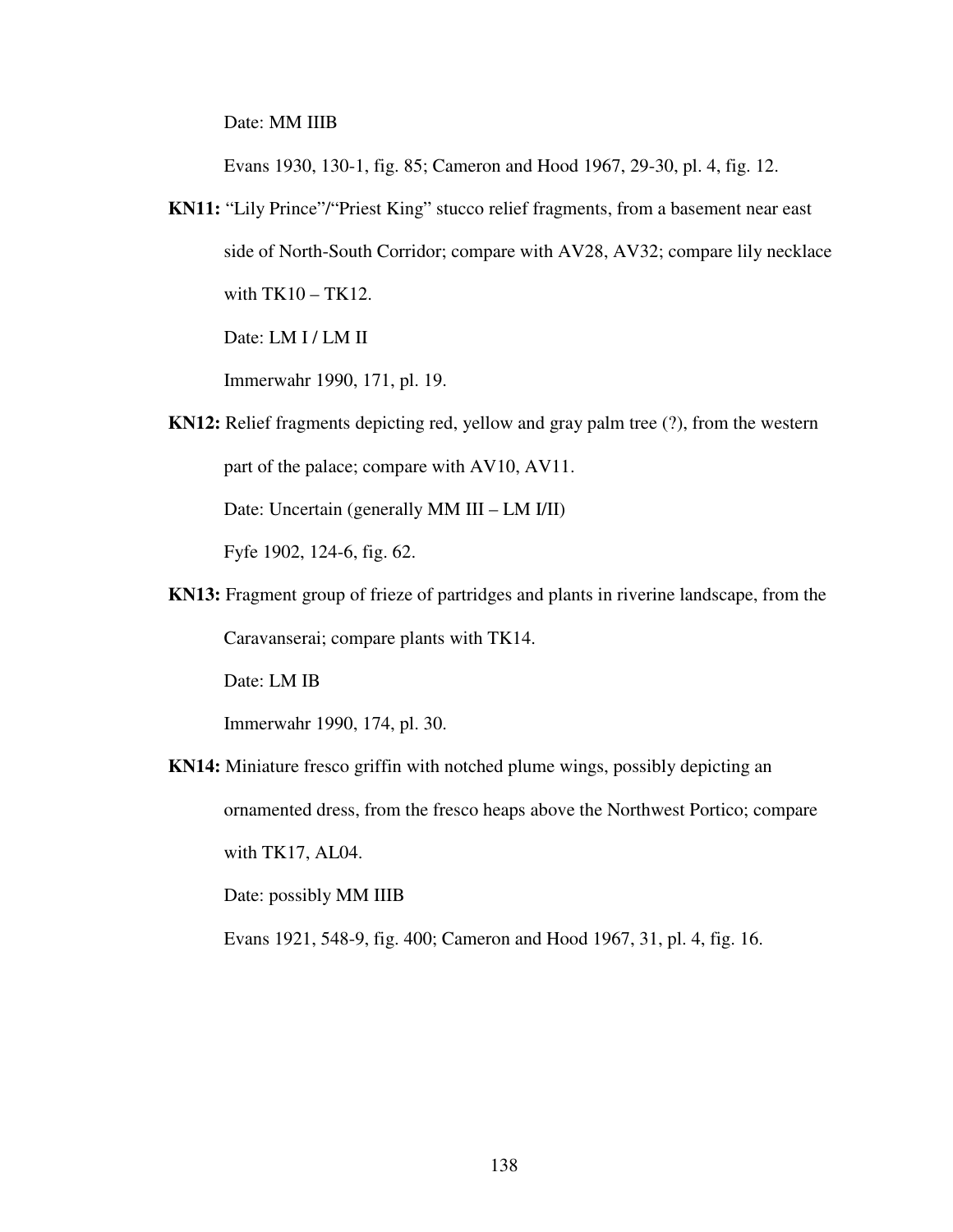Date: MM IIIB

Evans 1930, 130-1, fig. 85; Cameron and Hood 1967, 29-30, pl. 4, fig. 12.

**KN11:** "Lily Prince"/"Priest King" stucco relief fragments, from a basement near east side of North-South Corridor; compare with AV28, AV32; compare lily necklace with TK10 – TK12.

Date: LM I / LM II

Immerwahr 1990, 171, pl. 19.

**KN12:** Relief fragments depicting red, yellow and gray palm tree (?), from the western part of the palace; compare with AV10, AV11.

Date: Uncertain (generally MM III – LM I/II)

Fyfe 1902, 124-6, fig. 62.

**KN13:** Fragment group of frieze of partridges and plants in riverine landscape, from the Caravanserai; compare plants with TK14.

Date: LM IB

Immerwahr 1990, 174, pl. 30.

**KN14:** Miniature fresco griffin with notched plume wings, possibly depicting an ornamented dress, from the fresco heaps above the Northwest Portico; compare with TK17, AL04.

Date: possibly MM IIIB

Evans 1921, 548-9, fig. 400; Cameron and Hood 1967, 31, pl. 4, fig. 16.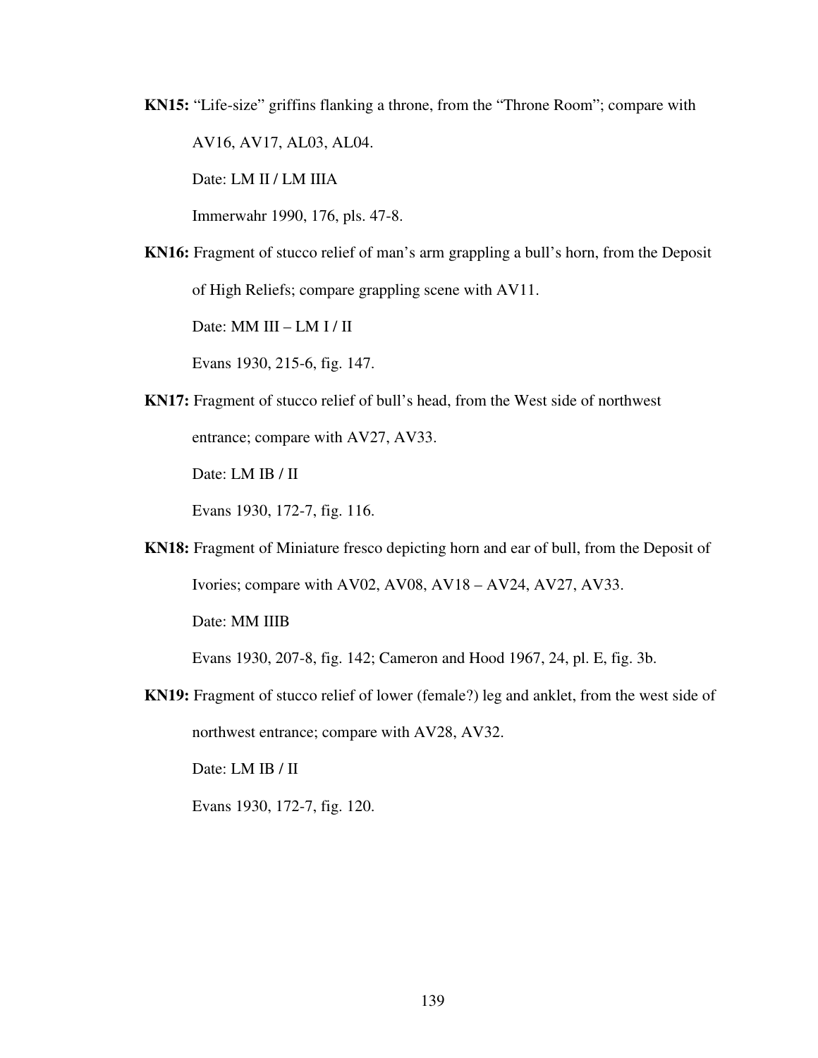**KN15:** "Life-size" griffins flanking a throne, from the "Throne Room"; compare with AV16, AV17, AL03, AL04.

Date: LM II / LM IIIA

Immerwahr 1990, 176, pls. 47-8.

**KN16:** Fragment of stucco relief of man's arm grappling a bull's horn, from the Deposit of High Reliefs; compare grappling scene with AV11.

Date: MM III – LM I / II

Evans 1930, 215-6, fig. 147.

**KN17:** Fragment of stucco relief of bull's head, from the West side of northwest entrance; compare with AV27, AV33.

Date: LM IB / II

Evans 1930, 172-7, fig. 116.

**KN18:** Fragment of Miniature fresco depicting horn and ear of bull, from the Deposit of Ivories; compare with AV02, AV08, AV18 – AV24, AV27, AV33.

Date: MM IIIB

Evans 1930, 207-8, fig. 142; Cameron and Hood 1967, 24, pl. E, fig. 3b.

**KN19:** Fragment of stucco relief of lower (female?) leg and anklet, from the west side of northwest entrance; compare with AV28, AV32.

Date: LM IB / II

Evans 1930, 172-7, fig. 120.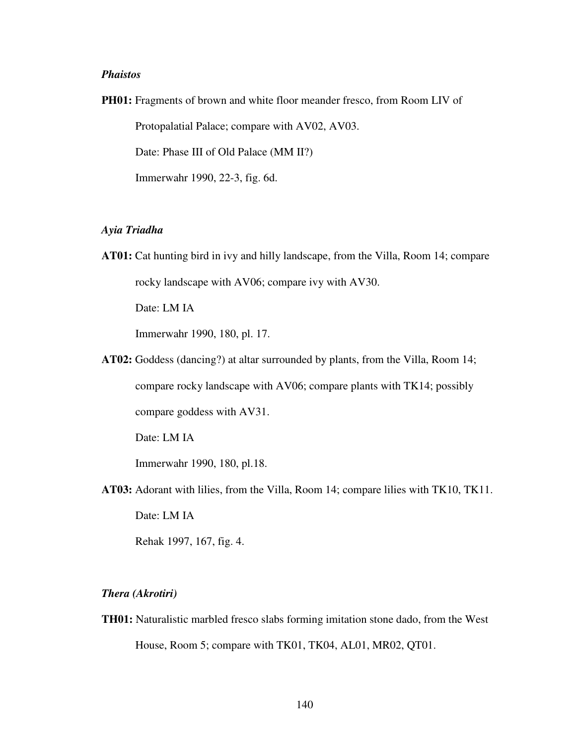*Phaistos*

**PH01:** Fragments of brown and white floor meander fresco, from Room LIV of Protopalatial Palace; compare with AV02, AV03.

Date: Phase III of Old Palace (MM II?)

Immerwahr 1990, 22-3, fig. 6d.

*Ayia Triadha*

**AT01:** Cat hunting bird in ivy and hilly landscape, from the Villa, Room 14; compare rocky landscape with AV06; compare ivy with AV30.

Date: LM IA

Immerwahr 1990, 180, pl. 17.

**AT02:** Goddess (dancing?) at altar surrounded by plants, from the Villa, Room 14; compare rocky landscape with AV06; compare plants with TK14; possibly compare goddess with AV31.

Date: LM IA

Immerwahr 1990, 180, pl.18.

**AT03:** Adorant with lilies, from the Villa, Room 14; compare lilies with TK10, TK11.

Date: LM IA

Rehak 1997, 167, fig. 4.

*Thera (Akrotiri)*

**TH01:** Naturalistic marbled fresco slabs forming imitation stone dado, from the West House, Room 5; compare with TK01, TK04, AL01, MR02, QT01.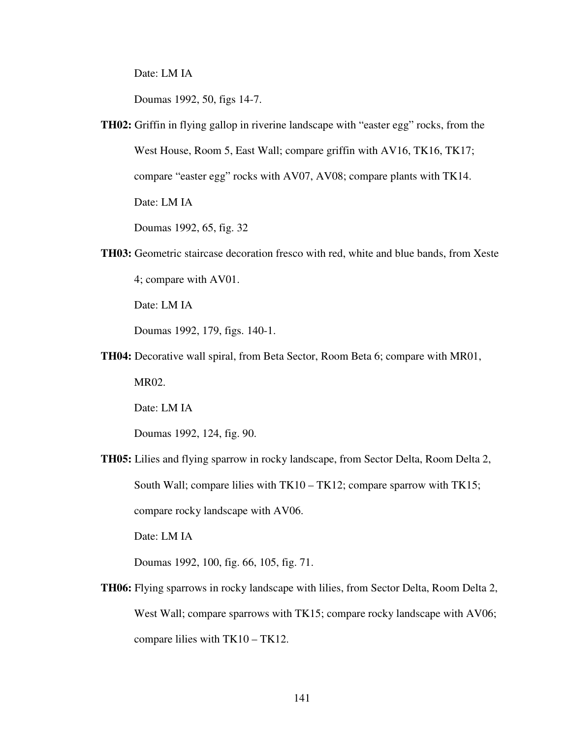Date: LM IA

Doumas 1992, 50, figs 14-7.

**TH02:** Griffin in flying gallop in riverine landscape with “easter egg” rocks, from the West House, Room 5, East Wall; compare griffin with AV16, TK16, TK17; compare “easter egg” rocks with AV07, AV08; compare plants with TK14.

Date: LM IA

Doumas 1992, 65, fig. 32

**TH03:** Geometric staircase decoration fresco with red, white and blue bands, from Xeste 4; compare with AV01.

Date: LM IA

Doumas 1992, 179, figs. 140-1.

**TH04:** Decorative wall spiral, from Beta Sector, Room Beta 6; compare with MR01, MR02.

Date: LM IA

Doumas 1992, 124, fig. 90.

**TH05:** Lilies and flying sparrow in rocky landscape, from Sector Delta, Room Delta 2, South Wall; compare lilies with TK10 – TK12; compare sparrow with TK15; compare rocky landscape with AV06.

Date: LM IA

Doumas 1992, 100, fig. 66, 105, fig. 71.

**TH06:** Flying sparrows in rocky landscape with lilies, from Sector Delta, Room Delta 2, West Wall; compare sparrows with TK15; compare rocky landscape with AV06; compare lilies with TK10 – TK12.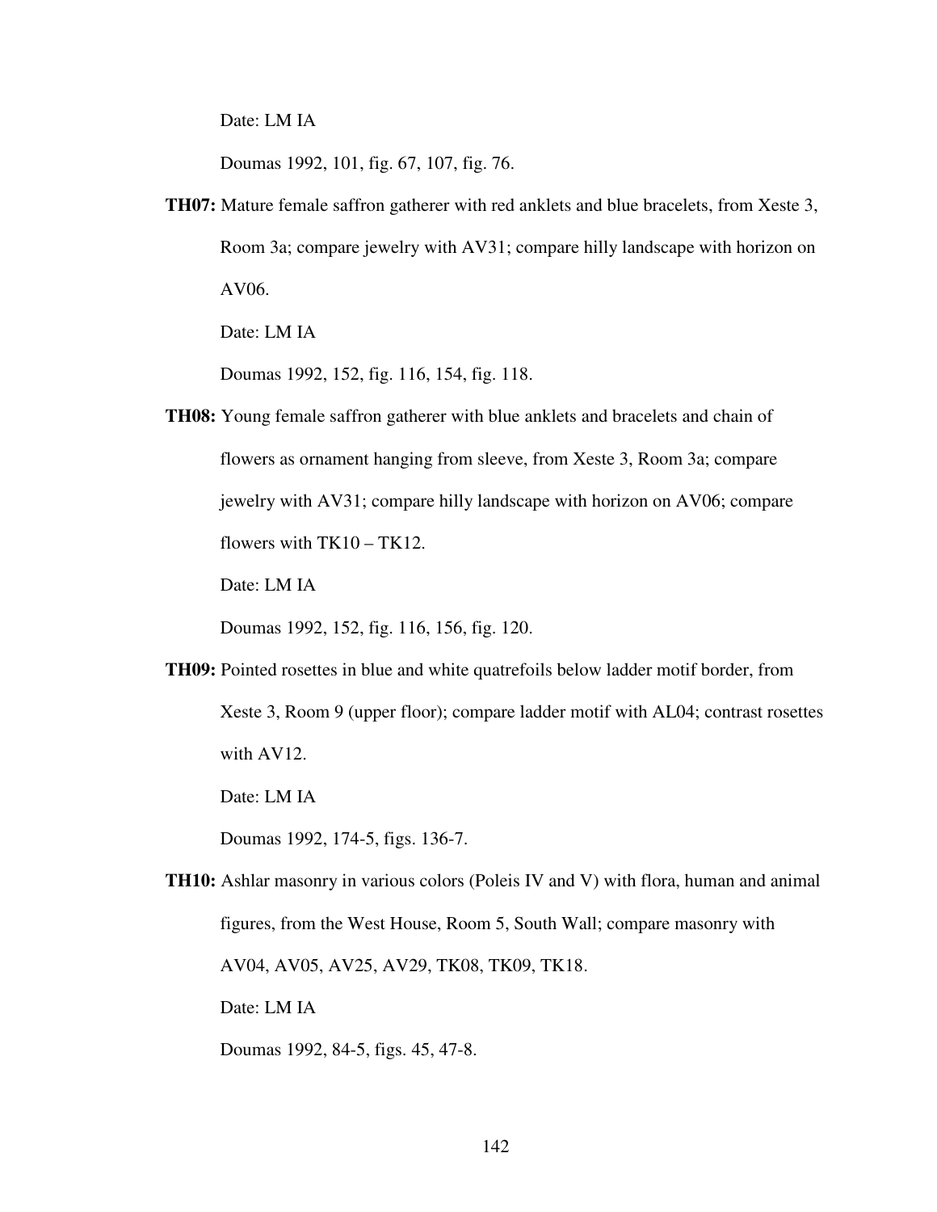Date: LM IA

Doumas 1992, 101, fig. 67, 107, fig. 76.

**TH07:** Mature female saffron gatherer with red anklets and blue bracelets, from Xeste 3, Room 3a; compare jewelry with AV31; compare hilly landscape with horizon on AV06.

Date: LM IA

Doumas 1992, 152, fig. 116, 154, fig. 118.

**TH08:** Young female saffron gatherer with blue anklets and bracelets and chain of flowers as ornament hanging from sleeve, from Xeste 3, Room 3a; compare jewelry with AV31; compare hilly landscape with horizon on AV06; compare flowers with TK10 – TK12.

Date: LM IA

Doumas 1992, 152, fig. 116, 156, fig. 120.

**TH09:** Pointed rosettes in blue and white quatrefoils below ladder motif border, from Xeste 3, Room 9 (upper floor); compare ladder motif with AL04; contrast rosettes with AV12.

Date: LM IA

Doumas 1992, 174-5, figs. 136-7.

**TH10:** Ashlar masonry in various colors (Poleis IV and V) with flora, human and animal figures, from the West House, Room 5, South Wall; compare masonry with AV04, AV05, AV25, AV29, TK08, TK09, TK18.

Date: LM IA

Doumas 1992, 84-5, figs. 45, 47-8.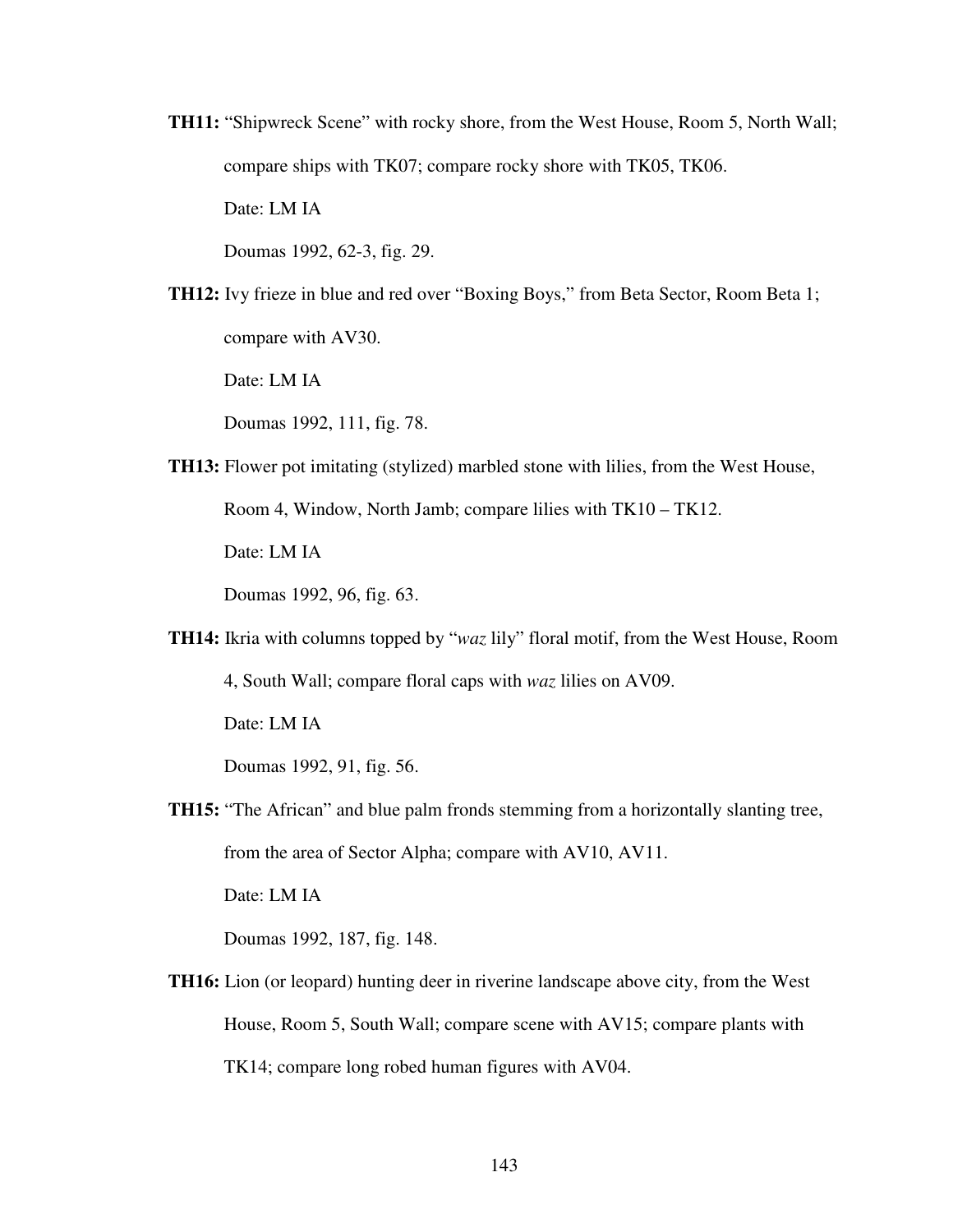**TH11:** "Shipwreck Scene" with rocky shore, from the West House, Room 5, North Wall; compare ships with TK07; compare rocky shore with TK05, TK06.

Date: LM IA

Doumas 1992, 62-3, fig. 29.

**TH12:** Ivy frieze in blue and red over "Boxing Boys," from Beta Sector, Room Beta 1; compare with AV30.

Date: LM IA

Doumas 1992, 111, fig. 78.

**TH13:** Flower pot imitating (stylized) marbled stone with lilies, from the West House, Room 4, Window, North Jamb; compare lilies with TK10 – TK12.

Date: LM IA

Doumas 1992, 96, fig. 63.

**TH14:** Ikria with columns topped by "*waz* lily" floral motif, from the West House, Room 4, South Wall; compare floral caps with *waz* lilies on AV09.

Date: LM IA

Doumas 1992, 91, fig. 56.

**TH15:** "The African" and blue palm fronds stemming from a horizontally slanting tree, from the area of Sector Alpha; compare with AV10, AV11.

Date: LM IA

Doumas 1992, 187, fig. 148.

**TH16:** Lion (or leopard) hunting deer in riverine landscape above city, from the West House, Room 5, South Wall; compare scene with AV15; compare plants with TK14; compare long robed human figures with AV04.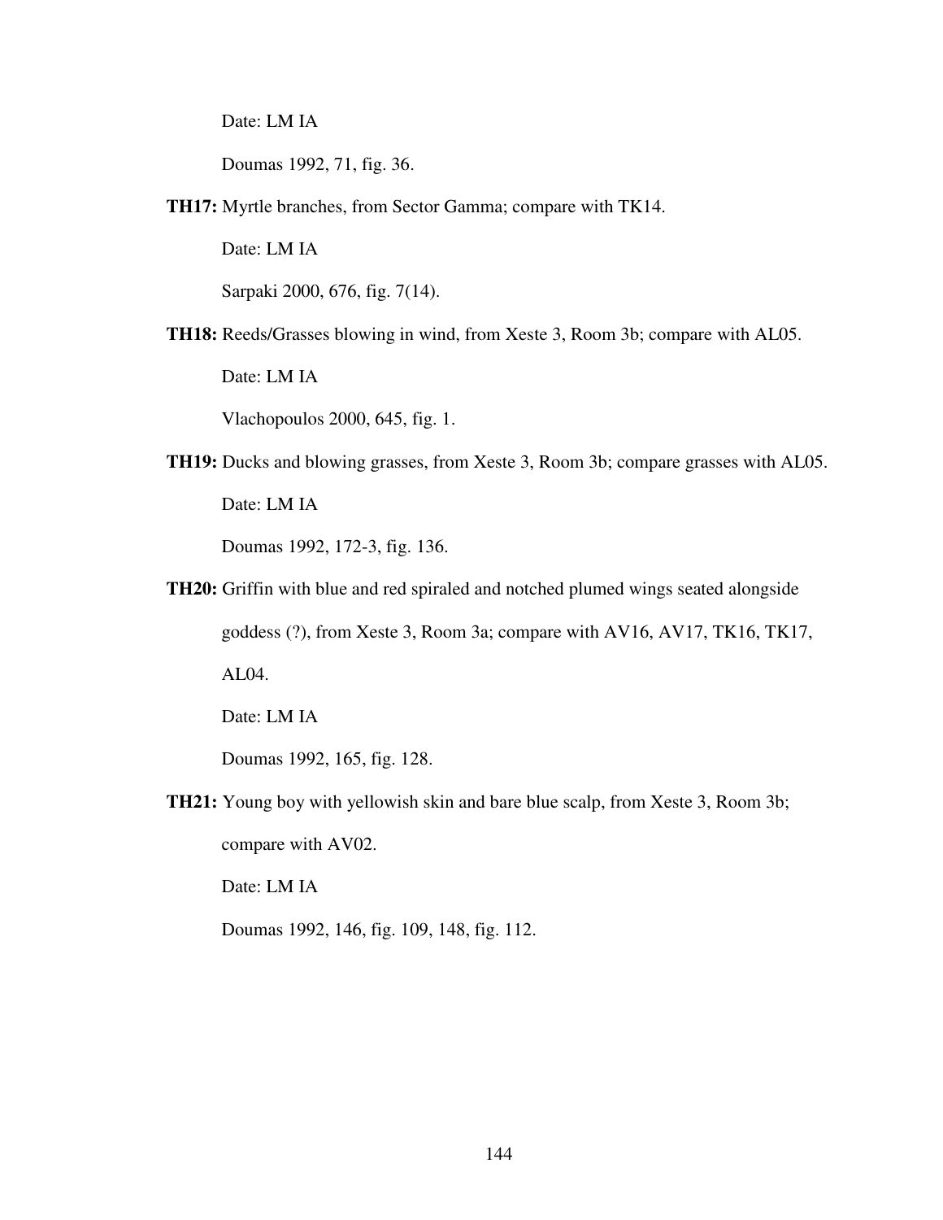Date: LM IA

Doumas 1992, 71, fig. 36.

**TH17:** Myrtle branches, from Sector Gamma; compare with TK14.

Date: LM IA

Sarpaki 2000, 676, fig. 7(14).

**TH18:** Reeds/Grasses blowing in wind, from Xeste 3, Room 3b; compare with AL05.

Date: LM IA

Vlachopoulos 2000, 645, fig. 1.

**TH19:** Ducks and blowing grasses, from Xeste 3, Room 3b; compare grasses with AL05.

Date: LM IA

Doumas 1992, 172-3, fig. 136.

**TH20:** Griffin with blue and red spiraled and notched plumed wings seated alongside goddess (?), from Xeste 3, Room 3a; compare with AV16, AV17, TK16, TK17, AL04.

Date: LM IA

Doumas 1992, 165, fig. 128.

**TH21:** Young boy with yellowish skin and bare blue scalp, from Xeste 3, Room 3b; compare with AV02.

Date: LM IA

Doumas 1992, 146, fig. 109, 148, fig. 112.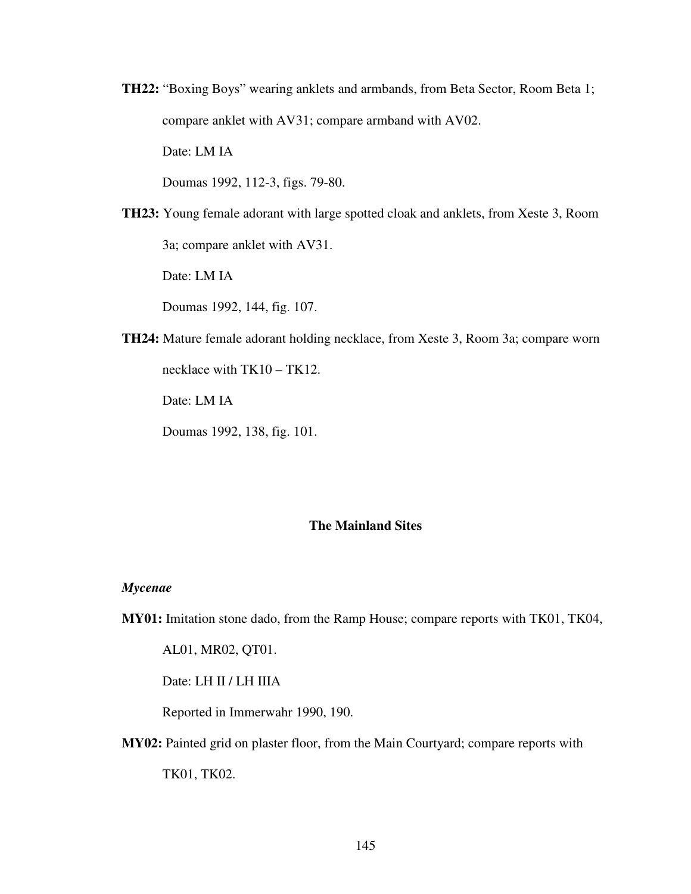**TH22:** "Boxing Boys" wearing anklets and armbands, from Beta Sector, Room Beta 1; compare anklet with AV31; compare armband with AV02.

Date: LM IA

Doumas 1992, 112-3, figs. 79-80.

**TH23:** Young female adorant with large spotted cloak and anklets, from Xeste 3, Room 3a; compare anklet with AV31.

Date: LM IA

Doumas 1992, 144, fig. 107.

**TH24:** Mature female adorant holding necklace, from Xeste 3, Room 3a; compare worn necklace with TK10 – TK12.

Date: LM IA

Doumas 1992, 138, fig. 101.

## The Mainland Sites

### *Mycenae*

**MY01:** Imitation stone dado, from the Ramp House; compare reports with TK01, TK04, AL01, MR02, QT01.

Date: LH II / LH IIIA

Reported in Immerwahr 1990, 190.

**MY02:** Painted grid on plaster floor, from the Main Courtyard; compare reports with TK01, TK02.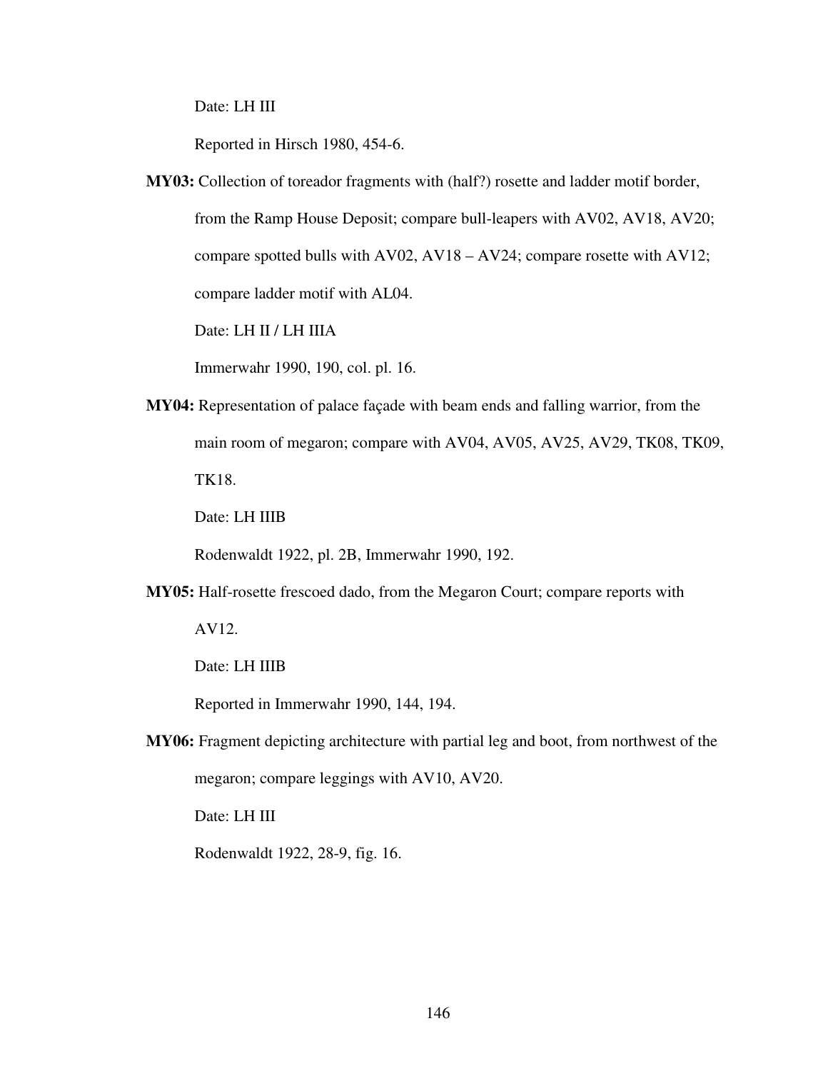Date: LH III

Reported in Hirsch 1980, 454-6.

**MY03:** Collection of toreador fragments with (half?) rosette and ladder motif border, from the Ramp House Deposit; compare bull-leapers with AV02, AV18, AV20; compare spotted bulls with AV02, AV18 – AV24; compare rosette with AV12; compare ladder motif with AL04.

Date: LH II / LH IIIA

Immerwahr 1990, 190, col. pl. 16.

**MY04:** Representation of palace façade with beam ends and falling warrior, from the main room of megaron; compare with AV04, AV05, AV25, AV29, TK08, TK09, TK18.

Date: LH IIIB

Rodenwaldt 1922, pl. 2B, Immerwahr 1990, 192.

**MY05:** Half-rosette frescoed dado, from the Megaron Court; compare reports with AV12.

Date: LH IIIB

Reported in Immerwahr 1990, 144, 194.

**MY06:** Fragment depicting architecture with partial leg and boot, from northwest of the megaron; compare leggings with AV10, AV20.

Date: LH III

Rodenwaldt 1922, 28-9, fig. 16.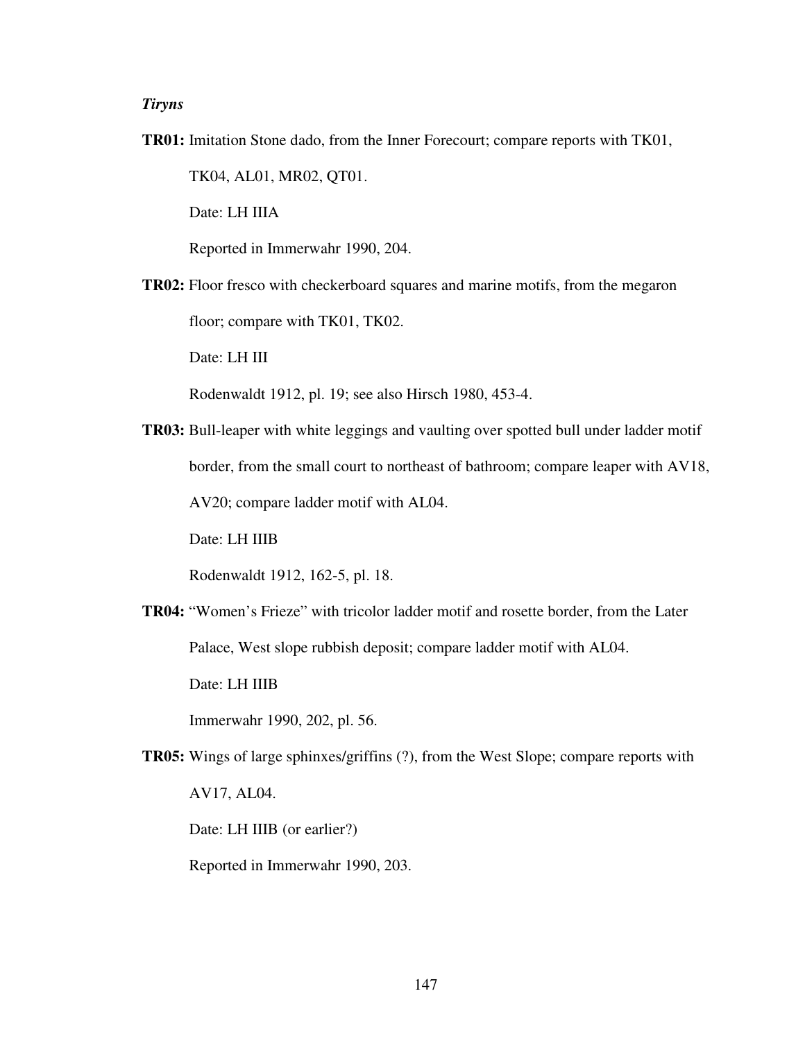*Tiryns*

**TR01:** Imitation Stone dado, from the Inner Forecourt; compare reports with TK01, TK04, AL01, MR02, QT01.

Date: LH IIIA

Reported in Immerwahr 1990, 204.

**TR02:** Floor fresco with checkerboard squares and marine motifs, from the megaron floor; compare with TK01, TK02.

Date: LH III

Rodenwaldt 1912, pl. 19; see also Hirsch 1980, 453-4.

**TR03:** Bull-leaper with white leggings and vaulting over spotted bull under ladder motif border, from the small court to northeast of bathroom; compare leaper with AV18, AV20; compare ladder motif with AL04.

Date: LH IIIB

Rodenwaldt 1912, 162-5, pl. 18.

**TR04:** "Women's Frieze" with tricolor ladder motif and rosette border, from the Later Palace, West slope rubbish deposit; compare ladder motif with AL04.

Date: LH IIIB

Immerwahr 1990, 202, pl. 56.

**TR05:** Wings of large sphinxes/griffins (?), from the West Slope; compare reports with AV17, AL04.

Date: LH IIIB (or earlier?)

Reported in Immerwahr 1990, 203.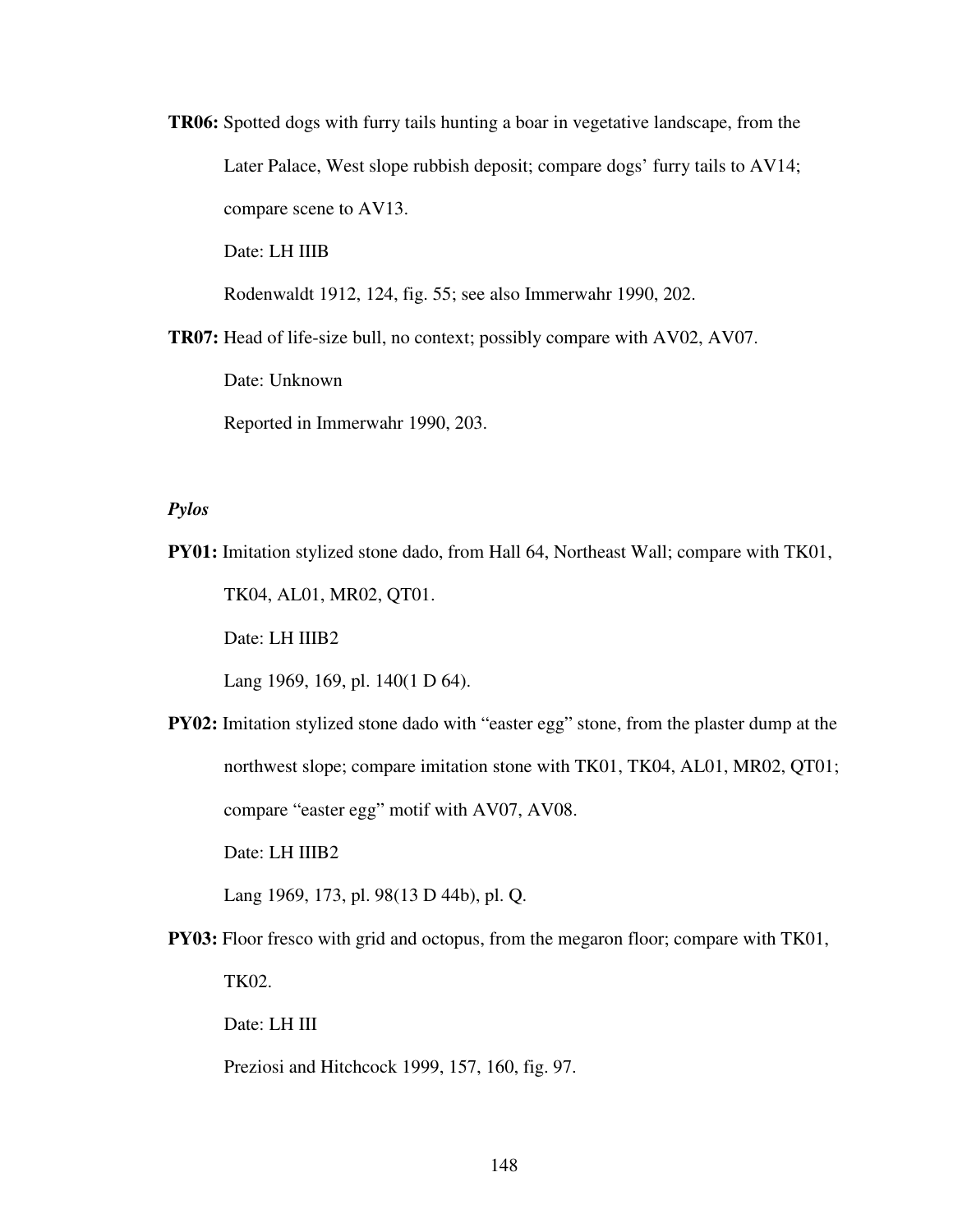**TR06:** Spotted dogs with furry tails hunting a boar in vegetative landscape, from the Later Palace, West slope rubbish deposit; compare dogs' furry tails to AV14; compare scene to AV13.

Date: LH IIIB

Rodenwaldt 1912, 124, fig. 55; see also Immerwahr 1990, 202.

**TR07:** Head of life-size bull, no context; possibly compare with AV02, AV07.

Date: Unknown

Reported in Immerwahr 1990, 203.

*Pylos*

**PY01:** Imitation stylized stone dado, from Hall 64, Northeast Wall; compare with TK01, TK04, AL01, MR02, QT01.

Date: LH IIIB2

Lang 1969, 169, pl. 140(1 D 64).

**PY02:** Imitation stylized stone dado with "easter egg" stone, from the plaster dump at the northwest slope; compare imitation stone with TK01, TK04, AL01, MR02, QT01; compare "easter egg" motif with AV07, AV08.

Date: LH IIIB2

Lang 1969, 173, pl. 98(13 D 44b), pl. Q.

**PY03:** Floor fresco with grid and octopus, from the megaron floor; compare with TK01, TK02.

Date: LH III

Preziosi and Hitchcock 1999, 157, 160, fig. 97.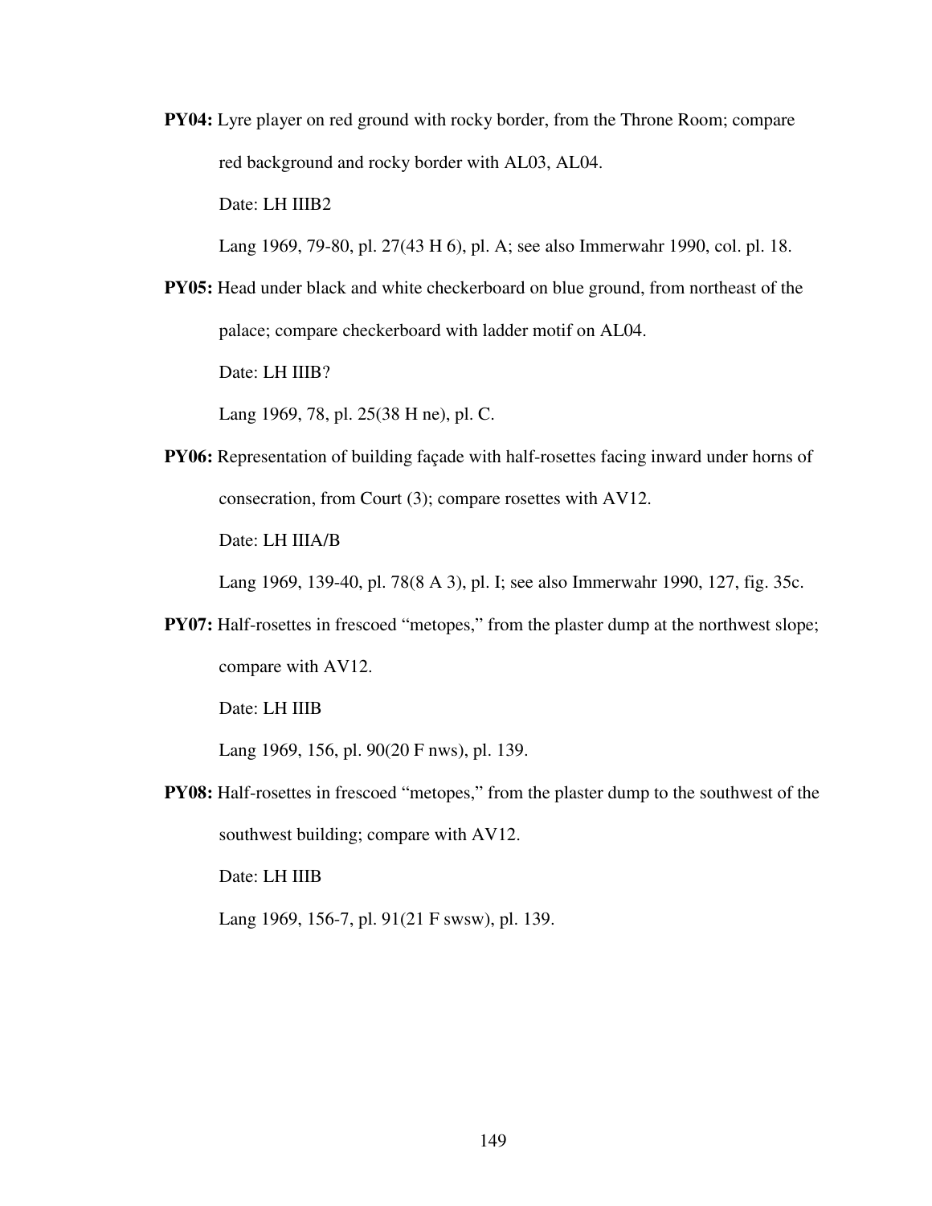**PY04:** Lyre player on red ground with rocky border, from the Throne Room; compare red background and rocky border with AL03, AL04.

Date: LH IIIB2

Lang 1969, 79-80, pl. 27(43 H 6), pl. A; see also Immerwahr 1990, col. pl. 18.

**PY05:** Head under black and white checkerboard on blue ground, from northeast of the palace; compare checkerboard with ladder motif on AL04.

Date: LH IIIB?

Lang 1969, 78, pl. 25(38 H ne), pl. C.

**PY06:** Representation of building façade with half-rosettes facing inward under horns of consecration, from Court (3); compare rosettes with AV12.

Date: LH IIIA/B

Lang 1969, 139-40, pl. 78(8 A 3), pl. I; see also Immerwahr 1990, 127, fig. 35c.

**PY07:** Half-rosettes in frescoed "metopes," from the plaster dump at the northwest slope; compare with AV12.

Date: LH IIIB

Lang 1969, 156, pl. 90(20 F nws), pl. 139.

**PY08:** Half-rosettes in frescoed "metopes," from the plaster dump to the southwest of the southwest building; compare with AV12.

Date: LH IIIB

Lang 1969, 156-7, pl. 91(21 F swsw), pl. 139.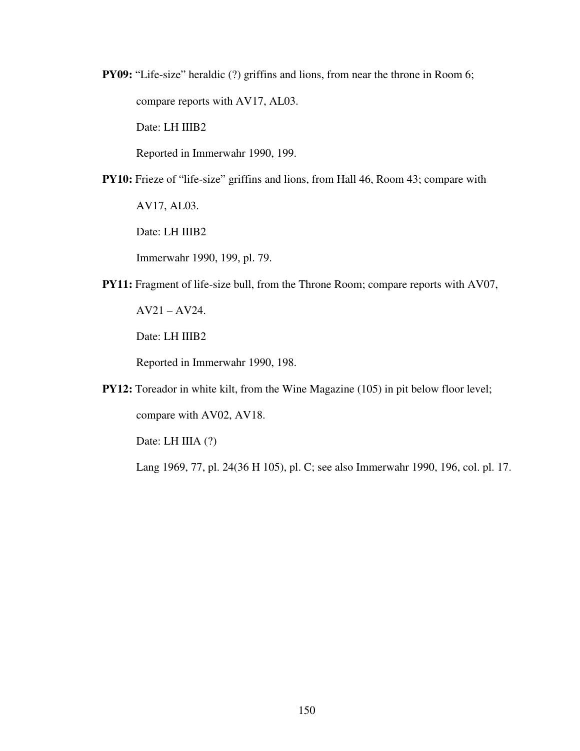**PY09:** "Life-size" heraldic (?) griffins and lions, from near the throne in Room 6; compare reports with AV17, AL03.

Date: LH IIIB2

Reported in Immerwahr 1990, 199.

**PY10:** Frieze of "life-size" griffins and lions, from Hall 46, Room 43; compare with AV17, AL03.

Date: LH IIIB2

Immerwahr 1990, 199, pl. 79.

**PY11:** Fragment of life-size bull, from the Throne Room; compare reports with AV07, AV21 – AV24.

Date: LH IIIB2

Reported in Immerwahr 1990, 198.

**PY12:** Toreador in white kilt, from the Wine Magazine (105) in pit below floor level; compare with AV02, AV18.

Date: LH IIIA (?)

Lang 1969, 77, pl. 24(36 H 105), pl. C; see also Immerwahr 1990, 196, col. pl. 17.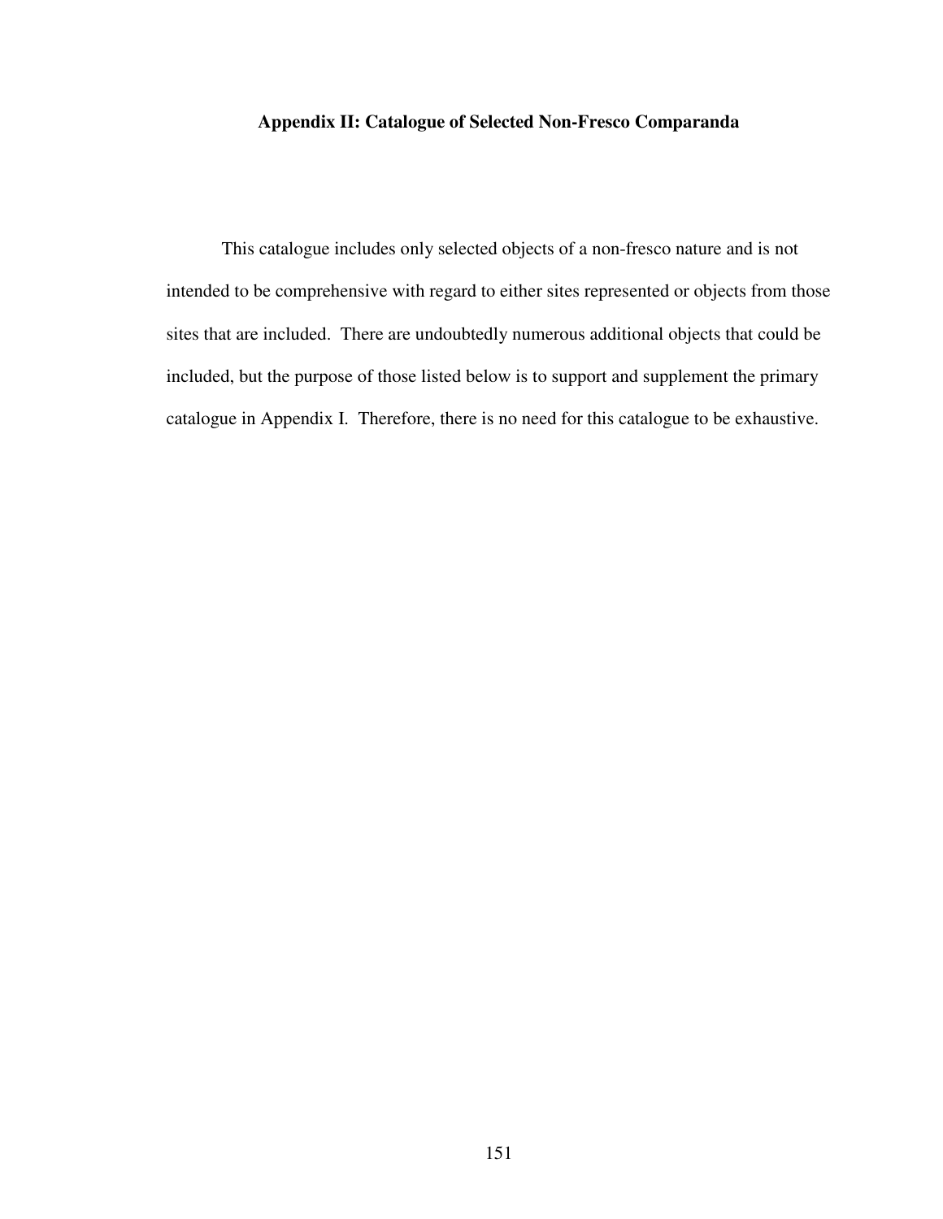## Appendix II: Catalogue of Selected Non-Fresco Comparanda

This catalogue includes only selected objects of a non-fresco nature and is not intended to be comprehensive with regard to either sites represented or objects from those sites that are included. There are undoubtedly numerous additional objects that could be included, but the purpose of those listed below is to support and supplement the primary catalogue in Appendix I. Therefore, there is no need for this catalogue to be exhaustive.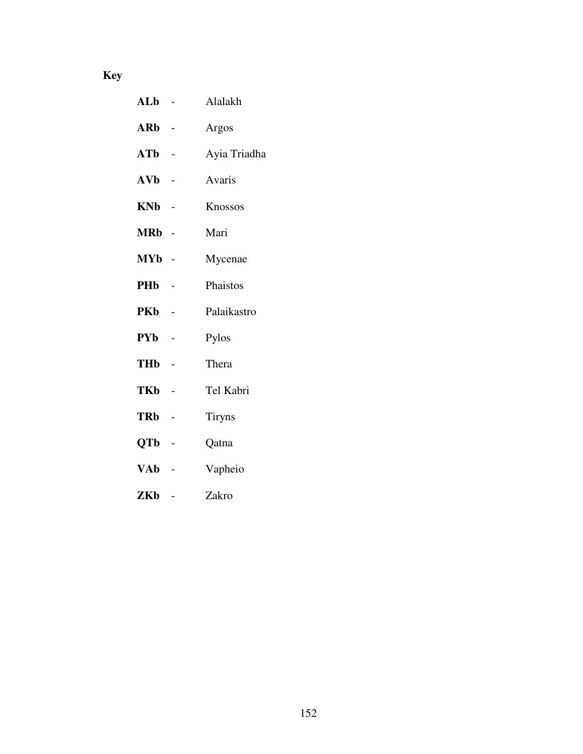**Key**

**ALb** - Alalakh

**ARb** - Argos

**ATb** - Ayia Triadha

**AVb** - Avaris

**KNb** - Knossos

**MRb** - Mari

**MYb** - Mycenae

**PHb** - Phaistos

**PKb** - Palaikastro

**PYb** - Pylos

**THb** - Thera

**TKb** - Tel Kabri

**TRb** - Tiryns

**QTb** - Qatna

**VAb** - Vapheio

**ZKb** - Zakro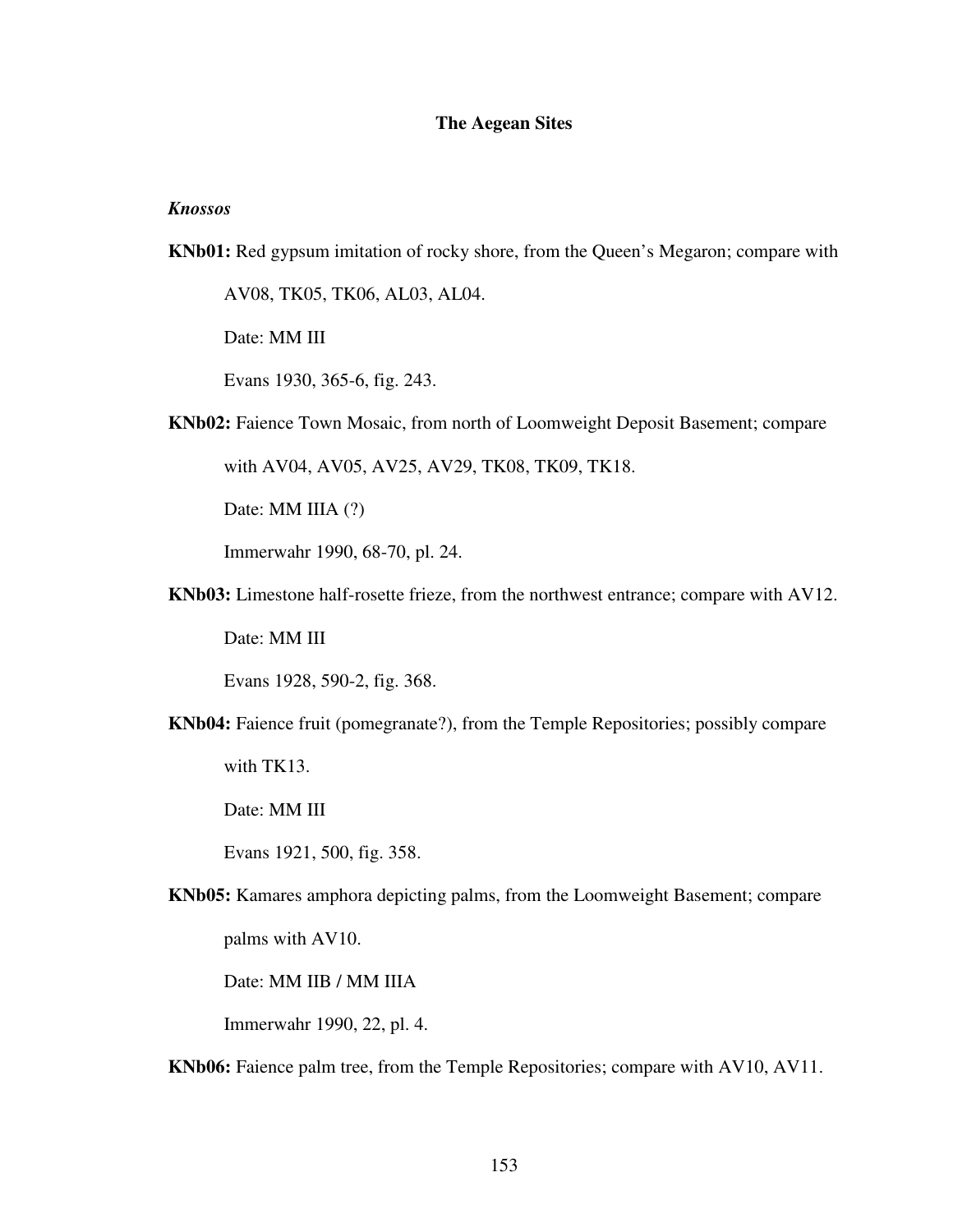## The Aegean Sites

### *Knossos*

**KNb01:** Red gypsum imitation of rocky shore, from the Queen's Megaron; compare with AV08, TK05, TK06, AL03, AL04.

Date: MM III

Evans 1930, 365-6, fig. 243.

**KNb02:** Faience Town Mosaic, from north of Loomweight Deposit Basement; compare with AV04, AV05, AV25, AV29, TK08, TK09, TK18.

Date: MM IIIA (?)

Immerwahr 1990, 68-70, pl. 24.

**KNb03:** Limestone half-rosette frieze, from the northwest entrance; compare with AV12.

Date: MM III

Evans 1928, 590-2, fig. 368.

**KNb04:** Faience fruit (pomegranate?), from the Temple Repositories; possibly compare with TK13.

Date: MM III

Evans 1921, 500, fig. 358.

**KNb05:** Kamares amphora depicting palms, from the Loomweight Basement; compare palms with AV10.

Date: MM IIB / MM IIIA

Immerwahr 1990, 22, pl. 4.

**KNb06:** Faience palm tree, from the Temple Repositories; compare with AV10, AV11.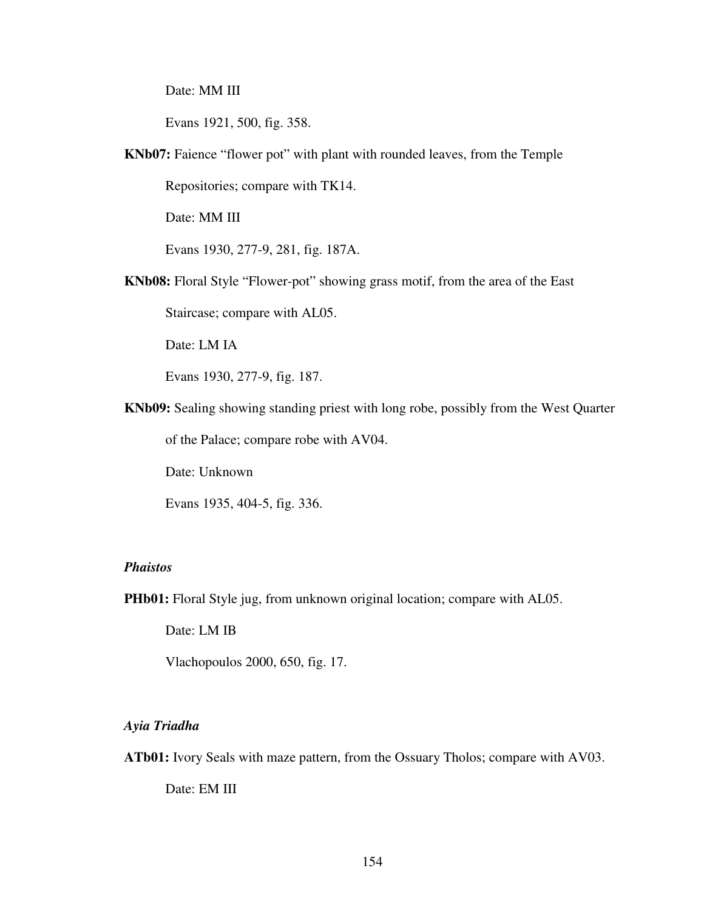Date: MM III

Evans 1921, 500, fig. 358.

**KNb07:** Faience "flower pot" with plant with rounded leaves, from the Temple Repositories; compare with TK14.

Date: MM III

Evans 1930, 277-9, 281, fig. 187A.

**KNb08:** Floral Style "Flower-pot" showing grass motif, from the area of the East Staircase; compare with AL05.

Date: LM IA

Evans 1930, 277-9, fig. 187.

**KNb09:** Sealing showing standing priest with long robe, possibly from the West Quarter of the Palace; compare robe with AV04.

Date: Unknown

Evans 1935, 404-5, fig. 336.

### *Phaistos*

**PHb01:** Floral Style jug, from unknown original location; compare with AL05.

Date: LM IB

Vlachopoulos 2000, 650, fig. 17.

### *Ayia Triadha*

**ATb01:** Ivory Seals with maze pattern, from the Ossuary Tholos; compare with AV03.

Date: EM III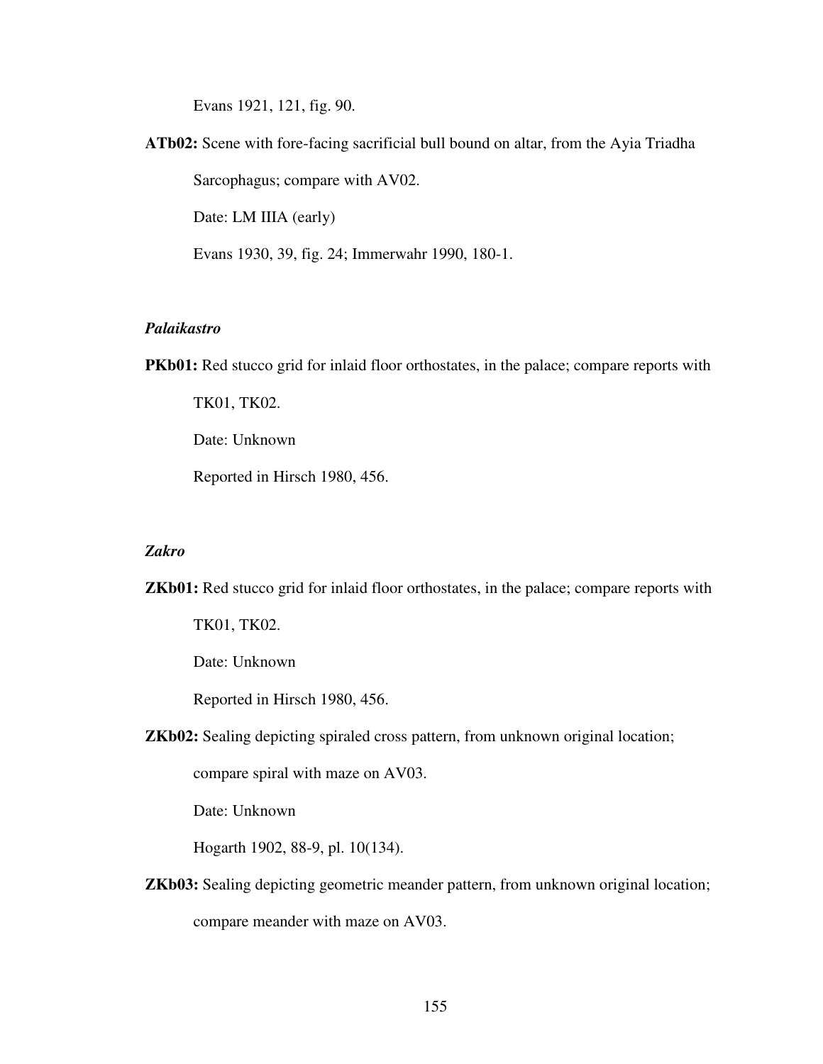Evans 1921, 121, fig. 90.

**ATb02:** Scene with fore-facing sacrificial bull bound on altar, from the Ayia Triadha Sarcophagus; compare with AV02.

Date: LM IIIA (early)

Evans 1930, 39, fig. 24; Immerwahr 1990, 180-1.

### *Palaikastro*

**PKb01:** Red stucco grid for inlaid floor orthostates, in the palace; compare reports with TK01, TK02.

Date: Unknown

Reported in Hirsch 1980, 456.

### *Zakro*

**ZKb01:** Red stucco grid for inlaid floor orthostates, in the palace; compare reports with TK01, TK02.

Date: Unknown

Reported in Hirsch 1980, 456.

**ZKb02:** Sealing depicting spiraled cross pattern, from unknown original location; compare spiral with maze on AV03.

Date: Unknown

Hogarth 1902, 88-9, pl. 10(134).

**ZKb03:** Sealing depicting geometric meander pattern, from unknown original location; compare meander with maze on AV03.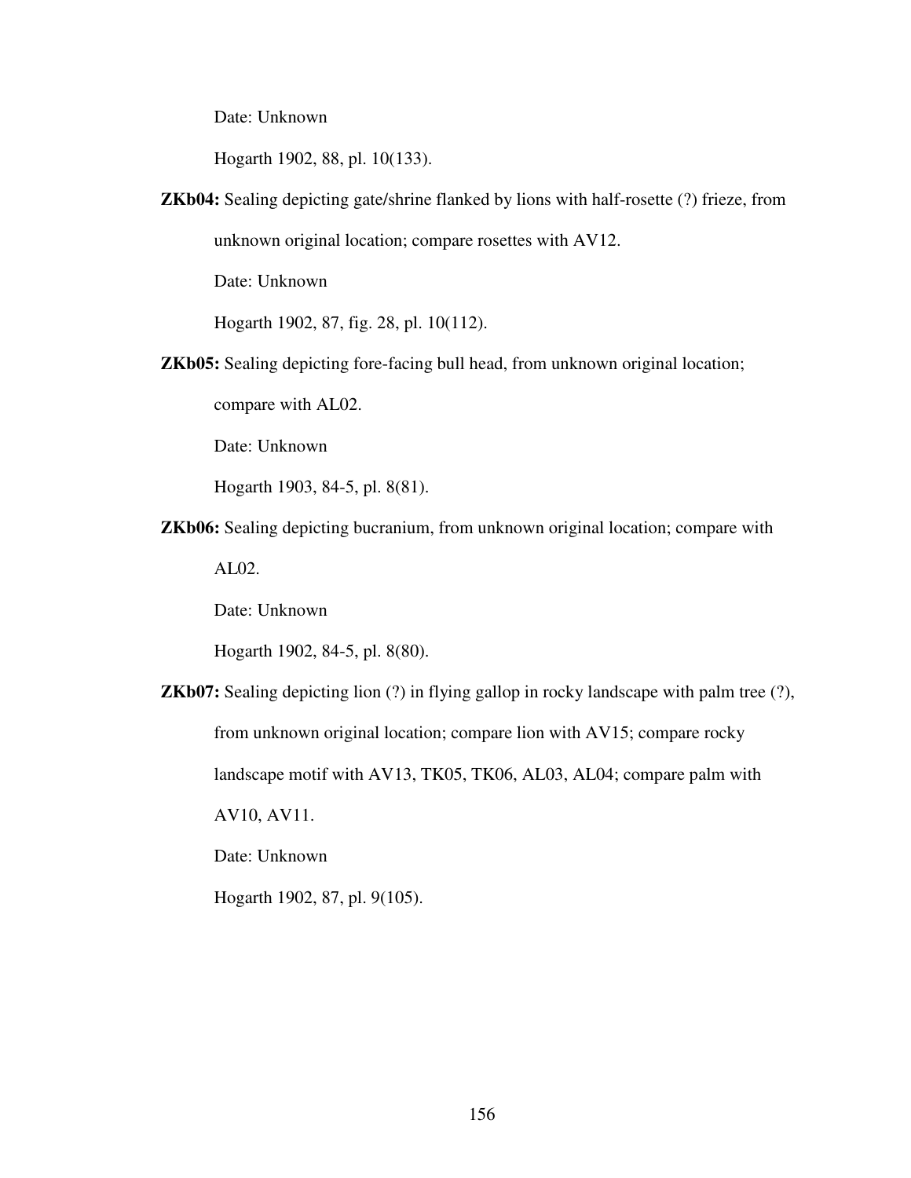Date: Unknown

Hogarth 1902, 88, pl. 10(133).

**ZKb04:** Sealing depicting gate/shrine flanked by lions with half-rosette (?) frieze, from unknown original location; compare rosettes with AV12.

Date: Unknown

Hogarth 1902, 87, fig. 28, pl. 10(112).

**ZKb05:** Sealing depicting fore-facing bull head, from unknown original location; compare with AL02.

Date: Unknown

Hogarth 1903, 84-5, pl. 8(81).

**ZKb06:** Sealing depicting bucranium, from unknown original location; compare with AL02.

Date: Unknown

Hogarth 1902, 84-5, pl. 8(80).

**ZKb07:** Sealing depicting lion (?) in flying gallop in rocky landscape with palm tree (?), from unknown original location; compare lion with AV15; compare rocky landscape motif with AV13, TK05, TK06, AL03, AL04; compare palm with AV10, AV11.

Date: Unknown

Hogarth 1902, 87, pl. 9(105).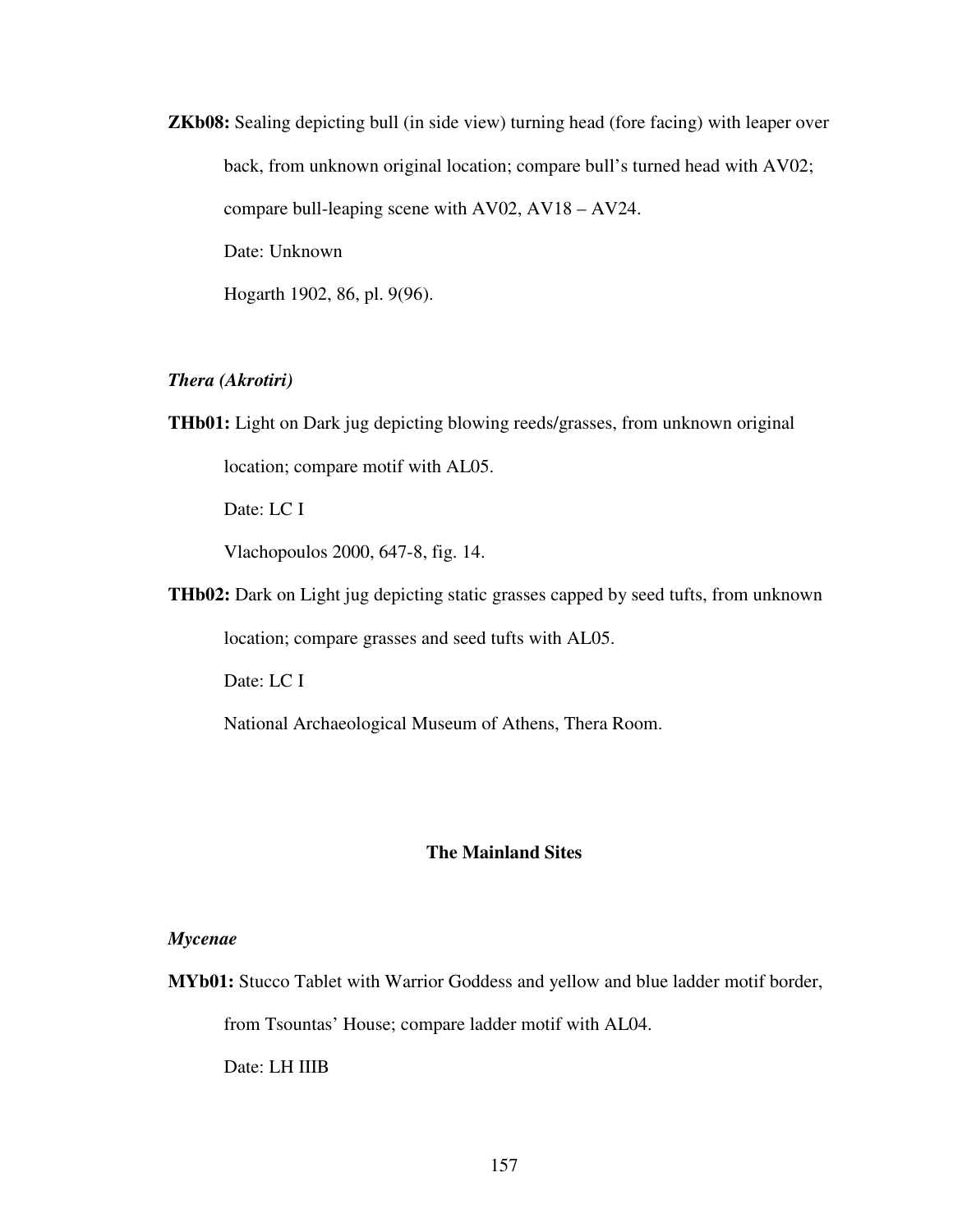**ZKb08:** Sealing depicting bull (in side view) turning head (fore facing) with leaper over back, from unknown original location; compare bull's turned head with AV02; compare bull-leaping scene with AV02, AV18 – AV24.

Date: Unknown

Hogarth 1902, 86, pl. 9(96).

### *Thera (Akrotiri)*

**THb01:** Light on Dark jug depicting blowing reeds/grasses, from unknown original location; compare motif with AL05.

Date: LC I

Vlachopoulos 2000, 647-8, fig. 14.

**THb02:** Dark on Light jug depicting static grasses capped by seed tufts, from unknown location; compare grasses and seed tufts with AL05.

Date: LC I

National Archaeological Museum of Athens, Thera Room.

## The Mainland Sites

### *Mycenae*

**MYb01:** Stucco Tablet with Warrior Goddess and yellow and blue ladder motif border, from Tsountas' House; compare ladder motif with AL04.

Date: LH IIIB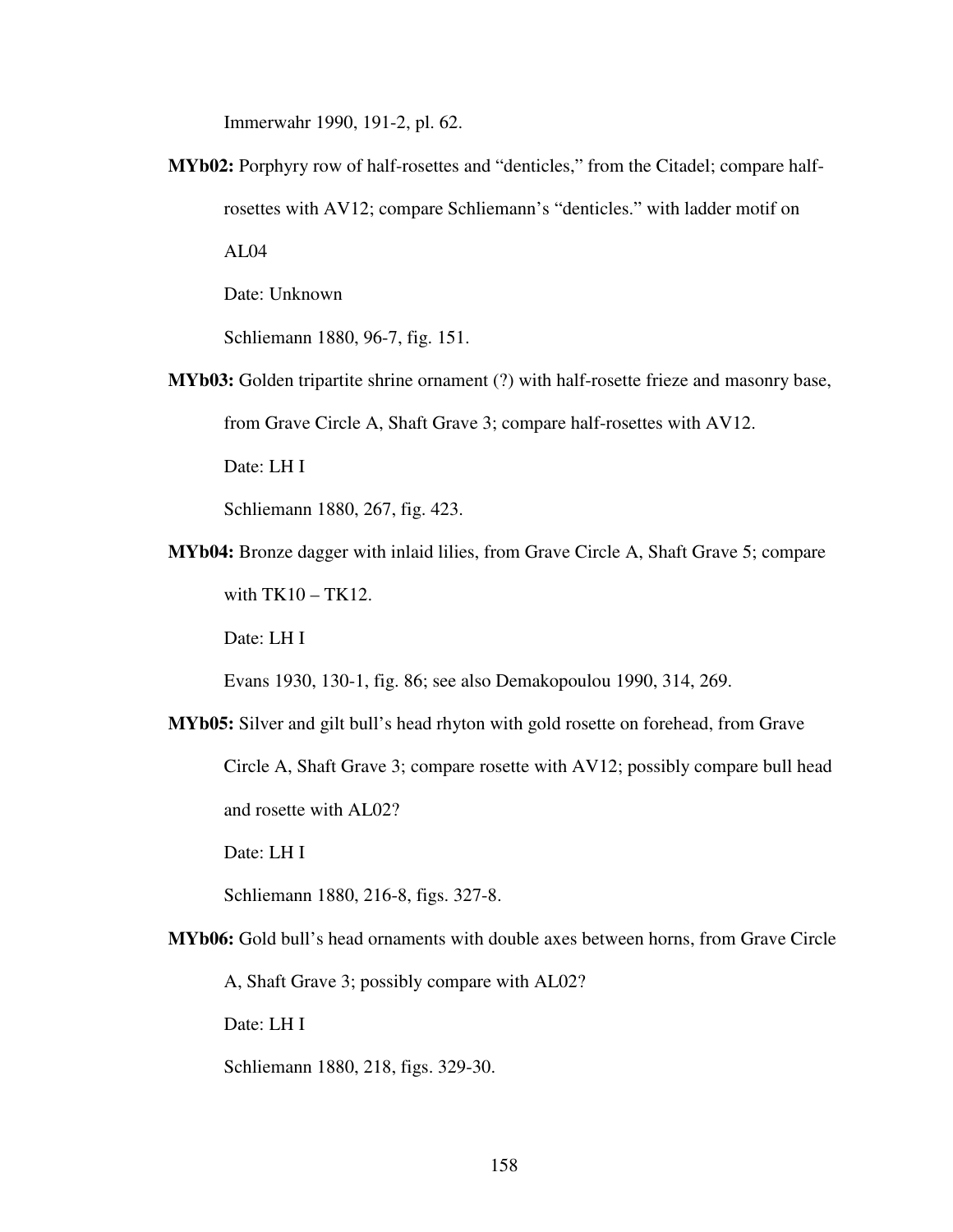Immerwahr 1990, 191-2, pl. 62.

**MYb02:** Porphyry row of half-rosettes and “denticles,” from the Citadel; compare half-rosettes with AV12; compare Schliemann’s “denticles.” with ladder motif on AL04

Date: Unknown

Schliemann 1880, 96-7, fig. 151.

**MYb03:** Golden tripartite shrine ornament (?) with half-rosette frieze and masonry base, from Grave Circle A, Shaft Grave 3; compare half-rosettes with AV12.

Date: LH I

Schliemann 1880, 267, fig. 423.

**MYb04:** Bronze dagger with inlaid lilies, from Grave Circle A, Shaft Grave 5; compare with TK10 – TK12.

Date: LH I

Evans 1930, 130-1, fig. 86; see also Demakopoulou 1990, 314, 269.

**MYb05:** Silver and gilt bull’s head rhyton with gold rosette on forehead, from Grave Circle A, Shaft Grave 3; compare rosette with AV12; possibly compare bull head and rosette with AL02?

Date: LH I

Schliemann 1880, 216-8, figs. 327-8.

**MYb06:** Gold bull’s head ornaments with double axes between horns, from Grave Circle A, Shaft Grave 3; possibly compare with AL02?

Date: LH I

Schliemann 1880, 218, figs. 329-30.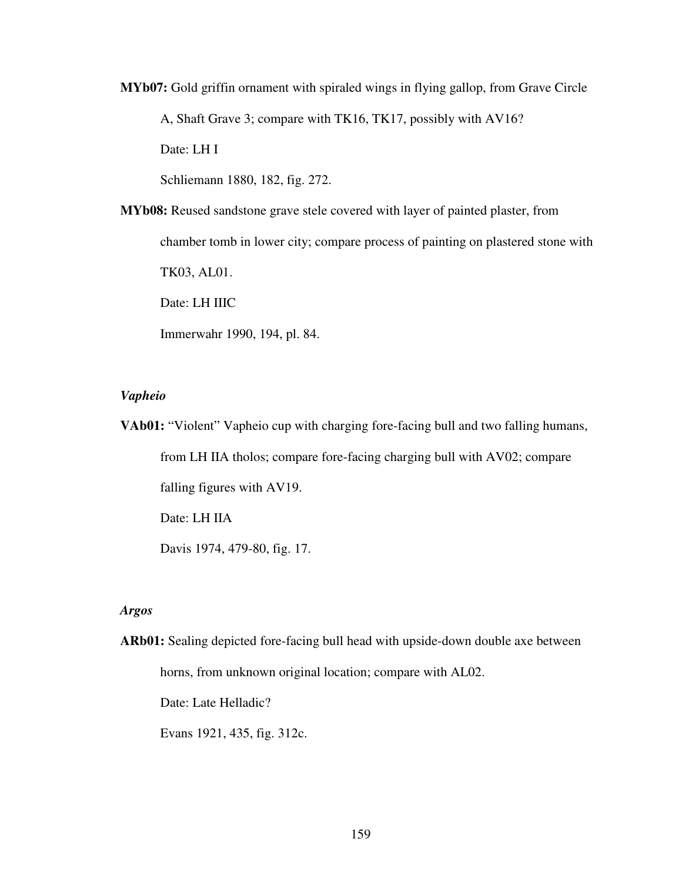**MYb07:** Gold griffin ornament with spiraled wings in flying gallop, from Grave Circle A, Shaft Grave 3; compare with TK16, TK17, possibly with AV16?

Date: LH I

Schliemann 1880, 182, fig. 272.

**MYb08:** Reused sandstone grave stele covered with layer of painted plaster, from chamber tomb in lower city; compare process of painting on plastered stone with TK03, AL01.

Date: LH IIIC

Immerwahr 1990, 194, pl. 84.

### *Vapheio*

**VAb01:** "Violent" Vapheio cup with charging fore-facing bull and two falling humans, from LH IIA tholos; compare fore-facing charging bull with AV02; compare falling figures with AV19.

Date: LH IIA

Davis 1974, 479-80, fig. 17.

### *Argos*

**ARb01:** Sealing depicted fore-facing bull head with upside-down double axe between horns, from unknown original location; compare with AL02.

Date: Late Helladic?

Evans 1921, 435, fig. 312c.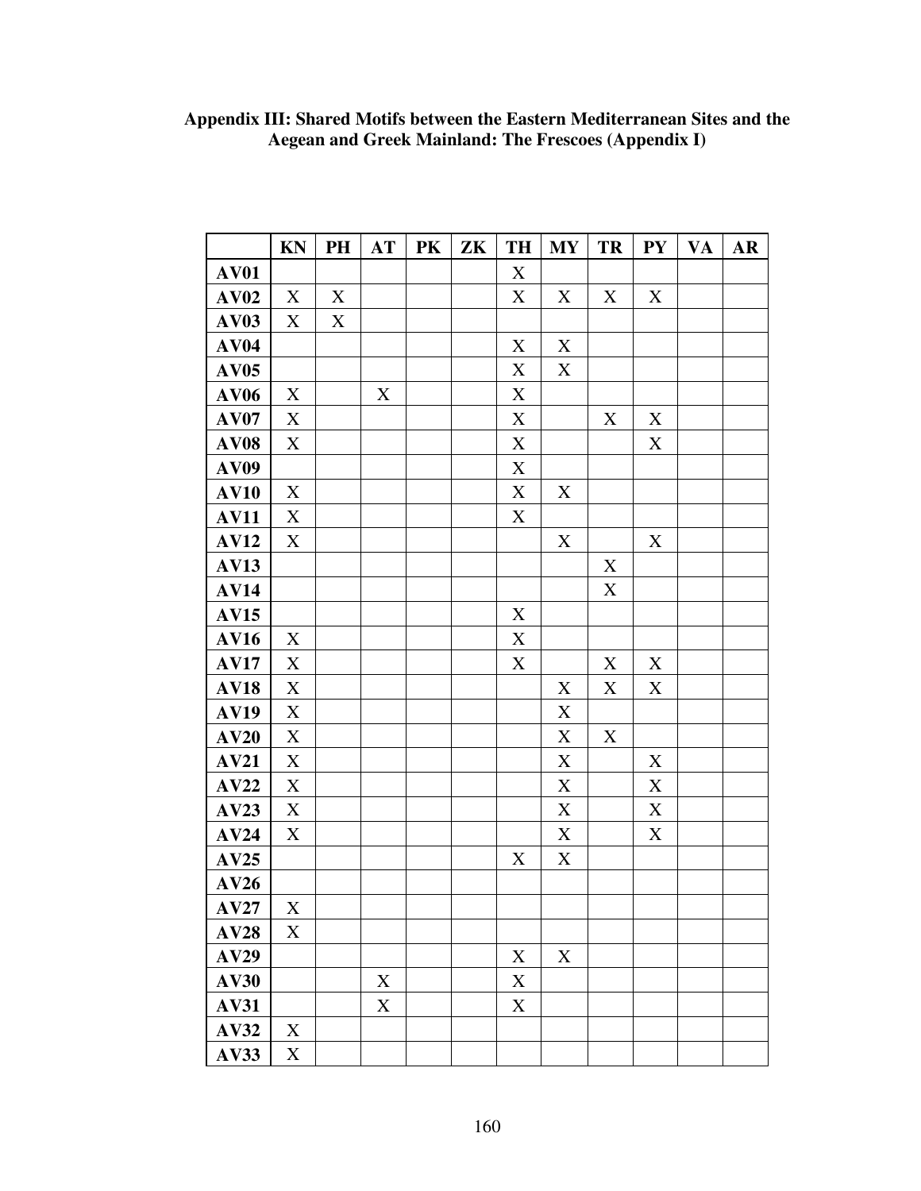**Appendix III: Shared Motifs between the Eastern Mediterranean Sites and the Aegean and Greek Mainland: The Frescoes (Appendix I)**

| | KN | PH | AT | PK | ZK | TH | MY | TR | PY | VA | AR |
|---|---|---|---|---|---|---|---|---|---|---|---|
| **AV01** | | | | | | X | | | | | |
| **AV02** | X | X | | | | X | X | X | X | | |
| **AV03** | X | X | | | | | | | | | |
| **AV04** | | | | | | X | X | | | | |
| **AV05** | | | | | | X | X | | | | |
| **AV06** | X | | X | | | X | | | | | |
| **AV07** | X | | | | | X | | X | X | | |
| **AV08** | X | | | | | X | | | X | | |
| **AV09** | | | | | | X | | | | | |
| **AV10** | X | | | | | X | X | | | | |
| **AV11** | X | | | | | X | | | | | |
| **AV12** | X | | | | | | X | | X | | |
| **AV13** | | | | | | | | X | | | |
| **AV14** | | | | | | | | X | | | |
| **AV15** | | | | | | X | | | | | |
| **AV16** | X | | | | | X | | | | | |
| **AV17** | X | | | | | X | | X | X | | |
| **AV18** | X | | | | | | X | X | X | | |
| **AV19** | X | | | | | | X | | | | |
| **AV20** | X | | | | | | X | X | | | |
| **AV21** | X | | | | | | X | | X | | |
| **AV22** | X | | | | | | X | | X | | |
| **AV23** | X | | | | | | X | | X | | |
| **AV24** | X | | | | | | X | | X | | |
| **AV25** | | | | | | X | X | | | | |
| **AV26** | | | | | | | | | | | |
| **AV27** | X | | | | | | | | | | |
| **AV28** | X | | | | | | | | | | |
| **AV29** | | | | | | X | X | | | | |
| **AV30** | | | X | | | X | | | | | |
| **AV31** | | | X | | | X | | | | | |
| **AV32** | X | | | | | | | | | | |
| **AV33** | X | | | | | | | | | | |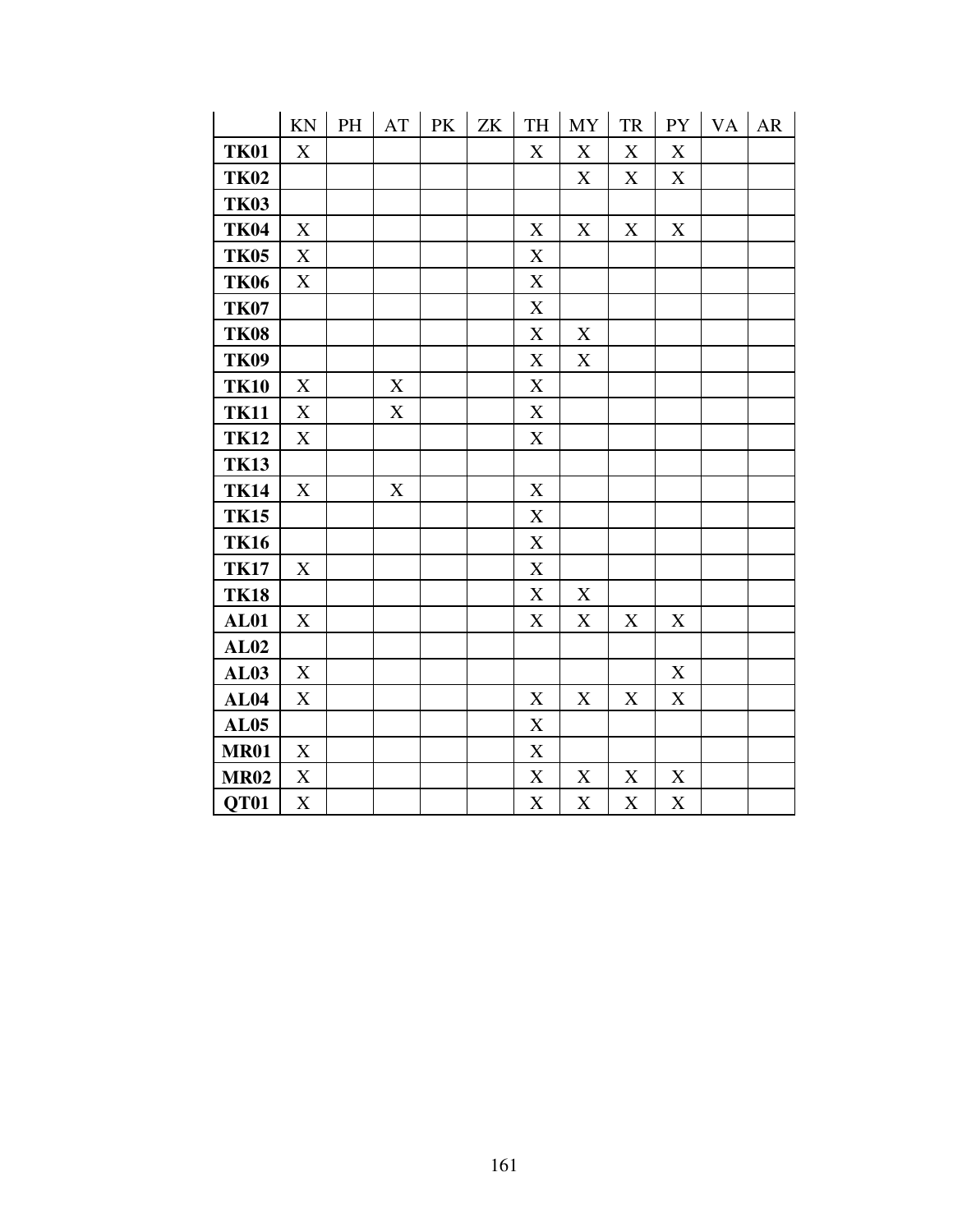| | KN | PH | AT | PK | ZK | TH | MY | TR | PY | VA | AR |
|---|---|---|---|---|---|---|---|---|---|---|---|
| **TK01** | X | | | | | X | X | X | X | | |
| **TK02** | | | | | | | X | X | X | | |
| **TK03** | | | | | | | | | | | |
| **TK04** | X | | | | | X | X | X | X | | |
| **TK05** | X | | | | | X | | | | | |
| **TK06** | X | | | | | X | | | | | |
| **TK07** | | | | | | X | | | | | |
| **TK08** | | | | | | X | X | | | | |
| **TK09** | | | | | | X | X | | | | |
| **TK10** | X | | X | | | X | | | | | |
| **TK11** | X | | X | | | X | | | | | |
| **TK12** | X | | | | | X | | | | | |
| **TK13** | | | | | | | | | | | |
| **TK14** | X | | X | | | X | | | | | |
| **TK15** | | | | | | X | | | | | |
| **TK16** | | | | | | X | | | | | |
| **TK17** | X | | | | | X | | | | | |
| **TK18** | | | | | | X | X | | | | |
| **AL01** | X | | | | | X | X | X | X | | |
| **AL02** | | | | | | | | | | | |
| **AL03** | X | | | | | | | | X | | |
| **AL04** | X | | | | | X | X | X | X | | |
| **AL05** | | | | | | X | | | | | |
| **MR01** | X | | | | | X | | | | | |
| **MR02** | X | | | | | X | X | X | X | | |
| **QT01** | X | | | | | X | X | X | X | | |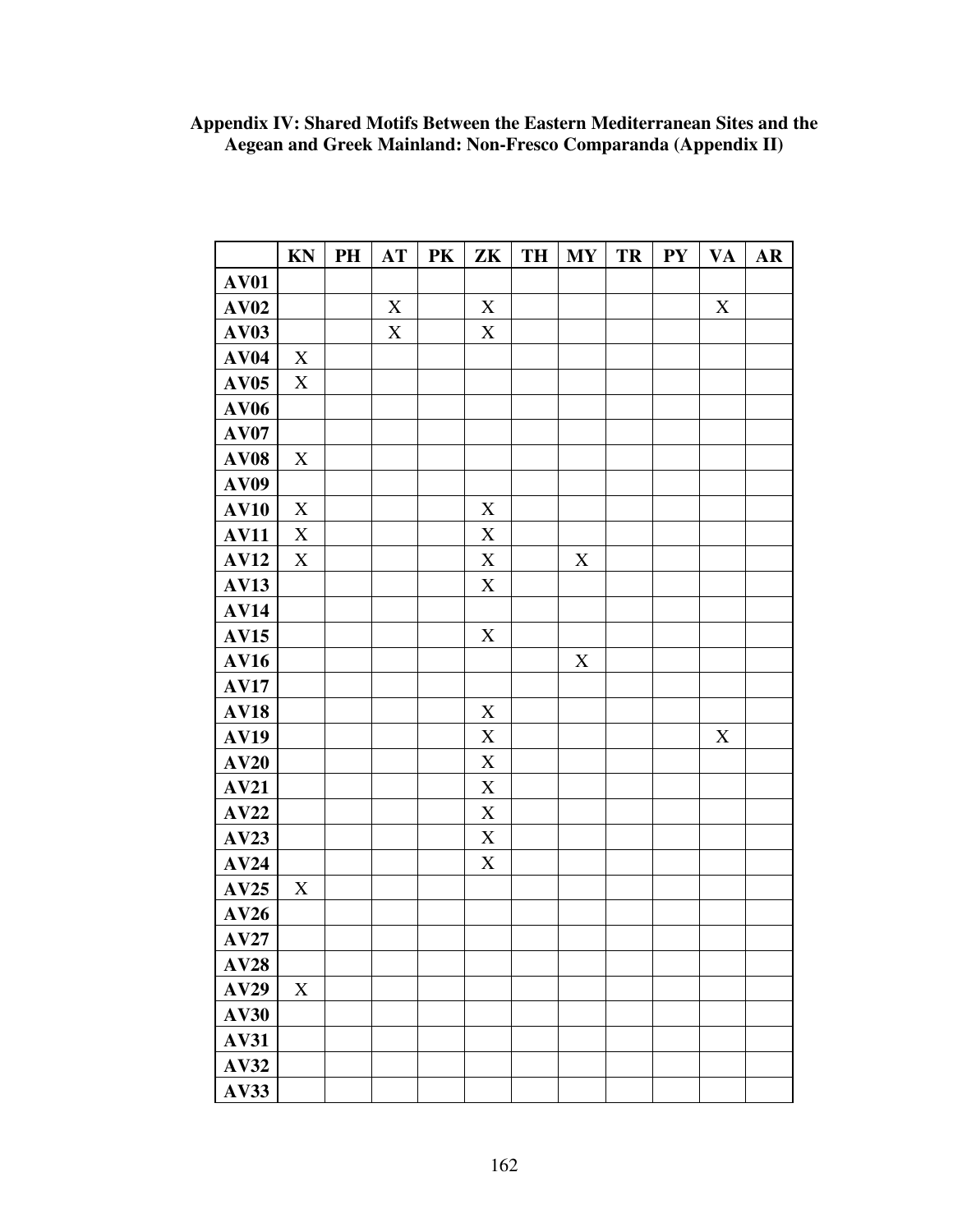**Appendix IV: Shared Motifs Between the Eastern Mediterranean Sites and the Aegean and Greek Mainland: Non-Fresco Comparanda (Appendix II)**

| | KN | PH | AT | PK | ZK | TH | MY | TR | PY | VA | AR |
|---|---|---|---|---|---|---|---|---|---|---|---|
| **AV01** | | | | | | | | | | | |
| **AV02** | | | X | | X | | | | | X | |
| **AV03** | | | X | | X | | | | | | |
| **AV04** | X | | | | | | | | | | |
| **AV05** | X | | | | | | | | | | |
| **AV06** | | | | | | | | | | | |
| **AV07** | | | | | | | | | | | |
| **AV08** | X | | | | | | | | | | |
| **AV09** | | | | | | | | | | | |
| **AV10** | X | | | | X | | | | | | |
| **AV11** | X | | | | X | | | | | | |
| **AV12** | X | | | | X | | X | | | | |
| **AV13** | | | | | X | | | | | | |
| **AV14** | | | | | | | | | | | |
| **AV15** | | | | | X | | | | | | |
| **AV16** | | | | | | | X | | | | |
| **AV17** | | | | | | | | | | | |
| **AV18** | | | | | X | | | | | | |
| **AV19** | | | | | X | | | | | X | |
| **AV20** | | | | | X | | | | | | |
| **AV21** | | | | | X | | | | | | |
| **AV22** | | | | | X | | | | | | |
| **AV23** | | | | | X | | | | | | |
| **AV24** | | | | | X | | | | | | |
| **AV25** | X | | | | | | | | | | |
| **AV26** | | | | | | | | | | | |
| **AV27** | | | | | | | | | | | |
| **AV28** | | | | | | | | | | | |
| **AV29** | X | | | | | | | | | | |
| **AV30** | | | | | | | | | | | |
| **AV31** | | | | | | | | | | | |
| **AV32** | | | | | | | | | | | |
| **AV33** | | | | | | | | | | | |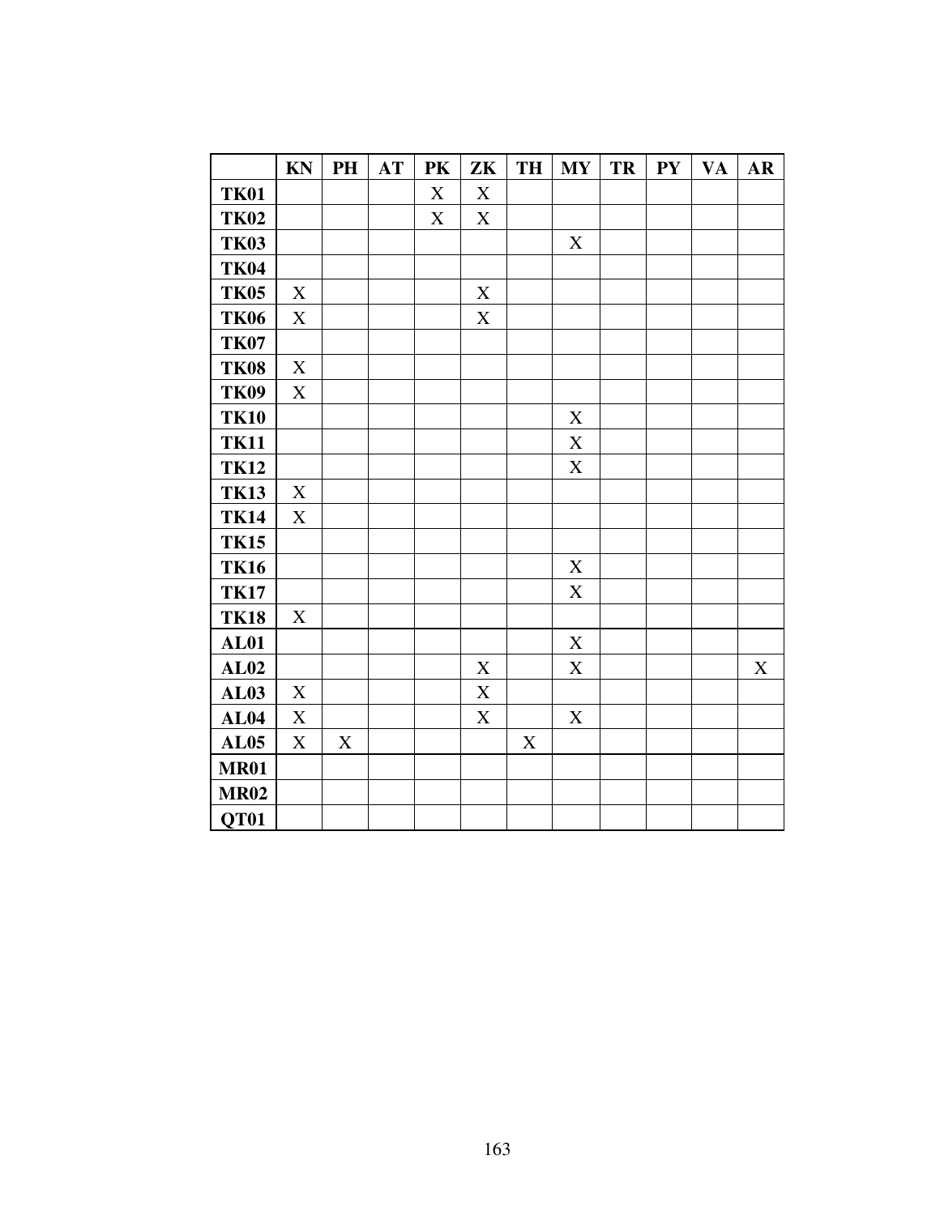| | KN | PH | AT | PK | ZK | TH | MY | TR | PY | VA | AR |
|---|---|---|---|---|---|---|---|---|---|---|---|
| **TK01** | | | | X | X | | | | | | |
| **TK02** | | | | X | X | | | | | | |
| **TK03** | | | | | | | X | | | | |
| **TK04** | | | | | | | | | | | |
| **TK05** | X | | | | X | | | | | | |
| **TK06** | X | | | | X | | | | | | |
| **TK07** | | | | | | | | | | | |
| **TK08** | X | | | | | | | | | | |
| **TK09** | X | | | | | | | | | | |
| **TK10** | | | | | | | X | | | | |
| **TK11** | | | | | | | X | | | | |
| **TK12** | | | | | | | X | | | | |
| **TK13** | X | | | | | | | | | | |
| **TK14** | X | | | | | | | | | | |
| **TK15** | | | | | | | | | | | |
| **TK16** | | | | | | | X | | | | |
| **TK17** | | | | | | | X | | | | |
| **TK18** | X | | | | | | | | | | |
| **AL01** | | | | | | | X | | | | |
| **AL02** | | | | | X | | X | | | | X |
| **AL03** | X | | | | X | | | | | | |
| **AL04** | X | | | | X | | X | | | | |
| **AL05** | X | X | | | | X | | | | | |
| **MR01** | | | | | | | | | | | |
| **MR02** | | | | | | | | | | | |
| **QT01** | | | | | | | | | | | |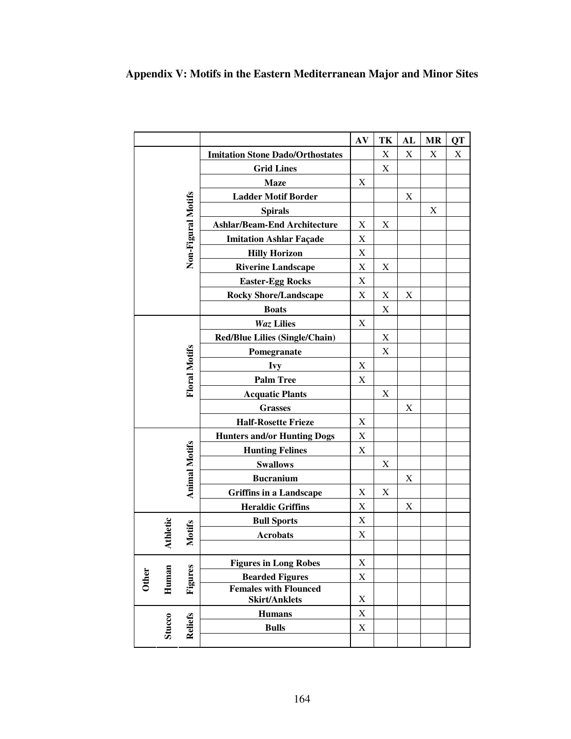## Appendix V: Motifs in the Eastern Mediterranean Major and Minor Sites

| | | AV | TK | AL | MR | QT |
|---|---|---|---|---|---|---|
| Non-Figural Motifs | **Imitation Stone Dado/Orthostates** | | X | X | X | X |
| | **Grid Lines** | | X | | | |
| | **Maze** | X | | | | |
| | **Ladder Motif Border** | | | X | | |
| | **Spirals** | | | | X | |
| | **Ashlar/Beam-End Architecture** | X | X | | | |
| | **Imitation Ashlar Façade** | X | | | | |
| | **Hilly Horizon** | X | | | | |
| | **Riverine Landscape** | X | X | | | |
| | **Easter-Egg Rocks** | X | | | | |
| | **Rocky Shore/Landscape** | X | X | X | | |
| | **Boats** | | X | | | |
| Floral Motifs | ***Waz* Lilies** | X | | | | |
| | **Red/Blue Lilies (Single/Chain)** | | X | | | |
| | **Pomegranate** | | X | | | |
| | **Ivy** | X | | | | |
| | **Palm Tree** | X | | | | |
| | **Acquatic Plants** | | X | | | |
| | **Grasses** | | | X | | |
| | **Half-Rosette Frieze** | X | | | | |
| Animal Motifs | **Hunters and/or Hunting Dogs** | X | | | | |
| | **Hunting Felines** | X | | | | |
| | **Swallows** | | X | | | |
| | **Bucranium** | | | X | | |
| | **Griffins in a Landscape** | X | X | | | |
| | **Heraldic Griffins** | X | | X | | |
| Athletic Motifs | **Bull Sports** | X | | | | |
| | **Acrobats** | X | | | | |
| | | | | | | |
| Other Human Figures | **Figures in Long Robes** | X | | | | |
| | **Bearded Figures** | X | | | | |
| | **Females with Flounced Skirt/Anklets** | X | | | | |
| Stucco Reliefs | **Humans** | X | | | | |
| | **Bulls** | X | | | | |
| | | | | | | |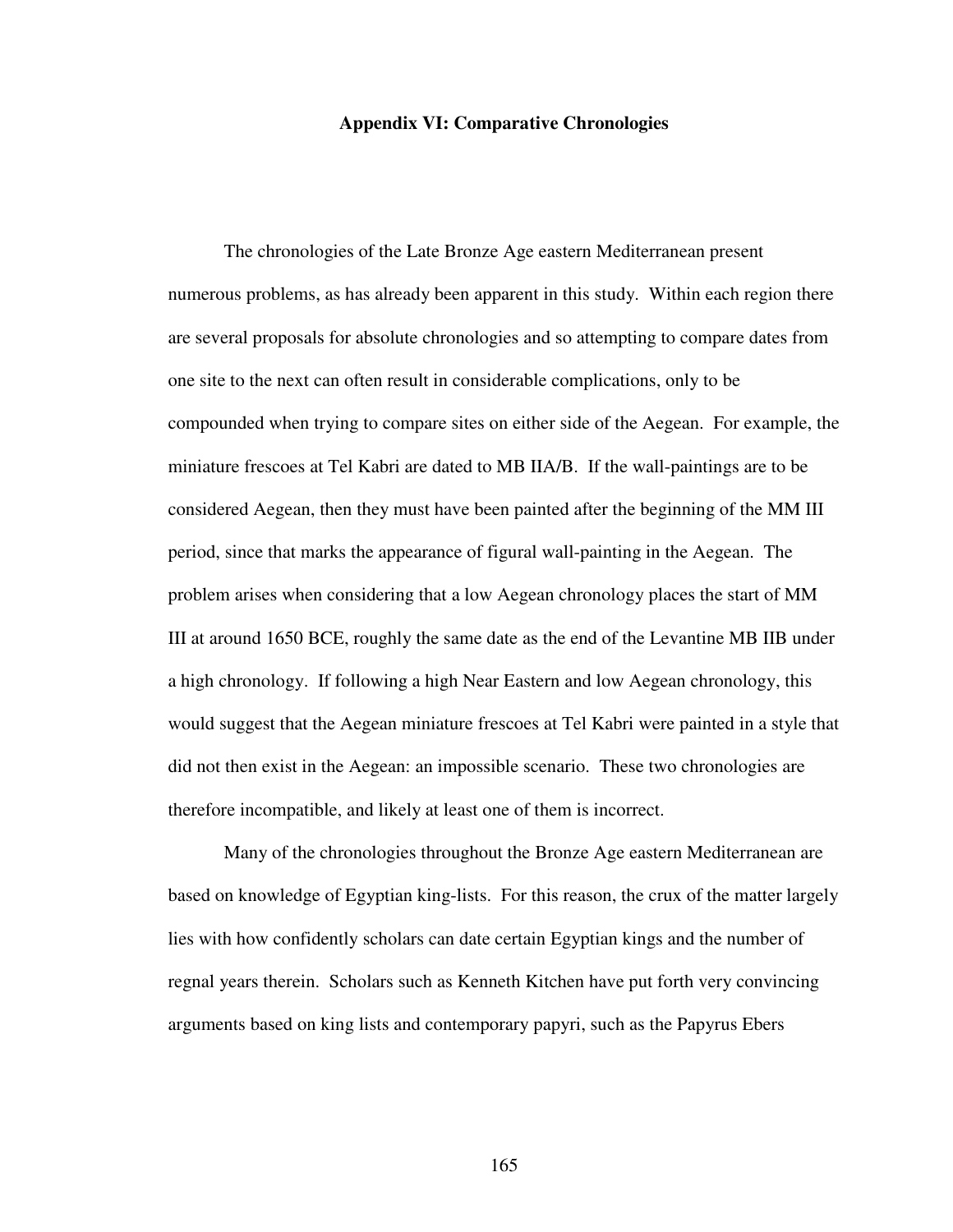# Appendix VI: Comparative Chronologies

The chronologies of the Late Bronze Age eastern Mediterranean present numerous problems, as has already been apparent in this study. Within each region there are several proposals for absolute chronologies and so attempting to compare dates from one site to the next can often result in considerable complications, only to be compounded when trying to compare sites on either side of the Aegean. For example, the miniature frescoes at Tel Kabri are dated to MB IIA/B. If the wall-paintings are to be considered Aegean, then they must have been painted after the beginning of the MM III period, since that marks the appearance of figural wall-painting in the Aegean. The problem arises when considering that a low Aegean chronology places the start of MM III at around 1650 BCE, roughly the same date as the end of the Levantine MB IIB under a high chronology. If following a high Near Eastern and low Aegean chronology, this would suggest that the Aegean miniature frescoes at Tel Kabri were painted in a style that did not then exist in the Aegean: an impossible scenario. These two chronologies are therefore incompatible, and likely at least one of them is incorrect.

Many of the chronologies throughout the Bronze Age eastern Mediterranean are based on knowledge of Egyptian king-lists. For this reason, the crux of the matter largely lies with how confidently scholars can date certain Egyptian kings and the number of regnal years therein. Scholars such as Kenneth Kitchen have put forth very convincing arguments based on king lists and contemporary papyri, such as the Papyrus Ebers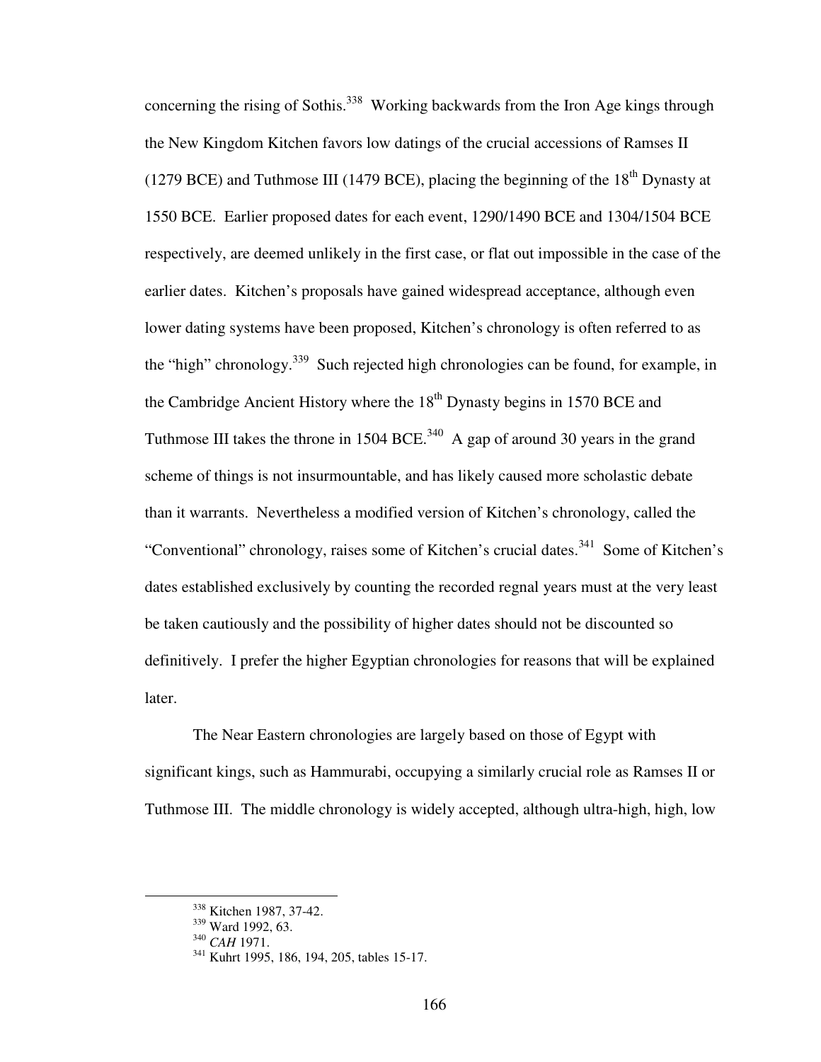concerning the rising of Sothis.[338] Working backwards from the Iron Age kings through the New Kingdom Kitchen favors low datings of the crucial accessions of Ramses II (1279 BCE) and Tuthmose III (1479 BCE), placing the beginning of the 18th Dynasty at 1550 BCE. Earlier proposed dates for each event, 1290/1490 BCE and 1304/1504 BCE respectively, are deemed unlikely in the first case, or flat out impossible in the case of the earlier dates. Kitchen's proposals have gained widespread acceptance, although even lower dating systems have been proposed, Kitchen's chronology is often referred to as the "high" chronology.[339] Such rejected high chronologies can be found, for example, in the Cambridge Ancient History where the 18th Dynasty begins in 1570 BCE and Tuthmose III takes the throne in 1504 BCE.[340] A gap of around 30 years in the grand scheme of things is not insurmountable, and has likely caused more scholastic debate than it warrants. Nevertheless a modified version of Kitchen's chronology, called the "Conventional" chronology, raises some of Kitchen's crucial dates.[341] Some of Kitchen's dates established exclusively by counting the recorded regnal years must at the very least be taken cautiously and the possibility of higher dates should not be discounted so definitively. I prefer the higher Egyptian chronologies for reasons that will be explained later.

The Near Eastern chronologies are largely based on those of Egypt with significant kings, such as Hammurabi, occupying a similarly crucial role as Ramses II or Tuthmose III. The middle chronology is widely accepted, although ultra-high, high, low

---

[338] Kitchen 1987, 37-42.

[339] Ward 1992, 63.

[340] *CAH* 1971.

[341] Kuhrt 1995, 186, 194, 205, tables 15-17.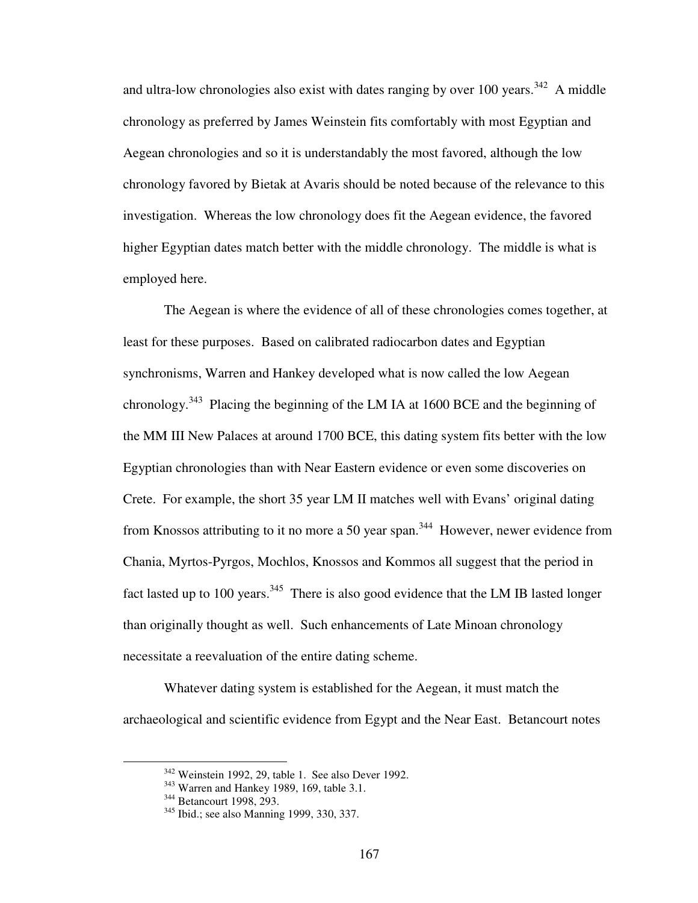and ultra-low chronologies also exist with dates ranging by over 100 years.[342] A middle chronology as preferred by James Weinstein fits comfortably with most Egyptian and Aegean chronologies and so it is understandably the most favored, although the low chronology favored by Bietak at Avaris should be noted because of the relevance to this investigation. Whereas the low chronology does fit the Aegean evidence, the favored higher Egyptian dates match better with the middle chronology. The middle is what is employed here.

The Aegean is where the evidence of all of these chronologies comes together, at least for these purposes. Based on calibrated radiocarbon dates and Egyptian synchronisms, Warren and Hankey developed what is now called the low Aegean chronology.[343] Placing the beginning of the LM IA at 1600 BCE and the beginning of the MM III New Palaces at around 1700 BCE, this dating system fits better with the low Egyptian chronologies than with Near Eastern evidence or even some discoveries on Crete. For example, the short 35 year LM II matches well with Evans' original dating from Knossos attributing to it no more a 50 year span.[344] However, newer evidence from Chania, Myrtos-Pyrgos, Mochlos, Knossos and Kommos all suggest that the period in fact lasted up to 100 years.[345] There is also good evidence that the LM IB lasted longer than originally thought as well. Such enhancements of Late Minoan chronology necessitate a reevaluation of the entire dating scheme.

Whatever dating system is established for the Aegean, it must match the archaeological and scientific evidence from Egypt and the Near East. Betancourt notes

---

[342] Weinstein 1992, 29, table 1. See also Dever 1992.

[343] Warren and Hankey 1989, 169, table 3.1.

[344] Betancourt 1998, 293.

[345] Ibid.; see also Manning 1999, 330, 337.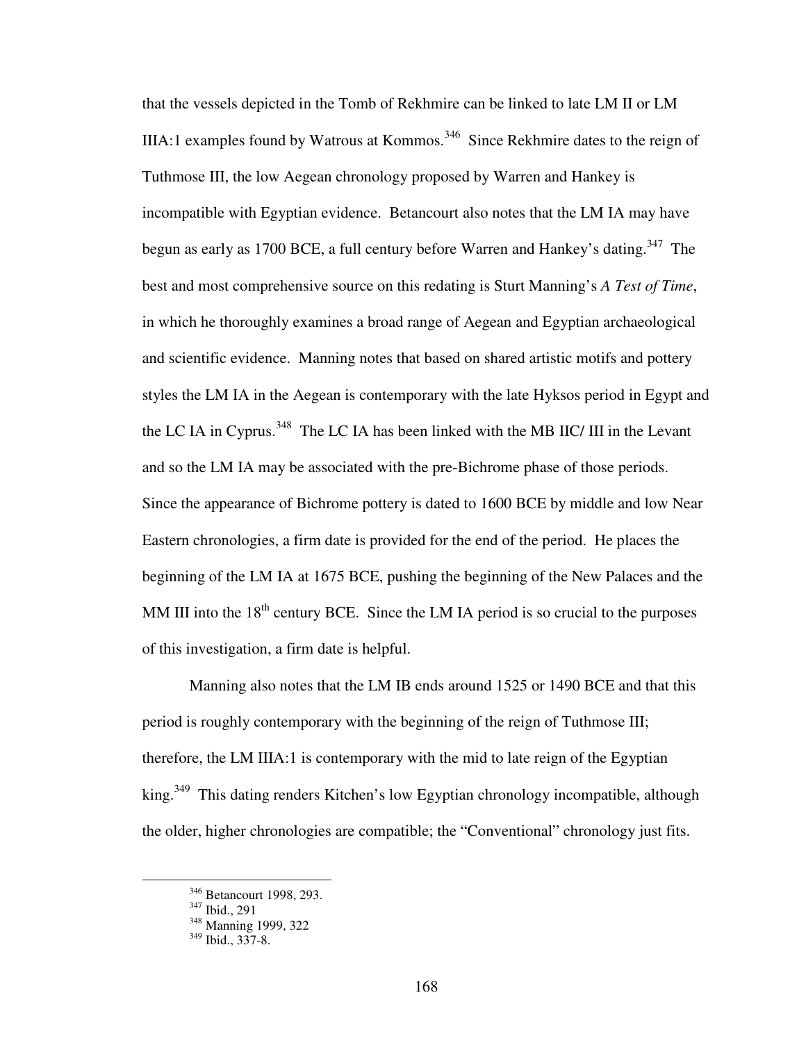that the vessels depicted in the Tomb of Rekhmire can be linked to late LM II or LM IIIA:1 examples found by Watrous at Kommos.[346] Since Rekhmire dates to the reign of Tuthmose III, the low Aegean chronology proposed by Warren and Hankey is incompatible with Egyptian evidence. Betancourt also notes that the LM IA may have begun as early as 1700 BCE, a full century before Warren and Hankey's dating.[347] The best and most comprehensive source on this redating is Sturt Manning's *A Test of Time*, in which he thoroughly examines a broad range of Aegean and Egyptian archaeological and scientific evidence. Manning notes that based on shared artistic motifs and pottery styles the LM IA in the Aegean is contemporary with the late Hyksos period in Egypt and the LC IA in Cyprus.[348] The LC IA has been linked with the MB IIC/ III in the Levant and so the LM IA may be associated with the pre-Bichrome phase of those periods. Since the appearance of Bichrome pottery is dated to 1600 BCE by middle and low Near Eastern chronologies, a firm date is provided for the end of the period. He places the beginning of the LM IA at 1675 BCE, pushing the beginning of the New Palaces and the MM III into the 18th century BCE. Since the LM IA period is so crucial to the purposes of this investigation, a firm date is helpful.

Manning also notes that the LM IB ends around 1525 or 1490 BCE and that this period is roughly contemporary with the beginning of the reign of Tuthmose III; therefore, the LM IIIA:1 is contemporary with the mid to late reign of the Egyptian king.[349] This dating renders Kitchen's low Egyptian chronology incompatible, although the older, higher chronologies are compatible; the "Conventional" chronology just fits.

---

[346] Betancourt 1998, 293.
[347] Ibid., 291
[348] Manning 1999, 322
[349] Ibid., 337-8.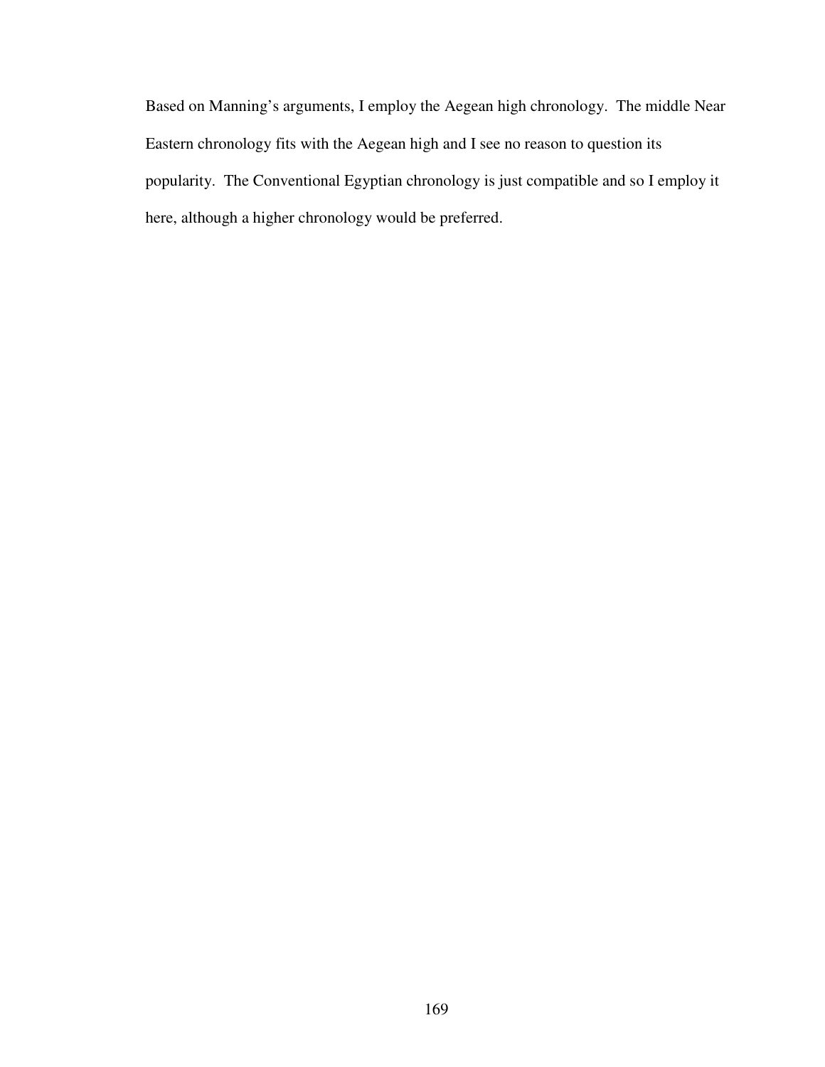Based on Manning's arguments, I employ the Aegean high chronology. The middle Near Eastern chronology fits with the Aegean high and I see no reason to question its popularity. The Conventional Egyptian chronology is just compatible and so I employ it here, although a higher chronology would be preferred.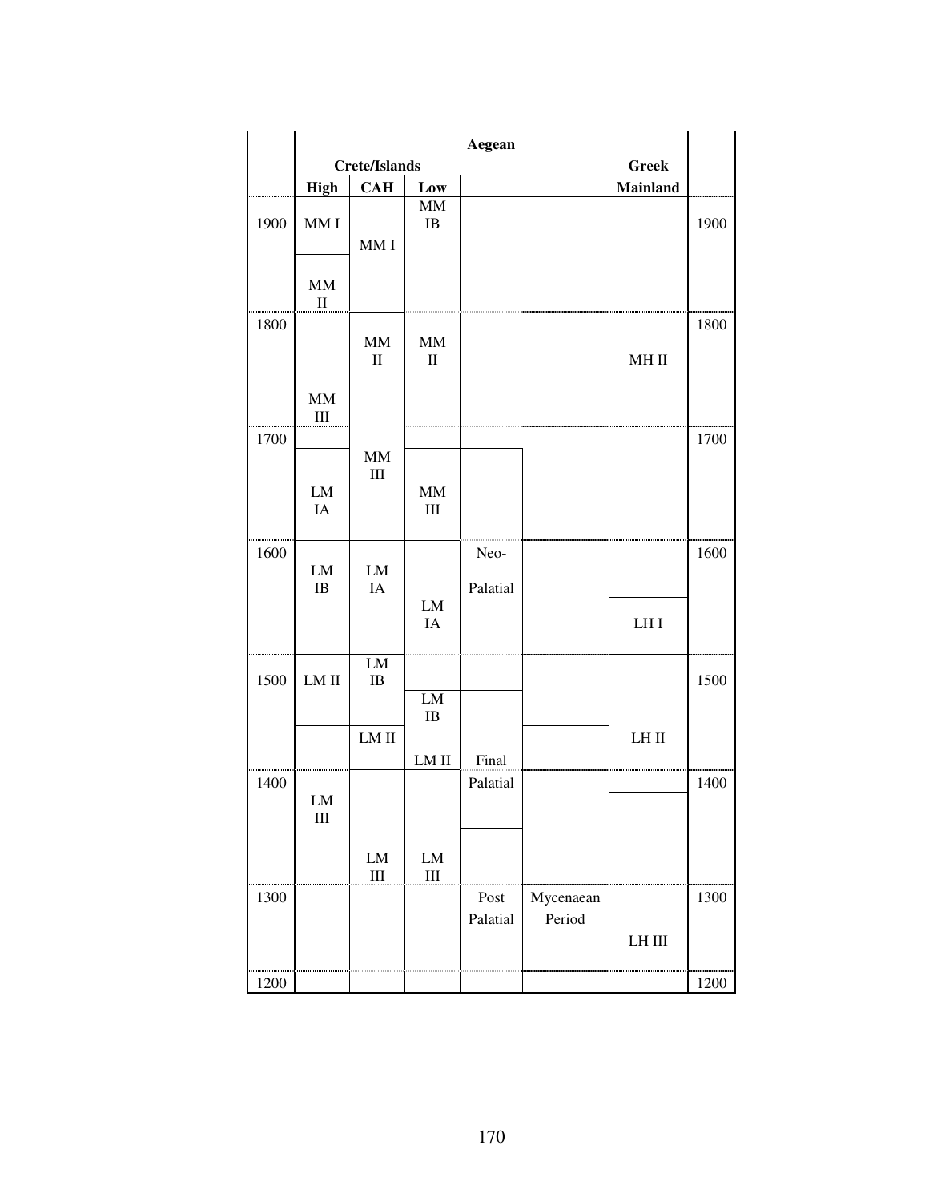| | Aegean | | | | | | |
|---|---|---|---|---|---|---|---|
| | Crete/Islands | | | | | Greek | |
| | High | CAH | Low | | | Mainland | |
| 1900 | MM I | MM I | MM IB | | | | 1900 |
| | MM II | | | | | | |
| 1800 | | MM II | MM II | | | MH II | 1800 |
| | MM III | | | | | | |
| 1700 | | MM III | | | | | 1700 |
| | LM IA | | MM III | | | | |
| 1600 | LM IB | LM IA | | Neo-Palatial | | | 1600 |
| | | | LM IA | | | LH I | |
| 1500 | LM II | LM IB | | | | | 1500 |
| | | | LM IB | | | | |
| | | LM II | | | | LH II | |
| | | | LM II | Final | | | |
| 1400 | LM III | | | Palatial | | | 1400 |
| | | LM III | LM III | | | | |
| 1300 | | | | Post Palatial | Mycenaean Period | LH III | 1300 |
| 1200 | | | | | | | 1200 |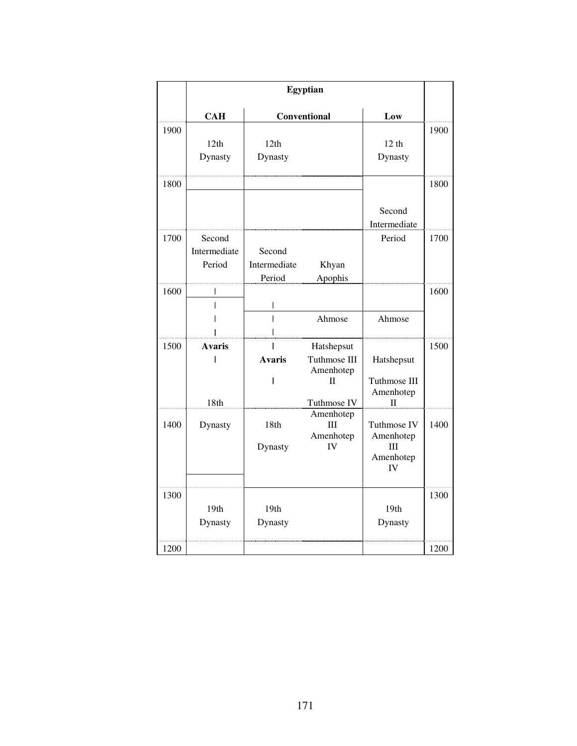| | Egyptian | | | | |
|---|---|---|---|---|---|
| | CAH | Conventional | | Low | |
| 1900 | | | | | 1900 |
| | 12th Dynasty | 12th Dynasty | | 12 th Dynasty | |
| 1800 | | | | | 1800 |
| | | | | Second Intermediate | |
| 1700 | Second Intermediate Period | Second Intermediate Period | Khyan Apophis | Period | 1700 |
| 1600 | ǀ | | | | 1600 |
| | ǀ | ǀ | | | |
| | ǀ | ǀ | Ahmose | Ahmose | |
| | ǀ | ǀ | | | |
| 1500 | **Avaris** | ǀ | Hatshepsut | | 1500 |
| | ǀ | **Avaris** | Tuthmose III | Hatshepsut | |
| | | ǀ | Amenhotep II | Tuthmose III | |
| | 18th | | Tuthmose IV | Amenhotep II | |
| 1400 | Dynasty | 18th Dynasty | Amenhotep III Amenhotep IV | Tuthmose IV Amenhotep III Amenhotep IV | 1400 |
| 1300 | | | | | 1300 |
| | 19th Dynasty | 19th Dynasty | | 19th Dynasty | |
| 1200 | | | | | 1200 |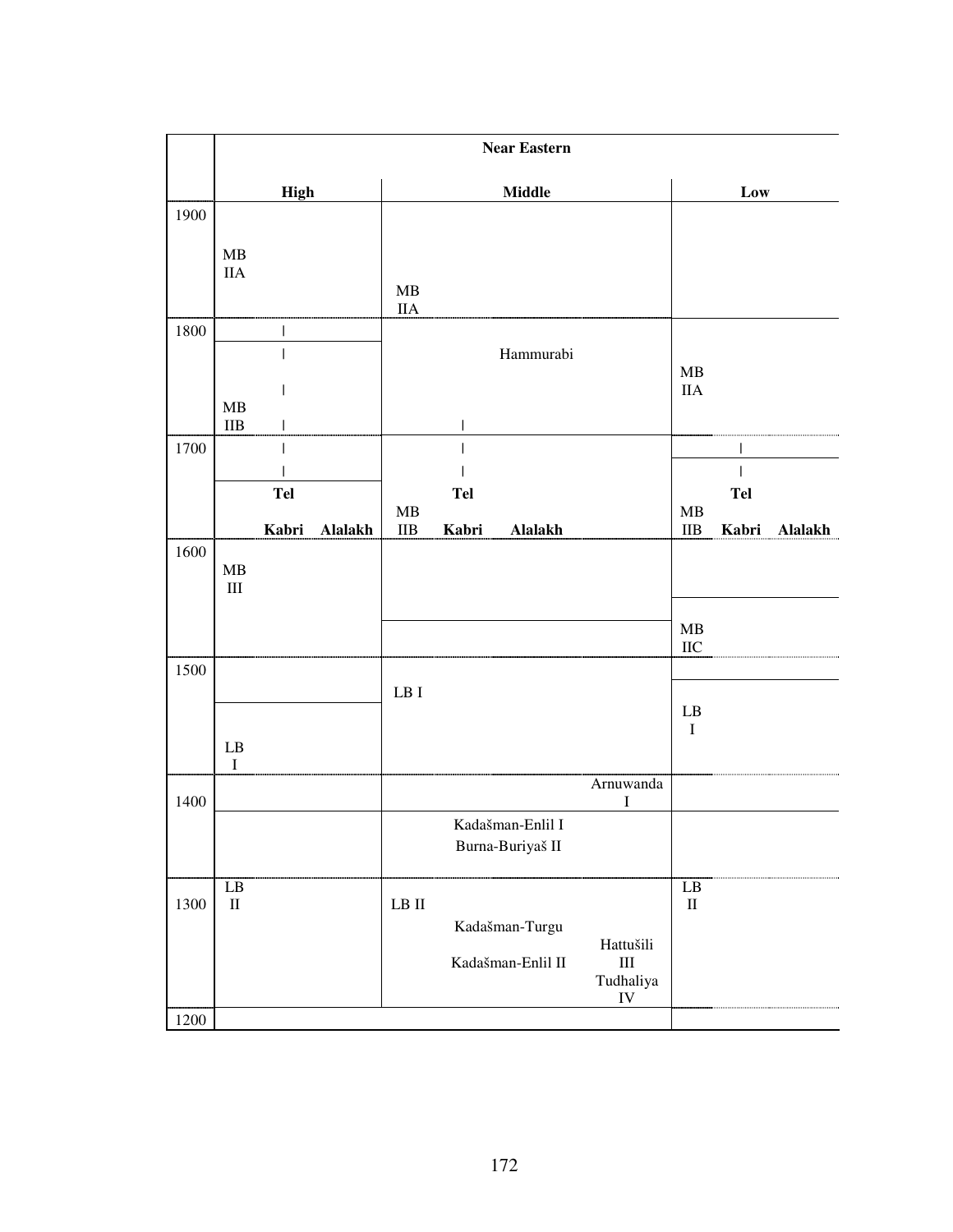| | Near Eastern | | |
|---|---|---|---|
| | High | Middle | Low |
| 1900 | MB IIA | MB IIA | |
| 1800 | \| | Hammurabi | MB IIA |
| | MB IIB | \| | |
| 1700 | \| | \| | \| |
| | Tel Kabri Alalakh | MB IIB Tel Kabri Alalakh | MB IIB Tel Kabri Alalakh |
| 1600 | MB III | | MB IIC |
| 1500 | LB I | LB I | LB I |
| 1400 | | Arnuwanda I | |
| | | Kadašman-Enlil I<br>Burna-Buriyaš II | |
| 1300 | LB II | LB II<br>Kadašman-Turgu<br>Kadašman-Enlil II<br>Hattušili III<br>Tudhaliya IV | LB II |
| 1200 | | | |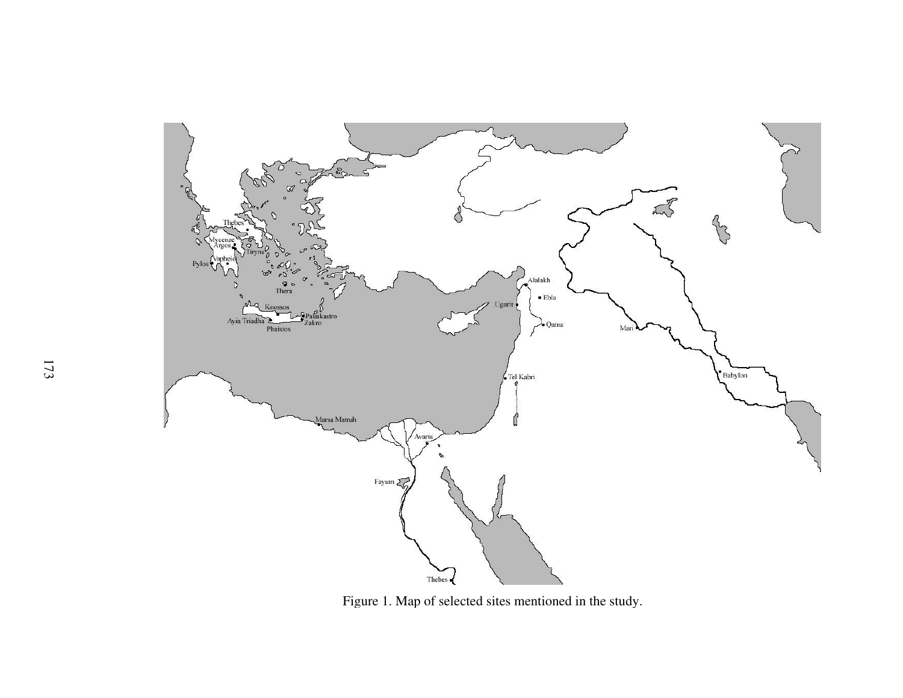Figure 1. Map of selected sites mentioned in the study.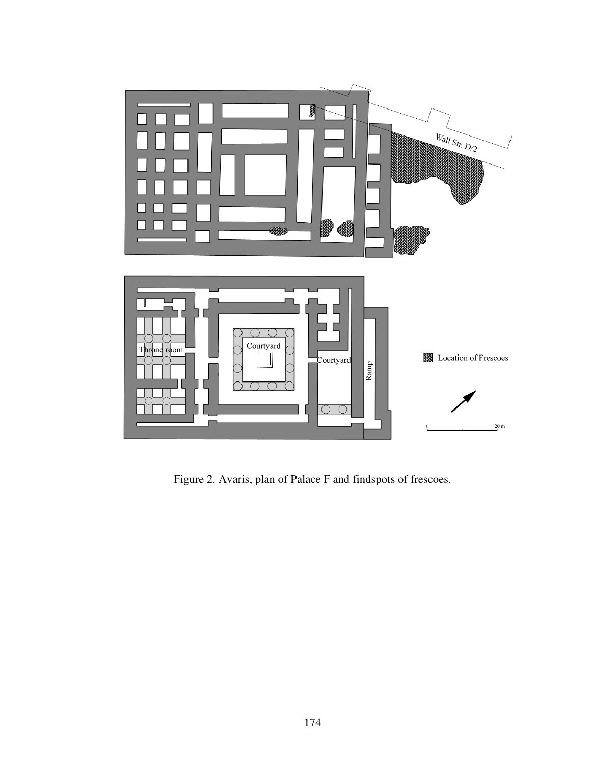Figure 2. Avaris, plan of Palace F and findspots of frescoes.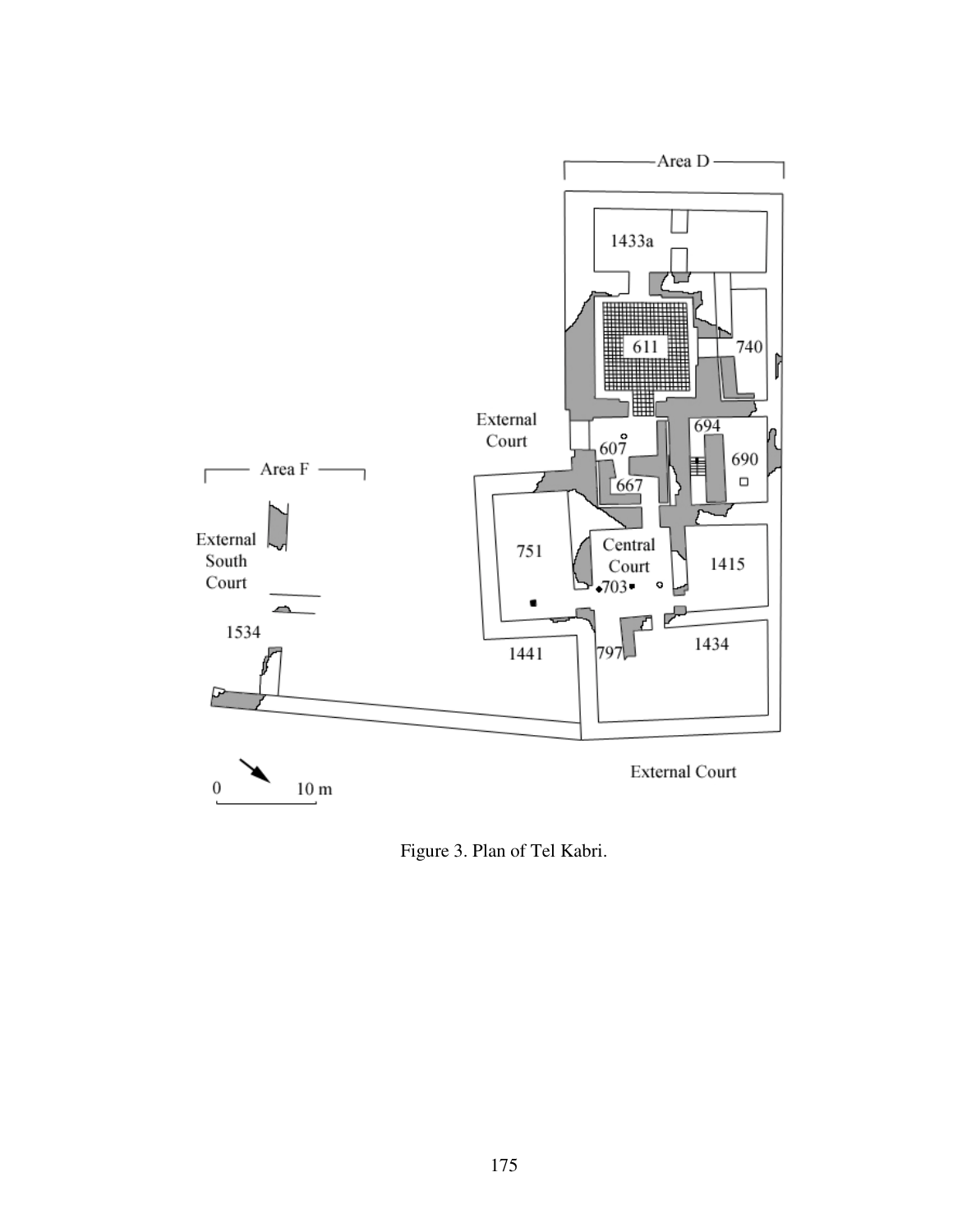Figure 3. Plan of Tel Kabri.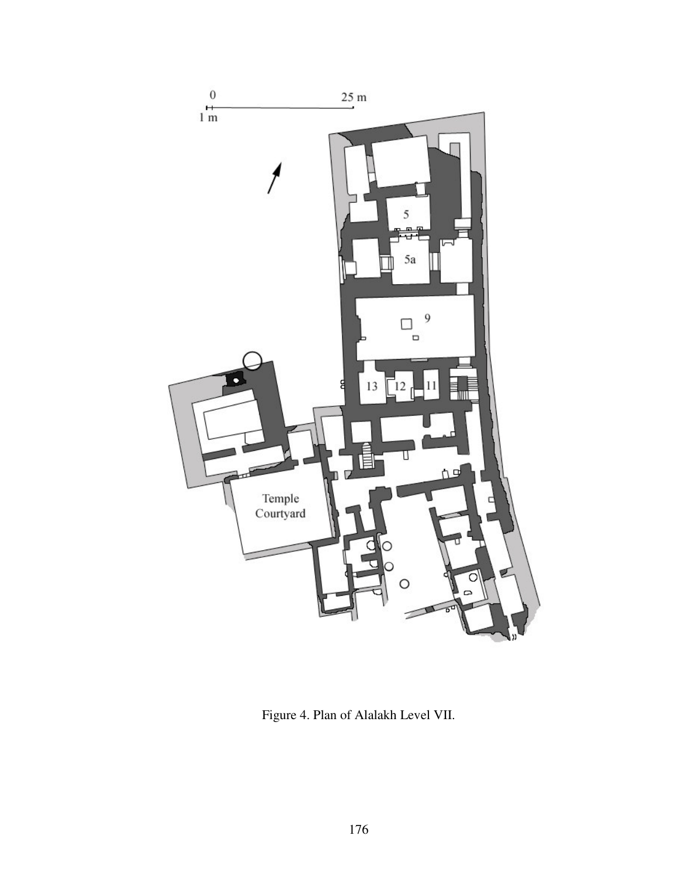Figure 4. Plan of Alalakh Level VII.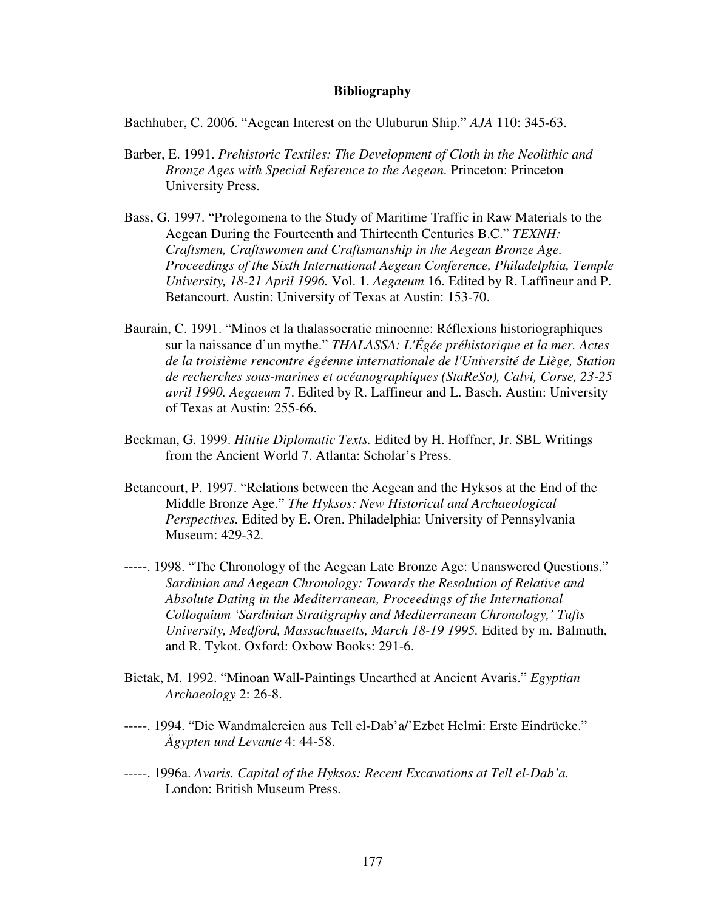# Bibliography

Bachhuber, C. 2006. "Aegean Interest on the Uluburun Ship." *AJA* 110: 345-63.

Barber, E. 1991. *Prehistoric Textiles: The Development of Cloth in the Neolithic and Bronze Ages with Special Reference to the Aegean.* Princeton: Princeton University Press.

Bass, G. 1997. "Prolegomena to the Study of Maritime Traffic in Raw Materials to the Aegean During the Fourteenth and Thirteenth Centuries B.C." *TEXNH: Craftsmen, Craftswomen and Craftsmanship in the Aegean Bronze Age. Proceedings of the Sixth International Aegean Conference, Philadelphia, Temple University, 18-21 April 1996.* Vol. 1. *Aegaeum* 16. Edited by R. Laffineur and P. Betancourt. Austin: University of Texas at Austin: 153-70.

Baurain, C. 1991. "Minos et la thalassocratie minoenne: Réflexions historiographiques sur la naissance d'un mythe." *THALASSA: L'Égée préhistorique et la mer. Actes de la troisième rencontre égéenne internationale de l'Université de Liège, Station de recherches sous-marines et océanographiques (StaReSo), Calvi, Corse, 23-25 avril 1990. Aegaeum* 7. Edited by R. Laffineur and L. Basch. Austin: University of Texas at Austin: 255-66.

Beckman, G. 1999. *Hittite Diplomatic Texts.* Edited by H. Hoffner, Jr. SBL Writings from the Ancient World 7. Atlanta: Scholar's Press.

Betancourt, P. 1997. "Relations between the Aegean and the Hyksos at the End of the Middle Bronze Age." *The Hyksos: New Historical and Archaeological Perspectives.* Edited by E. Oren. Philadelphia: University of Pennsylvania Museum: 429-32.

-----. 1998. "The Chronology of the Aegean Late Bronze Age: Unanswered Questions." *Sardinian and Aegean Chronology: Towards the Resolution of Relative and Absolute Dating in the Mediterranean, Proceedings of the International Colloquium 'Sardinian Stratigraphy and Mediterranean Chronology,' Tufts University, Medford, Massachusetts, March 18-19 1995.* Edited by m. Balmuth, and R. Tykot. Oxford: Oxbow Books: 291-6.

Bietak, M. 1992. "Minoan Wall-Paintings Unearthed at Ancient Avaris." *Egyptian Archaeology* 2: 26-8.

-----. 1994. "Die Wandmalereien aus Tell el-Dab'a/'Ezbet Helmi: Erste Eindrücke." *Ägypten und Levante* 4: 44-58.

-----. 1996a. *Avaris. Capital of the Hyksos: Recent Excavations at Tell el-Dab'a.* London: British Museum Press.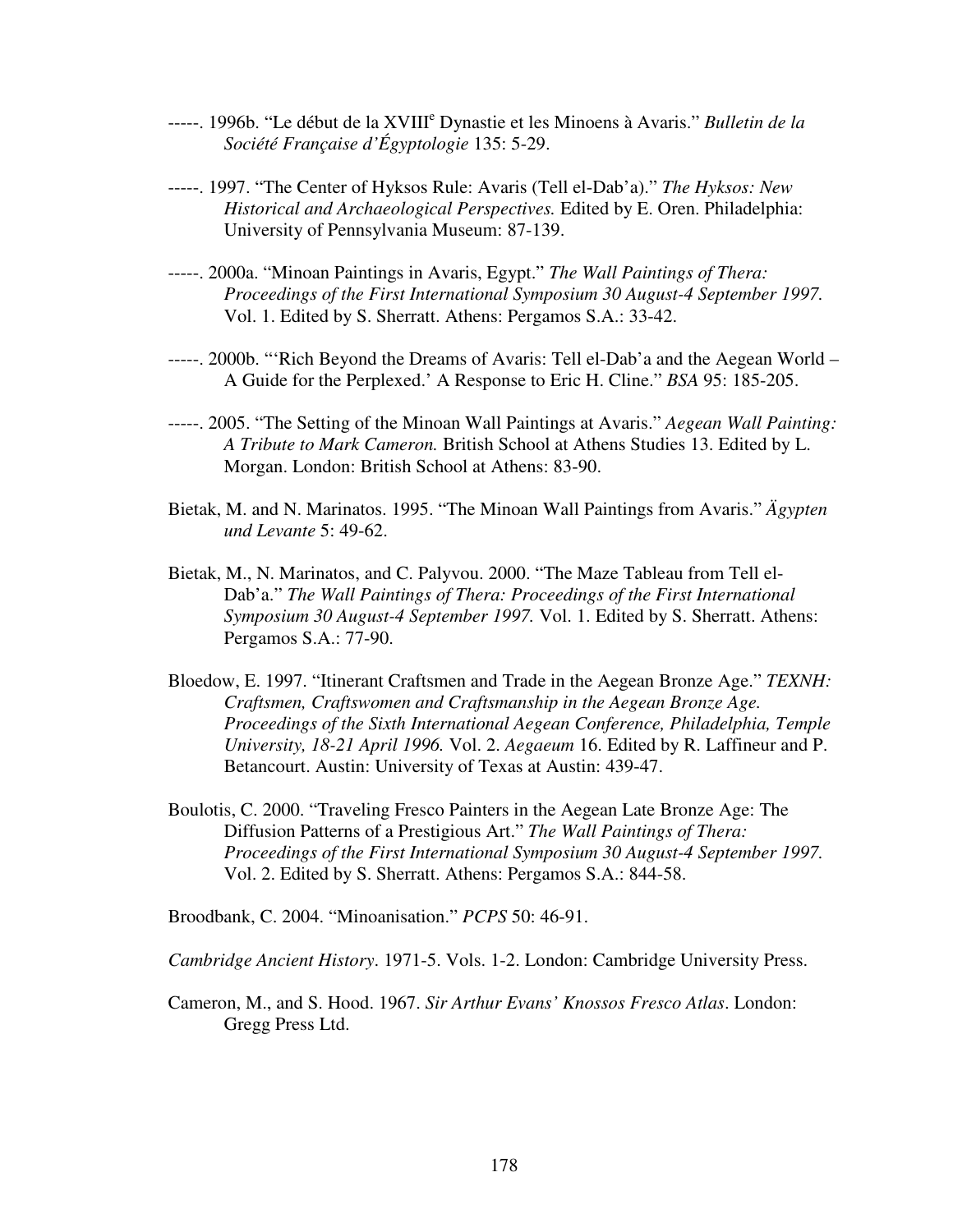-----. 1996b. "Le début de la XVIII[e] Dynastie et les Minoens à Avaris." *Bulletin de la Société Française d'Égyptologie* 135: 5-29.

-----. 1997. "The Center of Hyksos Rule: Avaris (Tell el-Dab'a)." *The Hyksos: New Historical and Archaeological Perspectives.* Edited by E. Oren. Philadelphia: University of Pennsylvania Museum: 87-139.

-----. 2000a. "Minoan Paintings in Avaris, Egypt." *The Wall Paintings of Thera: Proceedings of the First International Symposium 30 August-4 September 1997.* Vol. 1. Edited by S. Sherratt. Athens: Pergamos S.A.: 33-42.

-----. 2000b. "'Rich Beyond the Dreams of Avaris: Tell el-Dab'a and the Aegean World – A Guide for the Perplexed.' A Response to Eric H. Cline." *BSA* 95: 185-205.

-----. 2005. "The Setting of the Minoan Wall Paintings at Avaris." *Aegean Wall Painting: A Tribute to Mark Cameron.* British School at Athens Studies 13. Edited by L. Morgan. London: British School at Athens: 83-90.

Bietak, M. and N. Marinatos. 1995. "The Minoan Wall Paintings from Avaris." *Ägypten und Levante* 5: 49-62.

Bietak, M., N. Marinatos, and C. Palyvou. 2000. "The Maze Tableau from Tell el-Dab'a." *The Wall Paintings of Thera: Proceedings of the First International Symposium 30 August-4 September 1997.* Vol. 1. Edited by S. Sherratt. Athens: Pergamos S.A.: 77-90.

Bloedow, E. 1997. "Itinerant Craftsmen and Trade in the Aegean Bronze Age." *TEXNH: Craftsmen, Craftswomen and Craftsmanship in the Aegean Bronze Age. Proceedings of the Sixth International Aegean Conference, Philadelphia, Temple University, 18-21 April 1996.* Vol. 2. *Aegaeum* 16. Edited by R. Laffineur and P. Betancourt. Austin: University of Texas at Austin: 439-47.

Boulotis, C. 2000. "Traveling Fresco Painters in the Aegean Late Bronze Age: The Diffusion Patterns of a Prestigious Art." *The Wall Paintings of Thera: Proceedings of the First International Symposium 30 August-4 September 1997.* Vol. 2. Edited by S. Sherratt. Athens: Pergamos S.A.: 844-58.

Broodbank, C. 2004. "Minoanisation." *PCPS* 50: 46-91.

*Cambridge Ancient History*. 1971-5. Vols. 1-2. London: Cambridge University Press.

Cameron, M., and S. Hood. 1967. *Sir Arthur Evans' Knossos Fresco Atlas*. London: Gregg Press Ltd.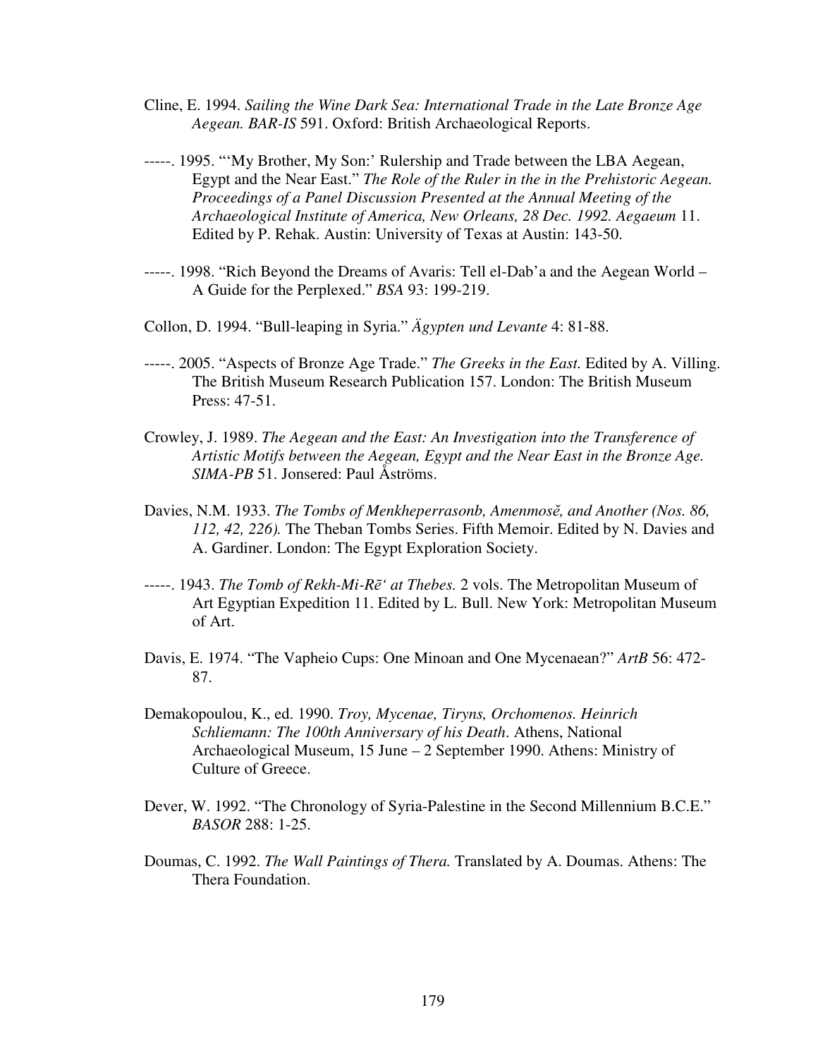Cline, E. 1994. *Sailing the Wine Dark Sea: International Trade in the Late Bronze Age Aegean. BAR-IS* 591. Oxford: British Archaeological Reports.

-----. 1995. "'My Brother, My Son:' Rulership and Trade between the LBA Aegean, Egypt and the Near East." *The Role of the Ruler in the in the Prehistoric Aegean. Proceedings of a Panel Discussion Presented at the Annual Meeting of the Archaeological Institute of America, New Orleans, 28 Dec. 1992. Aegaeum* 11. Edited by P. Rehak. Austin: University of Texas at Austin: 143-50.

-----. 1998. "Rich Beyond the Dreams of Avaris: Tell el-Dab'a and the Aegean World – A Guide for the Perplexed." *BSA* 93: 199-219.

Collon, D. 1994. "Bull-leaping in Syria." *Ägypten und Levante* 4: 81-88.

-----. 2005. "Aspects of Bronze Age Trade." *The Greeks in the East.* Edited by A. Villing. The British Museum Research Publication 157. London: The British Museum Press: 47-51.

Crowley, J. 1989. *The Aegean and the East: An Investigation into the Transference of Artistic Motifs between the Aegean, Egypt and the Near East in the Bronze Age. SIMA-PB* 51. Jonsered: Paul Åströms.

Davies, N.M. 1933. *The Tombs of Menkheperrasonb, Amenmosĕ, and Another (Nos. 86, 112, 42, 226).* The Theban Tombs Series. Fifth Memoir. Edited by N. Davies and A. Gardiner. London: The Egypt Exploration Society.

-----. 1943. *The Tomb of Rekh-Mi-Rēʻ at Thebes.* 2 vols. The Metropolitan Museum of Art Egyptian Expedition 11. Edited by L. Bull. New York: Metropolitan Museum of Art.

Davis, E. 1974. "The Vapheio Cups: One Minoan and One Mycenaean?" *ArtB* 56: 472-87.

Demakopoulou, K., ed. 1990. *Troy, Mycenae, Tiryns, Orchomenos. Heinrich Schliemann: The 100th Anniversary of his Death*. Athens, National Archaeological Museum, 15 June – 2 September 1990. Athens: Ministry of Culture of Greece.

Dever, W. 1992. "The Chronology of Syria-Palestine in the Second Millennium B.C.E." *BASOR* 288: 1-25.

Doumas, C. 1992. *The Wall Paintings of Thera.* Translated by A. Doumas. Athens: The Thera Foundation.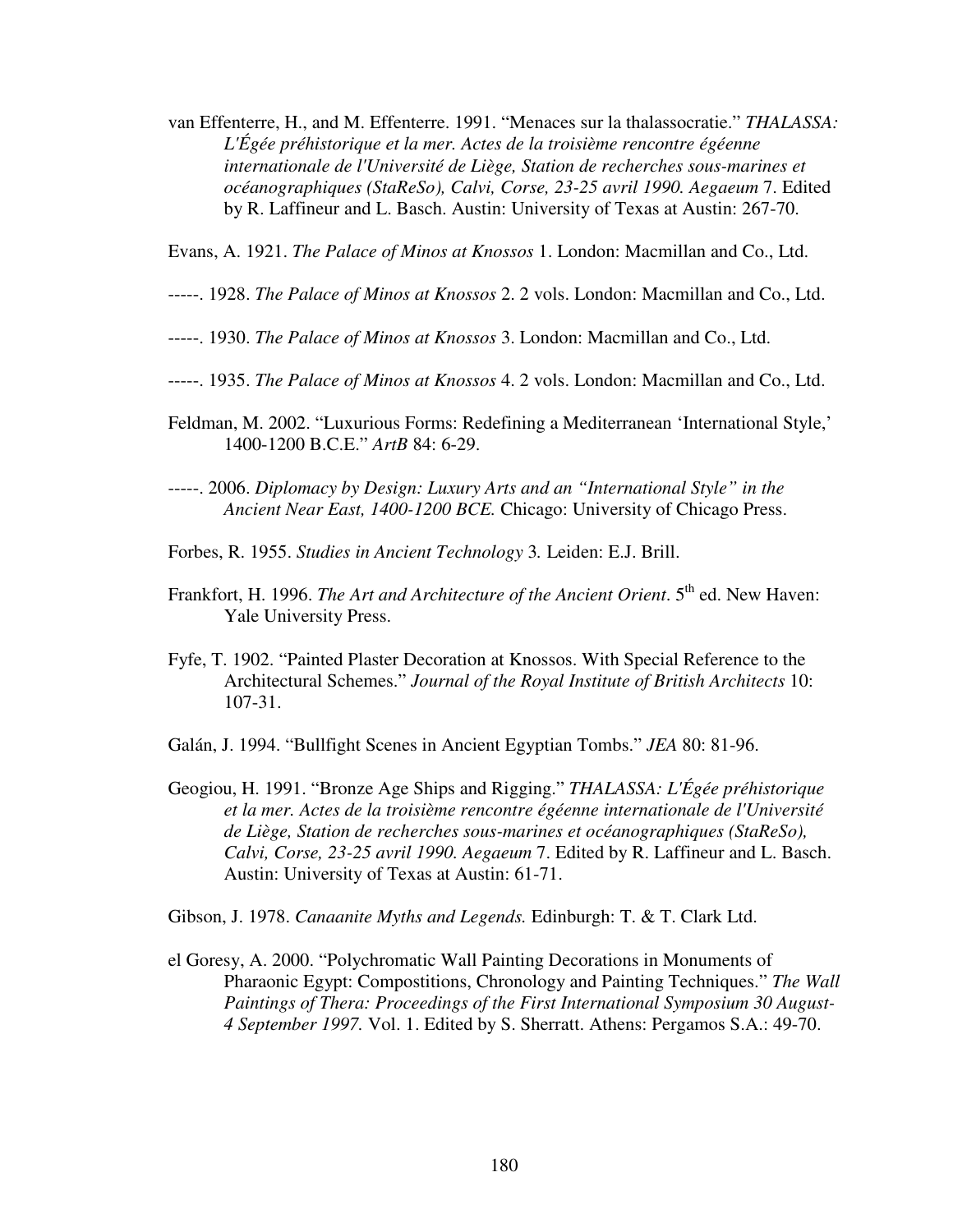van Effenterre, H., and M. Effenterre. 1991. "Menaces sur la thalassocratie." *THALASSA: L'Égée préhistorique et la mer. Actes de la troisième rencontre égéenne internationale de l'Université de Liège, Station de recherches sous-marines et océanographiques (StaReSo), Calvi, Corse, 23-25 avril 1990. Aegaeum* 7. Edited by R. Laffineur and L. Basch. Austin: University of Texas at Austin: 267-70.

Evans, A. 1921. *The Palace of Minos at Knossos* 1. London: Macmillan and Co., Ltd.

-----. 1928. *The Palace of Minos at Knossos* 2. 2 vols. London: Macmillan and Co., Ltd.

-----. 1930. *The Palace of Minos at Knossos* 3. London: Macmillan and Co., Ltd.

-----. 1935. *The Palace of Minos at Knossos* 4. 2 vols. London: Macmillan and Co., Ltd.

Feldman, M. 2002. "Luxurious Forms: Redefining a Mediterranean 'International Style,' 1400-1200 B.C.E." *ArtB* 84: 6-29.

-----. 2006. *Diplomacy by Design: Luxury Arts and an "International Style" in the Ancient Near East, 1400-1200 BCE.* Chicago: University of Chicago Press.

Forbes, R. 1955. *Studies in Ancient Technology* 3*.* Leiden: E.J. Brill.

Frankfort, H. 1996. *The Art and Architecture of the Ancient Orient*. 5th ed. New Haven: Yale University Press.

Fyfe, T. 1902. "Painted Plaster Decoration at Knossos. With Special Reference to the Architectural Schemes." *Journal of the Royal Institute of British Architects* 10: 107-31.

Galán, J. 1994. "Bullfight Scenes in Ancient Egyptian Tombs." *JEA* 80: 81-96.

Geogiou, H. 1991. "Bronze Age Ships and Rigging." *THALASSA: L'Égée préhistorique et la mer. Actes de la troisième rencontre égéenne internationale de l'Université de Liège, Station de recherches sous-marines et océanographiques (StaReSo), Calvi, Corse, 23-25 avril 1990. Aegaeum* 7. Edited by R. Laffineur and L. Basch. Austin: University of Texas at Austin: 61-71.

Gibson, J. 1978. *Canaanite Myths and Legends.* Edinburgh: T. & T. Clark Ltd.

el Goresy, A. 2000. "Polychromatic Wall Painting Decorations in Monuments of Pharaonic Egypt: Compostitions, Chronology and Painting Techniques." *The Wall Paintings of Thera: Proceedings of the First International Symposium 30 August-4 September 1997.* Vol. 1. Edited by S. Sherratt. Athens: Pergamos S.A.: 49-70.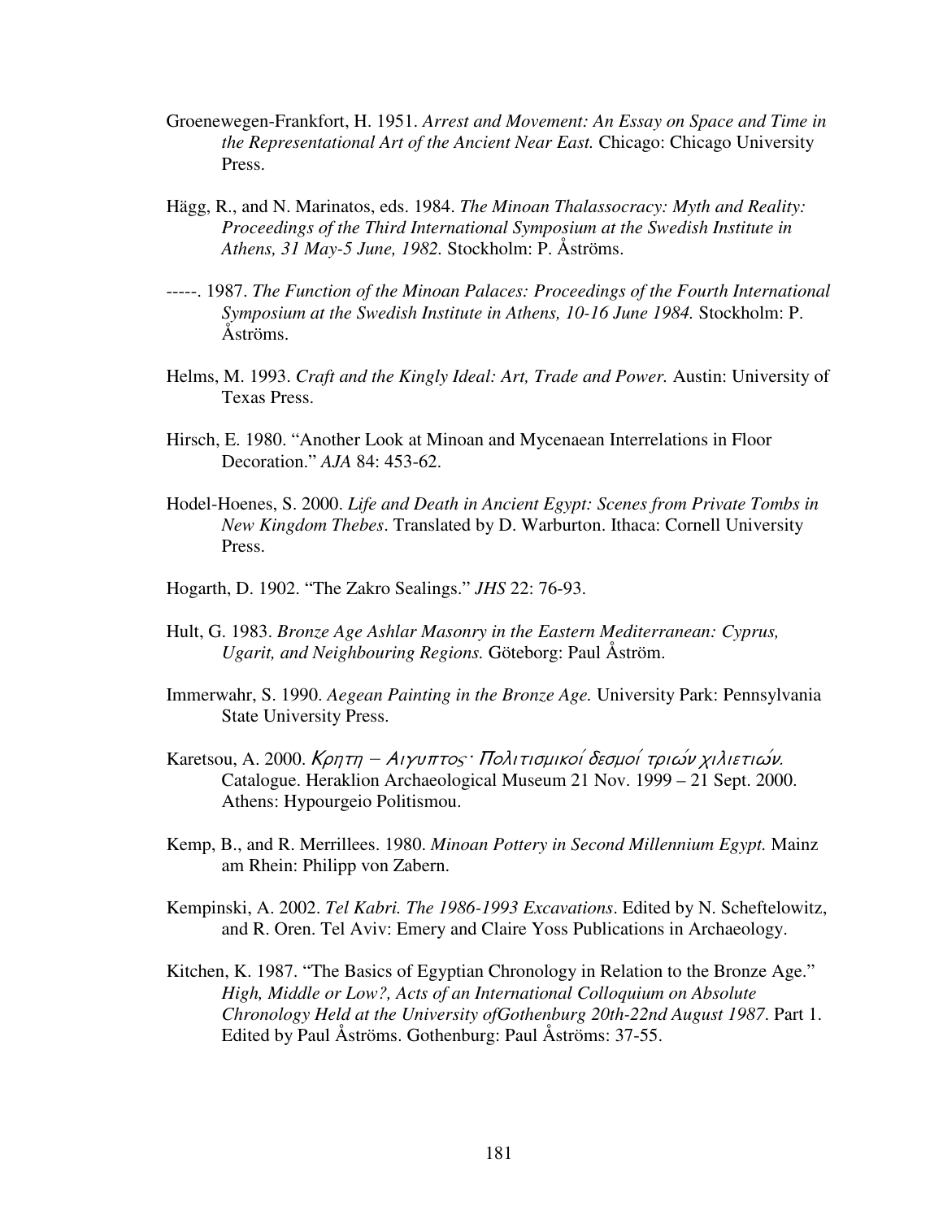Groenewegen-Frankfort, H. 1951. *Arrest and Movement: An Essay on Space and Time in the Representational Art of the Ancient Near East.* Chicago: Chicago University Press.

Hägg, R., and N. Marinatos, eds. 1984. *The Minoan Thalassocracy: Myth and Reality: Proceedings of the Third International Symposium at the Swedish Institute in Athens, 31 May-5 June, 1982.* Stockholm: P. Åströms.

-----. 1987. *The Function of the Minoan Palaces: Proceedings of the Fourth International Symposium at the Swedish Institute in Athens, 10-16 June 1984.* Stockholm: P. Åströms.

Helms, M. 1993. *Craft and the Kingly Ideal: Art, Trade and Power.* Austin: University of Texas Press.

Hirsch, E. 1980. "Another Look at Minoan and Mycenaean Interrelations in Floor Decoration." *AJA* 84: 453-62.

Hodel-Hoenes, S. 2000. *Life and Death in Ancient Egypt: Scenes from Private Tombs in New Kingdom Thebes*. Translated by D. Warburton. Ithaca: Cornell University Press.

Hogarth, D. 1902. "The Zakro Sealings." *JHS* 22: 76-93.

Hult, G. 1983. *Bronze Age Ashlar Masonry in the Eastern Mediterranean: Cyprus, Ugarit, and Neighbouring Regions.* Göteborg: Paul Åström.

Immerwahr, S. 1990. *Aegean Painting in the Bronze Age.* University Park: Pennsylvania State University Press.

Karetsou, A. 2000. *Κρητη – Αιγυπτος· Πολιτισμικοί δεσμοί τριών χιλιετιών.* Catalogue. Heraklion Archaeological Museum 21 Nov. 1999 – 21 Sept. 2000. Athens: Hypourgeio Politismou.

Kemp, B., and R. Merrillees. 1980. *Minoan Pottery in Second Millennium Egypt.* Mainz am Rhein: Philipp von Zabern.

Kempinski, A. 2002. *Tel Kabri. The 1986-1993 Excavations*. Edited by N. Scheftelowitz, and R. Oren. Tel Aviv: Emery and Claire Yoss Publications in Archaeology.

Kitchen, K. 1987. "The Basics of Egyptian Chronology in Relation to the Bronze Age." *High, Middle or Low?, Acts of an International Colloquium on Absolute Chronology Held at the University ofGothenburg 20th-22nd August 1987*. Part 1. Edited by Paul Åströms. Gothenburg: Paul Åströms: 37-55.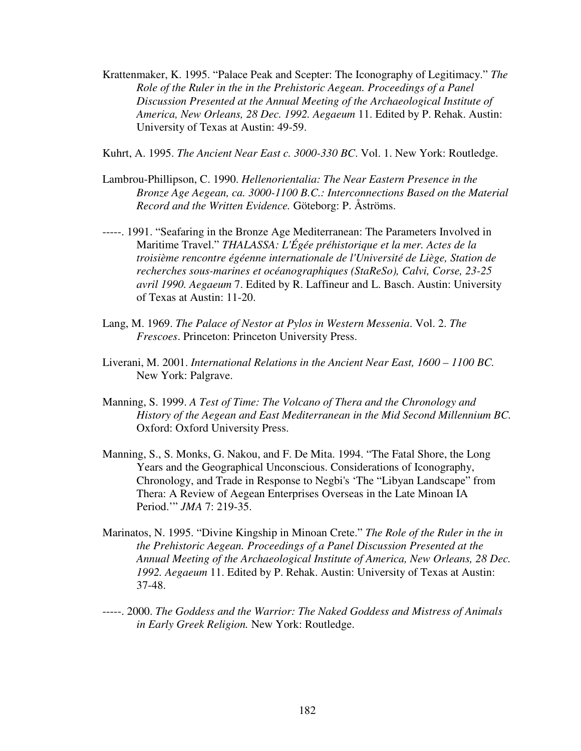Krattenmaker, K. 1995. "Palace Peak and Scepter: The Iconography of Legitimacy." *The Role of the Ruler in the in the Prehistoric Aegean. Proceedings of a Panel Discussion Presented at the Annual Meeting of the Archaeological Institute of America, New Orleans, 28 Dec. 1992. Aegaeum* 11. Edited by P. Rehak. Austin: University of Texas at Austin: 49-59.

Kuhrt, A. 1995. *The Ancient Near East c. 3000-330 BC*. Vol. 1. New York: Routledge.

Lambrou-Phillipson, C. 1990. *Hellenorientalia: The Near Eastern Presence in the Bronze Age Aegean, ca. 3000-1100 B.C.: Interconnections Based on the Material Record and the Written Evidence.* Göteborg: P. Åströms.

-----. 1991. "Seafaring in the Bronze Age Mediterranean: The Parameters Involved in Maritime Travel." *THALASSA: L'Égée préhistorique et la mer. Actes de la troisième rencontre égéenne internationale de l'Université de Liège, Station de recherches sous-marines et océanographiques (StaReSo), Calvi, Corse, 23-25 avril 1990. Aegaeum* 7. Edited by R. Laffineur and L. Basch. Austin: University of Texas at Austin: 11-20.

Lang, M. 1969. *The Palace of Nestor at Pylos in Western Messenia*. Vol. 2. *The Frescoes*. Princeton: Princeton University Press.

Liverani, M. 2001. *International Relations in the Ancient Near East, 1600 – 1100 BC.* New York: Palgrave.

Manning, S. 1999. *A Test of Time: The Volcano of Thera and the Chronology and History of the Aegean and East Mediterranean in the Mid Second Millennium BC.* Oxford: Oxford University Press.

Manning, S., S. Monks, G. Nakou, and F. De Mita. 1994. "The Fatal Shore, the Long Years and the Geographical Unconscious. Considerations of Iconography, Chronology, and Trade in Response to Negbi's 'The "Libyan Landscape" from Thera: A Review of Aegean Enterprises Overseas in the Late Minoan IA Period.'" *JMA* 7: 219-35.

Marinatos, N. 1995. "Divine Kingship in Minoan Crete." *The Role of the Ruler in the in the Prehistoric Aegean. Proceedings of a Panel Discussion Presented at the Annual Meeting of the Archaeological Institute of America, New Orleans, 28 Dec. 1992. Aegaeum* 11. Edited by P. Rehak. Austin: University of Texas at Austin: 37-48.

-----. 2000. *The Goddess and the Warrior: The Naked Goddess and Mistress of Animals in Early Greek Religion.* New York: Routledge.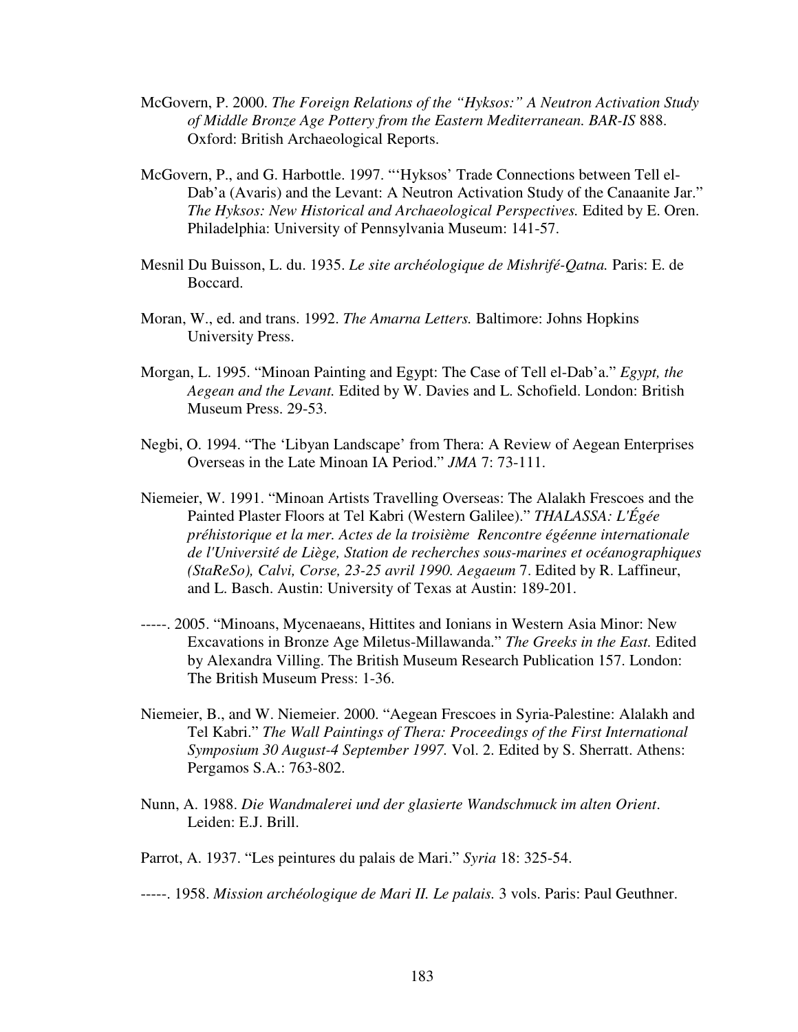McGovern, P. 2000. *The Foreign Relations of the "Hyksos:" A Neutron Activation Study of Middle Bronze Age Pottery from the Eastern Mediterranean. BAR-IS* 888. Oxford: British Archaeological Reports.

McGovern, P., and G. Harbottle. 1997. "'Hyksos' Trade Connections between Tell el-Dab'a (Avaris) and the Levant: A Neutron Activation Study of the Canaanite Jar." *The Hyksos: New Historical and Archaeological Perspectives.* Edited by E. Oren. Philadelphia: University of Pennsylvania Museum: 141-57.

Mesnil Du Buisson, L. du. 1935. *Le site archéologique de Mishrifé-Qatna.* Paris: E. de Boccard.

Moran, W., ed. and trans. 1992. *The Amarna Letters.* Baltimore: Johns Hopkins University Press.

Morgan, L. 1995. "Minoan Painting and Egypt: The Case of Tell el-Dab'a." *Egypt, the Aegean and the Levant.* Edited by W. Davies and L. Schofield. London: British Museum Press. 29-53.

Negbi, O. 1994. "The 'Libyan Landscape' from Thera: A Review of Aegean Enterprises Overseas in the Late Minoan IA Period." *JMA* 7: 73-111.

Niemeier, W. 1991. "Minoan Artists Travelling Overseas: The Alalakh Frescoes and the Painted Plaster Floors at Tel Kabri (Western Galilee)." *THALASSA: L'Égée préhistorique et la mer. Actes de la troisième Rencontre égéenne internationale de l'Université de Liège, Station de recherches sous-marines et océanographiques (StaReSo), Calvi, Corse, 23-25 avril 1990. Aegaeum* 7. Edited by R. Laffineur, and L. Basch. Austin: University of Texas at Austin: 189-201.

-----. 2005. "Minoans, Mycenaeans, Hittites and Ionians in Western Asia Minor: New Excavations in Bronze Age Miletus-Millawanda." *The Greeks in the East.* Edited by Alexandra Villing. The British Museum Research Publication 157. London: The British Museum Press: 1-36.

Niemeier, B., and W. Niemeier. 2000. "Aegean Frescoes in Syria-Palestine: Alalakh and Tel Kabri." *The Wall Paintings of Thera: Proceedings of the First International Symposium 30 August-4 September 1997.* Vol. 2. Edited by S. Sherratt. Athens: Pergamos S.A.: 763-802.

Nunn, A. 1988. *Die Wandmalerei und der glasierte Wandschmuck im alten Orient*. Leiden: E.J. Brill.

Parrot, A. 1937. "Les peintures du palais de Mari." *Syria* 18: 325-54.

-----. 1958. *Mission archéologique de Mari II. Le palais.* 3 vols. Paris: Paul Geuthner.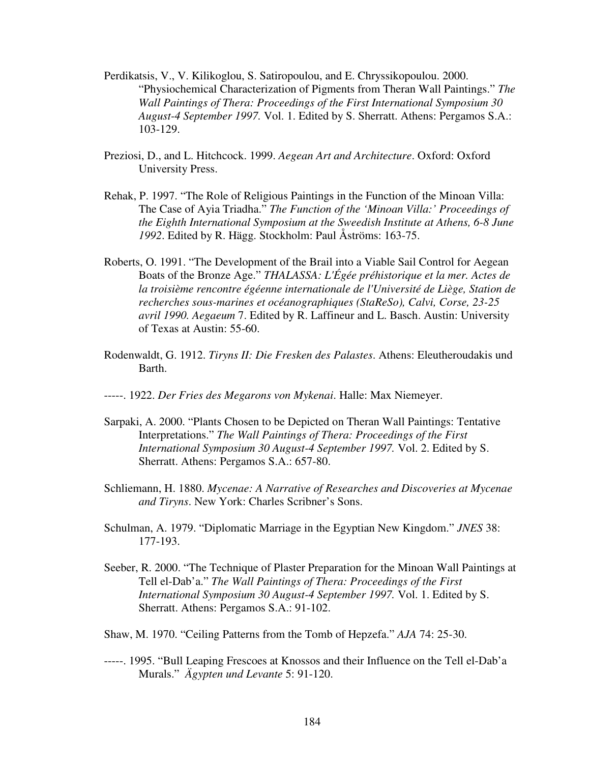Perdikatsis, V., V. Kilikoglou, S. Satiropoulou, and E. Chryssikopoulou. 2000. "Physiochemical Characterization of Pigments from Theran Wall Paintings." *The Wall Paintings of Thera: Proceedings of the First International Symposium 30 August-4 September 1997.* Vol. 1. Edited by S. Sherratt. Athens: Pergamos S.A.: 103-129.

Preziosi, D., and L. Hitchcock. 1999. *Aegean Art and Architecture*. Oxford: Oxford University Press.

Rehak, P. 1997. "The Role of Religious Paintings in the Function of the Minoan Villa: The Case of Ayia Triadha." *The Function of the 'Minoan Villa:' Proceedings of the Eighth International Symposium at the Sweedish Institute at Athens, 6-8 June 1992*. Edited by R. Hägg. Stockholm: Paul Åströms: 163-75.

Roberts, O. 1991. "The Development of the Brail into a Viable Sail Control for Aegean Boats of the Bronze Age." *THALASSA: L'Égée préhistorique et la mer. Actes de la troisième rencontre égéenne internationale de l'Université de Liège, Station de recherches sous-marines et océanographiques (StaReSo), Calvi, Corse, 23-25 avril 1990. Aegaeum* 7. Edited by R. Laffineur and L. Basch. Austin: University of Texas at Austin: 55-60.

Rodenwaldt, G. 1912. *Tiryns II: Die Fresken des Palastes*. Athens: Eleutheroudakis und Barth.

-----. 1922. *Der Fries des Megarons von Mykenai*. Halle: Max Niemeyer.

Sarpaki, A. 2000. "Plants Chosen to be Depicted on Theran Wall Paintings: Tentative Interpretations." *The Wall Paintings of Thera: Proceedings of the First International Symposium 30 August-4 September 1997.* Vol. 2. Edited by S. Sherratt. Athens: Pergamos S.A.: 657-80.

Schliemann, H. 1880. *Mycenae: A Narrative of Researches and Discoveries at Mycenae and Tiryns*. New York: Charles Scribner's Sons.

Schulman, A. 1979. "Diplomatic Marriage in the Egyptian New Kingdom." *JNES* 38: 177-193.

Seeber, R. 2000. "The Technique of Plaster Preparation for the Minoan Wall Paintings at Tell el-Dab'a." *The Wall Paintings of Thera: Proceedings of the First International Symposium 30 August-4 September 1997.* Vol. 1. Edited by S. Sherratt. Athens: Pergamos S.A.: 91-102.

Shaw, M. 1970. "Ceiling Patterns from the Tomb of Hepzefa." *AJA* 74: 25-30.

-----. 1995. "Bull Leaping Frescoes at Knossos and their Influence on the Tell el-Dab'a Murals." *Ägypten und Levante* 5: 91-120.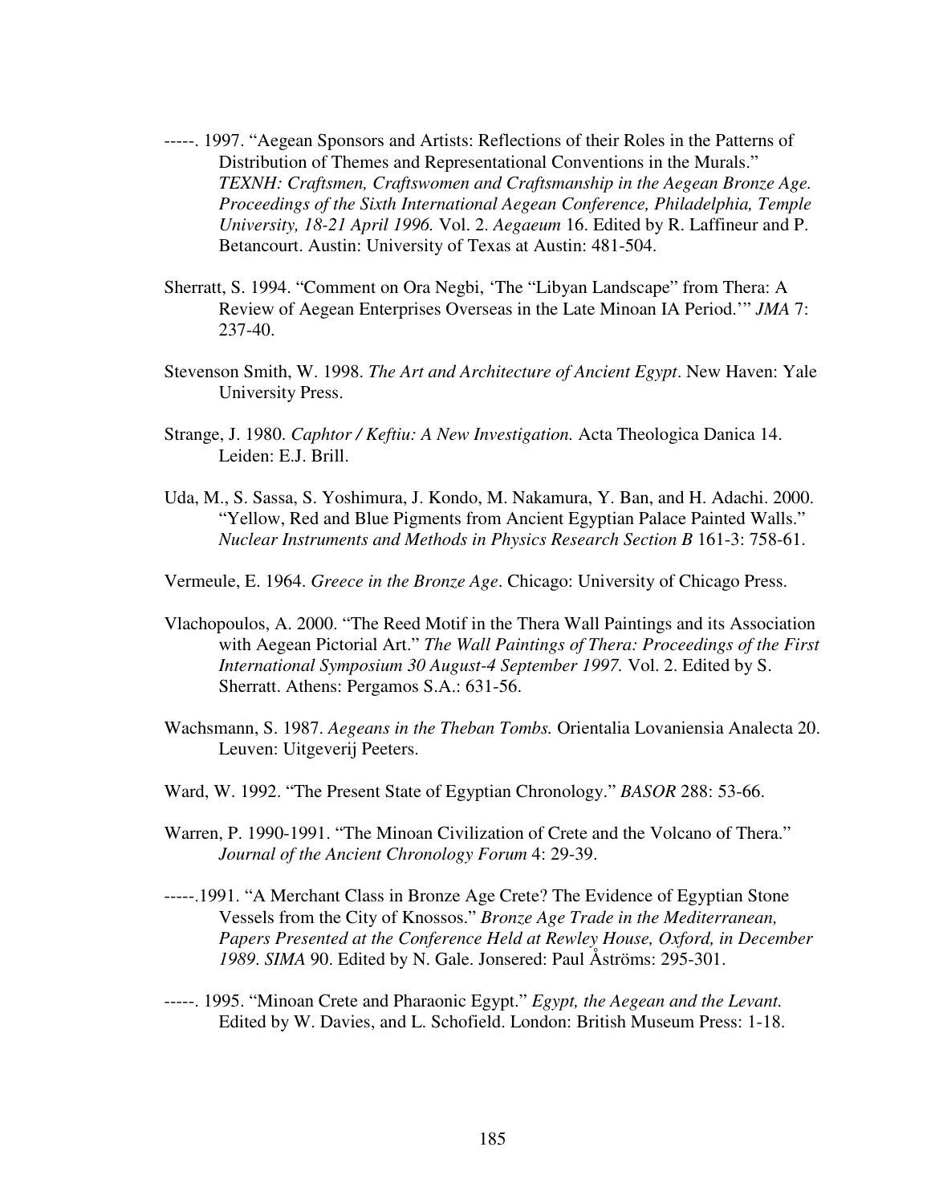-----. 1997. "Aegean Sponsors and Artists: Reflections of their Roles in the Patterns of Distribution of Themes and Representational Conventions in the Murals." *TEXNH: Craftsmen, Craftswomen and Craftsmanship in the Aegean Bronze Age. Proceedings of the Sixth International Aegean Conference, Philadelphia, Temple University, 18-21 April 1996.* Vol. 2. *Aegaeum* 16. Edited by R. Laffineur and P. Betancourt. Austin: University of Texas at Austin: 481-504.

Sherratt, S. 1994. "Comment on Ora Negbi, 'The "Libyan Landscape" from Thera: A Review of Aegean Enterprises Overseas in the Late Minoan IA Period.'" *JMA* 7: 237-40.

Stevenson Smith, W. 1998. *The Art and Architecture of Ancient Egypt*. New Haven: Yale University Press.

Strange, J. 1980. *Caphtor / Keftiu: A New Investigation.* Acta Theologica Danica 14. Leiden: E.J. Brill.

Uda, M., S. Sassa, S. Yoshimura, J. Kondo, M. Nakamura, Y. Ban, and H. Adachi. 2000. "Yellow, Red and Blue Pigments from Ancient Egyptian Palace Painted Walls." *Nuclear Instruments and Methods in Physics Research Section B* 161-3: 758-61.

Vermeule, E. 1964. *Greece in the Bronze Age*. Chicago: University of Chicago Press.

Vlachopoulos, A. 2000. "The Reed Motif in the Thera Wall Paintings and its Association with Aegean Pictorial Art." *The Wall Paintings of Thera: Proceedings of the First International Symposium 30 August-4 September 1997.* Vol. 2. Edited by S. Sherratt. Athens: Pergamos S.A.: 631-56.

Wachsmann, S. 1987. *Aegeans in the Theban Tombs.* Orientalia Lovaniensia Analecta 20. Leuven: Uitgeverij Peeters.

Ward, W. 1992. "The Present State of Egyptian Chronology." *BASOR* 288: 53-66.

Warren, P. 1990-1991. "The Minoan Civilization of Crete and the Volcano of Thera." *Journal of the Ancient Chronology Forum* 4: 29-39.

-----.1991. "A Merchant Class in Bronze Age Crete? The Evidence of Egyptian Stone Vessels from the City of Knossos." *Bronze Age Trade in the Mediterranean, Papers Presented at the Conference Held at Rewley House, Oxford, in December 1989. SIMA* 90. Edited by N. Gale. Jonsered: Paul Åströms: 295-301.

-----. 1995. "Minoan Crete and Pharaonic Egypt." *Egypt, the Aegean and the Levant.* Edited by W. Davies, and L. Schofield. London: British Museum Press: 1-18.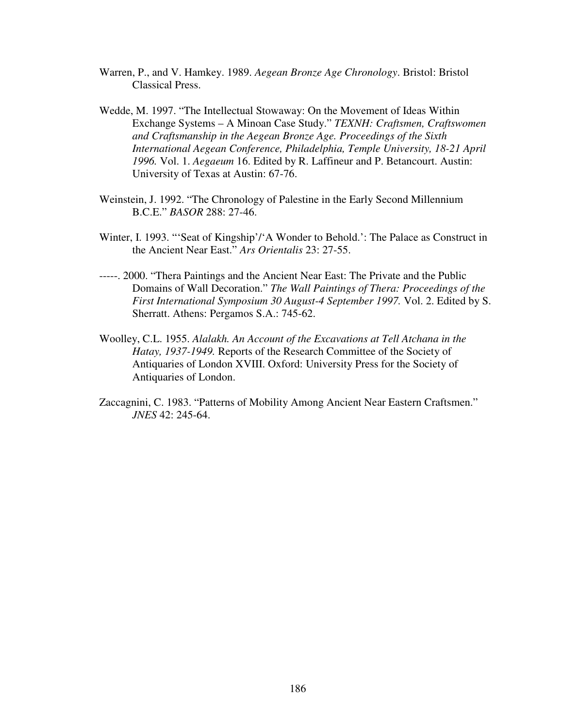Warren, P., and V. Hamkey. 1989. *Aegean Bronze Age Chronology*. Bristol: Bristol Classical Press.

Wedde, M. 1997. "The Intellectual Stowaway: On the Movement of Ideas Within Exchange Systems – A Minoan Case Study." *TEXNH: Craftsmen, Craftswomen and Craftsmanship in the Aegean Bronze Age. Proceedings of the Sixth International Aegean Conference, Philadelphia, Temple University, 18-21 April 1996.* Vol. 1. *Aegaeum* 16. Edited by R. Laffineur and P. Betancourt. Austin: University of Texas at Austin: 67-76.

Weinstein, J. 1992. "The Chronology of Palestine in the Early Second Millennium B.C.E." *BASOR* 288: 27-46.

Winter, I. 1993. "'Seat of Kingship'/'A Wonder to Behold.': The Palace as Construct in the Ancient Near East." *Ars Orientalis* 23: 27-55.

-----. 2000. "Thera Paintings and the Ancient Near East: The Private and the Public Domains of Wall Decoration." *The Wall Paintings of Thera: Proceedings of the First International Symposium 30 August-4 September 1997.* Vol. 2. Edited by S. Sherratt. Athens: Pergamos S.A.: 745-62.

Woolley, C.L. 1955. *Alalakh. An Account of the Excavations at Tell Atchana in the Hatay, 1937-1949.* Reports of the Research Committee of the Society of Antiquaries of London XVIII. Oxford: University Press for the Society of Antiquaries of London.

Zaccagnini, C. 1983. "Patterns of Mobility Among Ancient Near Eastern Craftsmen." *JNES* 42: 245-64.